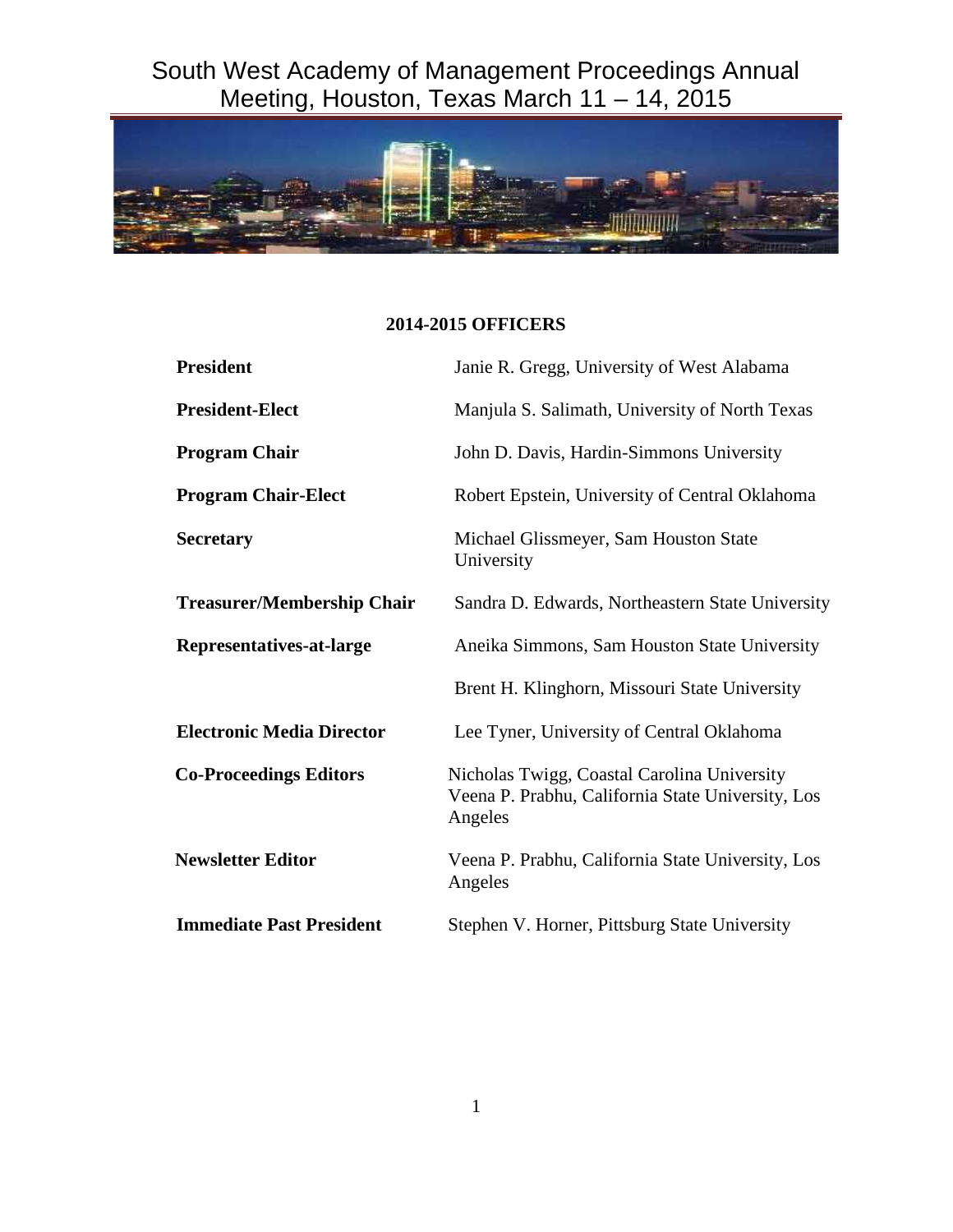# South West Academy of Management Proceedings Annual Meeting, Houston, Texas March 11 – 14, 2015

## 2014-2015 OFFICERS

| | |
|---|---|
| **President** | Janie R. Gregg, University of West Alabama |
| **President-Elect** | Manjula S. Salimath, University of North Texas |
| **Program Chair** | John D. Davis, Hardin-Simmons University |
| **Program Chair-Elect** | Robert Epstein, University of Central Oklahoma |
| **Secretary** | Michael Glissmeyer, Sam Houston State University |
| **Treasurer/Membership Chair** | Sandra D. Edwards, Northeastern State University |
| **Representatives-at-large** | Aneika Simmons, Sam Houston State University |
| | Brent H. Klinghorn, Missouri State University |
| **Electronic Media Director** | Lee Tyner, University of Central Oklahoma |
| **Co-Proceedings Editors** | Nicholas Twigg, Coastal Carolina University<br>Veena P. Prabhu, California State University, Los Angeles |
| **Newsletter Editor** | Veena P. Prabhu, California State University, Los Angeles |
| **Immediate Past President** | Stephen V. Horner, Pittsburg State University |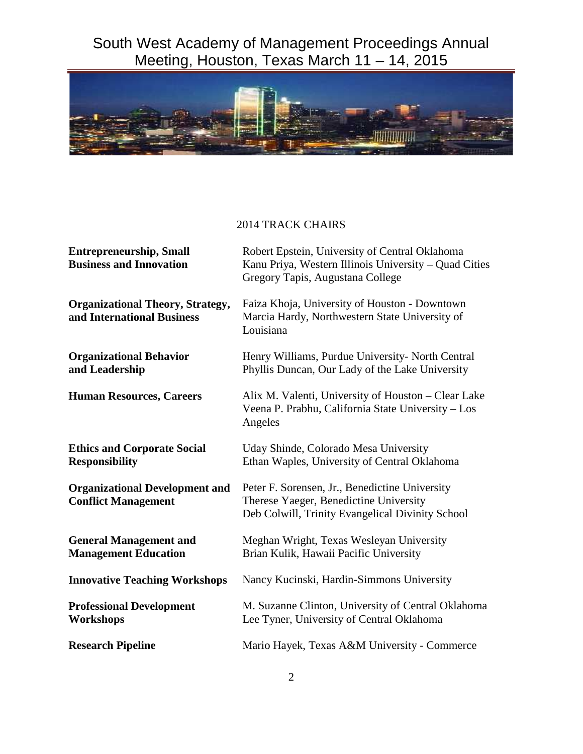## 2014 TRACK CHAIRS

| Track | Chairs |
| --- | --- |
| **Entrepreneurship, Small Business and Innovation** | Robert Epstein, University of Central Oklahoma<br>Kanu Priya, Western Illinois University – Quad Cities<br>Gregory Tapis, Augustana College |
| **Organizational Theory, Strategy, and International Business** | Faiza Khoja, University of Houston - Downtown<br>Marcia Hardy, Northwestern State University of Louisiana |
| **Organizational Behavior and Leadership** | Henry Williams, Purdue University- North Central<br>Phyllis Duncan, Our Lady of the Lake University |
| **Human Resources, Careers** | Alix M. Valenti, University of Houston – Clear Lake<br>Veena P. Prabhu, California State University – Los Angeles |
| **Ethics and Corporate Social Responsibility** | Uday Shinde, Colorado Mesa University<br>Ethan Waples, University of Central Oklahoma |
| **Organizational Development and Conflict Management** | Peter F. Sorensen, Jr., Benedictine University<br>Therese Yaeger, Benedictine University<br>Deb Colwill, Trinity Evangelical Divinity School |
| **General Management and Management Education** | Meghan Wright, Texas Wesleyan University<br>Brian Kulik, Hawaii Pacific University |
| **Innovative Teaching Workshops** | Nancy Kucinski, Hardin-Simmons University |
| **Professional Development Workshops** | M. Suzanne Clinton, University of Central Oklahoma<br>Lee Tyner, University of Central Oklahoma |
| **Research Pipeline** | Mario Hayek, Texas A&M University - Commerce |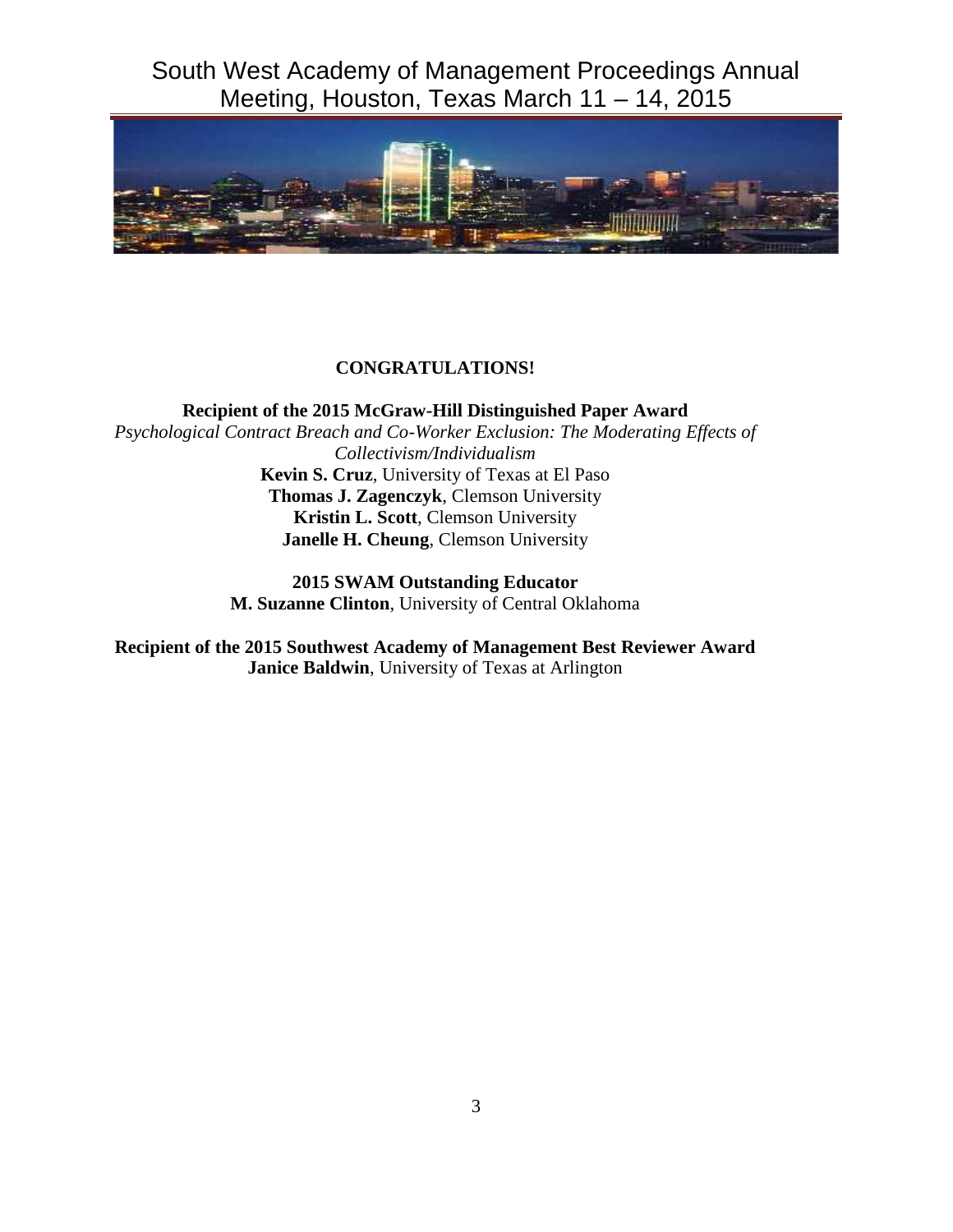**CONGRATULATIONS!**

**Recipient of the 2015 McGraw-Hill Distinguished Paper Award**

*Psychological Contract Breach and Co-Worker Exclusion: The Moderating Effects of Collectivism/Individualism*

**Kevin S. Cruz**, University of Texas at El Paso
**Thomas J. Zagenczyk**, Clemson University
**Kristin L. Scott**, Clemson University
**Janelle H. Cheung**, Clemson University

**2015 SWAM Outstanding Educator**

**M. Suzanne Clinton**, University of Central Oklahoma

**Recipient of the 2015 Southwest Academy of Management Best Reviewer Award**

**Janice Baldwin**, University of Texas at Arlington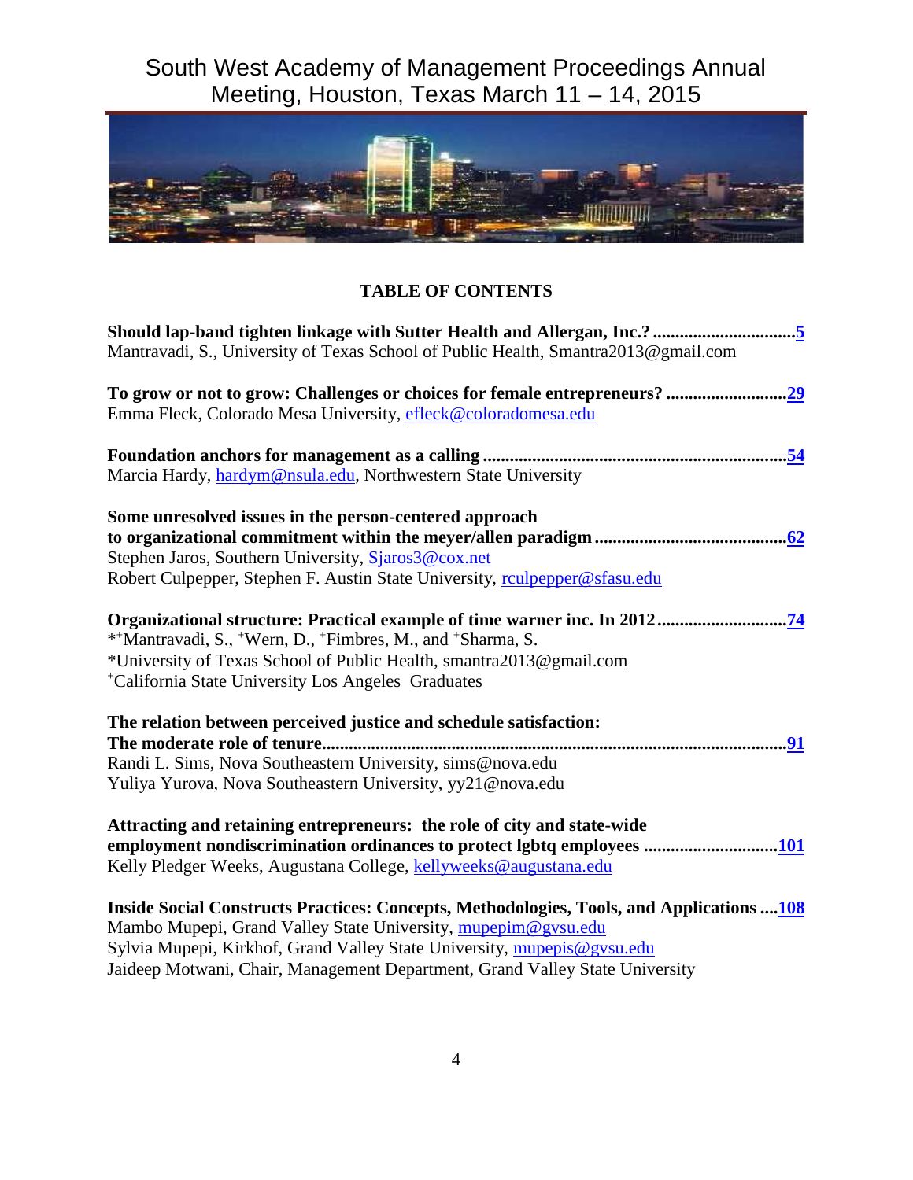# TABLE OF CONTENTS

**Should lap-band tighten linkage with Sutter Health and Allergan, Inc.? ................................5**
Mantravadi, S., University of Texas School of Public Health, Smantra2013@gmail.com

**To grow or not to grow: Challenges or choices for female entrepreneurs? ...........................29**
Emma Fleck, Colorado Mesa University, efleck@coloradomesa.edu

**Foundation anchors for management as a calling ....................................................................54**
Marcia Hardy, hardym@nsula.edu, Northwestern State University

**Some unresolved issues in the person-centered approach to organizational commitment within the meyer/allen paradigm ..........................................62**
Stephen Jaros, Southern University, Sjaros3@cox.net
Robert Culpepper, Stephen F. Austin State University, rculpepper@sfasu.edu

**Organizational structure: Practical example of time warner inc. In 2012.............................74**
*[+]Mantravadi, S., [+]Wern, D., [+]Fimbres, M., and [+]Sharma, S.
*University of Texas School of Public Health, smantra2013@gmail.com
[+]California State University Los Angeles Graduates

**The relation between perceived justice and schedule satisfaction: The moderate role of tenure.........................................................................................................91**
Randi L. Sims, Nova Southeastern University, sims@nova.edu
Yuliya Yurova, Nova Southeastern University, yy21@nova.edu

**Attracting and retaining entrepreneurs: the role of city and state-wide employment nondiscrimination ordinances to protect lgbtq employees .............................101**
Kelly Pledger Weeks, Augustana College, kellyweeks@augustana.edu

**Inside Social Constructs Practices: Concepts, Methodologies, Tools, and Applications ....108**
Mambo Mupepi, Grand Valley State University, mupepim@gvsu.edu
Sylvia Mupepi, Kirkhof, Grand Valley State University, mupepis@gvsu.edu
Jaideep Motwani, Chair, Management Department, Grand Valley State University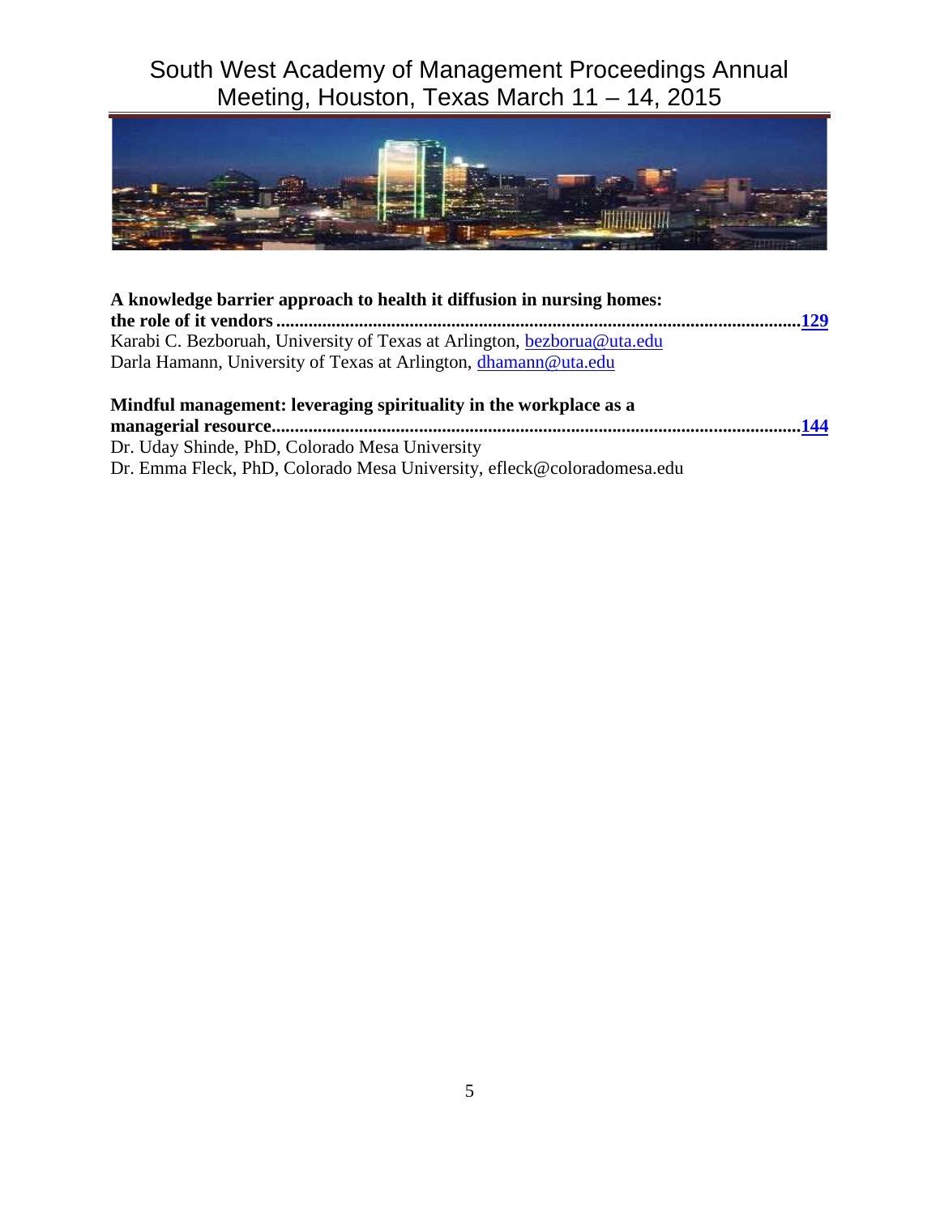**A knowledge barrier approach to health it diffusion in nursing homes: the role of it vendors ....................................................................................................................129**
Karabi C. Bezboruah, University of Texas at Arlington, bezborua@uta.edu
Darla Hamann, University of Texas at Arlington, dhamann@uta.edu

**Mindful management: leveraging spirituality in the workplace as a managerial resource..................................................................................................................144**
Dr. Uday Shinde, PhD, Colorado Mesa University
Dr. Emma Fleck, PhD, Colorado Mesa University, efleck@coloradomesa.edu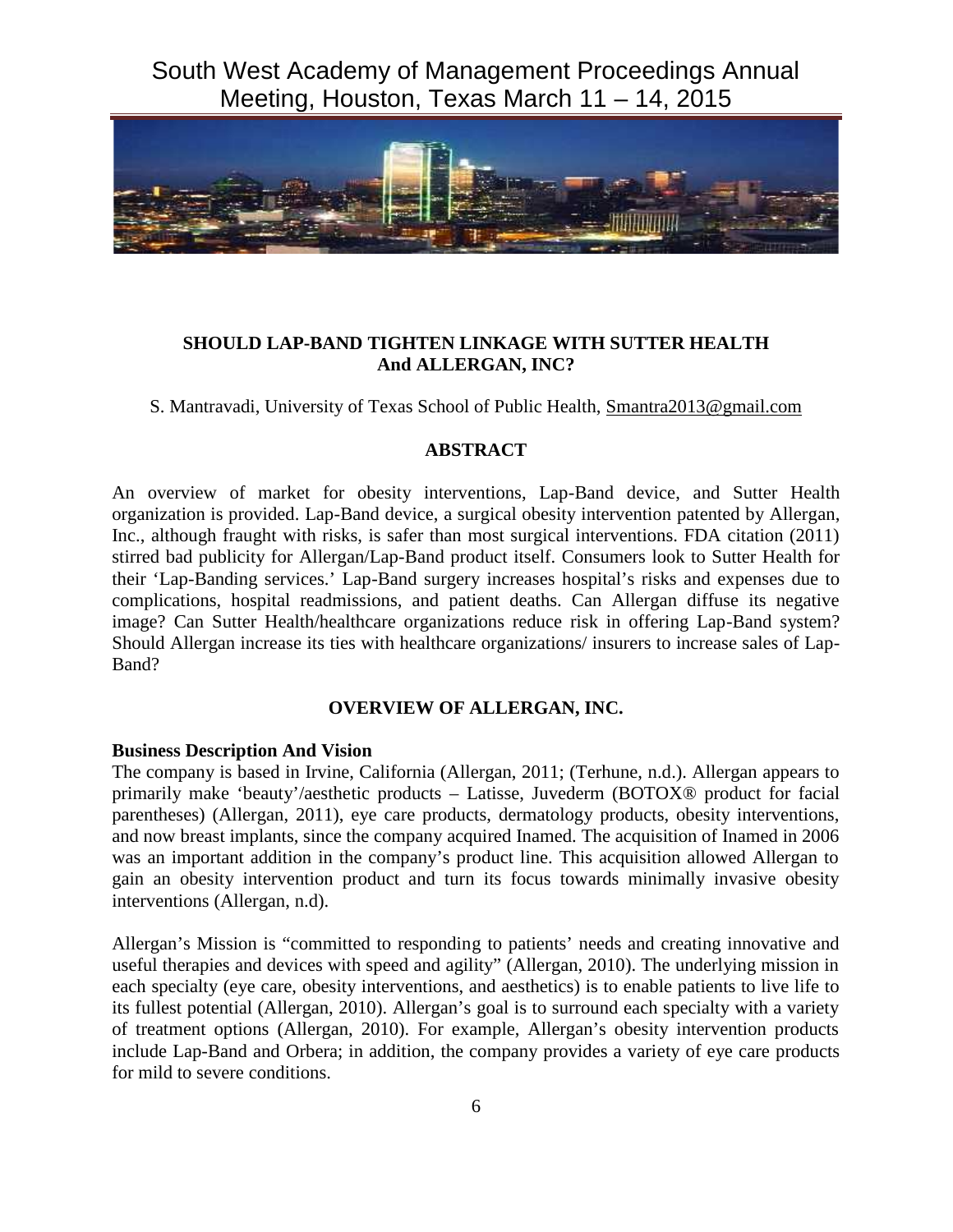## SHOULD LAP-BAND TIGHTEN LINKAGE WITH SUTTER HEALTH And ALLERGAN, INC?

S. Mantravadi, University of Texas School of Public Health, Smantra2013@gmail.com

### ABSTRACT

An overview of market for obesity interventions, Lap-Band device, and Sutter Health organization is provided. Lap-Band device, a surgical obesity intervention patented by Allergan, Inc., although fraught with risks, is safer than most surgical interventions. FDA citation (2011) stirred bad publicity for Allergan/Lap-Band product itself. Consumers look to Sutter Health for their 'Lap-Banding services.' Lap-Band surgery increases hospital's risks and expenses due to complications, hospital readmissions, and patient deaths. Can Allergan diffuse its negative image? Can Sutter Health/healthcare organizations reduce risk in offering Lap-Band system? Should Allergan increase its ties with healthcare organizations/ insurers to increase sales of Lap-Band?

### OVERVIEW OF ALLERGAN, INC.

**Business Description And Vision**

The company is based in Irvine, California (Allergan, 2011; (Terhune, n.d.). Allergan appears to primarily make 'beauty'/aesthetic products – Latisse, Juvederm (BOTOX® product for facial parentheses) (Allergan, 2011), eye care products, dermatology products, obesity interventions, and now breast implants, since the company acquired Inamed. The acquisition of Inamed in 2006 was an important addition in the company's product line. This acquisition allowed Allergan to gain an obesity intervention product and turn its focus towards minimally invasive obesity interventions (Allergan, n.d).

Allergan's Mission is "committed to responding to patients' needs and creating innovative and useful therapies and devices with speed and agility" (Allergan, 2010). The underlying mission in each specialty (eye care, obesity interventions, and aesthetics) is to enable patients to live life to its fullest potential (Allergan, 2010). Allergan's goal is to surround each specialty with a variety of treatment options (Allergan, 2010). For example, Allergan's obesity intervention products include Lap-Band and Orbera; in addition, the company provides a variety of eye care products for mild to severe conditions.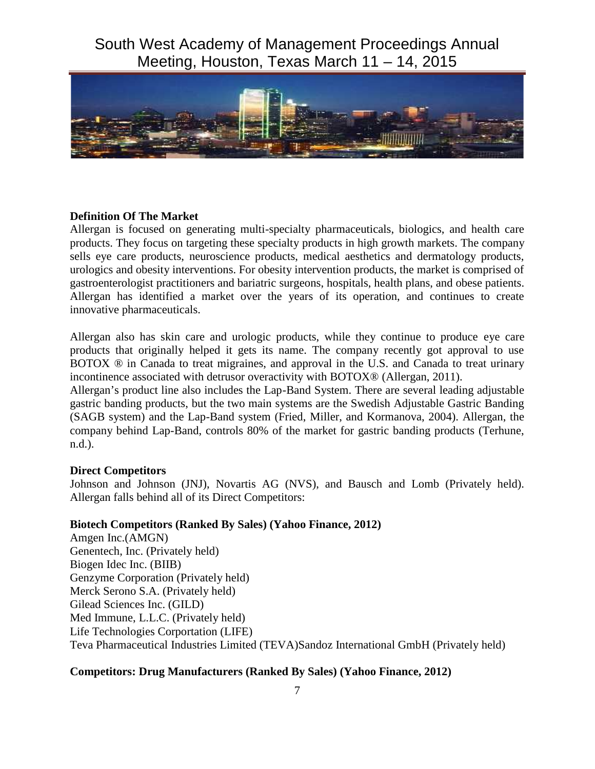**Definition Of The Market**

Allergan is focused on generating multi-specialty pharmaceuticals, biologics, and health care products. They focus on targeting these specialty products in high growth markets. The company sells eye care products, neuroscience products, medical aesthetics and dermatology products, urologics and obesity interventions. For obesity intervention products, the market is comprised of gastroenterologist practitioners and bariatric surgeons, hospitals, health plans, and obese patients. Allergan has identified a market over the years of its operation, and continues to create innovative pharmaceuticals.

Allergan also has skin care and urologic products, while they continue to produce eye care products that originally helped it gets its name. The company recently got approval to use BOTOX ® in Canada to treat migraines, and approval in the U.S. and Canada to treat urinary incontinence associated with detrusor overactivity with BOTOX® (Allergan, 2011).

Allergan's product line also includes the Lap-Band System. There are several leading adjustable gastric banding products, but the two main systems are the Swedish Adjustable Gastric Banding (SAGB system) and the Lap-Band system (Fried, Miller, and Kormanova, 2004). Allergan, the company behind Lap-Band, controls 80% of the market for gastric banding products (Terhune, n.d.).

**Direct Competitors**

Johnson and Johnson (JNJ), Novartis AG (NVS), and Bausch and Lomb (Privately held). Allergan falls behind all of its Direct Competitors:

**Biotech Competitors (Ranked By Sales) (Yahoo Finance, 2012)**

Amgen Inc.(AMGN)
Genentech, Inc. (Privately held)
Biogen Idec Inc. (BIIB)
Genzyme Corporation (Privately held)
Merck Serono S.A. (Privately held)
Gilead Sciences Inc. (GILD)
Med Immune, L.L.C. (Privately held)
Life Technologies Corportation (LIFE)
Teva Pharmaceutical Industries Limited (TEVA)Sandoz International GmbH (Privately held)

**Competitors: Drug Manufacturers (Ranked By Sales) (Yahoo Finance, 2012)**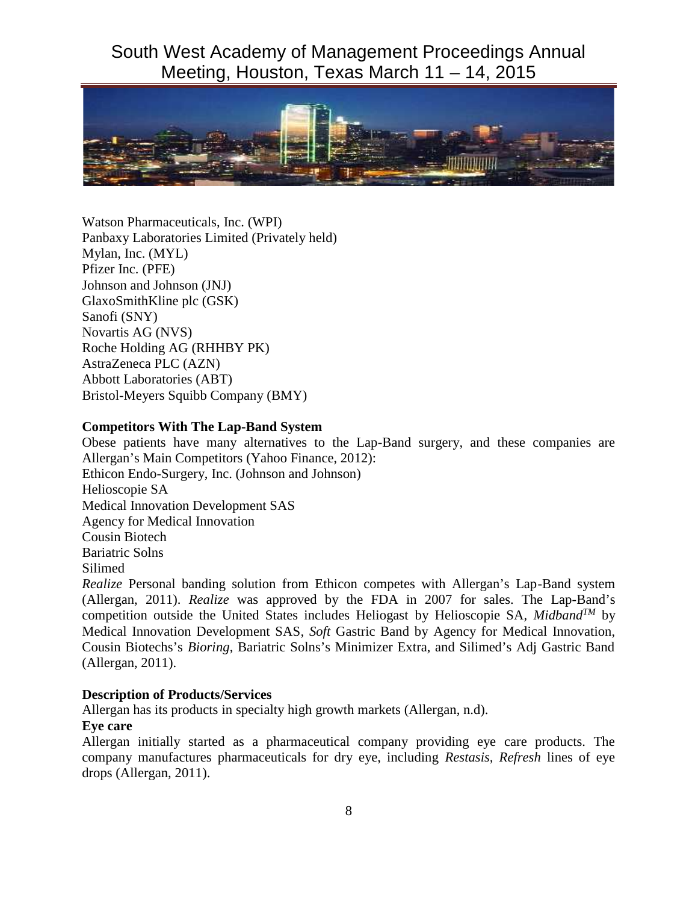Watson Pharmaceuticals, Inc. (WPI)  
Panbaxy Laboratories Limited (Privately held)  
Mylan, Inc. (MYL)  
Pfizer Inc. (PFE)  
Johnson and Johnson (JNJ)  
GlaxoSmithKline plc (GSK)  
Sanofi (SNY)  
Novartis AG (NVS)  
Roche Holding AG (RHHBY PK)  
AstraZeneca PLC (AZN)  
Abbott Laboratories (ABT)  
Bristol-Meyers Squibb Company (BMY)

**Competitors With The Lap-Band System**

Obese patients have many alternatives to the Lap-Band surgery, and these companies are Allergan's Main Competitors (Yahoo Finance, 2012):  
Ethicon Endo-Surgery, Inc. (Johnson and Johnson)  
Helioscopie SA  
Medical Innovation Development SAS  
Agency for Medical Innovation  
Cousin Biotech  
Bariatric Solns  
Silimed

*Realize* Personal banding solution from Ethicon competes with Allergan's Lap-Band system (Allergan, 2011). *Realize* was approved by the FDA in 2007 for sales. The Lap-Band's competition outside the United States includes Heliogast by Helioscopie SA, *Midband*™ by Medical Innovation Development SAS, *Soft* Gastric Band by Agency for Medical Innovation, Cousin Biotechs's *Bioring*, Bariatric Solns's Minimizer Extra, and Silimed's Adj Gastric Band (Allergan, 2011).

**Description of Products/Services**

Allergan has its products in specialty high growth markets (Allergan, n.d).

**Eye care**

Allergan initially started as a pharmaceutical company providing eye care products. The company manufactures pharmaceuticals for dry eye, including *Restasis, Refresh* lines of eye drops (Allergan, 2011).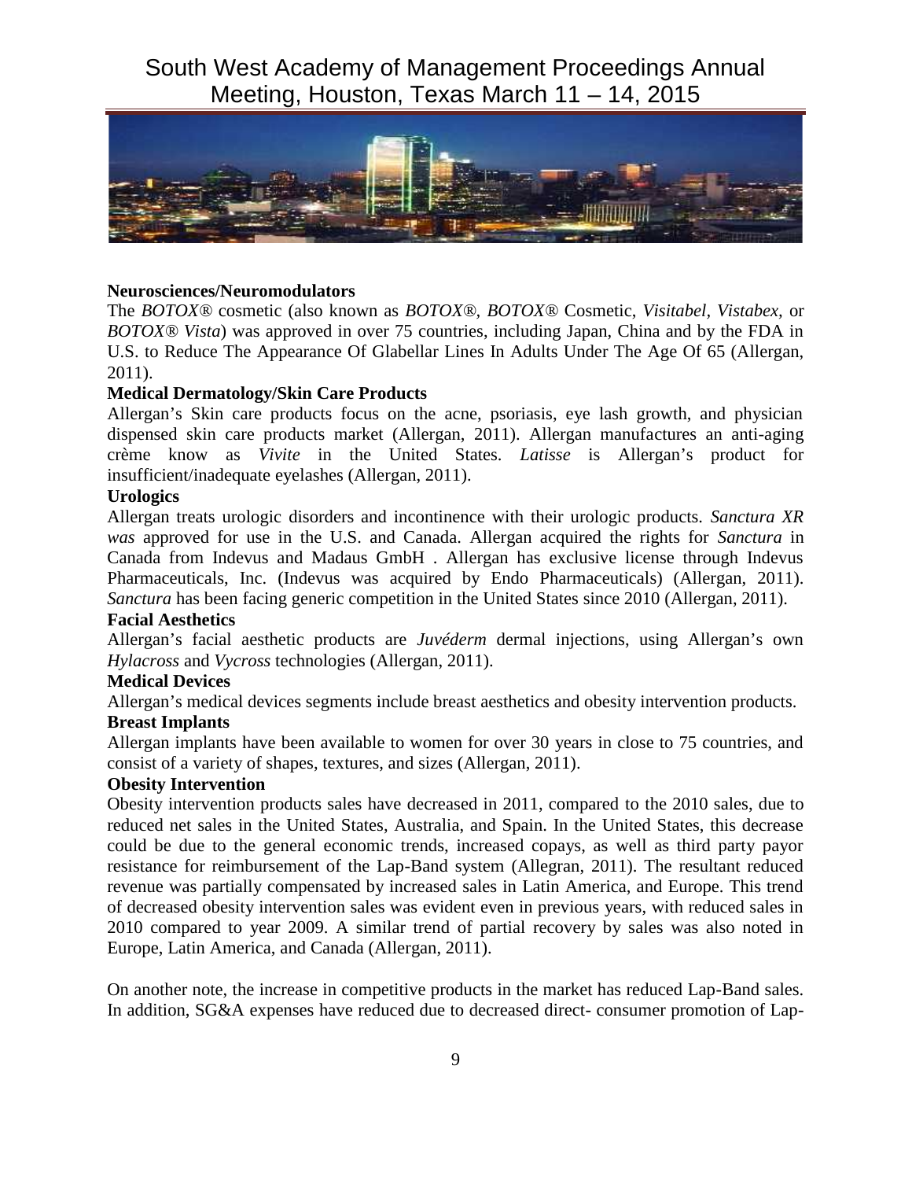**Neurosciences/Neuromodulators**

The *BOTOX®* cosmetic (also known as *BOTOX®*, *BOTOX®* Cosmetic, *Visitabel*, *Vistabex*, or *BOTOX® Vista*) was approved in over 75 countries, including Japan, China and by the FDA in U.S. to Reduce The Appearance Of Glabellar Lines In Adults Under The Age Of 65 (Allergan, 2011).

**Medical Dermatology/Skin Care Products**

Allergan's Skin care products focus on the acne, psoriasis, eye lash growth, and physician dispensed skin care products market (Allergan, 2011). Allergan manufactures an anti-aging crème know as *Vivite* in the United States. *Latisse* is Allergan's product for insufficient/inadequate eyelashes (Allergan, 2011).

**Urologics**

Allergan treats urologic disorders and incontinence with their urologic products. *Sanctura XR was* approved for use in the U.S. and Canada. Allergan acquired the rights for *Sanctura* in Canada from Indevus and Madaus GmbH . Allergan has exclusive license through Indevus Pharmaceuticals, Inc. (Indevus was acquired by Endo Pharmaceuticals) (Allergan, 2011). *Sanctura* has been facing generic competition in the United States since 2010 (Allergan, 2011).

**Facial Aesthetics**

Allergan's facial aesthetic products are *Juvéderm* dermal injections, using Allergan's own *Hylacross* and *Vycross* technologies (Allergan, 2011).

**Medical Devices**

Allergan's medical devices segments include breast aesthetics and obesity intervention products.

**Breast Implants**

Allergan implants have been available to women for over 30 years in close to 75 countries, and consist of a variety of shapes, textures, and sizes (Allergan, 2011).

**Obesity Intervention**

Obesity intervention products sales have decreased in 2011, compared to the 2010 sales, due to reduced net sales in the United States, Australia, and Spain. In the United States, this decrease could be due to the general economic trends, increased copays, as well as third party payor resistance for reimbursement of the Lap-Band system (Allegran, 2011). The resultant reduced revenue was partially compensated by increased sales in Latin America, and Europe. This trend of decreased obesity intervention sales was evident even in previous years, with reduced sales in 2010 compared to year 2009. A similar trend of partial recovery by sales was also noted in Europe, Latin America, and Canada (Allergan, 2011).

On another note, the increase in competitive products in the market has reduced Lap-Band sales. In addition, SG&A expenses have reduced due to decreased direct- consumer promotion of Lap-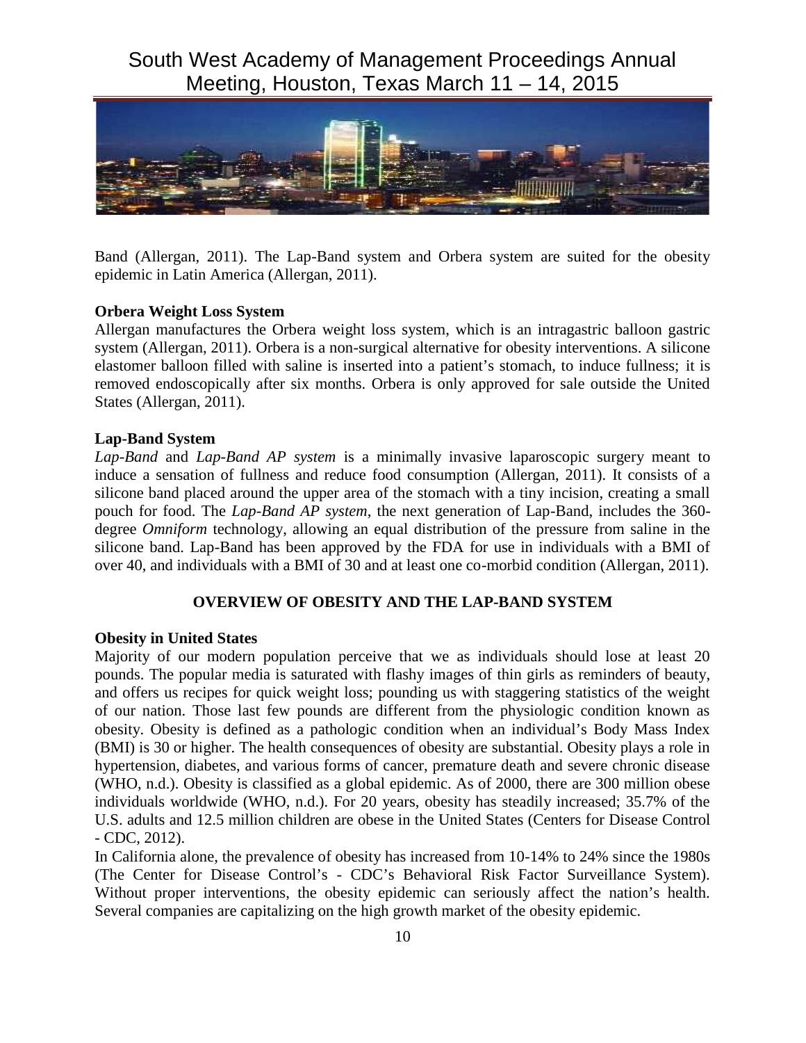Band (Allergan, 2011). The Lap-Band system and Orbera system are suited for the obesity epidemic in Latin America (Allergan, 2011).

**Orbera Weight Loss System**

Allergan manufactures the Orbera weight loss system, which is an intragastric balloon gastric system (Allergan, 2011). Orbera is a non-surgical alternative for obesity interventions. A silicone elastomer balloon filled with saline is inserted into a patient's stomach, to induce fullness; it is removed endoscopically after six months. Orbera is only approved for sale outside the United States (Allergan, 2011).

**Lap-Band System**

*Lap-Band* and *Lap-Band AP system* is a minimally invasive laparoscopic surgery meant to induce a sensation of fullness and reduce food consumption (Allergan, 2011). It consists of a silicone band placed around the upper area of the stomach with a tiny incision, creating a small pouch for food. The *Lap-Band AP system*, the next generation of Lap-Band, includes the 360-degree *Omniform* technology, allowing an equal distribution of the pressure from saline in the silicone band. Lap-Band has been approved by the FDA for use in individuals with a BMI of over 40, and individuals with a BMI of 30 and at least one co-morbid condition (Allergan, 2011).

## OVERVIEW OF OBESITY AND THE LAP-BAND SYSTEM

**Obesity in United States**

Majority of our modern population perceive that we as individuals should lose at least 20 pounds. The popular media is saturated with flashy images of thin girls as reminders of beauty, and offers us recipes for quick weight loss; pounding us with staggering statistics of the weight of our nation. Those last few pounds are different from the physiologic condition known as obesity. Obesity is defined as a pathologic condition when an individual's Body Mass Index (BMI) is 30 or higher. The health consequences of obesity are substantial. Obesity plays a role in hypertension, diabetes, and various forms of cancer, premature death and severe chronic disease (WHO, n.d.). Obesity is classified as a global epidemic. As of 2000, there are 300 million obese individuals worldwide (WHO, n.d.). For 20 years, obesity has steadily increased; 35.7% of the U.S. adults and 12.5 million children are obese in the United States (Centers for Disease Control - CDC, 2012).

In California alone, the prevalence of obesity has increased from 10-14% to 24% since the 1980s (The Center for Disease Control's - CDC's Behavioral Risk Factor Surveillance System). Without proper interventions, the obesity epidemic can seriously affect the nation's health. Several companies are capitalizing on the high growth market of the obesity epidemic.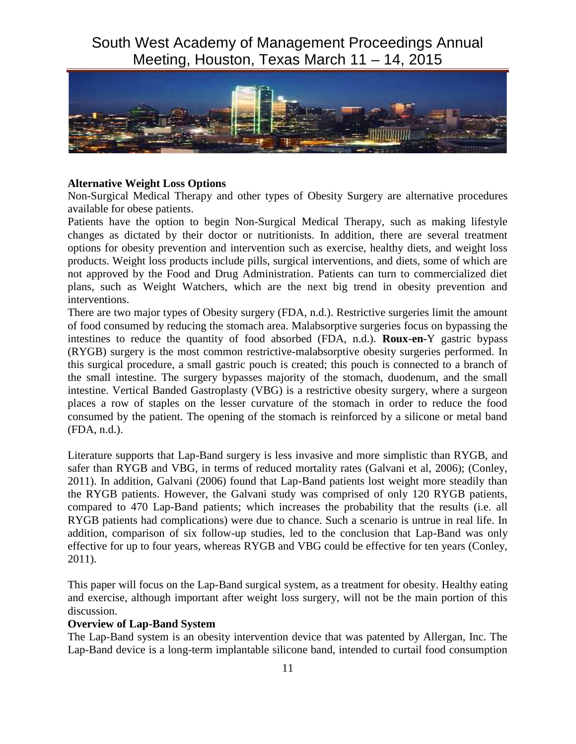**Alternative Weight Loss Options**

Non-Surgical Medical Therapy and other types of Obesity Surgery are alternative procedures available for obese patients.

Patients have the option to begin Non-Surgical Medical Therapy, such as making lifestyle changes as dictated by their doctor or nutritionists. In addition, there are several treatment options for obesity prevention and intervention such as exercise, healthy diets, and weight loss products. Weight loss products include pills, surgical interventions, and diets, some of which are not approved by the Food and Drug Administration. Patients can turn to commercialized diet plans, such as Weight Watchers, which are the next big trend in obesity prevention and interventions.

There are two major types of Obesity surgery (FDA, n.d.). Restrictive surgeries limit the amount of food consumed by reducing the stomach area. Malabsorptive surgeries focus on bypassing the intestines to reduce the quantity of food absorbed (FDA, n.d.). **Roux-en**-Y gastric bypass (RYGB) surgery is the most common restrictive-malabsorptive obesity surgeries performed. In this surgical procedure, a small gastric pouch is created; this pouch is connected to a branch of the small intestine. The surgery bypasses majority of the stomach, duodenum, and the small intestine. Vertical Banded Gastroplasty (VBG) is a restrictive obesity surgery, where a surgeon places a row of staples on the lesser curvature of the stomach in order to reduce the food consumed by the patient. The opening of the stomach is reinforced by a silicone or metal band (FDA, n.d.).

Literature supports that Lap-Band surgery is less invasive and more simplistic than RYGB, and safer than RYGB and VBG, in terms of reduced mortality rates (Galvani et al, 2006); (Conley, 2011). In addition, Galvani (2006) found that Lap-Band patients lost weight more steadily than the RYGB patients. However, the Galvani study was comprised of only 120 RYGB patients, compared to 470 Lap-Band patients; which increases the probability that the results (i.e. all RYGB patients had complications) were due to chance. Such a scenario is untrue in real life. In addition, comparison of six follow-up studies, led to the conclusion that Lap-Band was only effective for up to four years, whereas RYGB and VBG could be effective for ten years (Conley, 2011).

This paper will focus on the Lap-Band surgical system, as a treatment for obesity. Healthy eating and exercise, although important after weight loss surgery, will not be the main portion of this discussion.

**Overview of Lap-Band System**

The Lap-Band system is an obesity intervention device that was patented by Allergan, Inc. The Lap-Band device is a long-term implantable silicone band, intended to curtail food consumption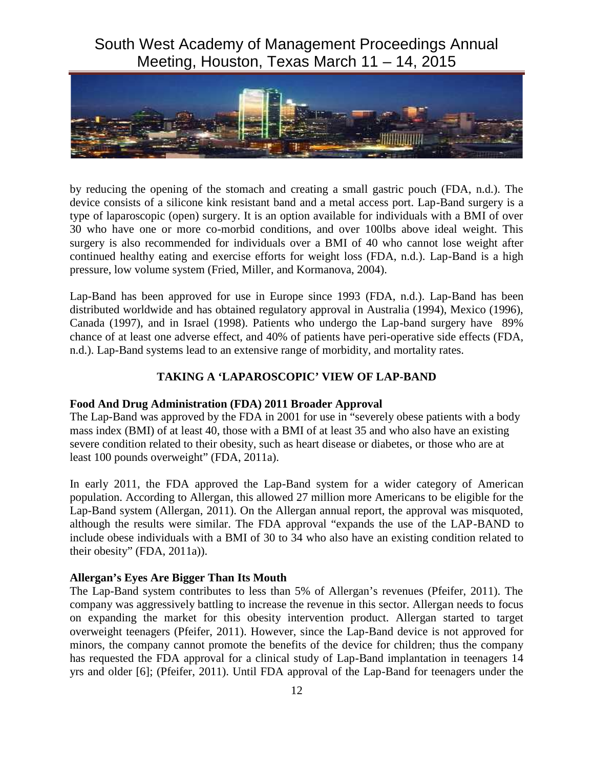by reducing the opening of the stomach and creating a small gastric pouch (FDA, n.d.). The device consists of a silicone kink resistant band and a metal access port. Lap-Band surgery is a type of laparoscopic (open) surgery. It is an option available for individuals with a BMI of over 30 who have one or more co-morbid conditions, and over 100lbs above ideal weight. This surgery is also recommended for individuals over a BMI of 40 who cannot lose weight after continued healthy eating and exercise efforts for weight loss (FDA, n.d.). Lap-Band is a high pressure, low volume system (Fried, Miller, and Kormanova, 2004).

Lap-Band has been approved for use in Europe since 1993 (FDA, n.d.). Lap-Band has been distributed worldwide and has obtained regulatory approval in Australia (1994), Mexico (1996), Canada (1997), and in Israel (1998). Patients who undergo the Lap-band surgery have 89% chance of at least one adverse effect, and 40% of patients have peri-operative side effects (FDA, n.d.). Lap-Band systems lead to an extensive range of morbidity, and mortality rates.

## TAKING A 'LAPAROSCOPIC' VIEW OF LAP-BAND

**Food And Drug Administration (FDA) 2011 Broader Approval**

The Lap-Band was approved by the FDA in 2001 for use in "severely obese patients with a body mass index (BMI) of at least 40, those with a BMI of at least 35 and who also have an existing severe condition related to their obesity, such as heart disease or diabetes, or those who are at least 100 pounds overweight" (FDA, 2011a).

In early 2011, the FDA approved the Lap-Band system for a wider category of American population. According to Allergan, this allowed 27 million more Americans to be eligible for the Lap-Band system (Allergan, 2011). On the Allergan annual report, the approval was misquoted, although the results were similar. The FDA approval "expands the use of the LAP-BAND to include obese individuals with a BMI of 30 to 34 who also have an existing condition related to their obesity" (FDA, 2011a)).

**Allergan's Eyes Are Bigger Than Its Mouth**

The Lap-Band system contributes to less than 5% of Allergan's revenues (Pfeifer, 2011). The company was aggressively battling to increase the revenue in this sector. Allergan needs to focus on expanding the market for this obesity intervention product. Allergan started to target overweight teenagers (Pfeifer, 2011). However, since the Lap-Band device is not approved for minors, the company cannot promote the benefits of the device for children; thus the company has requested the FDA approval for a clinical study of Lap-Band implantation in teenagers 14 yrs and older [6]; (Pfeifer, 2011). Until FDA approval of the Lap-Band for teenagers under the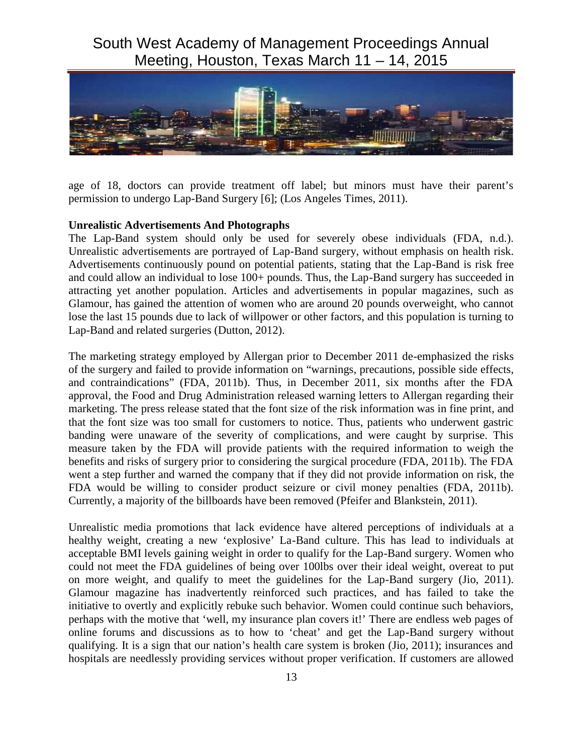age of 18, doctors can provide treatment off label; but minors must have their parent's permission to undergo Lap-Band Surgery [6]; (Los Angeles Times, 2011).

**Unrealistic Advertisements And Photographs**

The Lap-Band system should only be used for severely obese individuals (FDA, n.d.). Unrealistic advertisements are portrayed of Lap-Band surgery, without emphasis on health risk. Advertisements continuously pound on potential patients, stating that the Lap-Band is risk free and could allow an individual to lose 100+ pounds. Thus, the Lap-Band surgery has succeeded in attracting yet another population. Articles and advertisements in popular magazines, such as Glamour, has gained the attention of women who are around 20 pounds overweight, who cannot lose the last 15 pounds due to lack of willpower or other factors, and this population is turning to Lap-Band and related surgeries (Dutton, 2012).

The marketing strategy employed by Allergan prior to December 2011 de-emphasized the risks of the surgery and failed to provide information on "warnings, precautions, possible side effects, and contraindications" (FDA, 2011b). Thus, in December 2011, six months after the FDA approval, the Food and Drug Administration released warning letters to Allergan regarding their marketing. The press release stated that the font size of the risk information was in fine print, and that the font size was too small for customers to notice. Thus, patients who underwent gastric banding were unaware of the severity of complications, and were caught by surprise. This measure taken by the FDA will provide patients with the required information to weigh the benefits and risks of surgery prior to considering the surgical procedure (FDA, 2011b). The FDA went a step further and warned the company that if they did not provide information on risk, the FDA would be willing to consider product seizure or civil money penalties (FDA, 2011b). Currently, a majority of the billboards have been removed (Pfeifer and Blankstein, 2011).

Unrealistic media promotions that lack evidence have altered perceptions of individuals at a healthy weight, creating a new 'explosive' La-Band culture. This has lead to individuals at acceptable BMI levels gaining weight in order to qualify for the Lap-Band surgery. Women who could not meet the FDA guidelines of being over 100lbs over their ideal weight, overeat to put on more weight, and qualify to meet the guidelines for the Lap-Band surgery (Jio, 2011). Glamour magazine has inadvertently reinforced such practices, and has failed to take the initiative to overtly and explicitly rebuke such behavior. Women could continue such behaviors, perhaps with the motive that 'well, my insurance plan covers it!' There are endless web pages of online forums and discussions as to how to 'cheat' and get the Lap-Band surgery without qualifying. It is a sign that our nation's health care system is broken (Jio, 2011); insurances and hospitals are needlessly providing services without proper verification. If customers are allowed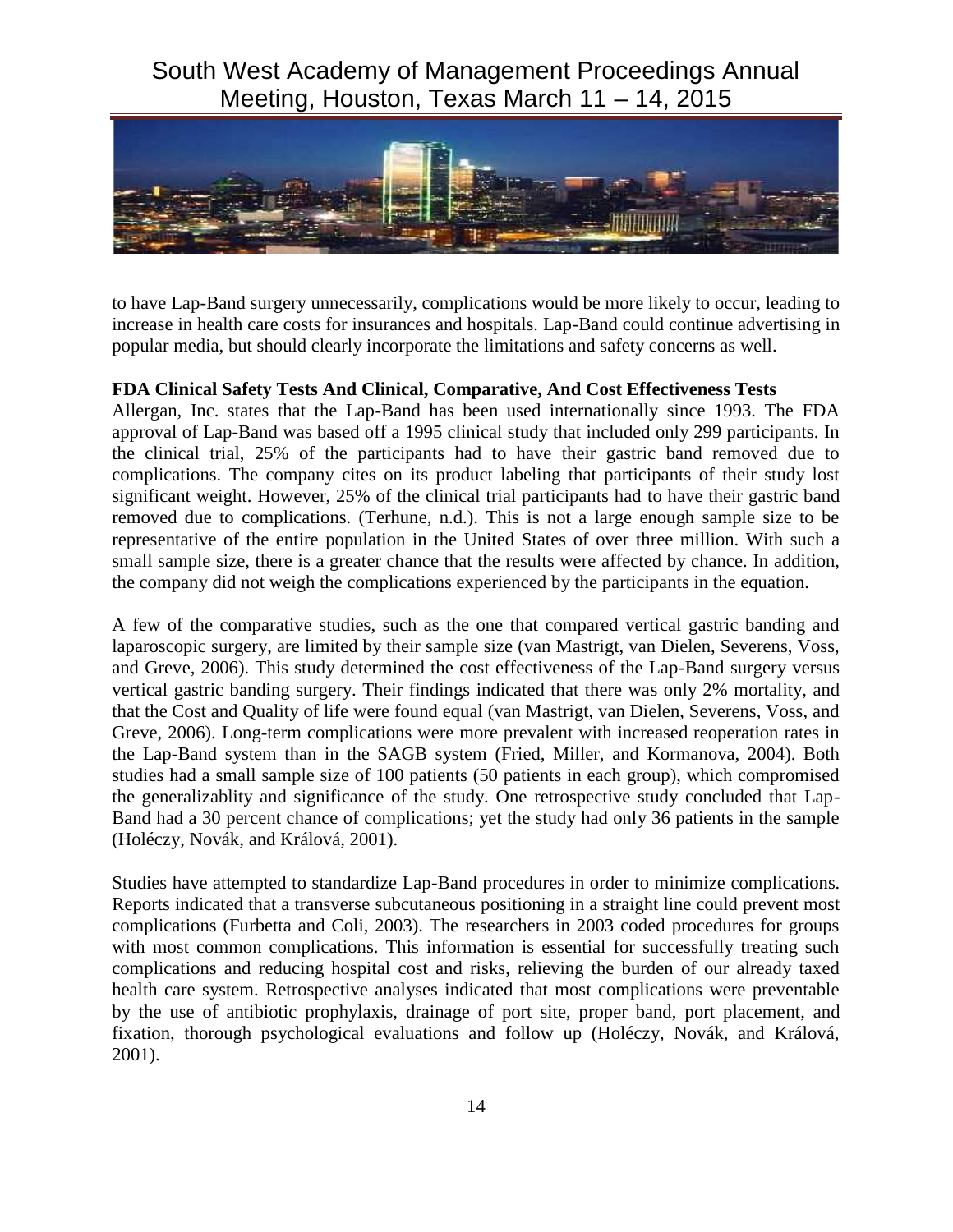to have Lap-Band surgery unnecessarily, complications would be more likely to occur, leading to increase in health care costs for insurances and hospitals. Lap-Band could continue advertising in popular media, but should clearly incorporate the limitations and safety concerns as well.

**FDA Clinical Safety Tests And Clinical, Comparative, And Cost Effectiveness Tests**

Allergan, Inc. states that the Lap-Band has been used internationally since 1993. The FDA approval of Lap-Band was based off a 1995 clinical study that included only 299 participants. In the clinical trial, 25% of the participants had to have their gastric band removed due to complications. The company cites on its product labeling that participants of their study lost significant weight. However, 25% of the clinical trial participants had to have their gastric band removed due to complications. (Terhune, n.d.). This is not a large enough sample size to be representative of the entire population in the United States of over three million. With such a small sample size, there is a greater chance that the results were affected by chance. In addition, the company did not weigh the complications experienced by the participants in the equation.

A few of the comparative studies, such as the one that compared vertical gastric banding and laparoscopic surgery, are limited by their sample size (van Mastrigt, van Dielen, Severens, Voss, and Greve, 2006). This study determined the cost effectiveness of the Lap-Band surgery versus vertical gastric banding surgery. Their findings indicated that there was only 2% mortality, and that the Cost and Quality of life were found equal (van Mastrigt, van Dielen, Severens, Voss, and Greve, 2006). Long-term complications were more prevalent with increased reoperation rates in the Lap-Band system than in the SAGB system (Fried, Miller, and Kormanova, 2004). Both studies had a small sample size of 100 patients (50 patients in each group), which compromised the generalizablity and significance of the study. One retrospective study concluded that Lap-Band had a 30 percent chance of complications; yet the study had only 36 patients in the sample (Holéczy, Novák, and Královà, 2001).

Studies have attempted to standardize Lap-Band procedures in order to minimize complications. Reports indicated that a transverse subcutaneous positioning in a straight line could prevent most complications (Furbetta and Coli, 2003). The researchers in 2003 coded procedures for groups with most common complications. This information is essential for successfully treating such complications and reducing hospital cost and risks, relieving the burden of our already taxed health care system. Retrospective analyses indicated that most complications were preventable by the use of antibiotic prophylaxis, drainage of port site, proper band, port placement, and fixation, thorough psychological evaluations and follow up (Holéczy, Novák, and Královà, 2001).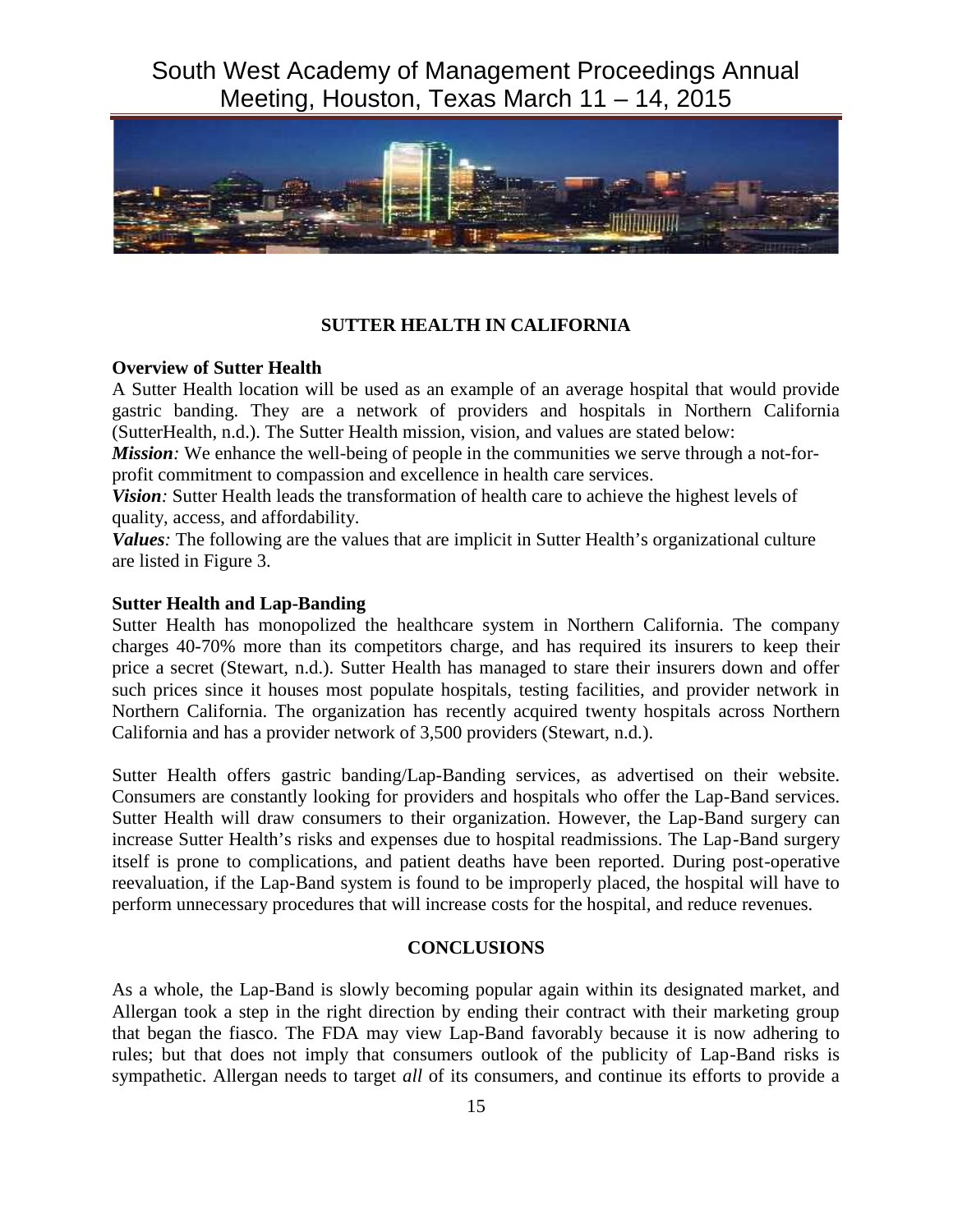## SUTTER HEALTH IN CALIFORNIA

### Overview of Sutter Health

A Sutter Health location will be used as an example of an average hospital that would provide gastric banding. They are a network of providers and hospitals in Northern California (SutterHealth, n.d.). The Sutter Health mission, vision, and values are stated below:

***Mission**:* We enhance the well-being of people in the communities we serve through a not-for-profit commitment to compassion and excellence in health care services.

***Vision**:* Sutter Health leads the transformation of health care to achieve the highest levels of quality, access, and affordability.

***Values**:* The following are the values that are implicit in Sutter Health's organizational culture are listed in Figure 3.

### Sutter Health and Lap-Banding

Sutter Health has monopolized the healthcare system in Northern California. The company charges 40-70% more than its competitors charge, and has required its insurers to keep their price a secret (Stewart, n.d.). Sutter Health has managed to stare their insurers down and offer such prices since it houses most populate hospitals, testing facilities, and provider network in Northern California. The organization has recently acquired twenty hospitals across Northern California and has a provider network of 3,500 providers (Stewart, n.d.).

Sutter Health offers gastric banding/Lap-Banding services, as advertised on their website. Consumers are constantly looking for providers and hospitals who offer the Lap-Band services. Sutter Health will draw consumers to their organization. However, the Lap-Band surgery can increase Sutter Health's risks and expenses due to hospital readmissions. The Lap-Band surgery itself is prone to complications, and patient deaths have been reported. During post-operative reevaluation, if the Lap-Band system is found to be improperly placed, the hospital will have to perform unnecessary procedures that will increase costs for the hospital, and reduce revenues.

## CONCLUSIONS

As a whole, the Lap-Band is slowly becoming popular again within its designated market, and Allergan took a step in the right direction by ending their contract with their marketing group that began the fiasco. The FDA may view Lap-Band favorably because it is now adhering to rules; but that does not imply that consumers outlook of the publicity of Lap-Band risks is sympathetic. Allergan needs to target *all* of its consumers, and continue its efforts to provide a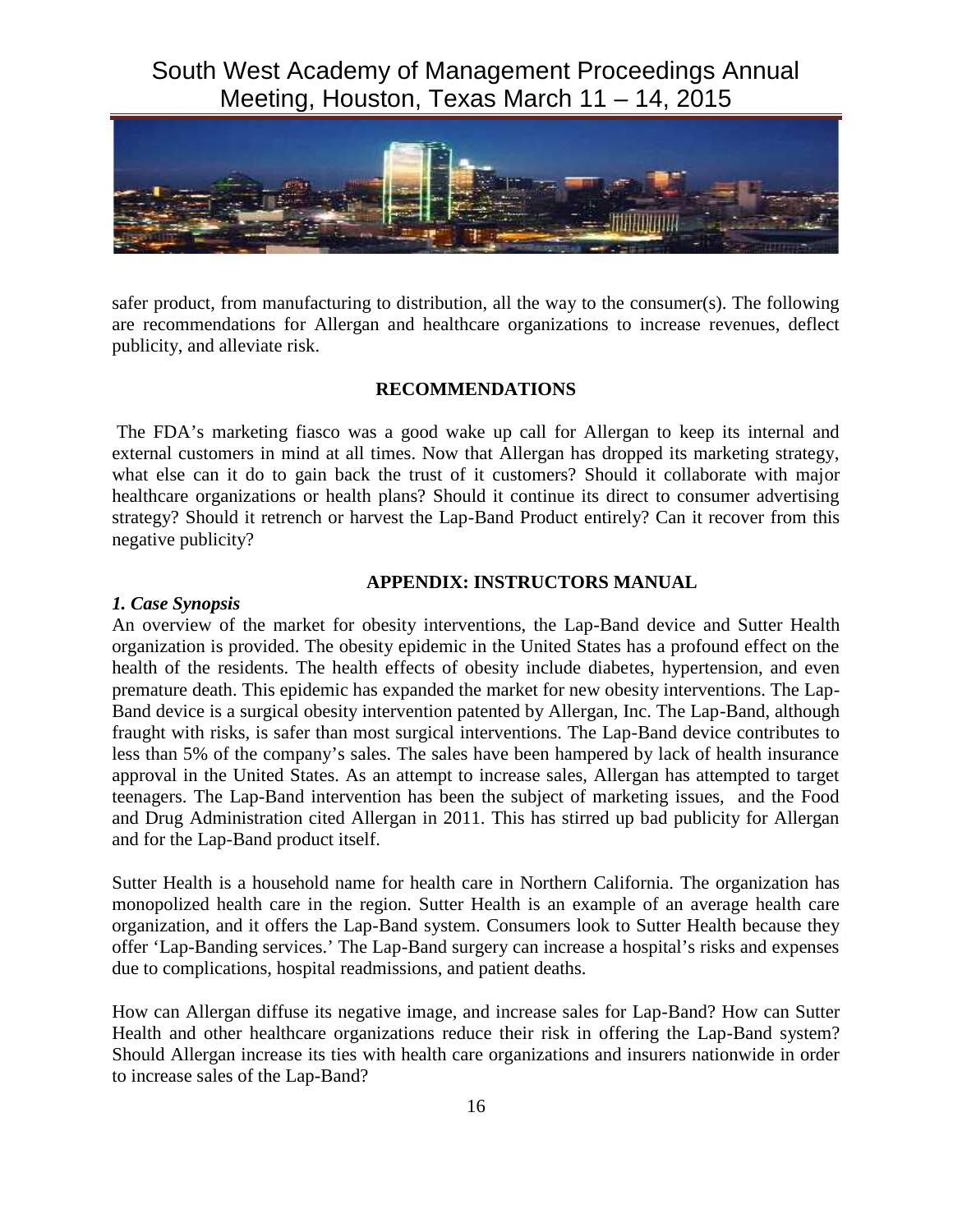safer product, from manufacturing to distribution, all the way to the consumer(s). The following are recommendations for Allergan and healthcare organizations to increase revenues, deflect publicity, and alleviate risk.

## RECOMMENDATIONS

The FDA's marketing fiasco was a good wake up call for Allergan to keep its internal and external customers in mind at all times. Now that Allergan has dropped its marketing strategy, what else can it do to gain back the trust of it customers? Should it collaborate with major healthcare organizations or health plans? Should it continue its direct to consumer advertising strategy? Should it retrench or harvest the Lap-Band Product entirely? Can it recover from this negative publicity?

## APPENDIX: INSTRUCTORS MANUAL

### *1. Case Synopsis*

An overview of the market for obesity interventions, the Lap-Band device and Sutter Health organization is provided. The obesity epidemic in the United States has a profound effect on the health of the residents. The health effects of obesity include diabetes, hypertension, and even premature death. This epidemic has expanded the market for new obesity interventions. The Lap-Band device is a surgical obesity intervention patented by Allergan, Inc. The Lap-Band, although fraught with risks, is safer than most surgical interventions. The Lap-Band device contributes to less than 5% of the company's sales. The sales have been hampered by lack of health insurance approval in the United States. As an attempt to increase sales, Allergan has attempted to target teenagers. The Lap-Band intervention has been the subject of marketing issues, and the Food and Drug Administration cited Allergan in 2011. This has stirred up bad publicity for Allergan and for the Lap-Band product itself.

Sutter Health is a household name for health care in Northern California. The organization has monopolized health care in the region. Sutter Health is an example of an average health care organization, and it offers the Lap-Band system. Consumers look to Sutter Health because they offer 'Lap-Banding services.' The Lap-Band surgery can increase a hospital's risks and expenses due to complications, hospital readmissions, and patient deaths.

How can Allergan diffuse its negative image, and increase sales for Lap-Band? How can Sutter Health and other healthcare organizations reduce their risk in offering the Lap-Band system? Should Allergan increase its ties with health care organizations and insurers nationwide in order to increase sales of the Lap-Band?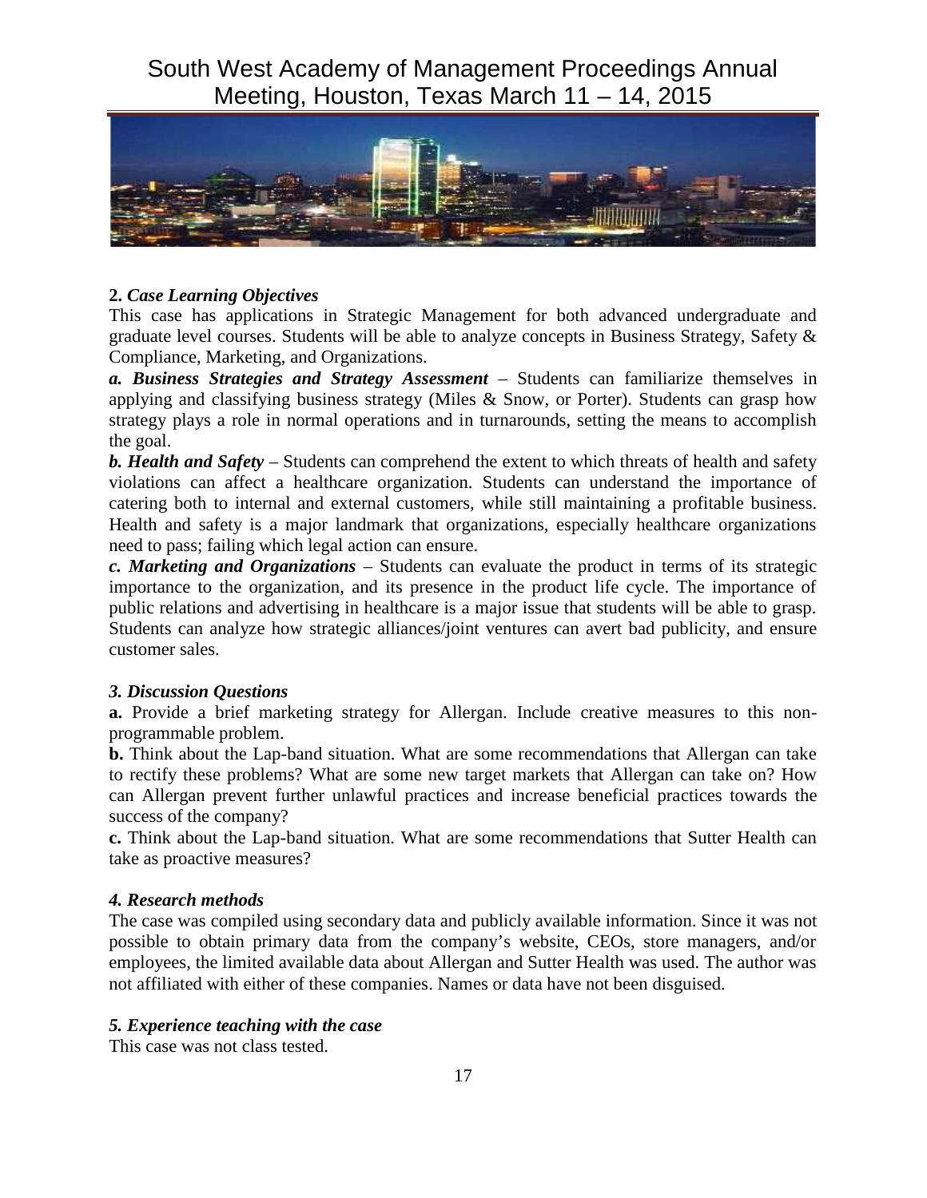**2. *Case Learning Objectives***

This case has applications in Strategic Management for both advanced undergraduate and graduate level courses. Students will be able to analyze concepts in Business Strategy, Safety & Compliance, Marketing, and Organizations.

***a. Business Strategies and Strategy Assessment*** – Students can familiarize themselves in applying and classifying business strategy (Miles & Snow, or Porter). Students can grasp how strategy plays a role in normal operations and in turnarounds, setting the means to accomplish the goal.

***b. Health and Safety*** – Students can comprehend the extent to which threats of health and safety violations can affect a healthcare organization. Students can understand the importance of catering both to internal and external customers, while still maintaining a profitable business. Health and safety is a major landmark that organizations, especially healthcare organizations need to pass; failing which legal action can ensure.

***c. Marketing and Organizations*** – Students can evaluate the product in terms of its strategic importance to the organization, and its presence in the product life cycle. The importance of public relations and advertising in healthcare is a major issue that students will be able to grasp. Students can analyze how strategic alliances/joint ventures can avert bad publicity, and ensure customer sales.

***3. Discussion Questions***

**a.** Provide a brief marketing strategy for Allergan. Include creative measures to this non-programmable problem.

**b.** Think about the Lap-band situation. What are some recommendations that Allergan can take to rectify these problems? What are some new target markets that Allergan can take on? How can Allergan prevent further unlawful practices and increase beneficial practices towards the success of the company?

**c.** Think about the Lap-band situation. What are some recommendations that Sutter Health can take as proactive measures?

***4. Research methods***

The case was compiled using secondary data and publicly available information. Since it was not possible to obtain primary data from the company's website, CEOs, store managers, and/or employees, the limited available data about Allergan and Sutter Health was used. The author was not affiliated with either of these companies. Names or data have not been disguised.

***5. Experience teaching with the case***

This case was not class tested.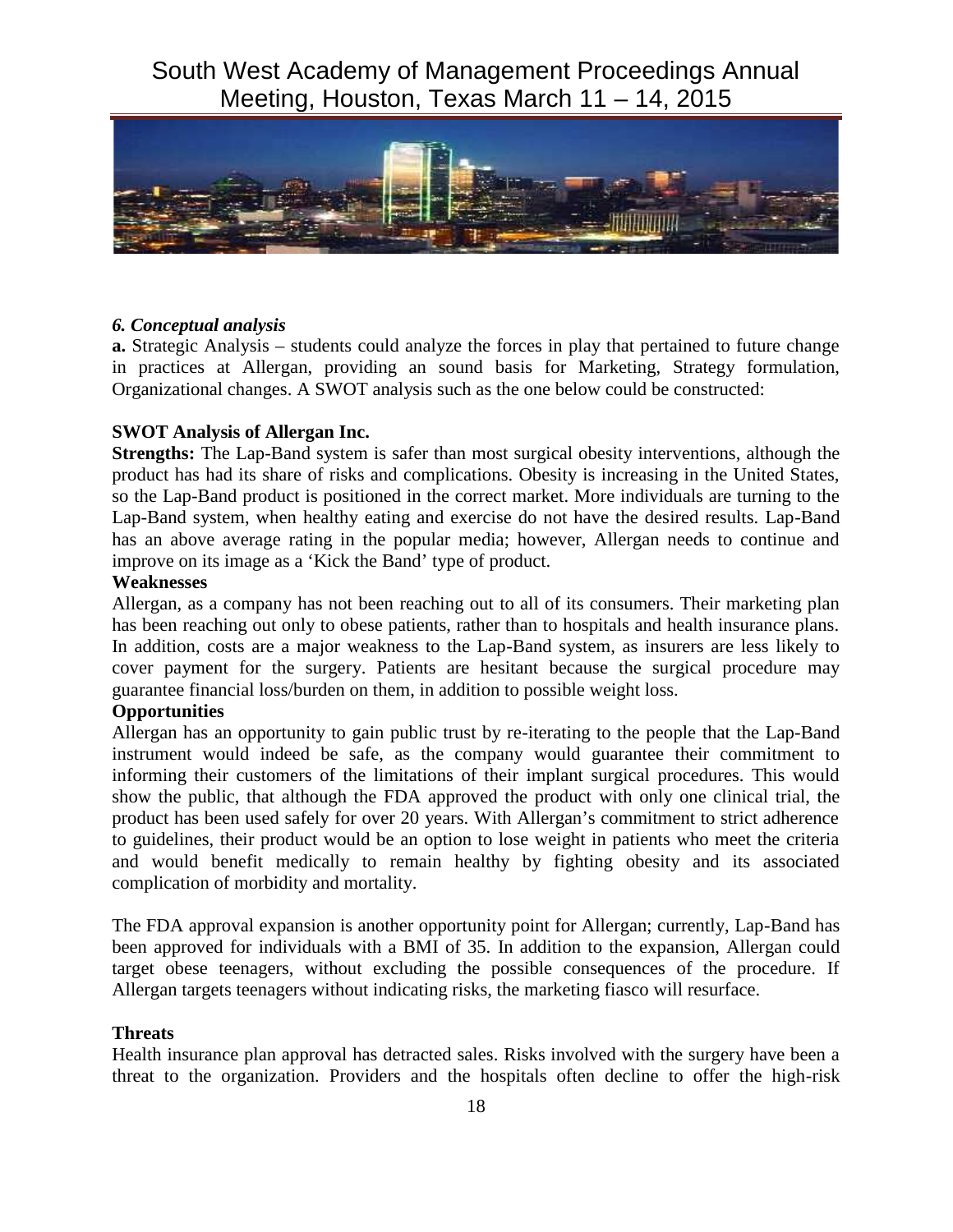### *6. Conceptual analysis*

**a.** Strategic Analysis – students could analyze the forces in play that pertained to future change in practices at Allergan, providing an sound basis for Marketing, Strategy formulation, Organizational changes. A SWOT analysis such as the one below could be constructed:

**SWOT Analysis of Allergan Inc.**

**Strengths:** The Lap-Band system is safer than most surgical obesity interventions, although the product has had its share of risks and complications. Obesity is increasing in the United States, so the Lap-Band product is positioned in the correct market. More individuals are turning to the Lap-Band system, when healthy eating and exercise do not have the desired results. Lap-Band has an above average rating in the popular media; however, Allergan needs to continue and improve on its image as a 'Kick the Band' type of product.

**Weaknesses**

Allergan, as a company has not been reaching out to all of its consumers. Their marketing plan has been reaching out only to obese patients, rather than to hospitals and health insurance plans. In addition, costs are a major weakness to the Lap-Band system, as insurers are less likely to cover payment for the surgery. Patients are hesitant because the surgical procedure may guarantee financial loss/burden on them, in addition to possible weight loss.

**Opportunities**

Allergan has an opportunity to gain public trust by re-iterating to the people that the Lap-Band instrument would indeed be safe, as the company would guarantee their commitment to informing their customers of the limitations of their implant surgical procedures. This would show the public, that although the FDA approved the product with only one clinical trial, the product has been used safely for over 20 years. With Allergan's commitment to strict adherence to guidelines, their product would be an option to lose weight in patients who meet the criteria and would benefit medically to remain healthy by fighting obesity and its associated complication of morbidity and mortality.

The FDA approval expansion is another opportunity point for Allergan; currently, Lap-Band has been approved for individuals with a BMI of 35. In addition to the expansion, Allergan could target obese teenagers, without excluding the possible consequences of the procedure. If Allergan targets teenagers without indicating risks, the marketing fiasco will resurface.

**Threats**

Health insurance plan approval has detracted sales. Risks involved with the surgery have been a threat to the organization. Providers and the hospitals often decline to offer the high-risk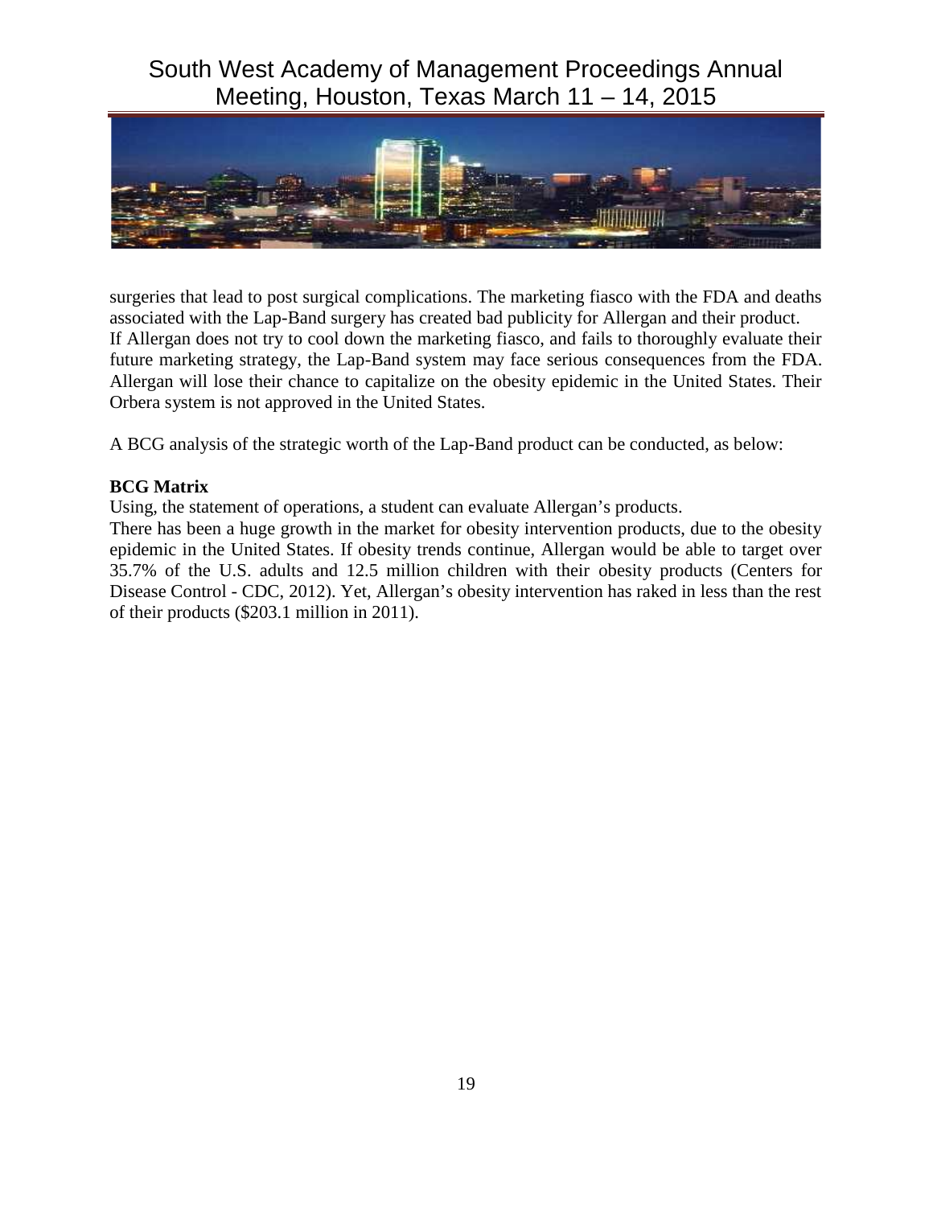surgeries that lead to post surgical complications. The marketing fiasco with the FDA and deaths associated with the Lap-Band surgery has created bad publicity for Allergan and their product.
If Allergan does not try to cool down the marketing fiasco, and fails to thoroughly evaluate their future marketing strategy, the Lap-Band system may face serious consequences from the FDA. Allergan will lose their chance to capitalize on the obesity epidemic in the United States. Their Orbera system is not approved in the United States.

A BCG analysis of the strategic worth of the Lap-Band product can be conducted, as below:

**BCG Matrix**

Using, the statement of operations, a student can evaluate Allergan's products.
There has been a huge growth in the market for obesity intervention products, due to the obesity epidemic in the United States. If obesity trends continue, Allergan would be able to target over 35.7% of the U.S. adults and 12.5 million children with their obesity products (Centers for Disease Control - CDC, 2012). Yet, Allergan's obesity intervention has raked in less than the rest of their products ($203.1 million in 2011).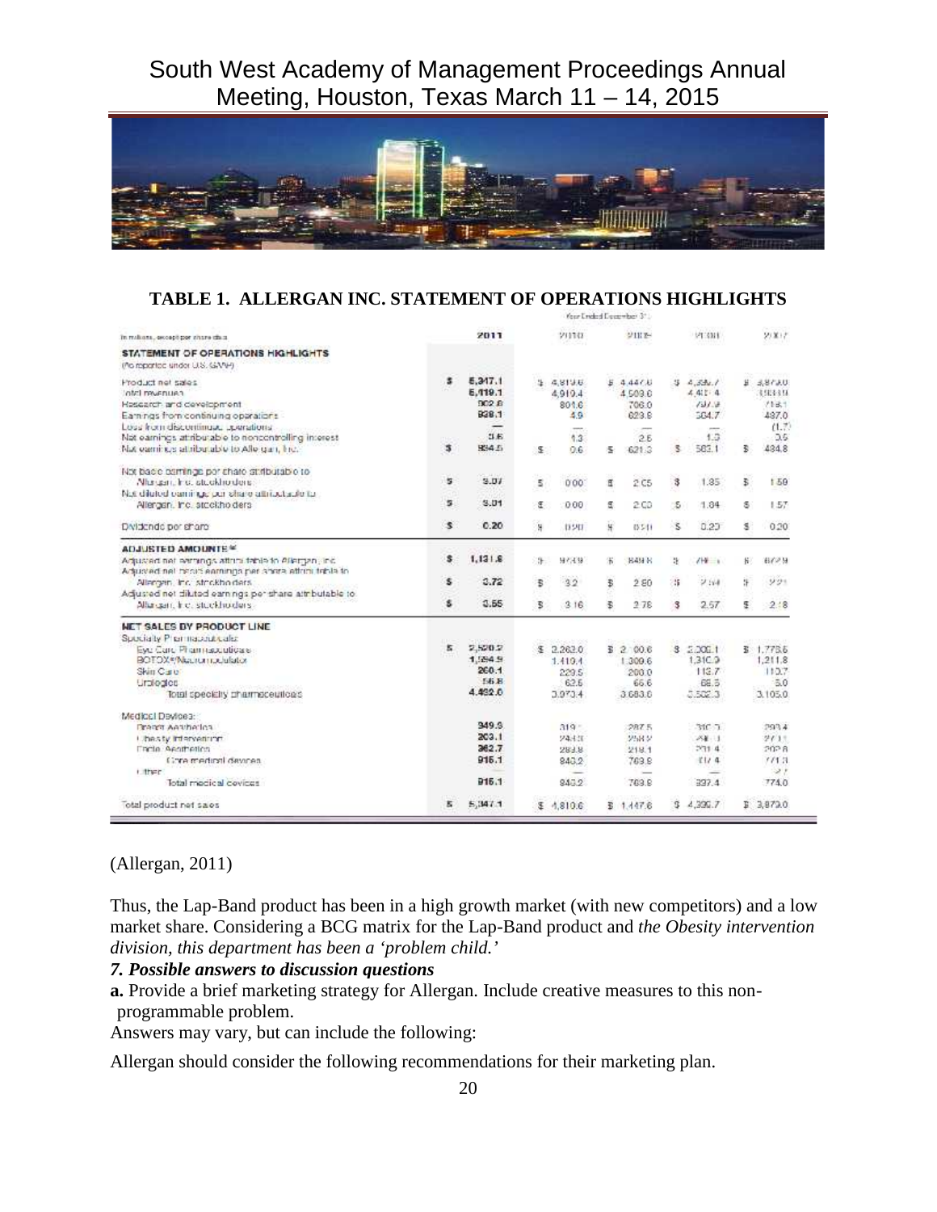## TABLE 1. ALLERGAN INC. STATEMENT OF OPERATIONS HIGHLIGHTS

| In millions, except per share data | 2011 | 2010 | 2009 | 2008 | 2007 |
|---|---|---|---|---|---|
| | | Year Ended December 31, | | | |
| **STATEMENT OF OPERATIONS HIGHLIGHTS** (As reported under U.S. GAAP) | | | | | |
| Product net sales | $ 5,347.1 | $ 4,819.6 | $ 4,447.6 | $ 4,339.7 | $ 3,879.0 |
| Total revenues | 5,419.1 | 4,919.4 | 4,503.6 | 4,403.4 | 3,938.9 |
| Research and development | 902.8 | 804.6 | 706.0 | 797.9 | 718.1 |
| Earnings from continuing operations | 938.1 | 4.9 | 623.8 | 564.7 | 487.0 |
| Loss from discontinued operations | — | — | — | — | (1.7) |
| Net earnings attributable to noncontrolling interest | 3.6 | 4.3 | 2.6 | 1.3 | 3.6 |
| Net earnings attributable to Allergan, Inc. | $ 934.5 | $ 0.6 | $ 621.3 | $ 563.1 | $ 484.8 |
| Net basic earnings per share attributable to Allergan, Inc. stockholders | $ 3.07 | $ 0.00 | $ 2.05 | $ 1.85 | $ 1.59 |
| Net diluted earnings per share attributable to Allergan, Inc. stockholders | $ 3.01 | $ 0.00 | $ 2.03 | $ 1.84 | $ 1.57 |
| Dividends per share | $ 0.20 | $ 0.20 | $ 0.20 | $ 0.20 | $ 0.20 |
| **ADJUSTED AMOUNTS**[a] | | | | | |
| Adjusted net earnings attributable to Allergan, Inc. | $ 1,131.6 | $ 973.9 | $ 849.8 | $ 788.6 | $ 672.9 |
| Adjusted net basic earnings per share attributable to Allergan, Inc. stockholders | $ 3.72 | $ 3.2 | $ 2.80 | $ 2.59 | $ 2.21 |
| Adjusted net diluted earnings per share attributable to Allergan, Inc. stockholders | $ 3.65 | $ 3.16 | $ 2.78 | $ 2.57 | $ 2.18 |
| **NET SALES BY PRODUCT LINE** | | | | | |
| Specialty Pharmaceuticals: | | | | | |
| Eye Care Pharmaceuticals | $ 2,520.2 | $ 2,263.0 | $ 2,100.8 | $ 2,009.1 | $ 1,776.5 |
| BOTOX®/Neuromodulator | 1,594.9 | 1,419.4 | 1,309.6 | 1,310.9 | 1,211.8 |
| Skin Care | 260.1 | 229.5 | 208.0 | 113.7 | 110.7 |
| Urologics | 56.8 | 63.5 | 66.6 | 68.5 | 5.0 |
| Total specialty pharmaceuticals | 4,432.0 | 3,973.4 | 3,683.0 | 3,502.3 | 3,105.0 |
| Medical Devices: | | | | | |
| Breast Aesthetics | 349.3 | 319.1 | 287.5 | 310.0 | 293.4 |
| Obesity Intervention | 203.1 | 243.3 | 258.2 | 296.0 | 270.1 |
| Facial Aesthetics | 362.7 | 283.8 | 218.1 | 231.4 | 202.8 |
| Core medical devices | 915.1 | 846.2 | 763.9 | 837.4 | 771.3 |
| Other | — | — | — | — | 2.7 |
| Total medical devices | 915.1 | 846.2 | 763.9 | 837.4 | 774.0 |
| Total product net sales | $ 5,347.1 | $ 4,819.6 | $ 4,447.6 | $ 4,339.7 | $ 3,879.0 |

(Allergan, 2011)

Thus, the Lap-Band product has been in a high growth market (with new competitors) and a low market share. Considering a BCG matrix for the Lap-Band product and *the Obesity intervention division, this department has been a 'problem child.'*

***7. Possible answers to discussion questions***

**a.** Provide a brief marketing strategy for Allergan. Include creative measures to this non-programmable problem.

Answers may vary, but can include the following:

Allergan should consider the following recommendations for their marketing plan.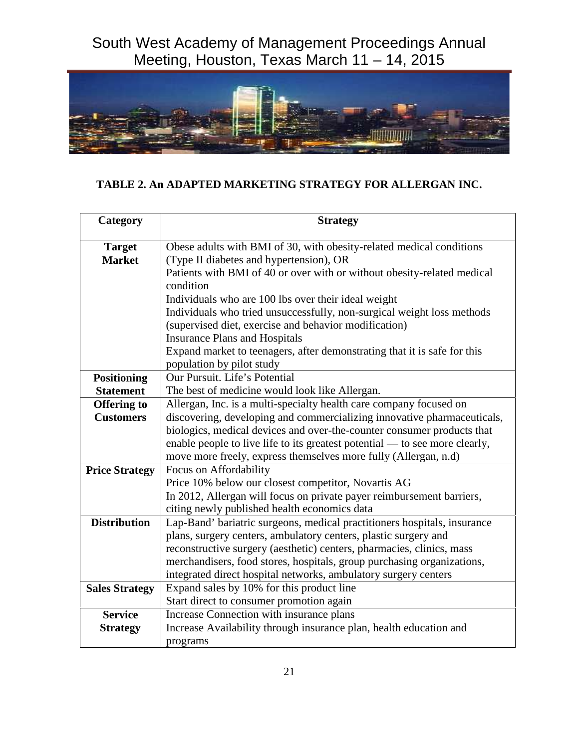**TABLE 2. An ADAPTED MARKETING STRATEGY FOR ALLERGAN INC.**

| Category | Strategy |
|---|---|
| **Target Market** | Obese adults with BMI of 30, with obesity-related medical conditions (Type II diabetes and hypertension), OR<br>Patients with BMI of 40 or over with or without obesity-related medical condition<br>Individuals who are 100 lbs over their ideal weight<br>Individuals who tried unsuccessfully, non-surgical weight loss methods (supervised diet, exercise and behavior modification)<br>Insurance Plans and Hospitals<br>Expand market to teenagers, after demonstrating that it is safe for this population by pilot study |
| **Positioning Statement** | Our Pursuit. Life's Potential<br>The best of medicine would look like Allergan. |
| **Offering to Customers** | Allergan, Inc. is a multi-specialty health care company focused on discovering, developing and commercializing innovative pharmaceuticals, biologics, medical devices and over-the-counter consumer products that enable people to live life to its greatest potential — to see more clearly, move more freely, express themselves more fully (Allergan, n.d) |
| **Price Strategy** | Focus on Affordability<br>Price 10% below our closest competitor, Novartis AG<br>In 2012, Allergan will focus on private payer reimbursement barriers, citing newly published health economics data |
| **Distribution** | Lap-Band' bariatric surgeons, medical practitioners hospitals, insurance plans, surgery centers, ambulatory centers, plastic surgery and reconstructive surgery (aesthetic) centers, pharmacies, clinics, mass merchandisers, food stores, hospitals, group purchasing organizations, integrated direct hospital networks, ambulatory surgery centers |
| **Sales Strategy** | Expand sales by 10% for this product line<br>Start direct to consumer promotion again |
| **Service Strategy** | Increase Connection with insurance plans<br>Increase Availability through insurance plan, health education and programs |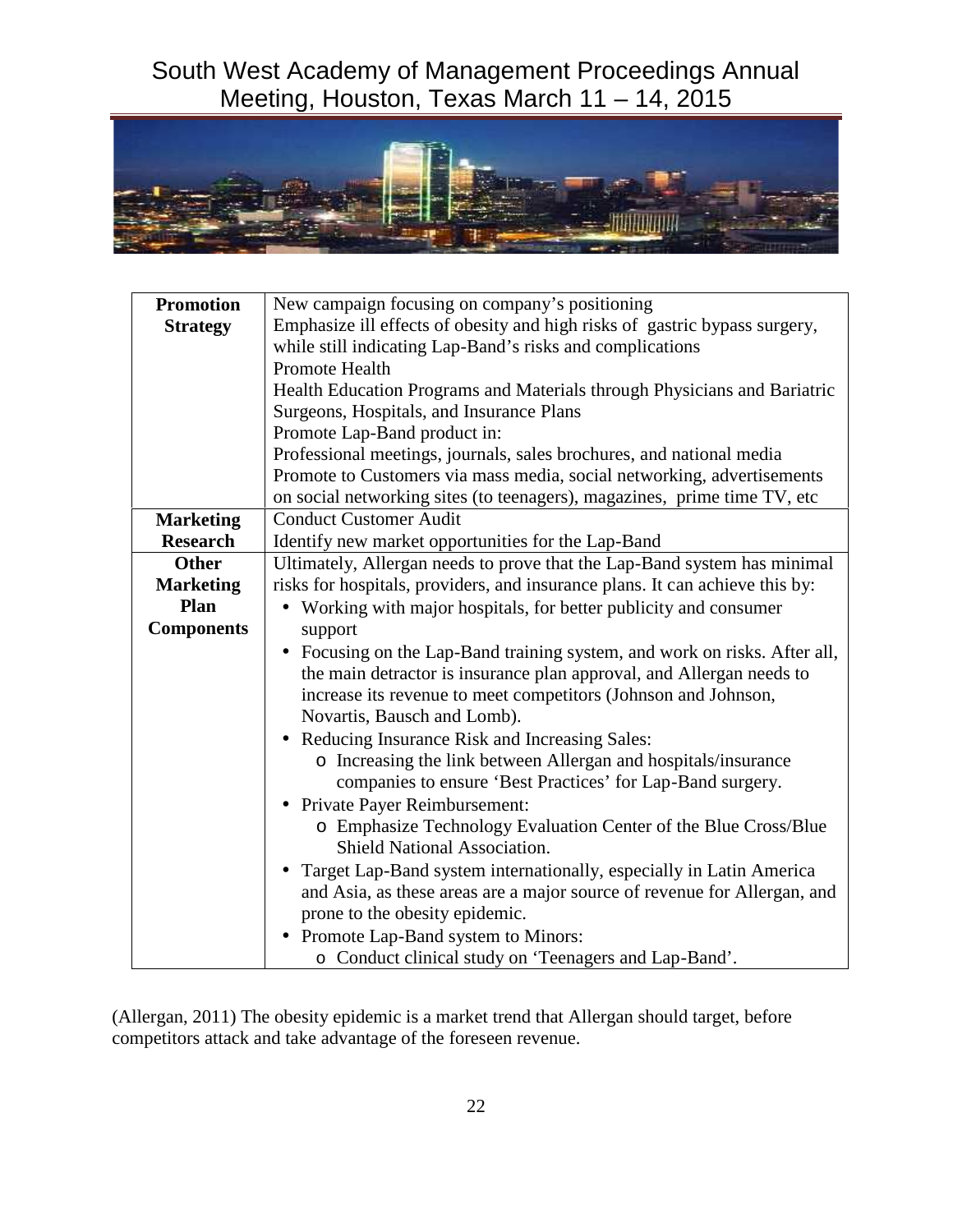| **Promotion Strategy** | New campaign focusing on company's positioning<br>Emphasize ill effects of obesity and high risks of gastric bypass surgery, while still indicating Lap-Band's risks and complications<br>Promote Health<br>Health Education Programs and Materials through Physicians and Bariatric Surgeons, Hospitals, and Insurance Plans<br>Promote Lap-Band product in:<br>Professional meetings, journals, sales brochures, and national media<br>Promote to Customers via mass media, social networking, advertisements on social networking sites (to teenagers), magazines, prime time TV, etc |
|---|---|
| **Marketing Research** | Conduct Customer Audit<br>Identify new market opportunities for the Lap-Band |
| **Other Marketing Plan Components** | Ultimately, Allergan needs to prove that the Lap-Band system has minimal risks for hospitals, providers, and insurance plans. It can achieve this by:<br>• Working with major hospitals, for better publicity and consumer support<br>• Focusing on the Lap-Band training system, and work on risks. After all, the main detractor is insurance plan approval, and Allergan needs to increase its revenue to meet competitors (Johnson and Johnson, Novartis, Bausch and Lomb).<br>• Reducing Insurance Risk and Increasing Sales:<br>  o Increasing the link between Allergan and hospitals/insurance companies to ensure 'Best Practices' for Lap-Band surgery.<br>• Private Payer Reimbursement:<br>  o Emphasize Technology Evaluation Center of the Blue Cross/Blue Shield National Association.<br>• Target Lap-Band system internationally, especially in Latin America and Asia, as these areas are a major source of revenue for Allergan, and prone to the obesity epidemic.<br>• Promote Lap-Band system to Minors:<br>  o Conduct clinical study on 'Teenagers and Lap-Band'. |

(Allergan, 2011) The obesity epidemic is a market trend that Allergan should target, before competitors attack and take advantage of the foreseen revenue.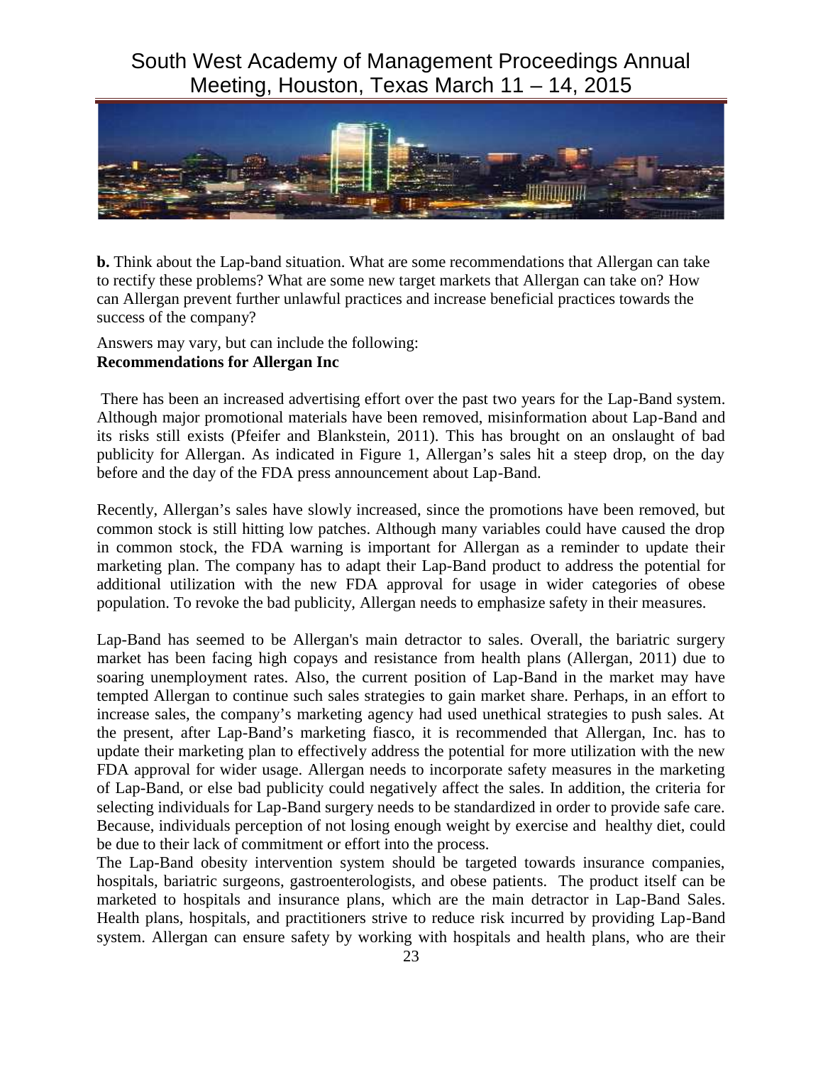**b.** Think about the Lap-band situation. What are some recommendations that Allergan can take to rectify these problems? What are some new target markets that Allergan can take on? How can Allergan prevent further unlawful practices and increase beneficial practices towards the success of the company?

Answers may vary, but can include the following:

**Recommendations for Allergan Inc**

There has been an increased advertising effort over the past two years for the Lap-Band system. Although major promotional materials have been removed, misinformation about Lap-Band and its risks still exists (Pfeifer and Blankstein, 2011). This has brought on an onslaught of bad publicity for Allergan. As indicated in Figure 1, Allergan's sales hit a steep drop, on the day before and the day of the FDA press announcement about Lap-Band.

Recently, Allergan's sales have slowly increased, since the promotions have been removed, but common stock is still hitting low patches. Although many variables could have caused the drop in common stock, the FDA warning is important for Allergan as a reminder to update their marketing plan. The company has to adapt their Lap-Band product to address the potential for additional utilization with the new FDA approval for usage in wider categories of obese population. To revoke the bad publicity, Allergan needs to emphasize safety in their measures.

Lap-Band has seemed to be Allergan's main detractor to sales. Overall, the bariatric surgery market has been facing high copays and resistance from health plans (Allergan, 2011) due to soaring unemployment rates. Also, the current position of Lap-Band in the market may have tempted Allergan to continue such sales strategies to gain market share. Perhaps, in an effort to increase sales, the company's marketing agency had used unethical strategies to push sales. At the present, after Lap-Band's marketing fiasco, it is recommended that Allergan, Inc. has to update their marketing plan to effectively address the potential for more utilization with the new FDA approval for wider usage. Allergan needs to incorporate safety measures in the marketing of Lap-Band, or else bad publicity could negatively affect the sales. In addition, the criteria for selecting individuals for Lap-Band surgery needs to be standardized in order to provide safe care. Because, individuals perception of not losing enough weight by exercise and healthy diet, could be due to their lack of commitment or effort into the process.

The Lap-Band obesity intervention system should be targeted towards insurance companies, hospitals, bariatric surgeons, gastroenterologists, and obese patients. The product itself can be marketed to hospitals and insurance plans, which are the main detractor in Lap-Band Sales. Health plans, hospitals, and practitioners strive to reduce risk incurred by providing Lap-Band system. Allergan can ensure safety by working with hospitals and health plans, who are their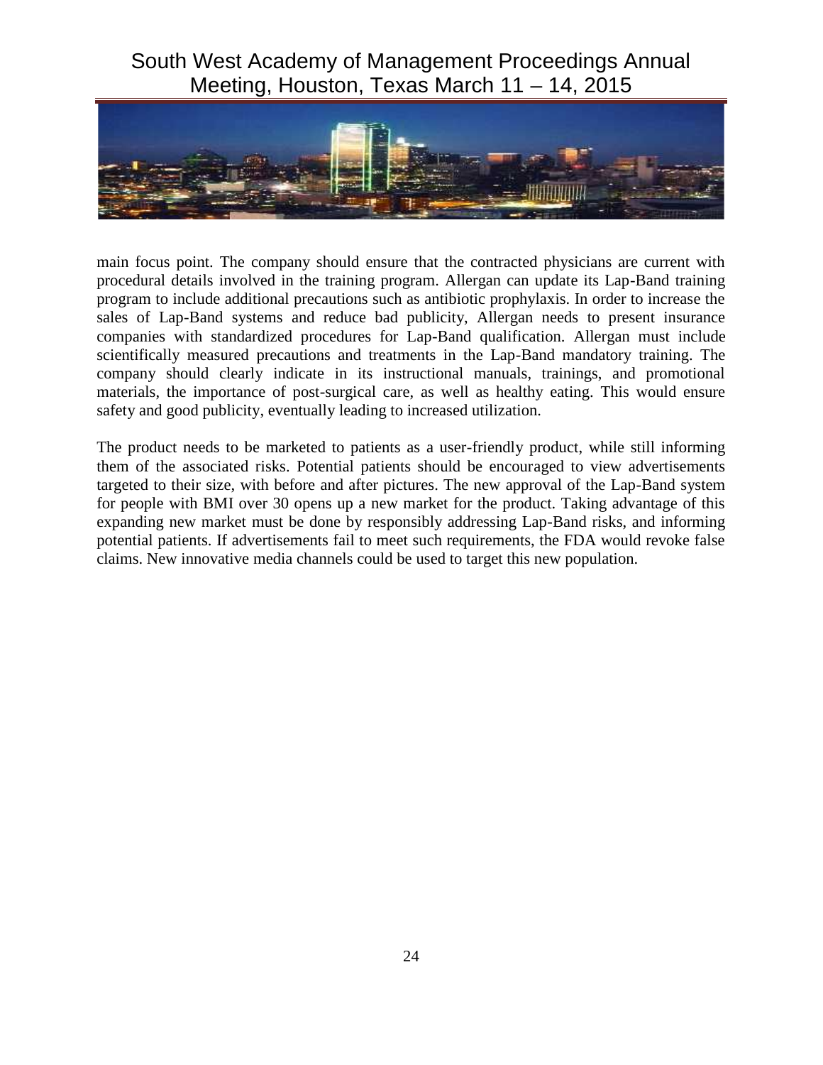main focus point. The company should ensure that the contracted physicians are current with procedural details involved in the training program. Allergan can update its Lap-Band training program to include additional precautions such as antibiotic prophylaxis. In order to increase the sales of Lap-Band systems and reduce bad publicity, Allergan needs to present insurance companies with standardized procedures for Lap-Band qualification. Allergan must include scientifically measured precautions and treatments in the Lap-Band mandatory training. The company should clearly indicate in its instructional manuals, trainings, and promotional materials, the importance of post-surgical care, as well as healthy eating. This would ensure safety and good publicity, eventually leading to increased utilization.

The product needs to be marketed to patients as a user-friendly product, while still informing them of the associated risks. Potential patients should be encouraged to view advertisements targeted to their size, with before and after pictures. The new approval of the Lap-Band system for people with BMI over 30 opens up a new market for the product. Taking advantage of this expanding new market must be done by responsibly addressing Lap-Band risks, and informing potential patients. If advertisements fail to meet such requirements, the FDA would revoke false claims. New innovative media channels could be used to target this new population.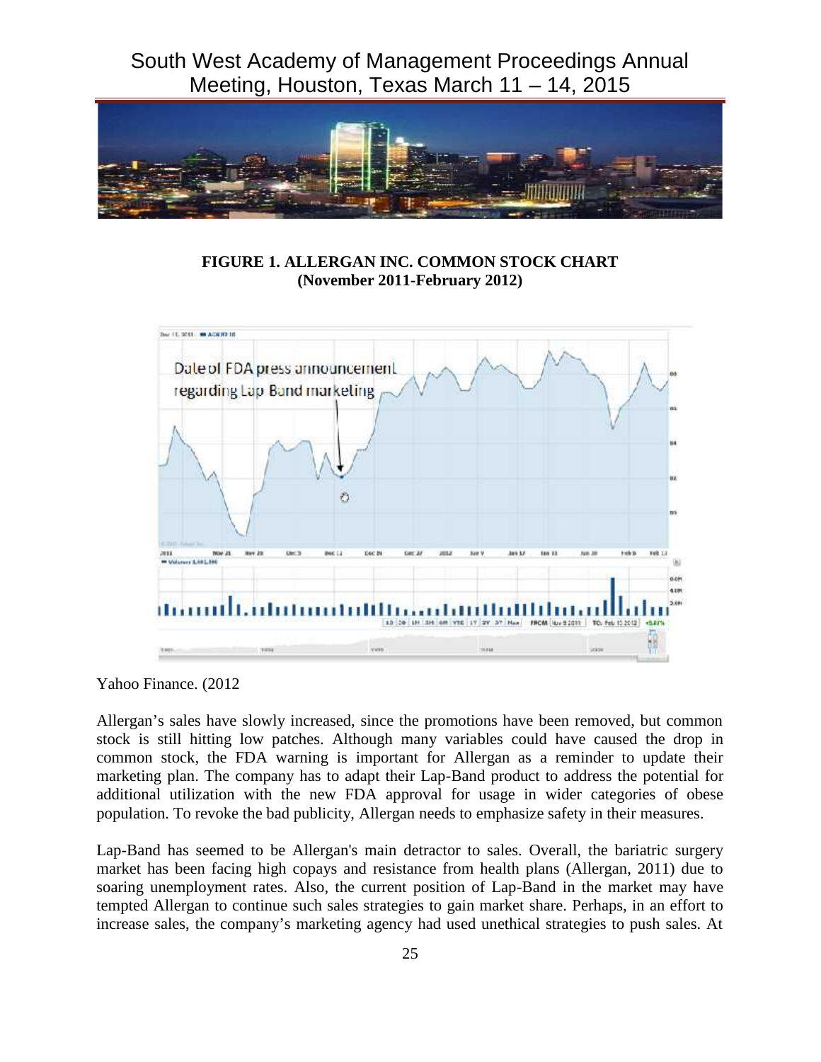**FIGURE 1. ALLERGAN INC. COMMON STOCK CHART (November 2011-February 2012)**

Yahoo Finance. (2012

Allergan's sales have slowly increased, since the promotions have been removed, but common stock is still hitting low patches. Although many variables could have caused the drop in common stock, the FDA warning is important for Allergan as a reminder to update their marketing plan. The company has to adapt their Lap-Band product to address the potential for additional utilization with the new FDA approval for usage in wider categories of obese population. To revoke the bad publicity, Allergan needs to emphasize safety in their measures.

Lap-Band has seemed to be Allergan's main detractor to sales. Overall, the bariatric surgery market has been facing high copays and resistance from health plans (Allergan, 2011) due to soaring unemployment rates. Also, the current position of Lap-Band in the market may have tempted Allergan to continue such sales strategies to gain market share. Perhaps, in an effort to increase sales, the company's marketing agency had used unethical strategies to push sales. At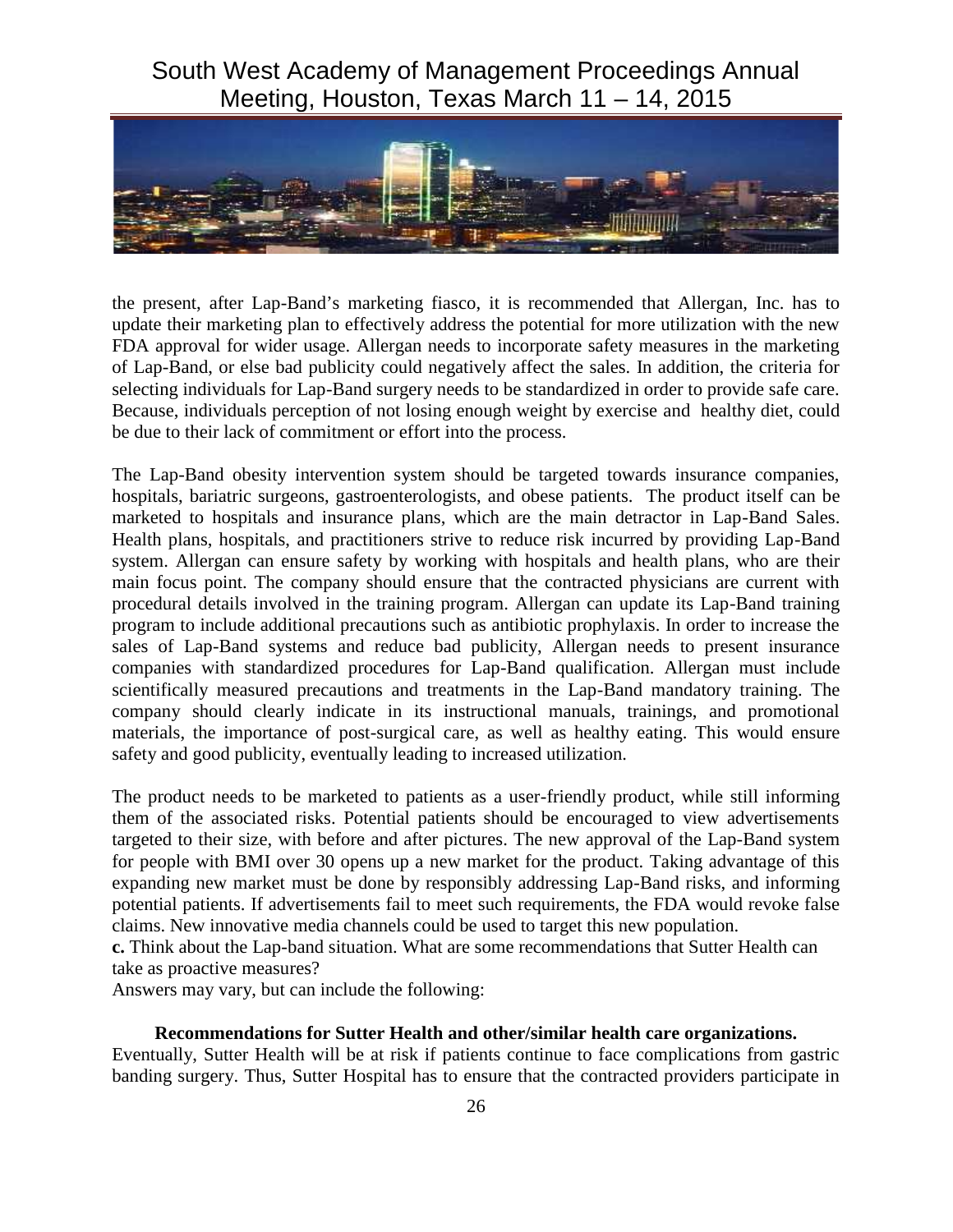the present, after Lap-Band's marketing fiasco, it is recommended that Allergan, Inc. has to update their marketing plan to effectively address the potential for more utilization with the new FDA approval for wider usage. Allergan needs to incorporate safety measures in the marketing of Lap-Band, or else bad publicity could negatively affect the sales. In addition, the criteria for selecting individuals for Lap-Band surgery needs to be standardized in order to provide safe care. Because, individuals perception of not losing enough weight by exercise and healthy diet, could be due to their lack of commitment or effort into the process.

The Lap-Band obesity intervention system should be targeted towards insurance companies, hospitals, bariatric surgeons, gastroenterologists, and obese patients. The product itself can be marketed to hospitals and insurance plans, which are the main detractor in Lap-Band Sales. Health plans, hospitals, and practitioners strive to reduce risk incurred by providing Lap-Band system. Allergan can ensure safety by working with hospitals and health plans, who are their main focus point. The company should ensure that the contracted physicians are current with procedural details involved in the training program. Allergan can update its Lap-Band training program to include additional precautions such as antibiotic prophylaxis. In order to increase the sales of Lap-Band systems and reduce bad publicity, Allergan needs to present insurance companies with standardized procedures for Lap-Band qualification. Allergan must include scientifically measured precautions and treatments in the Lap-Band mandatory training. The company should clearly indicate in its instructional manuals, trainings, and promotional materials, the importance of post-surgical care, as well as healthy eating. This would ensure safety and good publicity, eventually leading to increased utilization.

The product needs to be marketed to patients as a user-friendly product, while still informing them of the associated risks. Potential patients should be encouraged to view advertisements targeted to their size, with before and after pictures. The new approval of the Lap-Band system for people with BMI over 30 opens up a new market for the product. Taking advantage of this expanding new market must be done by responsibly addressing Lap-Band risks, and informing potential patients. If advertisements fail to meet such requirements, the FDA would revoke false claims. New innovative media channels could be used to target this new population.

**c.** Think about the Lap-band situation. What are some recommendations that Sutter Health can take as proactive measures?

Answers may vary, but can include the following:

**Recommendations for Sutter Health and other/similar health care organizations.**

Eventually, Sutter Health will be at risk if patients continue to face complications from gastric banding surgery. Thus, Sutter Hospital has to ensure that the contracted providers participate in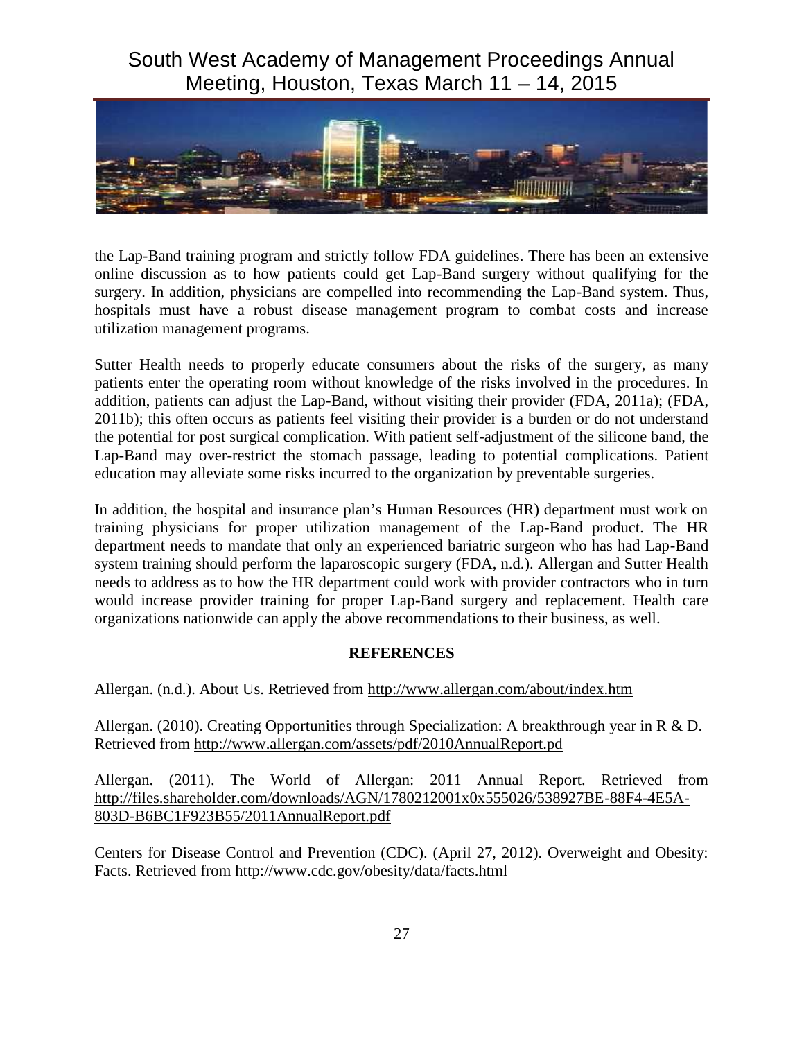the Lap-Band training program and strictly follow FDA guidelines. There has been an extensive online discussion as to how patients could get Lap-Band surgery without qualifying for the surgery. In addition, physicians are compelled into recommending the Lap-Band system. Thus, hospitals must have a robust disease management program to combat costs and increase utilization management programs.

Sutter Health needs to properly educate consumers about the risks of the surgery, as many patients enter the operating room without knowledge of the risks involved in the procedures. In addition, patients can adjust the Lap-Band, without visiting their provider (FDA, 2011a); (FDA, 2011b); this often occurs as patients feel visiting their provider is a burden or do not understand the potential for post surgical complication. With patient self-adjustment of the silicone band, the Lap-Band may over-restrict the stomach passage, leading to potential complications. Patient education may alleviate some risks incurred to the organization by preventable surgeries.

In addition, the hospital and insurance plan's Human Resources (HR) department must work on training physicians for proper utilization management of the Lap-Band product. The HR department needs to mandate that only an experienced bariatric surgeon who has had Lap-Band system training should perform the laparoscopic surgery (FDA, n.d.). Allergan and Sutter Health needs to address as to how the HR department could work with provider contractors who in turn would increase provider training for proper Lap-Band surgery and replacement. Health care organizations nationwide can apply the above recommendations to their business, as well.

## REFERENCES

Allergan. (n.d.). About Us. Retrieved from http://www.allergan.com/about/index.htm

Allergan. (2010). Creating Opportunities through Specialization: A breakthrough year in R & D. Retrieved from http://www.allergan.com/assets/pdf/2010AnnualReport.pd

Allergan. (2011). The World of Allergan: 2011 Annual Report. Retrieved from http://files.shareholder.com/downloads/AGN/1780212001x0x555026/538927BE-88F4-4E5A-803D-B6BC1F923B55/2011AnnualReport.pdf

Centers for Disease Control and Prevention (CDC). (April 27, 2012). Overweight and Obesity: Facts. Retrieved from http://www.cdc.gov/obesity/data/facts.html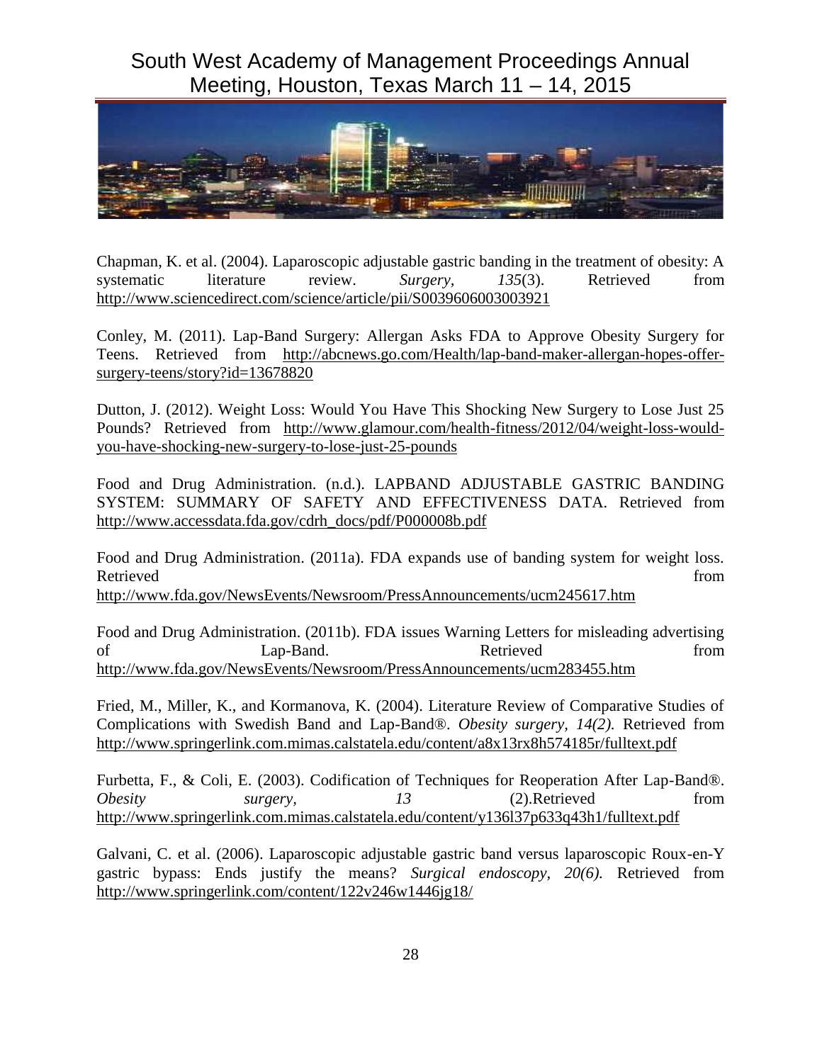Chapman, K. et al. (2004). Laparoscopic adjustable gastric banding in the treatment of obesity: A systematic literature review. *Surgery, 135*(3). Retrieved from http://www.sciencedirect.com/science/article/pii/S0039606003003921

Conley, M. (2011). Lap-Band Surgery: Allergan Asks FDA to Approve Obesity Surgery for Teens. Retrieved from http://abcnews.go.com/Health/lap-band-maker-allergan-hopes-offer-surgery-teens/story?id=13678820

Dutton, J. (2012). Weight Loss: Would You Have This Shocking New Surgery to Lose Just 25 Pounds? Retrieved from http://www.glamour.com/health-fitness/2012/04/weight-loss-would-you-have-shocking-new-surgery-to-lose-just-25-pounds

Food and Drug Administration. (n.d.). LAPBAND ADJUSTABLE GASTRIC BANDING SYSTEM: SUMMARY OF SAFETY AND EFFECTIVENESS DATA. Retrieved from http://www.accessdata.fda.gov/cdrh_docs/pdf/P000008b.pdf

Food and Drug Administration. (2011a). FDA expands use of banding system for weight loss. Retrieved from http://www.fda.gov/NewsEvents/Newsroom/PressAnnouncements/ucm245617.htm

Food and Drug Administration. (2011b). FDA issues Warning Letters for misleading advertising of Lap-Band. Retrieved from http://www.fda.gov/NewsEvents/Newsroom/PressAnnouncements/ucm283455.htm

Fried, M., Miller, K., and Kormanova, K. (2004). Literature Review of Comparative Studies of Complications with Swedish Band and Lap-Band®. *Obesity surgery, 14(2).* Retrieved from http://www.springerlink.com.mimas.calstatela.edu/content/a8x13rx8h574185r/fulltext.pdf

Furbetta, F., & Coli, E. (2003). Codification of Techniques for Reoperation After Lap-Band®. *Obesity surgery, 13* (2).Retrieved from http://www.springerlink.com.mimas.calstatela.edu/content/y136l37p633q43h1/fulltext.pdf

Galvani, C. et al. (2006). Laparoscopic adjustable gastric band versus laparoscopic Roux-en-Y gastric bypass: Ends justify the means? *Surgical endoscopy, 20(6).* Retrieved from http://www.springerlink.com/content/122v246w1446jg18/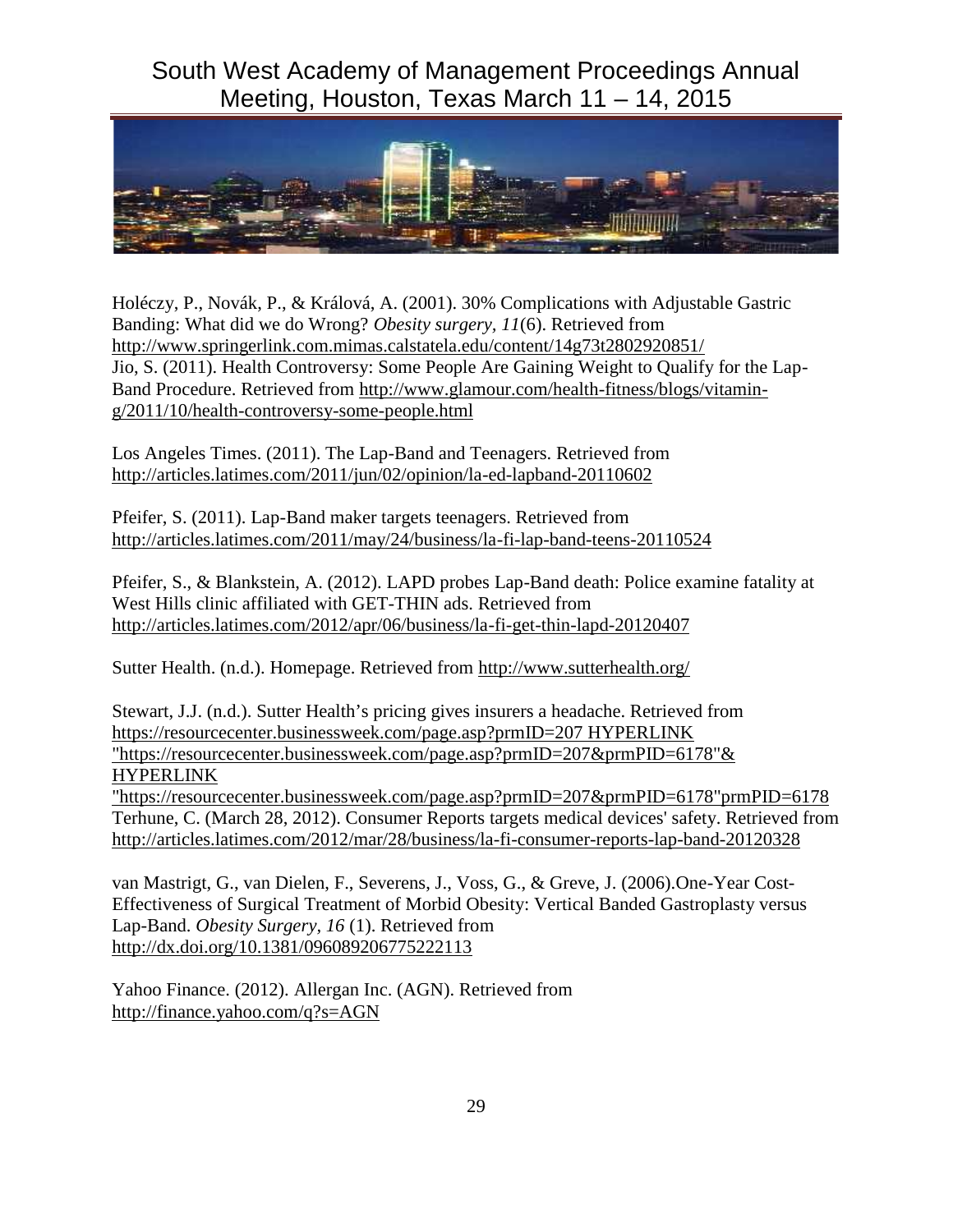Holéczy, P., Novák, P., & Králová, A. (2001). 30% Complications with Adjustable Gastric Banding: What did we do Wrong? *Obesity surgery, 11*(6). Retrieved from http://www.springerlink.com.mimas.calstatela.edu/content/14g73t2802920851/
Jio, S. (2011). Health Controversy: Some People Are Gaining Weight to Qualify for the Lap-Band Procedure. Retrieved from http://www.glamour.com/health-fitness/blogs/vitamin-g/2011/10/health-controversy-some-people.html

Los Angeles Times. (2011). The Lap-Band and Teenagers. Retrieved from http://articles.latimes.com/2011/jun/02/opinion/la-ed-lapband-20110602

Pfeifer, S. (2011). Lap-Band maker targets teenagers. Retrieved from http://articles.latimes.com/2011/may/24/business/la-fi-lap-band-teens-20110524

Pfeifer, S., & Blankstein, A. (2012). LAPD probes Lap-Band death: Police examine fatality at West Hills clinic affiliated with GET-THIN ads. Retrieved from http://articles.latimes.com/2012/apr/06/business/la-fi-get-thin-lapd-20120407

Sutter Health. (n.d.). Homepage. Retrieved from http://www.sutterhealth.org/

Stewart, J.J. (n.d.). Sutter Health's pricing gives insurers a headache. Retrieved from https://resourcecenter.businessweek.com/page.asp?prmID=207 HYPERLINK "https://resourcecenter.businessweek.com/page.asp?prmID=207&prmPID=6178"& HYPERLINK "https://resourcecenter.businessweek.com/page.asp?prmID=207&prmPID=6178"prmPID=6178
Terhune, C. (March 28, 2012). Consumer Reports targets medical devices' safety. Retrieved from http://articles.latimes.com/2012/mar/28/business/la-fi-consumer-reports-lap-band-20120328

van Mastrigt, G., van Dielen, F., Severens, J., Voss, G., & Greve, J. (2006).One-Year Cost-Effectiveness of Surgical Treatment of Morbid Obesity: Vertical Banded Gastroplasty versus Lap-Band. *Obesity Surgery, 16* (1). Retrieved from http://dx.doi.org/10.1381/096089206775222113

Yahoo Finance. (2012). Allergan Inc. (AGN). Retrieved from http://finance.yahoo.com/q?s=AGN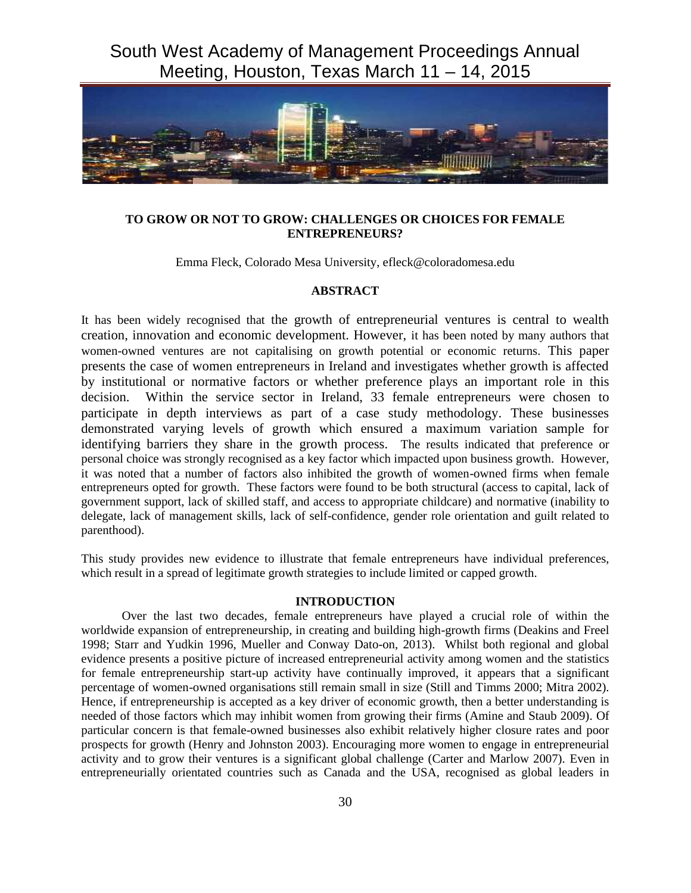# TO GROW OR NOT TO GROW: CHALLENGES OR CHOICES FOR FEMALE ENTREPRENEURS?

Emma Fleck, Colorado Mesa University, efleck@coloradomesa.edu

## ABSTRACT

It has been widely recognised that the growth of entrepreneurial ventures is central to wealth creation, innovation and economic development. However, it has been noted by many authors that women-owned ventures are not capitalising on growth potential or economic returns. This paper presents the case of women entrepreneurs in Ireland and investigates whether growth is affected by institutional or normative factors or whether preference plays an important role in this decision. Within the service sector in Ireland, 33 female entrepreneurs were chosen to participate in depth interviews as part of a case study methodology. These businesses demonstrated varying levels of growth which ensured a maximum variation sample for identifying barriers they share in the growth process. The results indicated that preference or personal choice was strongly recognised as a key factor which impacted upon business growth. However, it was noted that a number of factors also inhibited the growth of women-owned firms when female entrepreneurs opted for growth. These factors were found to be both structural (access to capital, lack of government support, lack of skilled staff, and access to appropriate childcare) and normative (inability to delegate, lack of management skills, lack of self-confidence, gender role orientation and guilt related to parenthood).

This study provides new evidence to illustrate that female entrepreneurs have individual preferences, which result in a spread of legitimate growth strategies to include limited or capped growth.

## INTRODUCTION

Over the last two decades, female entrepreneurs have played a crucial role of within the worldwide expansion of entrepreneurship, in creating and building high-growth firms (Deakins and Freel 1998; Starr and Yudkin 1996, Mueller and Conway Dato-on, 2013). Whilst both regional and global evidence presents a positive picture of increased entrepreneurial activity among women and the statistics for female entrepreneurship start-up activity have continually improved, it appears that a significant percentage of women-owned organisations still remain small in size (Still and Timms 2000; Mitra 2002). Hence, if entrepreneurship is accepted as a key driver of economic growth, then a better understanding is needed of those factors which may inhibit women from growing their firms (Amine and Staub 2009). Of particular concern is that female-owned businesses also exhibit relatively higher closure rates and poor prospects for growth (Henry and Johnston 2003). Encouraging more women to engage in entrepreneurial activity and to grow their ventures is a significant global challenge (Carter and Marlow 2007). Even in entrepreneurially orientated countries such as Canada and the USA, recognised as global leaders in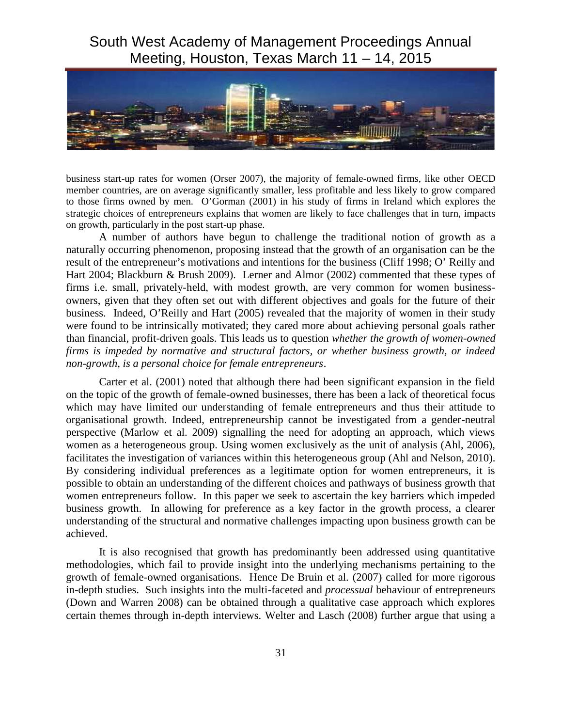business start-up rates for women (Orser 2007), the majority of female-owned firms, like other OECD member countries, are on average significantly smaller, less profitable and less likely to grow compared to those firms owned by men. O'Gorman (2001) in his study of firms in Ireland which explores the strategic choices of entrepreneurs explains that women are likely to face challenges that in turn, impacts on growth, particularly in the post start-up phase.

A number of authors have begun to challenge the traditional notion of growth as a naturally occurring phenomenon, proposing instead that the growth of an organisation can be the result of the entrepreneur's motivations and intentions for the business (Cliff 1998; O' Reilly and Hart 2004; Blackburn & Brush 2009). Lerner and Almor (2002) commented that these types of firms i.e. small, privately-held, with modest growth, are very common for women business-owners, given that they often set out with different objectives and goals for the future of their business. Indeed, O'Reilly and Hart (2005) revealed that the majority of women in their study were found to be intrinsically motivated; they cared more about achieving personal goals rather than financial, profit-driven goals. This leads us to question *whether the growth of women-owned firms is impeded by normative and structural factors, or whether business growth, or indeed non-growth, is a personal choice for female entrepreneurs*.

Carter et al. (2001) noted that although there had been significant expansion in the field on the topic of the growth of female-owned businesses, there has been a lack of theoretical focus which may have limited our understanding of female entrepreneurs and thus their attitude to organisational growth. Indeed, entrepreneurship cannot be investigated from a gender-neutral perspective (Marlow et al. 2009) signalling the need for adopting an approach, which views women as a heterogeneous group. Using women exclusively as the unit of analysis (Ahl, 2006), facilitates the investigation of variances within this heterogeneous group (Ahl and Nelson, 2010). By considering individual preferences as a legitimate option for women entrepreneurs, it is possible to obtain an understanding of the different choices and pathways of business growth that women entrepreneurs follow. In this paper we seek to ascertain the key barriers which impeded business growth. In allowing for preference as a key factor in the growth process, a clearer understanding of the structural and normative challenges impacting upon business growth can be achieved.

It is also recognised that growth has predominantly been addressed using quantitative methodologies, which fail to provide insight into the underlying mechanisms pertaining to the growth of female-owned organisations. Hence De Bruin et al. (2007) called for more rigorous in-depth studies. Such insights into the multi-faceted and *processual* behaviour of entrepreneurs (Down and Warren 2008) can be obtained through a qualitative case approach which explores certain themes through in-depth interviews. Welter and Lasch (2008) further argue that using a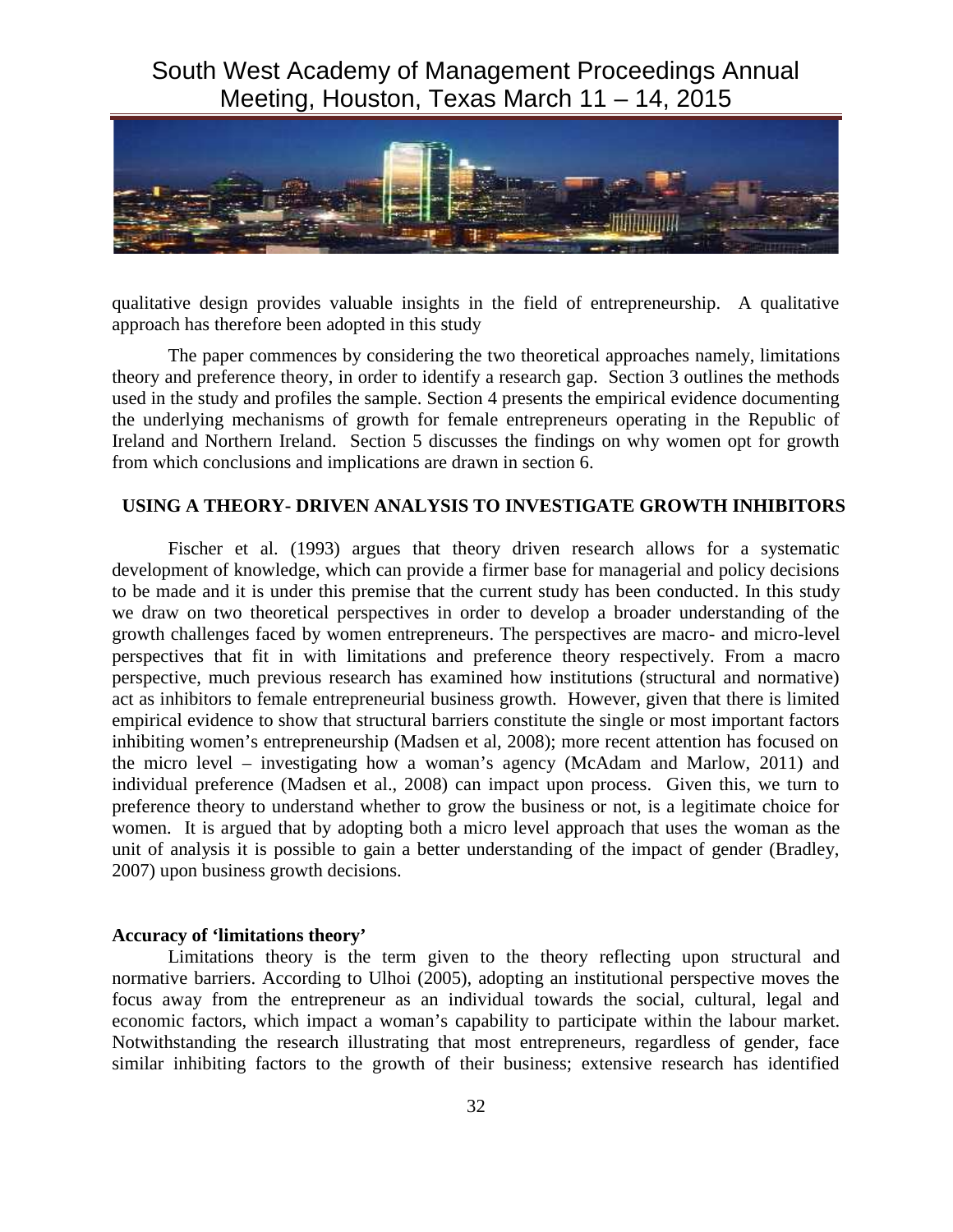qualitative design provides valuable insights in the field of entrepreneurship. A qualitative approach has therefore been adopted in this study

The paper commences by considering the two theoretical approaches namely, limitations theory and preference theory, in order to identify a research gap. Section 3 outlines the methods used in the study and profiles the sample. Section 4 presents the empirical evidence documenting the underlying mechanisms of growth for female entrepreneurs operating in the Republic of Ireland and Northern Ireland. Section 5 discusses the findings on why women opt for growth from which conclusions and implications are drawn in section 6.

## USING A THEORY- DRIVEN ANALYSIS TO INVESTIGATE GROWTH INHIBITORS

Fischer et al. (1993) argues that theory driven research allows for a systematic development of knowledge, which can provide a firmer base for managerial and policy decisions to be made and it is under this premise that the current study has been conducted. In this study we draw on two theoretical perspectives in order to develop a broader understanding of the growth challenges faced by women entrepreneurs. The perspectives are macro- and micro-level perspectives that fit in with limitations and preference theory respectively. From a macro perspective, much previous research has examined how institutions (structural and normative) act as inhibitors to female entrepreneurial business growth. However, given that there is limited empirical evidence to show that structural barriers constitute the single or most important factors inhibiting women's entrepreneurship (Madsen et al, 2008); more recent attention has focused on the micro level – investigating how a woman's agency (McAdam and Marlow, 2011) and individual preference (Madsen et al., 2008) can impact upon process. Given this, we turn to preference theory to understand whether to grow the business or not, is a legitimate choice for women. It is argued that by adopting both a micro level approach that uses the woman as the unit of analysis it is possible to gain a better understanding of the impact of gender (Bradley, 2007) upon business growth decisions.

### Accuracy of 'limitations theory'

Limitations theory is the term given to the theory reflecting upon structural and normative barriers. According to Ulhoi (2005), adopting an institutional perspective moves the focus away from the entrepreneur as an individual towards the social, cultural, legal and economic factors, which impact a woman's capability to participate within the labour market. Notwithstanding the research illustrating that most entrepreneurs, regardless of gender, face similar inhibiting factors to the growth of their business; extensive research has identified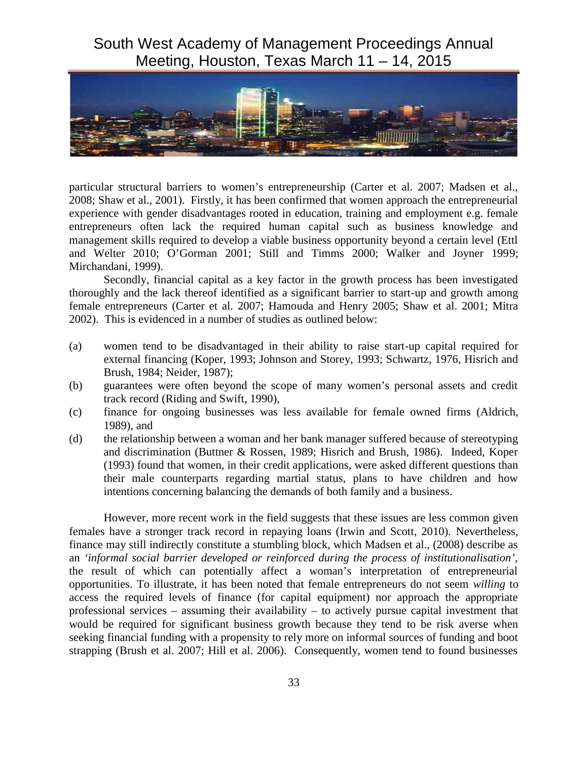particular structural barriers to women's entrepreneurship (Carter et al. 2007; Madsen et al., 2008; Shaw et al., 2001). Firstly, it has been confirmed that women approach the entrepreneurial experience with gender disadvantages rooted in education, training and employment e.g. female entrepreneurs often lack the required human capital such as business knowledge and management skills required to develop a viable business opportunity beyond a certain level (Ettl and Welter 2010; O'Gorman 2001; Still and Timms 2000; Walker and Joyner 1999; Mirchandani, 1999).

Secondly, financial capital as a key factor in the growth process has been investigated thoroughly and the lack thereof identified as a significant barrier to start-up and growth among female entrepreneurs (Carter et al. 2007; Hamouda and Henry 2005; Shaw et al. 2001; Mitra 2002). This is evidenced in a number of studies as outlined below:

(a) women tend to be disadvantaged in their ability to raise start-up capital required for external financing (Koper, 1993; Johnson and Storey, 1993; Schwartz, 1976, Hisrich and Brush, 1984; Neider, 1987);

(b) guarantees were often beyond the scope of many women's personal assets and credit track record (Riding and Swift, 1990),

(c) finance for ongoing businesses was less available for female owned firms (Aldrich, 1989), and

(d) the relationship between a woman and her bank manager suffered because of stereotyping and discrimination (Buttner & Rossen, 1989; Hisrich and Brush, 1986). Indeed, Koper (1993) found that women, in their credit applications, were asked different questions than their male counterparts regarding martial status, plans to have children and how intentions concerning balancing the demands of both family and a business.

However, more recent work in the field suggests that these issues are less common given females have a stronger track record in repaying loans (Irwin and Scott, 2010). Nevertheless, finance may still indirectly constitute a stumbling block, which Madsen et al., (2008) describe as an *'informal social barrier developed or reinforced during the process of institutionalisation'*, the result of which can potentially affect a woman's interpretation of entrepreneurial opportunities. To illustrate, it has been noted that female entrepreneurs do not seem *willing* to access the required levels of finance (for capital equipment) nor approach the appropriate professional services – assuming their availability – to actively pursue capital investment that would be required for significant business growth because they tend to be risk averse when seeking financial funding with a propensity to rely more on informal sources of funding and boot strapping (Brush et al. 2007; Hill et al. 2006). Consequently, women tend to found businesses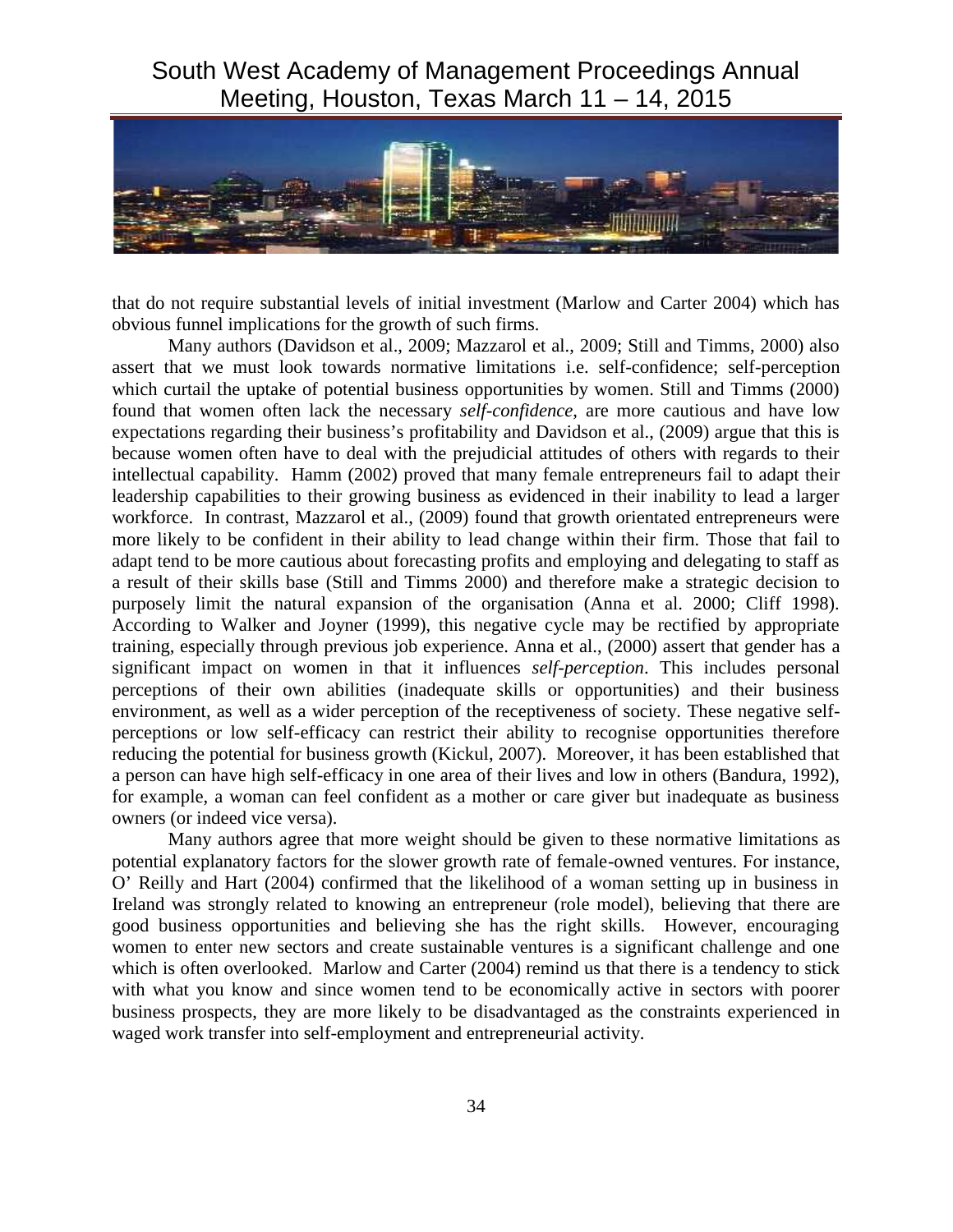that do not require substantial levels of initial investment (Marlow and Carter 2004) which has obvious funnel implications for the growth of such firms.

Many authors (Davidson et al., 2009; Mazzarol et al., 2009; Still and Timms, 2000) also assert that we must look towards normative limitations i.e. self-confidence; self-perception which curtail the uptake of potential business opportunities by women. Still and Timms (2000) found that women often lack the necessary *self-confidence*, are more cautious and have low expectations regarding their business's profitability and Davidson et al., (2009) argue that this is because women often have to deal with the prejudicial attitudes of others with regards to their intellectual capability. Hamm (2002) proved that many female entrepreneurs fail to adapt their leadership capabilities to their growing business as evidenced in their inability to lead a larger workforce. In contrast, Mazzarol et al., (2009) found that growth orientated entrepreneurs were more likely to be confident in their ability to lead change within their firm. Those that fail to adapt tend to be more cautious about forecasting profits and employing and delegating to staff as a result of their skills base (Still and Timms 2000) and therefore make a strategic decision to purposely limit the natural expansion of the organisation (Anna et al. 2000; Cliff 1998). According to Walker and Joyner (1999), this negative cycle may be rectified by appropriate training, especially through previous job experience. Anna et al., (2000) assert that gender has a significant impact on women in that it influences *self-perception*. This includes personal perceptions of their own abilities (inadequate skills or opportunities) and their business environment, as well as a wider perception of the receptiveness of society. These negative self-perceptions or low self-efficacy can restrict their ability to recognise opportunities therefore reducing the potential for business growth (Kickul, 2007). Moreover, it has been established that a person can have high self-efficacy in one area of their lives and low in others (Bandura, 1992), for example, a woman can feel confident as a mother or care giver but inadequate as business owners (or indeed vice versa).

Many authors agree that more weight should be given to these normative limitations as potential explanatory factors for the slower growth rate of female-owned ventures. For instance, O' Reilly and Hart (2004) confirmed that the likelihood of a woman setting up in business in Ireland was strongly related to knowing an entrepreneur (role model), believing that there are good business opportunities and believing she has the right skills. However, encouraging women to enter new sectors and create sustainable ventures is a significant challenge and one which is often overlooked. Marlow and Carter (2004) remind us that there is a tendency to stick with what you know and since women tend to be economically active in sectors with poorer business prospects, they are more likely to be disadvantaged as the constraints experienced in waged work transfer into self-employment and entrepreneurial activity.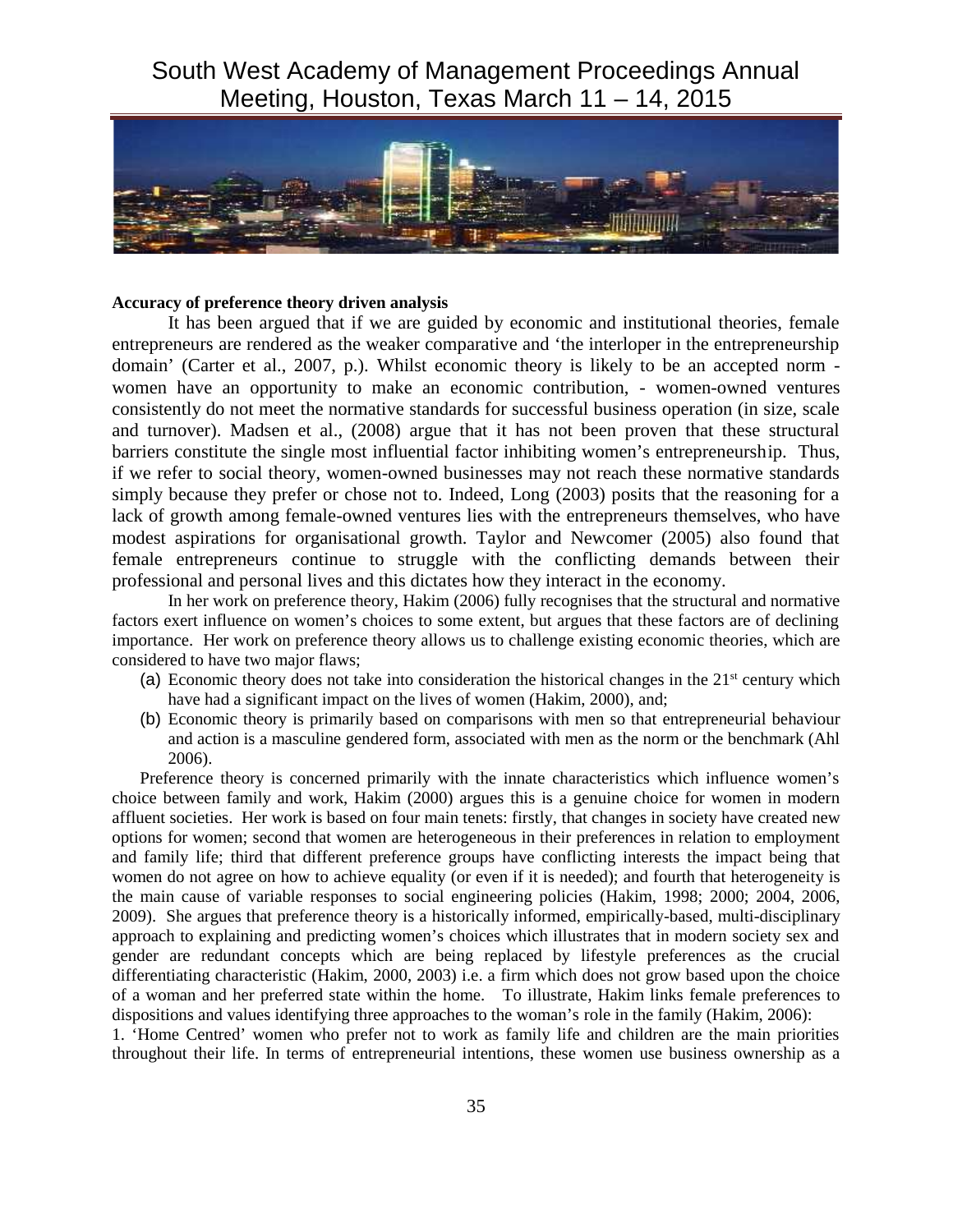**Accuracy of preference theory driven analysis**

It has been argued that if we are guided by economic and institutional theories, female entrepreneurs are rendered as the weaker comparative and 'the interloper in the entrepreneurship domain' (Carter et al., 2007, p.). Whilst economic theory is likely to be an accepted norm - women have an opportunity to make an economic contribution, - women-owned ventures consistently do not meet the normative standards for successful business operation (in size, scale and turnover). Madsen et al., (2008) argue that it has not been proven that these structural barriers constitute the single most influential factor inhibiting women's entrepreneurship. Thus, if we refer to social theory, women-owned businesses may not reach these normative standards simply because they prefer or chose not to. Indeed, Long (2003) posits that the reasoning for a lack of growth among female-owned ventures lies with the entrepreneurs themselves, who have modest aspirations for organisational growth. Taylor and Newcomer (2005) also found that female entrepreneurs continue to struggle with the conflicting demands between their professional and personal lives and this dictates how they interact in the economy.

In her work on preference theory, Hakim (2006) fully recognises that the structural and normative factors exert influence on women's choices to some extent, but argues that these factors are of declining importance. Her work on preference theory allows us to challenge existing economic theories, which are considered to have two major flaws;

(a) Economic theory does not take into consideration the historical changes in the 21st century which have had a significant impact on the lives of women (Hakim, 2000), and;

(b) Economic theory is primarily based on comparisons with men so that entrepreneurial behaviour and action is a masculine gendered form, associated with men as the norm or the benchmark (Ahl 2006).

Preference theory is concerned primarily with the innate characteristics which influence women's choice between family and work, Hakim (2000) argues this is a genuine choice for women in modern affluent societies. Her work is based on four main tenets: firstly, that changes in society have created new options for women; second that women are heterogeneous in their preferences in relation to employment and family life; third that different preference groups have conflicting interests the impact being that women do not agree on how to achieve equality (or even if it is needed); and fourth that heterogeneity is the main cause of variable responses to social engineering policies (Hakim, 1998; 2000; 2004, 2006, 2009). She argues that preference theory is a historically informed, empirically-based, multi-disciplinary approach to explaining and predicting women's choices which illustrates that in modern society sex and gender are redundant concepts which are being replaced by lifestyle preferences as the crucial differentiating characteristic (Hakim, 2000, 2003) i.e. a firm which does not grow based upon the choice of a woman and her preferred state within the home. To illustrate, Hakim links female preferences to dispositions and values identifying three approaches to the woman's role in the family (Hakim, 2006):

1. 'Home Centred' women who prefer not to work as family life and children are the main priorities throughout their life. In terms of entrepreneurial intentions, these women use business ownership as a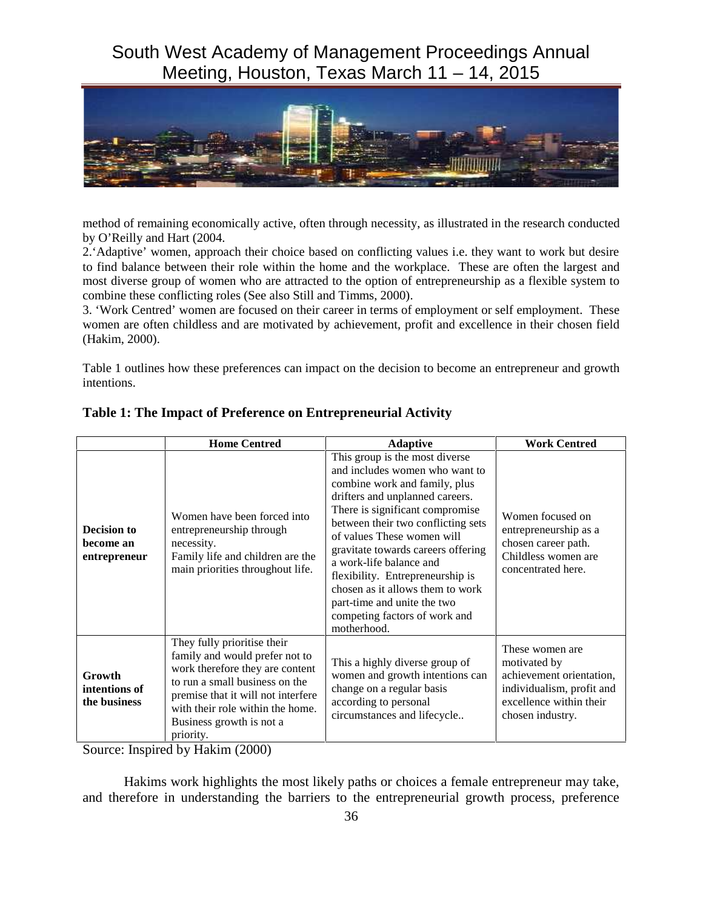method of remaining economically active, often through necessity, as illustrated in the research conducted by O'Reilly and Hart (2004.

2.'Adaptive' women, approach their choice based on conflicting values i.e. they want to work but desire to find balance between their role within the home and the workplace. These are often the largest and most diverse group of women who are attracted to the option of entrepreneurship as a flexible system to combine these conflicting roles (See also Still and Timms, 2000).

3. 'Work Centred' women are focused on their career in terms of employment or self employment. These women are often childless and are motivated by achievement, profit and excellence in their chosen field (Hakim, 2000).

Table 1 outlines how these preferences can impact on the decision to become an entrepreneur and growth intentions.

**Table 1: The Impact of Preference on Entrepreneurial Activity**

| | **Home Centred** | **Adaptive** | **Work Centred** |
|---|---|---|---|
| **Decision to become an entrepreneur** | Women have been forced into entrepreneurship through necessity. Family life and children are the main priorities throughout life. | This group is the most diverse and includes women who want to combine work and family, plus drifters and unplanned careers. There is significant compromise between their two conflicting sets of values These women will gravitate towards careers offering a work-life balance and flexibility. Entrepreneurship is chosen as it allows them to work part-time and unite the two competing factors of work and motherhood. | Women focused on entrepreneurship as a chosen career path. Childless women are concentrated here. |
| **Growth intentions of the business** | They fully prioritise their family and would prefer not to work therefore they are content to run a small business on the premise that it will not interfere with their role within the home. Business growth is not a priority. | This a highly diverse group of women and growth intentions can change on a regular basis according to personal circumstances and lifecycle.. | These women are motivated by achievement orientation, individualism, profit and excellence within their chosen industry. |

Source: Inspired by Hakim (2000)

Hakims work highlights the most likely paths or choices a female entrepreneur may take, and therefore in understanding the barriers to the entrepreneurial growth process, preference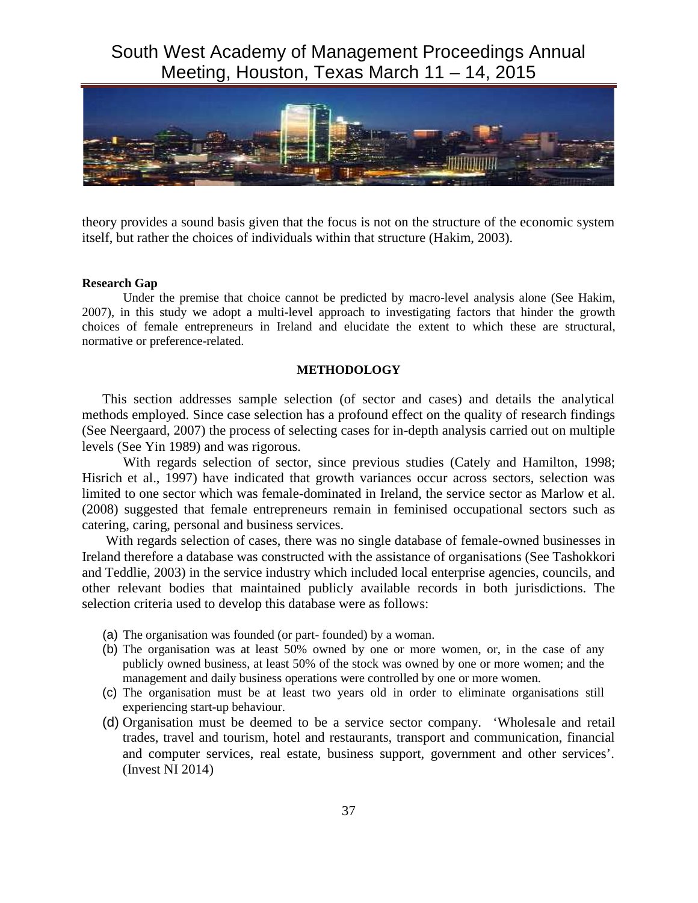theory provides a sound basis given that the focus is not on the structure of the economic system itself, but rather the choices of individuals within that structure (Hakim, 2003).

**Research Gap**

Under the premise that choice cannot be predicted by macro-level analysis alone (See Hakim, 2007), in this study we adopt a multi-level approach to investigating factors that hinder the growth choices of female entrepreneurs in Ireland and elucidate the extent to which these are structural, normative or preference-related.

## METHODOLOGY

This section addresses sample selection (of sector and cases) and details the analytical methods employed. Since case selection has a profound effect on the quality of research findings (See Neergaard, 2007) the process of selecting cases for in-depth analysis carried out on multiple levels (See Yin 1989) and was rigorous.

With regards selection of sector, since previous studies (Cately and Hamilton, 1998; Hisrich et al., 1997) have indicated that growth variances occur across sectors, selection was limited to one sector which was female-dominated in Ireland, the service sector as Marlow et al. (2008) suggested that female entrepreneurs remain in feminised occupational sectors such as catering, caring, personal and business services.

With regards selection of cases, there was no single database of female-owned businesses in Ireland therefore a database was constructed with the assistance of organisations (See Tashokkori and Teddlie, 2003) in the service industry which included local enterprise agencies, councils, and other relevant bodies that maintained publicly available records in both jurisdictions. The selection criteria used to develop this database were as follows:

(a) The organisation was founded (or part- founded) by a woman.
(b) The organisation was at least 50% owned by one or more women, or, in the case of any publicly owned business, at least 50% of the stock was owned by one or more women; and the management and daily business operations were controlled by one or more women.
(c) The organisation must be at least two years old in order to eliminate organisations still experiencing start-up behaviour.
(d) Organisation must be deemed to be a service sector company. 'Wholesale and retail trades, travel and tourism, hotel and restaurants, transport and communication, financial and computer services, real estate, business support, government and other services'. (Invest NI 2014)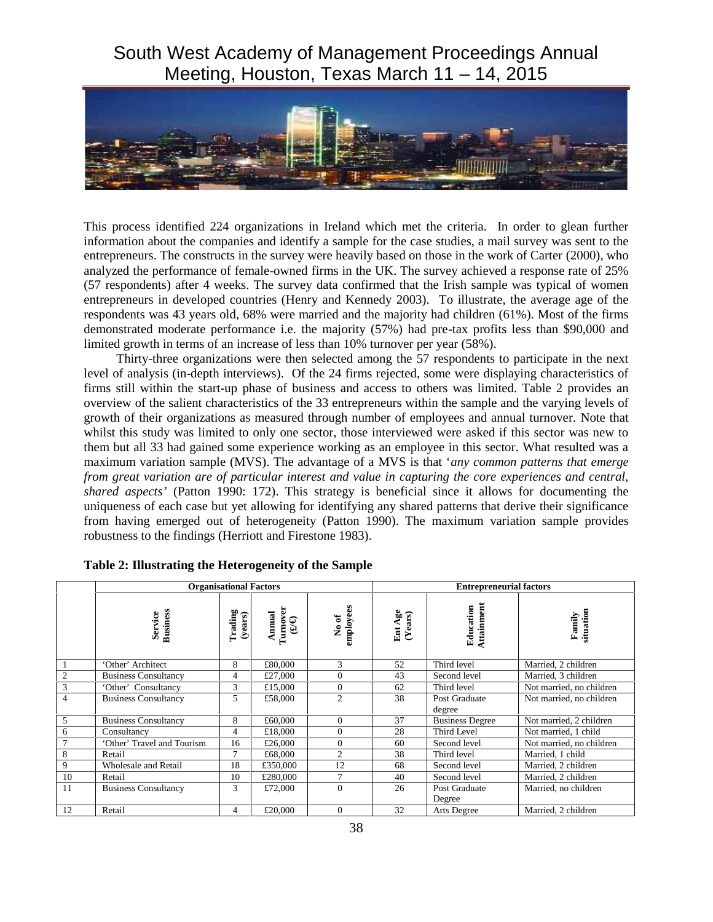This process identified 224 organizations in Ireland which met the criteria. In order to glean further information about the companies and identify a sample for the case studies, a mail survey was sent to the entrepreneurs. The constructs in the survey were heavily based on those in the work of Carter (2000), who analyzed the performance of female-owned firms in the UK. The survey achieved a response rate of 25% (57 respondents) after 4 weeks. The survey data confirmed that the Irish sample was typical of women entrepreneurs in developed countries (Henry and Kennedy 2003). To illustrate, the average age of the respondents was 43 years old, 68% were married and the majority had children (61%). Most of the firms demonstrated moderate performance i.e. the majority (57%) had pre-tax profits less than $90,000 and limited growth in terms of an increase of less than 10% turnover per year (58%).

Thirty-three organizations were then selected among the 57 respondents to participate in the next level of analysis (in-depth interviews). Of the 24 firms rejected, some were displaying characteristics of firms still within the start-up phase of business and access to others was limited. Table 2 provides an overview of the salient characteristics of the 33 entrepreneurs within the sample and the varying levels of growth of their organizations as measured through number of employees and annual turnover. Note that whilst this study was limited to only one sector, those interviewed were asked if this sector was new to them but all 33 had gained some experience working as an employee in this sector. What resulted was a maximum variation sample (MVS). The advantage of a MVS is that '*any common patterns that emerge from great variation are of particular interest and value in capturing the core experiences and central, shared aspects*' (Patton 1990: 172). This strategy is beneficial since it allows for documenting the uniqueness of each case but yet allowing for identifying any shared patterns that derive their significance from having emerged out of heterogeneity (Patton 1990). The maximum variation sample provides robustness to the findings (Herriott and Firestone 1983).

**Table 2: Illustrating the Heterogeneity of the Sample**

| | Organisational Factors | | | | Entrepreneurial factors | | |
|---|---|---|---|---|---|---|---|
| | Service Business | Trading (years) | Annual Turnover (£/€) | No of employees | Ent Age (Years) | Education Attainment | Family situation |
| 1 | 'Other' Architect | 8 | £80,000 | 3 | 52 | Third level | Married, 2 children |
| 2 | Business Consultancy | 4 | £27,000 | 0 | 43 | Second level | Married, 3 children |
| 3 | 'Other' Consultancy | 3 | £15,000 | 0 | 62 | Third level | Not married, no children |
| 4 | Business Consultancy | 5 | £58,000 | 2 | 38 | Post Graduate degree | Not married, no children |
| 5 | Business Consultancy | 8 | £60,000 | 0 | 37 | Business Degree | Not married, 2 children |
| 6 | Consultancy | 4 | £18,000 | 0 | 28 | Third Level | Not married, 1 child |
| 7 | 'Other' Travel and Tourism | 16 | £26,000 | 0 | 60 | Second level | Not married, no children |
| 8 | Retail | 7 | £68,000 | 2 | 38 | Third level | Married, 1 child |
| 9 | Wholesale and Retail | 18 | £350,000 | 12 | 68 | Second level | Married, 2 children |
| 10 | Retail | 10 | £280,000 | 7 | 40 | Second level | Married, 2 children |
| 11 | Business Consultancy | 3 | £72,000 | 0 | 26 | Post Graduate Degree | Married, no children |
| 12 | Retail | 4 | £20,000 | 0 | 32 | Arts Degree | Married, 2 children |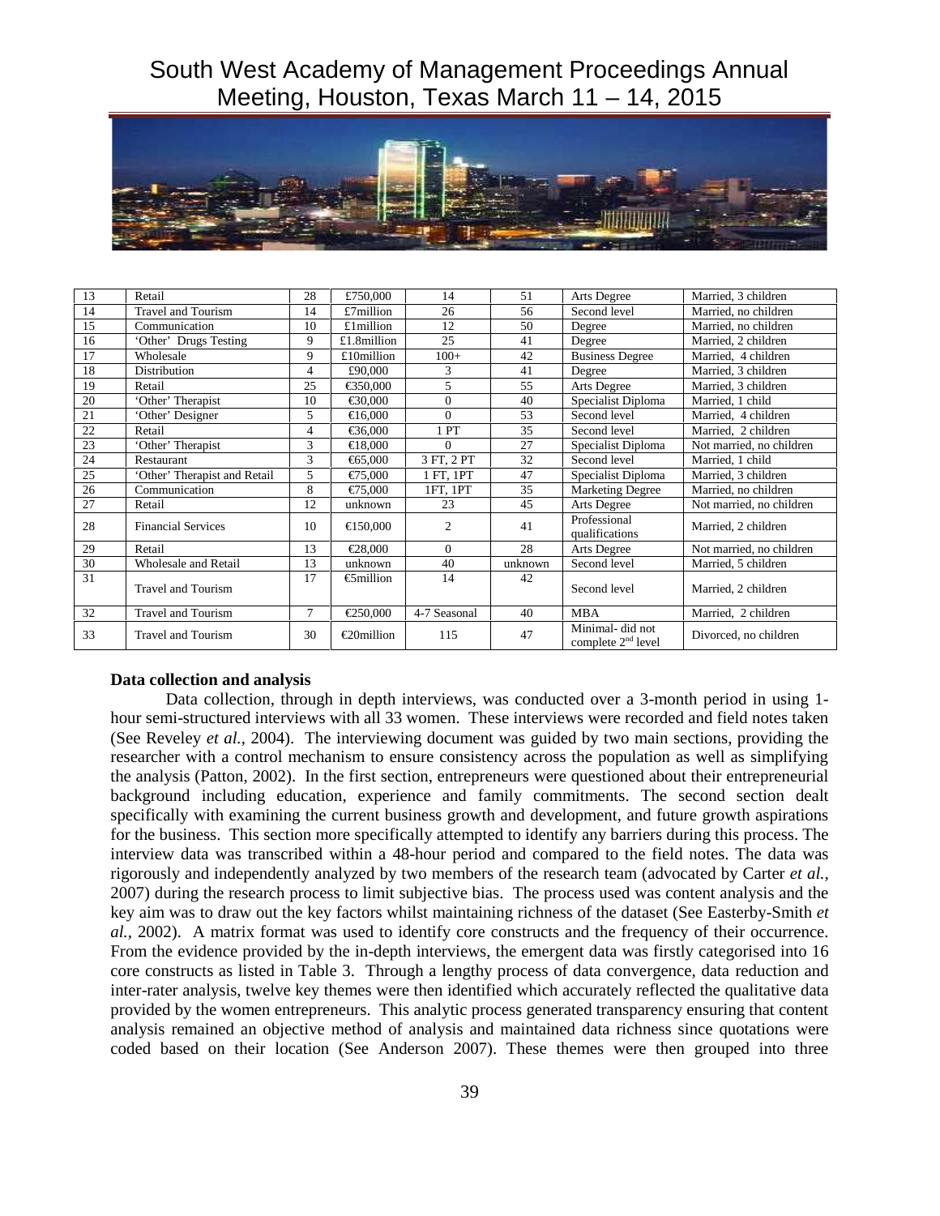| 13 | Retail | 28 | £750,000 | 14 | 51 | Arts Degree | Married, 3 children |
|---|---|---|---|---|---|---|---|
| 14 | Travel and Tourism | 14 | £7million | 26 | 56 | Second level | Married, no children |
| 15 | Communication | 10 | £1million | 12 | 50 | Degree | Married, no children |
| 16 | 'Other' Drugs Testing | 9 | £1.8million | 25 | 41 | Degree | Married, 2 children |
| 17 | Wholesale | 9 | £10million | 100+ | 42 | Business Degree | Married, 4 children |
| 18 | Distribution | 4 | £90,000 | 3 | 41 | Degree | Married, 3 children |
| 19 | Retail | 25 | €350,000 | 5 | 55 | Arts Degree | Married, 3 children |
| 20 | 'Other' Therapist | 10 | €30,000 | 0 | 40 | Specialist Diploma | Married, 1 child |
| 21 | 'Other' Designer | 5 | €16,000 | 0 | 53 | Second level | Married, 4 children |
| 22 | Retail | 4 | €36,000 | 1 PT | 35 | Second level | Married, 2 children |
| 23 | 'Other' Therapist | 3 | €18,000 | 0 | 27 | Specialist Diploma | Not married, no children |
| 24 | Restaurant | 3 | €65,000 | 3 FT, 2 PT | 32 | Second level | Married, 1 child |
| 25 | 'Other' Therapist and Retail | 5 | €75,000 | 1 FT, 1PT | 47 | Specialist Diploma | Married, 3 children |
| 26 | Communication | 8 | €75,000 | 1FT, 1PT | 35 | Marketing Degree | Married, no children |
| 27 | Retail | 12 | unknown | 23 | 45 | Arts Degree | Not married, no children |
| 28 | Financial Services | 10 | €150,000 | 2 | 41 | Professional qualifications | Married, 2 children |
| 29 | Retail | 13 | €28,000 | 0 | 28 | Arts Degree | Not married, no children |
| 30 | Wholesale and Retail | 13 | unknown | 40 | unknown | Second level | Married, 5 children |
| 31 | Travel and Tourism | 17 | €5million | 14 | 42 | Second level | Married, 2 children |
| 32 | Travel and Tourism | 7 | €250,000 | 4-7 Seasonal | 40 | MBA | Married, 2 children |
| 33 | Travel and Tourism | 30 | €20million | 115 | 47 | Minimal- did not complete 2nd level | Divorced, no children |

**Data collection and analysis**

Data collection, through in depth interviews, was conducted over a 3-month period in using 1-hour semi-structured interviews with all 33 women. These interviews were recorded and field notes taken (See Reveley *et al.*, 2004). The interviewing document was guided by two main sections, providing the researcher with a control mechanism to ensure consistency across the population as well as simplifying the analysis (Patton, 2002). In the first section, entrepreneurs were questioned about their entrepreneurial background including education, experience and family commitments. The second section dealt specifically with examining the current business growth and development, and future growth aspirations for the business. This section more specifically attempted to identify any barriers during this process. The interview data was transcribed within a 48-hour period and compared to the field notes. The data was rigorously and independently analyzed by two members of the research team (advocated by Carter *et al.*, 2007) during the research process to limit subjective bias. The process used was content analysis and the key aim was to draw out the key factors whilst maintaining richness of the dataset (See Easterby-Smith *et al.*, 2002). A matrix format was used to identify core constructs and the frequency of their occurrence. From the evidence provided by the in-depth interviews, the emergent data was firstly categorised into 16 core constructs as listed in Table 3. Through a lengthy process of data convergence, data reduction and inter-rater analysis, twelve key themes were then identified which accurately reflected the qualitative data provided by the women entrepreneurs. This analytic process generated transparency ensuring that content analysis remained an objective method of analysis and maintained data richness since quotations were coded based on their location (See Anderson 2007). These themes were then grouped into three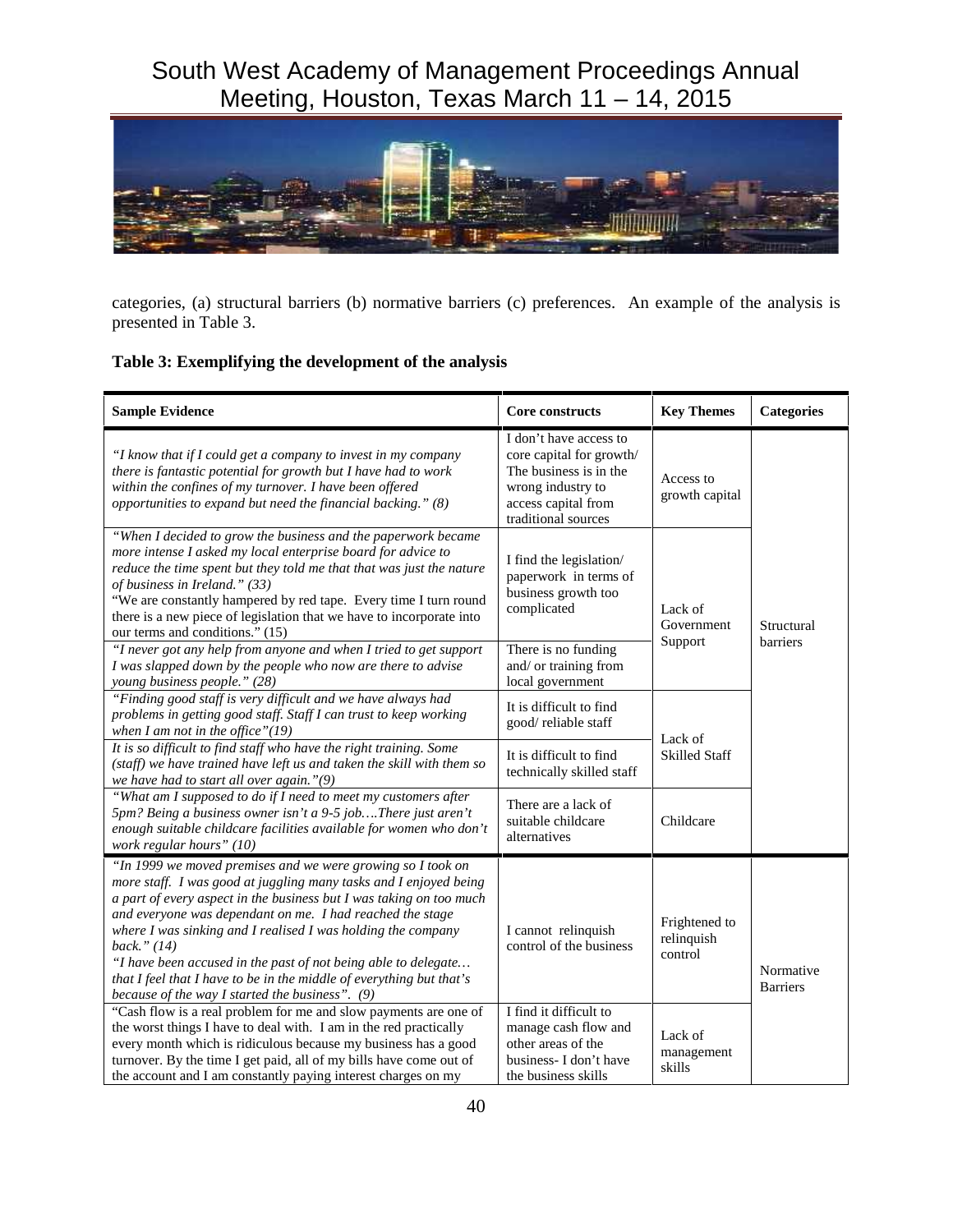categories, (a) structural barriers (b) normative barriers (c) preferences. An example of the analysis is presented in Table 3.

**Table 3: Exemplifying the development of the analysis**

| Sample Evidence | Core constructs | Key Themes | Categories |
|---|---|---|---|
| *"I know that if I could get a company to invest in my company there is fantastic potential for growth but I have had to work within the confines of my turnover. I have been offered opportunities to expand but need the financial backing." (8)* | I don't have access to core capital for growth/ The business is in the wrong industry to access capital from traditional sources | Access to growth capital | Structural barriers |
| *"When I decided to grow the business and the paperwork became more intense I asked my local enterprise board for advice to reduce the time spent but they told me that that was just the nature of business in Ireland." (33)* "We are constantly hampered by red tape. Every time I turn round there is a new piece of legislation that we have to incorporate into our terms and conditions." (15) | I find the legislation/ paperwork in terms of business growth too complicated | Lack of Government Support | |
| *"I never got any help from anyone and when I tried to get support I was slapped down by the people who now are there to advise young business people." (28)* | There is no funding and/ or training from local government | | |
| *"Finding good staff is very difficult and we have always had problems in getting good staff. Staff I can trust to keep working when I am not in the office"(19)* | It is difficult to find good/ reliable staff | Lack of Skilled Staff | |
| *It is so difficult to find staff who have the right training. Some (staff) we have trained have left us and taken the skill with them so we have had to start all over again."(9)* | It is difficult to find technically skilled staff | | |
| *"What am I supposed to do if I need to meet my customers after 5pm? Being a business owner isn't a 9-5 job….There just aren't enough suitable childcare facilities available for women who don't work regular hours" (10)* | There are a lack of suitable childcare alternatives | Childcare | |
| *"In 1999 we moved premises and we were growing so I took on more staff. I was good at juggling many tasks and I enjoyed being a part of every aspect in the business but I was taking on too much and everyone was dependant on me. I had reached the stage where I was sinking and I realised I was holding the company back." (14)* *"I have been accused in the past of not being able to delegate… that I feel that I have to be in the middle of everything but that's because of the way I started the business". (9)* | I cannot relinquish control of the business | Frightened to relinquish control | Normative Barriers |
| "Cash flow is a real problem for me and slow payments are one of the worst things I have to deal with. I am in the red practically every month which is ridiculous because my business has a good turnover. By the time I get paid, all of my bills have come out of the account and I am constantly paying interest charges on my | I find it difficult to manage cash flow and other areas of the business- I don't have the business skills | Lack of management skills | |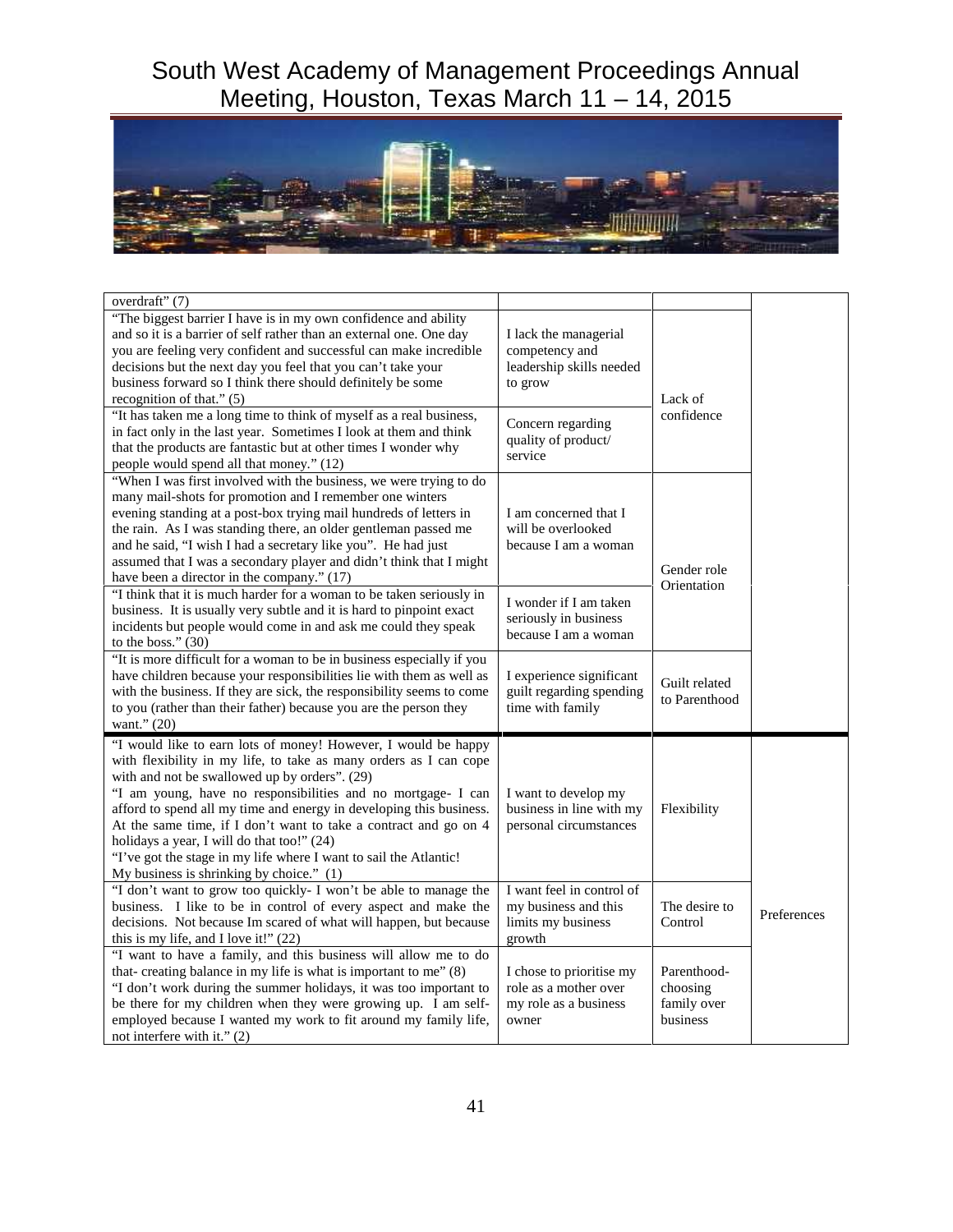| | | | |
|---|---|---|---|
| overdraft" (7) | | | |
| "The biggest barrier I have is in my own confidence and ability and so it is a barrier of self rather than an external one. One day you are feeling very confident and successful can make incredible decisions but the next day you feel that you can't take your business forward so I think there should definitely be some recognition of that." (5) | I lack the managerial competency and leadership skills needed to grow | Lack of confidence | |
| "It has taken me a long time to think of myself as a real business, in fact only in the last year. Sometimes I look at them and think that the products are fantastic but at other times I wonder why people would spend all that money." (12) | Concern regarding quality of product/ service | | |
| "When I was first involved with the business, we were trying to do many mail-shots for promotion and I remember one winters evening standing at a post-box trying mail hundreds of letters in the rain. As I was standing there, an older gentleman passed me and he said, "I wish I had a secretary like you". He had just assumed that I was a secondary player and didn't think that I might have been a director in the company." (17) | I am concerned that I will be overlooked because I am a woman | Gender role Orientation | |
| "I think that it is much harder for a woman to be taken seriously in business. It is usually very subtle and it is hard to pinpoint exact incidents but people would come in and ask me could they speak to the boss." (30) | I wonder if I am taken seriously in business because I am a woman | | |
| "It is more difficult for a woman to be in business especially if you have children because your responsibilities lie with them as well as with the business. If they are sick, the responsibility seems to come to you (rather than their father) because you are the person they want." (20) | I experience significant guilt regarding spending time with family | Guilt related to Parenthood | |
| "I would like to earn lots of money! However, I would be happy with flexibility in my life, to take as many orders as I can cope with and not be swallowed up by orders". (29)<br>"I am young, have no responsibilities and no mortgage- I can afford to spend all my time and energy in developing this business. At the same time, if I don't want to take a contract and go on 4 holidays a year, I will do that too!" (24)<br>"I've got the stage in my life where I want to sail the Atlantic! My business is shrinking by choice." (1) | I want to develop my business in line with my personal circumstances | Flexibility | Preferences |
| "I don't want to grow too quickly- I won't be able to manage the business. I like to be in control of every aspect and make the decisions. Not because Im scared of what will happen, but because this is my life, and I love it!" (22) | I want feel in control of my business and this limits my business growth | The desire to Control | |
| "I want to have a family, and this business will allow me to do that- creating balance in my life is what is important to me" (8)<br>"I don't work during the summer holidays, it was too important to be there for my children when they were growing up. I am self-employed because I wanted my work to fit around my family life, not interfere with it." (2) | I chose to prioritise my role as a mother over my role as a business owner | Parenthood- choosing family over business | |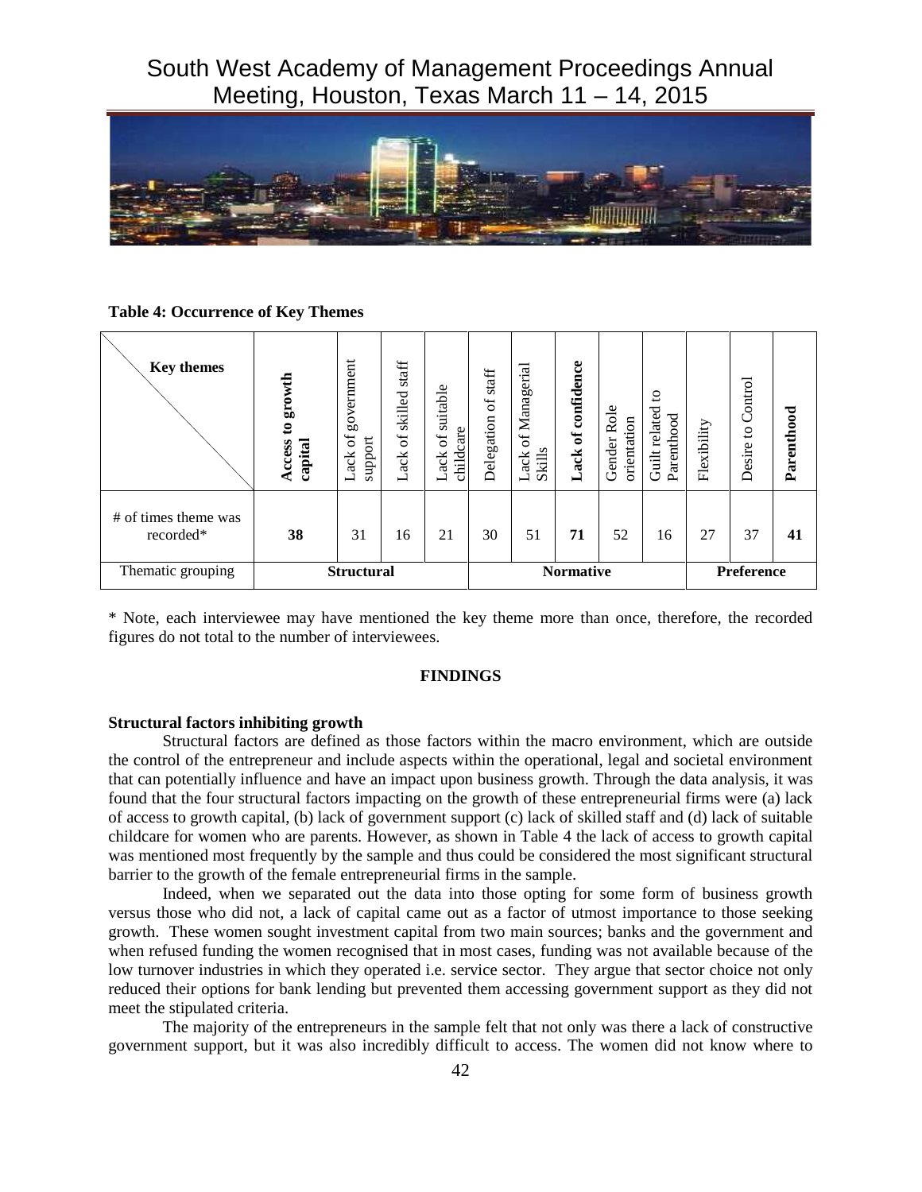**Table 4: Occurrence of Key Themes**

| Key themes | **Access to growth capital** | Lack of government support | Lack of skilled staff | Lack of suitable childcare | Delegation of staff | Lack of Managerial Skills | **Lack of confidence** | Gender Role orientation | Guilt related to Parenthood | Flexibility | Desire to Control | **Parenthood** |
|---|---|---|---|---|---|---|---|---|---|---|---|---|
| # of times theme was recorded* | **38** | 31 | 16 | 21 | 30 | 51 | **71** | 52 | 16 | 27 | 37 | **41** |
| Thematic grouping | **Structural** | | | | **Normative** | | | | | **Preference** | | |

\* Note, each interviewee may have mentioned the key theme more than once, therefore, the recorded figures do not total to the number of interviewees.

## FINDINGS

### Structural factors inhibiting growth

Structural factors are defined as those factors within the macro environment, which are outside the control of the entrepreneur and include aspects within the operational, legal and societal environment that can potentially influence and have an impact upon business growth. Through the data analysis, it was found that the four structural factors impacting on the growth of these entrepreneurial firms were (a) lack of access to growth capital, (b) lack of government support (c) lack of skilled staff and (d) lack of suitable childcare for women who are parents. However, as shown in Table 4 the lack of access to growth capital was mentioned most frequently by the sample and thus could be considered the most significant structural barrier to the growth of the female entrepreneurial firms in the sample.

Indeed, when we separated out the data into those opting for some form of business growth versus those who did not, a lack of capital came out as a factor of utmost importance to those seeking growth. These women sought investment capital from two main sources; banks and the government and when refused funding the women recognised that in most cases, funding was not available because of the low turnover industries in which they operated i.e. service sector. They argue that sector choice not only reduced their options for bank lending but prevented them accessing government support as they did not meet the stipulated criteria.

The majority of the entrepreneurs in the sample felt that not only was there a lack of constructive government support, but it was also incredibly difficult to access. The women did not know where to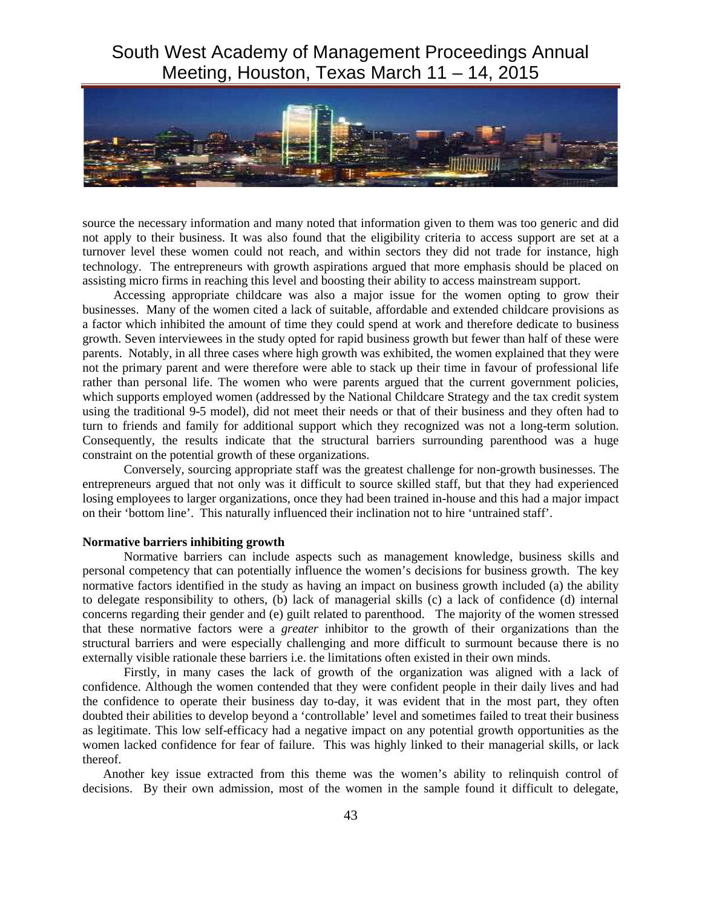source the necessary information and many noted that information given to them was too generic and did not apply to their business. It was also found that the eligibility criteria to access support are set at a turnover level these women could not reach, and within sectors they did not trade for instance, high technology. The entrepreneurs with growth aspirations argued that more emphasis should be placed on assisting micro firms in reaching this level and boosting their ability to access mainstream support.

Accessing appropriate childcare was also a major issue for the women opting to grow their businesses. Many of the women cited a lack of suitable, affordable and extended childcare provisions as a factor which inhibited the amount of time they could spend at work and therefore dedicate to business growth. Seven interviewees in the study opted for rapid business growth but fewer than half of these were parents. Notably, in all three cases where high growth was exhibited, the women explained that they were not the primary parent and were therefore were able to stack up their time in favour of professional life rather than personal life. The women who were parents argued that the current government policies, which supports employed women (addressed by the National Childcare Strategy and the tax credit system using the traditional 9-5 model), did not meet their needs or that of their business and they often had to turn to friends and family for additional support which they recognized was not a long-term solution. Consequently, the results indicate that the structural barriers surrounding parenthood was a huge constraint on the potential growth of these organizations.

Conversely, sourcing appropriate staff was the greatest challenge for non-growth businesses. The entrepreneurs argued that not only was it difficult to source skilled staff, but that they had experienced losing employees to larger organizations, once they had been trained in-house and this had a major impact on their 'bottom line'. This naturally influenced their inclination not to hire 'untrained staff'.

**Normative barriers inhibiting growth**

Normative barriers can include aspects such as management knowledge, business skills and personal competency that can potentially influence the women's decisions for business growth. The key normative factors identified in the study as having an impact on business growth included (a) the ability to delegate responsibility to others, (b) lack of managerial skills (c) a lack of confidence (d) internal concerns regarding their gender and (e) guilt related to parenthood. The majority of the women stressed that these normative factors were a *greater* inhibitor to the growth of their organizations than the structural barriers and were especially challenging and more difficult to surmount because there is no externally visible rationale these barriers i.e. the limitations often existed in their own minds.

Firstly, in many cases the lack of growth of the organization was aligned with a lack of confidence. Although the women contended that they were confident people in their daily lives and had the confidence to operate their business day to-day, it was evident that in the most part, they often doubted their abilities to develop beyond a 'controllable' level and sometimes failed to treat their business as legitimate. This low self-efficacy had a negative impact on any potential growth opportunities as the women lacked confidence for fear of failure. This was highly linked to their managerial skills, or lack thereof.

Another key issue extracted from this theme was the women's ability to relinquish control of decisions. By their own admission, most of the women in the sample found it difficult to delegate,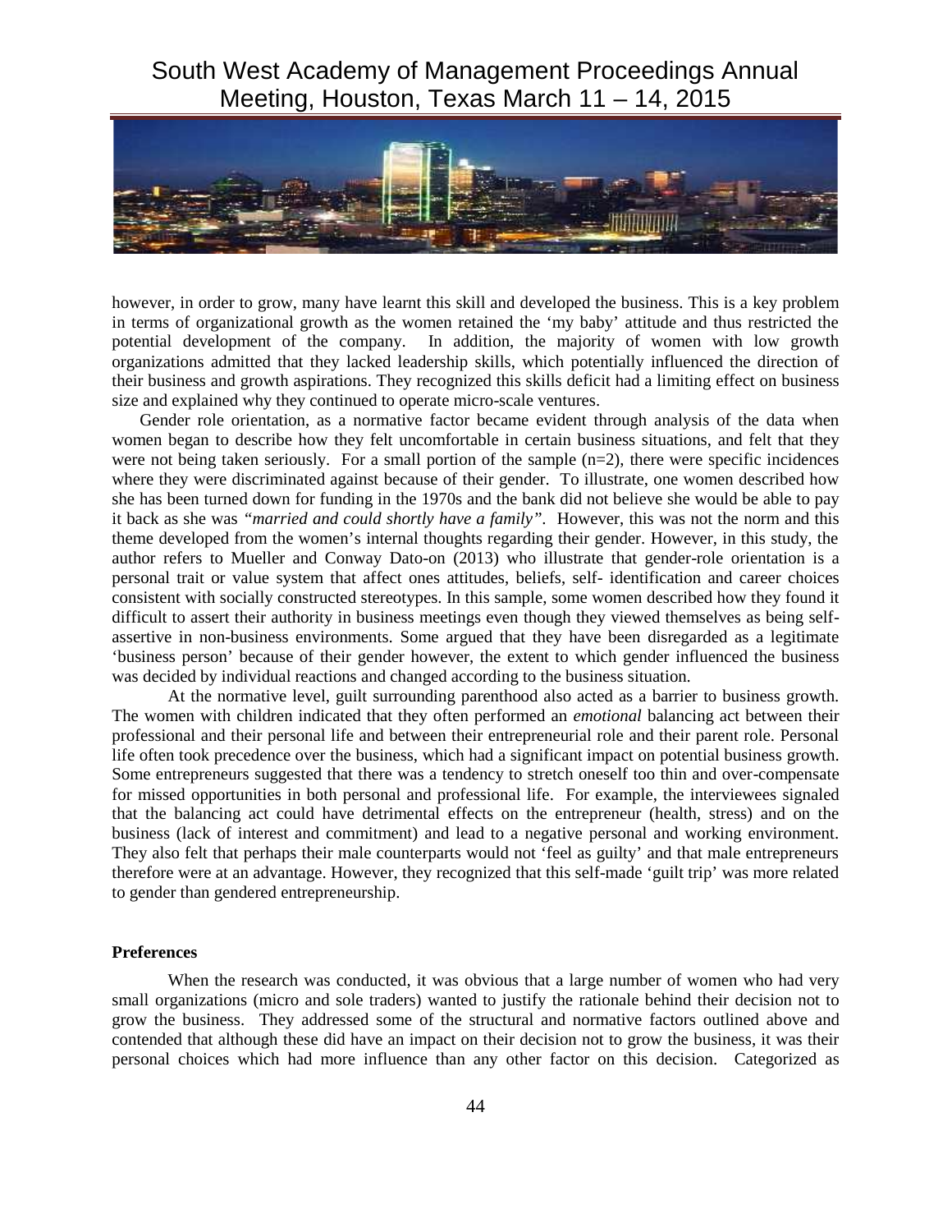however, in order to grow, many have learnt this skill and developed the business. This is a key problem in terms of organizational growth as the women retained the 'my baby' attitude and thus restricted the potential development of the company. In addition, the majority of women with low growth organizations admitted that they lacked leadership skills, which potentially influenced the direction of their business and growth aspirations. They recognized this skills deficit had a limiting effect on business size and explained why they continued to operate micro-scale ventures.

Gender role orientation, as a normative factor became evident through analysis of the data when women began to describe how they felt uncomfortable in certain business situations, and felt that they were not being taken seriously. For a small portion of the sample (n=2), there were specific incidences where they were discriminated against because of their gender. To illustrate, one women described how she has been turned down for funding in the 1970s and the bank did not believe she would be able to pay it back as she was *"married and could shortly have a family"*. However, this was not the norm and this theme developed from the women's internal thoughts regarding their gender. However, in this study, the author refers to Mueller and Conway Dato-on (2013) who illustrate that gender-role orientation is a personal trait or value system that affect ones attitudes, beliefs, self- identification and career choices consistent with socially constructed stereotypes. In this sample, some women described how they found it difficult to assert their authority in business meetings even though they viewed themselves as being self-assertive in non-business environments. Some argued that they have been disregarded as a legitimate 'business person' because of their gender however, the extent to which gender influenced the business was decided by individual reactions and changed according to the business situation.

At the normative level, guilt surrounding parenthood also acted as a barrier to business growth. The women with children indicated that they often performed an *emotional* balancing act between their professional and their personal life and between their entrepreneurial role and their parent role. Personal life often took precedence over the business, which had a significant impact on potential business growth. Some entrepreneurs suggested that there was a tendency to stretch oneself too thin and over-compensate for missed opportunities in both personal and professional life. For example, the interviewees signaled that the balancing act could have detrimental effects on the entrepreneur (health, stress) and on the business (lack of interest and commitment) and lead to a negative personal and working environment. They also felt that perhaps their male counterparts would not 'feel as guilty' and that male entrepreneurs therefore were at an advantage. However, they recognized that this self-made 'guilt trip' was more related to gender than gendered entrepreneurship.

**Preferences**

When the research was conducted, it was obvious that a large number of women who had very small organizations (micro and sole traders) wanted to justify the rationale behind their decision not to grow the business. They addressed some of the structural and normative factors outlined above and contended that although these did have an impact on their decision not to grow the business, it was their personal choices which had more influence than any other factor on this decision. Categorized as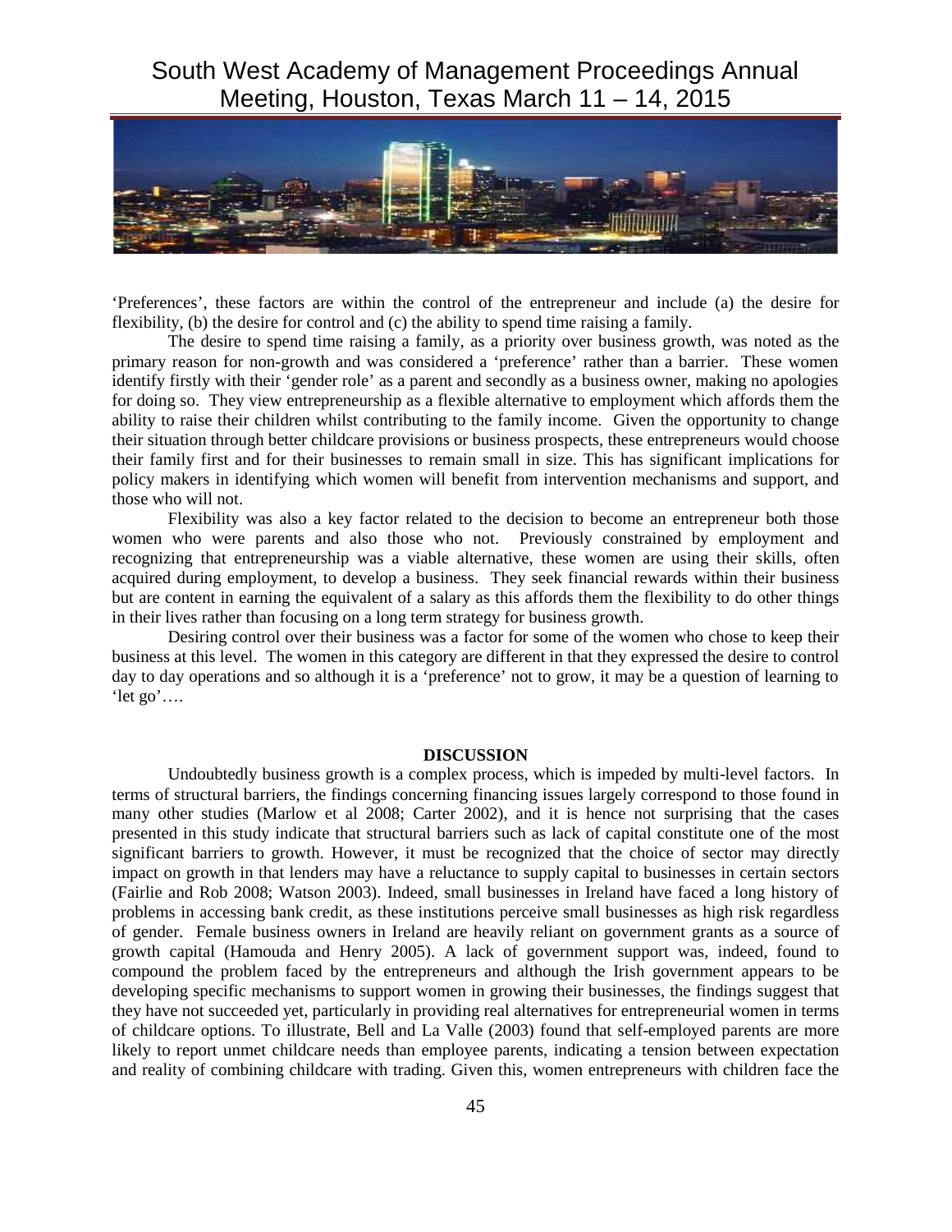'Preferences', these factors are within the control of the entrepreneur and include (a) the desire for flexibility, (b) the desire for control and (c) the ability to spend time raising a family.

The desire to spend time raising a family, as a priority over business growth, was noted as the primary reason for non-growth and was considered a 'preference' rather than a barrier. These women identify firstly with their 'gender role' as a parent and secondly as a business owner, making no apologies for doing so. They view entrepreneurship as a flexible alternative to employment which affords them the ability to raise their children whilst contributing to the family income. Given the opportunity to change their situation through better childcare provisions or business prospects, these entrepreneurs would choose their family first and for their businesses to remain small in size. This has significant implications for policy makers in identifying which women will benefit from intervention mechanisms and support, and those who will not.

Flexibility was also a key factor related to the decision to become an entrepreneur both those women who were parents and also those who not. Previously constrained by employment and recognizing that entrepreneurship was a viable alternative, these women are using their skills, often acquired during employment, to develop a business. They seek financial rewards within their business but are content in earning the equivalent of a salary as this affords them the flexibility to do other things in their lives rather than focusing on a long term strategy for business growth.

Desiring control over their business was a factor for some of the women who chose to keep their business at this level. The women in this category are different in that they expressed the desire to control day to day operations and so although it is a 'preference' not to grow, it may be a question of learning to 'let go'….

## DISCUSSION

Undoubtedly business growth is a complex process, which is impeded by multi-level factors. In terms of structural barriers, the findings concerning financing issues largely correspond to those found in many other studies (Marlow et al 2008; Carter 2002), and it is hence not surprising that the cases presented in this study indicate that structural barriers such as lack of capital constitute one of the most significant barriers to growth. However, it must be recognized that the choice of sector may directly impact on growth in that lenders may have a reluctance to supply capital to businesses in certain sectors (Fairlie and Rob 2008; Watson 2003). Indeed, small businesses in Ireland have faced a long history of problems in accessing bank credit, as these institutions perceive small businesses as high risk regardless of gender. Female business owners in Ireland are heavily reliant on government grants as a source of growth capital (Hamouda and Henry 2005). A lack of government support was, indeed, found to compound the problem faced by the entrepreneurs and although the Irish government appears to be developing specific mechanisms to support women in growing their businesses, the findings suggest that they have not succeeded yet, particularly in providing real alternatives for entrepreneurial women in terms of childcare options. To illustrate, Bell and La Valle (2003) found that self-employed parents are more likely to report unmet childcare needs than employee parents, indicating a tension between expectation and reality of combining childcare with trading. Given this, women entrepreneurs with children face the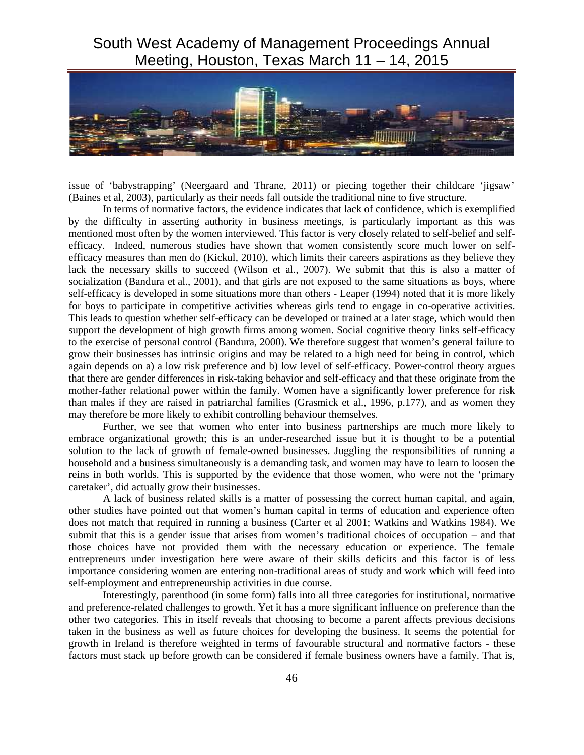issue of 'babystrapping' (Neergaard and Thrane, 2011) or piecing together their childcare 'jigsaw' (Baines et al, 2003), particularly as their needs fall outside the traditional nine to five structure.

In terms of normative factors, the evidence indicates that lack of confidence, which is exemplified by the difficulty in asserting authority in business meetings, is particularly important as this was mentioned most often by the women interviewed. This factor is very closely related to self-belief and self-efficacy. Indeed, numerous studies have shown that women consistently score much lower on self-efficacy measures than men do (Kickul, 2010), which limits their careers aspirations as they believe they lack the necessary skills to succeed (Wilson et al., 2007). We submit that this is also a matter of socialization (Bandura et al., 2001), and that girls are not exposed to the same situations as boys, where self-efficacy is developed in some situations more than others - Leaper (1994) noted that it is more likely for boys to participate in competitive activities whereas girls tend to engage in co-operative activities. This leads to question whether self-efficacy can be developed or trained at a later stage, which would then support the development of high growth firms among women. Social cognitive theory links self-efficacy to the exercise of personal control (Bandura, 2000). We therefore suggest that women's general failure to grow their businesses has intrinsic origins and may be related to a high need for being in control, which again depends on a) a low risk preference and b) low level of self-efficacy. Power-control theory argues that there are gender differences in risk-taking behavior and self-efficacy and that these originate from the mother-father relational power within the family. Women have a significantly lower preference for risk than males if they are raised in patriarchal families (Grasmick et al., 1996, p.177), and as women they may therefore be more likely to exhibit controlling behaviour themselves.

Further, we see that women who enter into business partnerships are much more likely to embrace organizational growth; this is an under-researched issue but it is thought to be a potential solution to the lack of growth of female-owned businesses. Juggling the responsibilities of running a household and a business simultaneously is a demanding task, and women may have to learn to loosen the reins in both worlds. This is supported by the evidence that those women, who were not the 'primary caretaker', did actually grow their businesses.

A lack of business related skills is a matter of possessing the correct human capital, and again, other studies have pointed out that women's human capital in terms of education and experience often does not match that required in running a business (Carter et al 2001; Watkins and Watkins 1984). We submit that this is a gender issue that arises from women's traditional choices of occupation – and that those choices have not provided them with the necessary education or experience. The female entrepreneurs under investigation here were aware of their skills deficits and this factor is of less importance considering women are entering non-traditional areas of study and work which will feed into self-employment and entrepreneurship activities in due course.

Interestingly, parenthood (in some form) falls into all three categories for institutional, normative and preference-related challenges to growth. Yet it has a more significant influence on preference than the other two categories. This in itself reveals that choosing to become a parent affects previous decisions taken in the business as well as future choices for developing the business. It seems the potential for growth in Ireland is therefore weighted in terms of favourable structural and normative factors - these factors must stack up before growth can be considered if female business owners have a family. That is,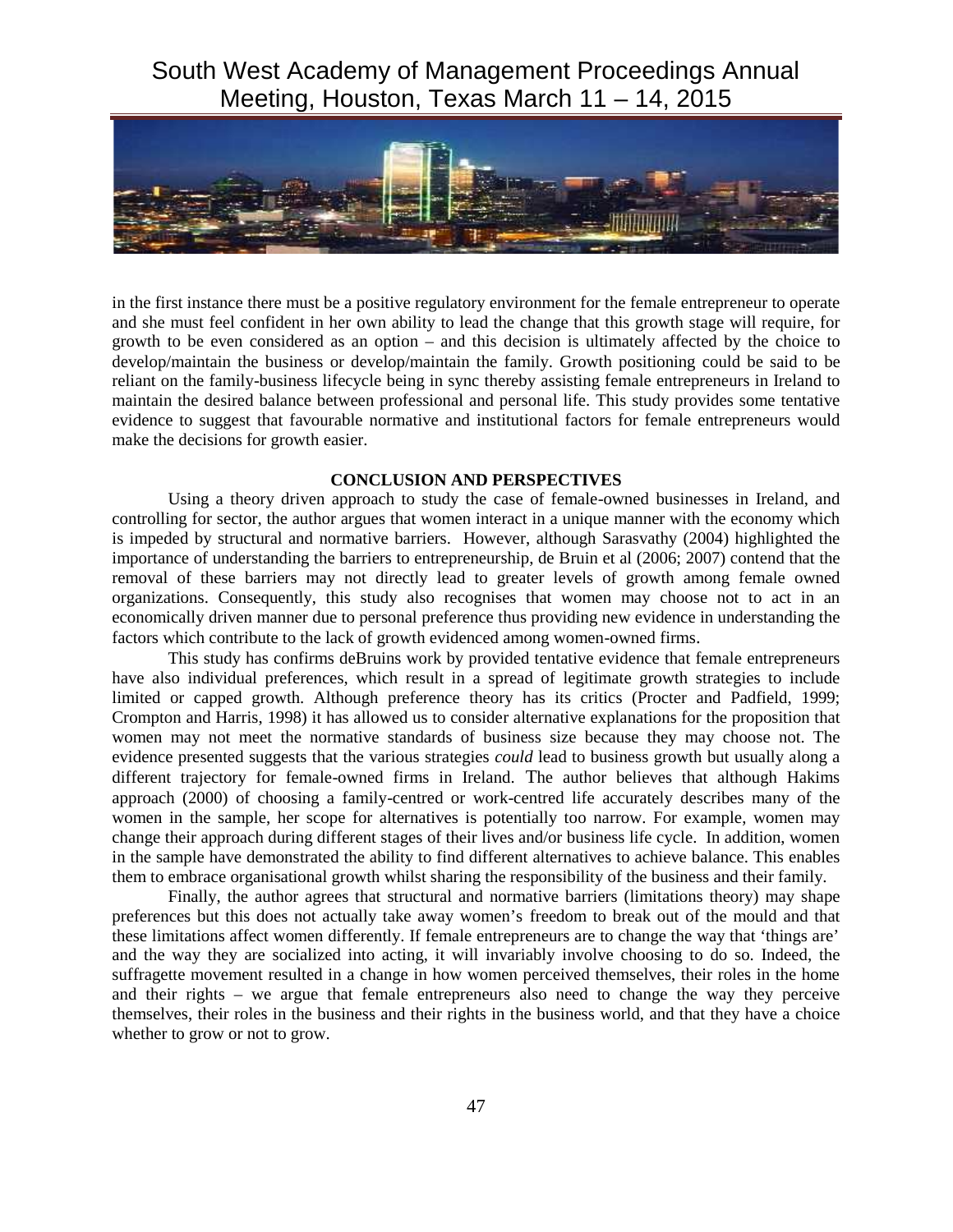in the first instance there must be a positive regulatory environment for the female entrepreneur to operate and she must feel confident in her own ability to lead the change that this growth stage will require, for growth to be even considered as an option – and this decision is ultimately affected by the choice to develop/maintain the business or develop/maintain the family. Growth positioning could be said to be reliant on the family-business lifecycle being in sync thereby assisting female entrepreneurs in Ireland to maintain the desired balance between professional and personal life. This study provides some tentative evidence to suggest that favourable normative and institutional factors for female entrepreneurs would make the decisions for growth easier.

## CONCLUSION AND PERSPECTIVES

Using a theory driven approach to study the case of female-owned businesses in Ireland, and controlling for sector, the author argues that women interact in a unique manner with the economy which is impeded by structural and normative barriers. However, although Sarasvathy (2004) highlighted the importance of understanding the barriers to entrepreneurship, de Bruin et al (2006; 2007) contend that the removal of these barriers may not directly lead to greater levels of growth among female owned organizations. Consequently, this study also recognises that women may choose not to act in an economically driven manner due to personal preference thus providing new evidence in understanding the factors which contribute to the lack of growth evidenced among women-owned firms.

This study has confirms deBruins work by provided tentative evidence that female entrepreneurs have also individual preferences, which result in a spread of legitimate growth strategies to include limited or capped growth. Although preference theory has its critics (Procter and Padfield, 1999; Crompton and Harris, 1998) it has allowed us to consider alternative explanations for the proposition that women may not meet the normative standards of business size because they may choose not. The evidence presented suggests that the various strategies *could* lead to business growth but usually along a different trajectory for female-owned firms in Ireland. The author believes that although Hakims approach (2000) of choosing a family-centred or work-centred life accurately describes many of the women in the sample, her scope for alternatives is potentially too narrow. For example, women may change their approach during different stages of their lives and/or business life cycle. In addition, women in the sample have demonstrated the ability to find different alternatives to achieve balance. This enables them to embrace organisational growth whilst sharing the responsibility of the business and their family.

Finally, the author agrees that structural and normative barriers (limitations theory) may shape preferences but this does not actually take away women's freedom to break out of the mould and that these limitations affect women differently. If female entrepreneurs are to change the way that 'things are' and the way they are socialized into acting, it will invariably involve choosing to do so. Indeed, the suffragette movement resulted in a change in how women perceived themselves, their roles in the home and their rights – we argue that female entrepreneurs also need to change the way they perceive themselves, their roles in the business and their rights in the business world, and that they have a choice whether to grow or not to grow.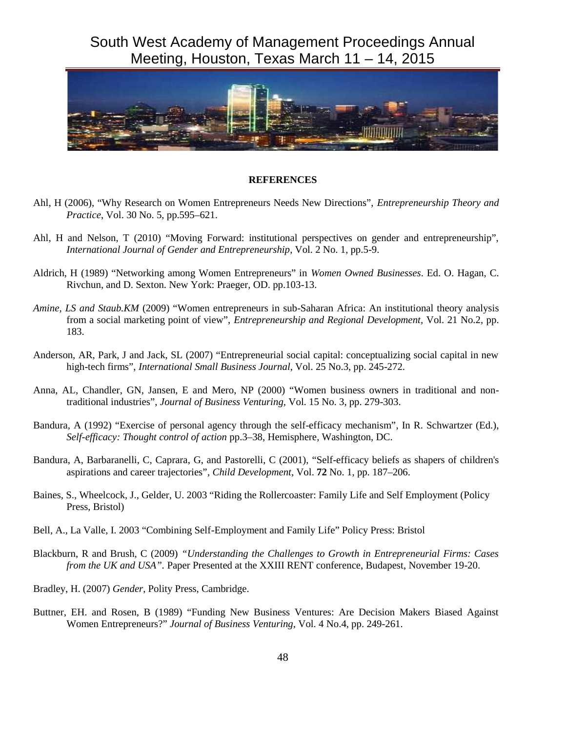**REFERENCES**

Ahl, H (2006), "Why Research on Women Entrepreneurs Needs New Directions", *Entrepreneurship Theory and Practice*, Vol. 30 No. 5, pp.595–621.

Ahl, H and Nelson, T (2010) "Moving Forward: institutional perspectives on gender and entrepreneurship", *International Journal of Gender and Entrepreneurship*, Vol. 2 No. 1, pp.5-9.

Aldrich, H (1989) "Networking among Women Entrepreneurs" in *Women Owned Businesses*. Ed. O. Hagan, C. Rivchun, and D. Sexton. New York: Praeger, OD. pp.103-13.

*Amine, LS and Staub.KM* (2009) "Women entrepreneurs in sub-Saharan Africa: An institutional theory analysis from a social marketing point of view", *Entrepreneurship and Regional Development*, Vol. 21 No.2, pp. 183.

Anderson, AR, Park, J and Jack, SL (2007) "Entrepreneurial social capital: conceptualizing social capital in new high-tech firms", *International Small Business Journal*, Vol. 25 No.3, pp. 245-272.

Anna, AL, Chandler, GN, Jansen, E and Mero, NP (2000) "Women business owners in traditional and non-traditional industries", *Journal of Business Venturing,* Vol. 15 No. 3, pp. 279-303.

Bandura, A (1992) "Exercise of personal agency through the self-efficacy mechanism", In R. Schwartzer (Ed.), *Self-efficacy: Thought control of action* pp.3–38, Hemisphere, Washington, DC.

Bandura, A, Barbaranelli, C, Caprara, G, and Pastorelli, C (2001), "Self-efficacy beliefs as shapers of children's aspirations and career trajectories", *Child Development*, Vol. **72** No. 1, pp. 187–206.

Baines, S., Wheelcock, J., Gelder, U. 2003 "Riding the Rollercoaster: Family Life and Self Employment (Policy Press, Bristol)

Bell, A., La Valle, I. 2003 "Combining Self-Employment and Family Life" Policy Press: Bristol

Blackburn, R and Brush, C (2009) *"Understanding the Challenges to Growth in Entrepreneurial Firms: Cases from the UK and USA".* Paper Presented at the XXIII RENT conference, Budapest, November 19-20.

Bradley, H. (2007) *Gender*, Polity Press, Cambridge.

Buttner, EH. and Rosen, B (1989) "Funding New Business Ventures: Are Decision Makers Biased Against Women Entrepreneurs?" *Journal of Business Venturing,* Vol. 4 No.4, pp. 249-261.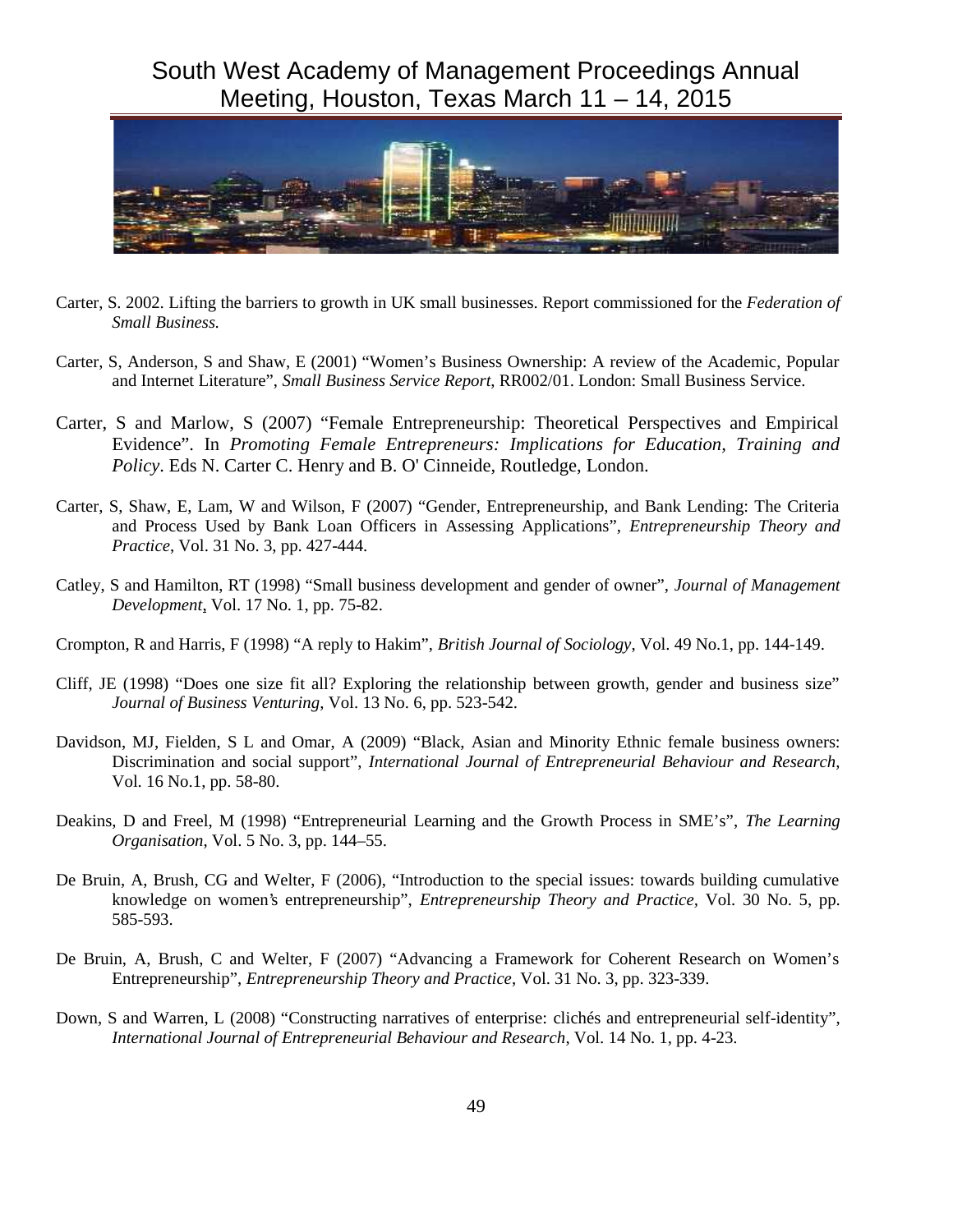Carter, S. 2002. Lifting the barriers to growth in UK small businesses. Report commissioned for the *Federation of Small Business.*

Carter, S, Anderson, S and Shaw, E (2001) "Women's Business Ownership: A review of the Academic, Popular and Internet Literature", *Small Business Service Report*, RR002/01. London: Small Business Service.

Carter, S and Marlow, S (2007) "Female Entrepreneurship: Theoretical Perspectives and Empirical Evidence". In *Promoting Female Entrepreneurs: Implications for Education, Training and Policy*. Eds N. Carter C. Henry and B. O' Cinneide, Routledge, London.

Carter, S, Shaw, E, Lam, W and Wilson, F (2007) "Gender, Entrepreneurship, and Bank Lending: The Criteria and Process Used by Bank Loan Officers in Assessing Applications", *Entrepreneurship Theory and Practice*, Vol. 31 No. 3, pp. 427-444.

Catley, S and Hamilton, RT (1998) "Small business development and gender of owner", *Journal of Management Development*, Vol. 17 No. 1, pp. 75-82.

Crompton, R and Harris, F (1998) "A reply to Hakim", *British Journal of Sociology*, Vol. 49 No.1, pp. 144-149.

Cliff, JE (1998) "Does one size fit all? Exploring the relationship between growth, gender and business size" *Journal of Business Venturing*, Vol. 13 No. 6, pp. 523-542.

Davidson, MJ, Fielden, S L and Omar, A (2009) "Black, Asian and Minority Ethnic female business owners: Discrimination and social support", *International Journal of Entrepreneurial Behaviour and Research,* Vol. 16 No.1, pp. 58-80.

Deakins, D and Freel, M (1998) "Entrepreneurial Learning and the Growth Process in SME's", *The Learning Organisation*, Vol. 5 No. 3, pp. 144–55.

De Bruin, A, Brush, CG and Welter, F (2006), "Introduction to the special issues: towards building cumulative knowledge on women's entrepreneurship", *Entrepreneurship Theory and Practice,* Vol. 30 No. 5, pp. 585-593.

De Bruin, A, Brush, C and Welter, F (2007) "Advancing a Framework for Coherent Research on Women's Entrepreneurship", *Entrepreneurship Theory and Practice*, Vol. 31 No. 3, pp. 323-339.

Down, S and Warren, L (2008) "Constructing narratives of enterprise: clichés and entrepreneurial self-identity", *International Journal of Entrepreneurial Behaviour and Research*, Vol. 14 No. 1, pp. 4-23.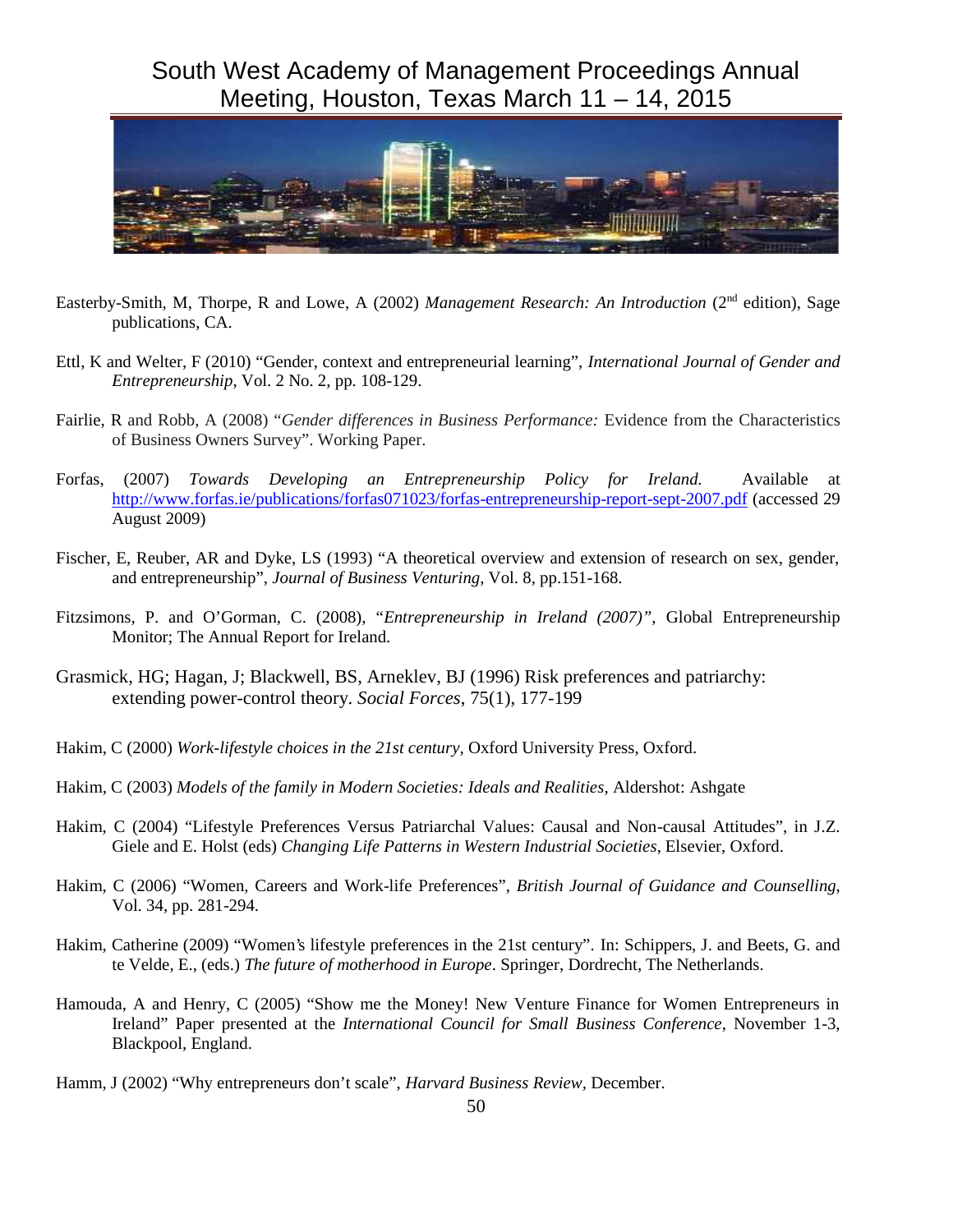Easterby-Smith, M, Thorpe, R and Lowe, A (2002) *Management Research: An Introduction* (2nd edition), Sage publications, CA.

Ettl, K and Welter, F (2010) "Gender, context and entrepreneurial learning", *International Journal of Gender and Entrepreneurship*, Vol. 2 No. 2, pp. 108-129.

Fairlie, R and Robb, A (2008) "*Gender differences in Business Performance:* Evidence from the Characteristics of Business Owners Survey". Working Paper.

Forfas, (2007) *Towards Developing an Entrepreneurship Policy for Ireland.* Available at http://www.forfas.ie/publications/forfas071023/forfas-entrepreneurship-report-sept-2007.pdf (accessed 29 August 2009)

Fischer, E, Reuber, AR and Dyke, LS (1993) "A theoretical overview and extension of research on sex, gender, and entrepreneurship", *Journal of Business Venturing*, Vol. 8, pp.151-168.

Fitzsimons, P. and O'Gorman, C. (2008), "*Entrepreneurship in Ireland (2007)"*, Global Entrepreneurship Monitor; The Annual Report for Ireland.

Grasmick, HG; Hagan, J; Blackwell, BS, Arneklev, BJ (1996) Risk preferences and patriarchy: extending power-control theory. *Social Forces*, 75(1), 177-199

Hakim, C (2000) *Work-lifestyle choices in the 21st century*, Oxford University Press, Oxford.

Hakim, C (2003) *Models of the family in Modern Societies: Ideals and Realities*, Aldershot: Ashgate

Hakim, C (2004) "Lifestyle Preferences Versus Patriarchal Values: Causal and Non-causal Attitudes", in J.Z. Giele and E. Holst (eds) *Changing Life Patterns in Western Industrial Societies*, Elsevier, Oxford.

Hakim, C (2006) "Women, Careers and Work-life Preferences", *British Journal of Guidance and Counselling*, Vol. 34, pp. 281-294.

Hakim, Catherine (2009) "Women's lifestyle preferences in the 21st century". In: Schippers, J. and Beets, G. and te Velde, E., (eds.) *The future of motherhood in Europe*. Springer, Dordrecht, The Netherlands.

Hamouda, A and Henry, C (2005) "Show me the Money! New Venture Finance for Women Entrepreneurs in Ireland" Paper presented at the *International Council for Small Business Conference*, November 1-3, Blackpool, England.

Hamm, J (2002) "Why entrepreneurs don't scale", *Harvard Business Review*, December.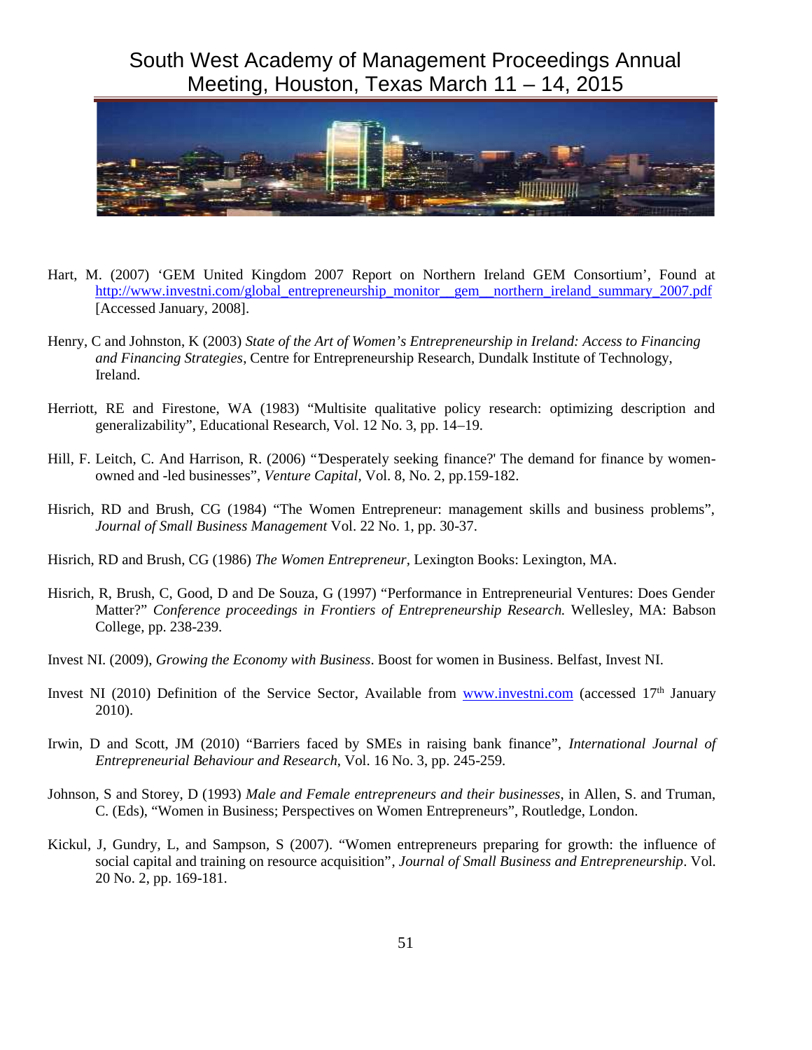Hart, M. (2007) 'GEM United Kingdom 2007 Report on Northern Ireland GEM Consortium', Found at http://www.investni.com/global_entrepreneurship_monitor__gem__northern_ireland_summary_2007.pdf [Accessed January, 2008].

Henry, C and Johnston, K (2003) *State of the Art of Women's Entrepreneurship in Ireland: Access to Financing and Financing Strategies*, Centre for Entrepreneurship Research, Dundalk Institute of Technology, Ireland.

Herriott, RE and Firestone, WA (1983) "Multisite qualitative policy research: optimizing description and generalizability", Educational Research, Vol. 12 No. 3, pp. 14–19.

Hill, F. Leitch, C. And Harrison, R. (2006) "'Desperately seeking finance?' The demand for finance by women-owned and -led businesses", *Venture Capital*, Vol. 8, No. 2, pp.159-182.

Hisrich, RD and Brush, CG (1984) "The Women Entrepreneur: management skills and business problems", *Journal of Small Business Management* Vol. 22 No. 1, pp. 30-37.

Hisrich, RD and Brush, CG (1986) *The Women Entrepreneur*, Lexington Books: Lexington, MA.

Hisrich, R, Brush, C, Good, D and De Souza, G (1997) "Performance in Entrepreneurial Ventures: Does Gender Matter?" *Conference proceedings in Frontiers of Entrepreneurship Research.* Wellesley, MA: Babson College, pp. 238-239.

Invest NI. (2009), *Growing the Economy with Business*. Boost for women in Business. Belfast, Invest NI.

Invest NI (2010) Definition of the Service Sector, Available from www.investni.com (accessed 17th January 2010).

Irwin, D and Scott, JM (2010) "Barriers faced by SMEs in raising bank finance", *International Journal of Entrepreneurial Behaviour and Research*, Vol. 16 No. 3, pp. 245-259.

Johnson, S and Storey, D (1993) *Male and Female entrepreneurs and their businesses*, in Allen, S. and Truman, C. (Eds), "Women in Business; Perspectives on Women Entrepreneurs", Routledge, London.

Kickul, J, Gundry, L, and Sampson, S (2007). "Women entrepreneurs preparing for growth: the influence of social capital and training on resource acquisition", *Journal of Small Business and Entrepreneurship*. Vol. 20 No. 2, pp. 169-181.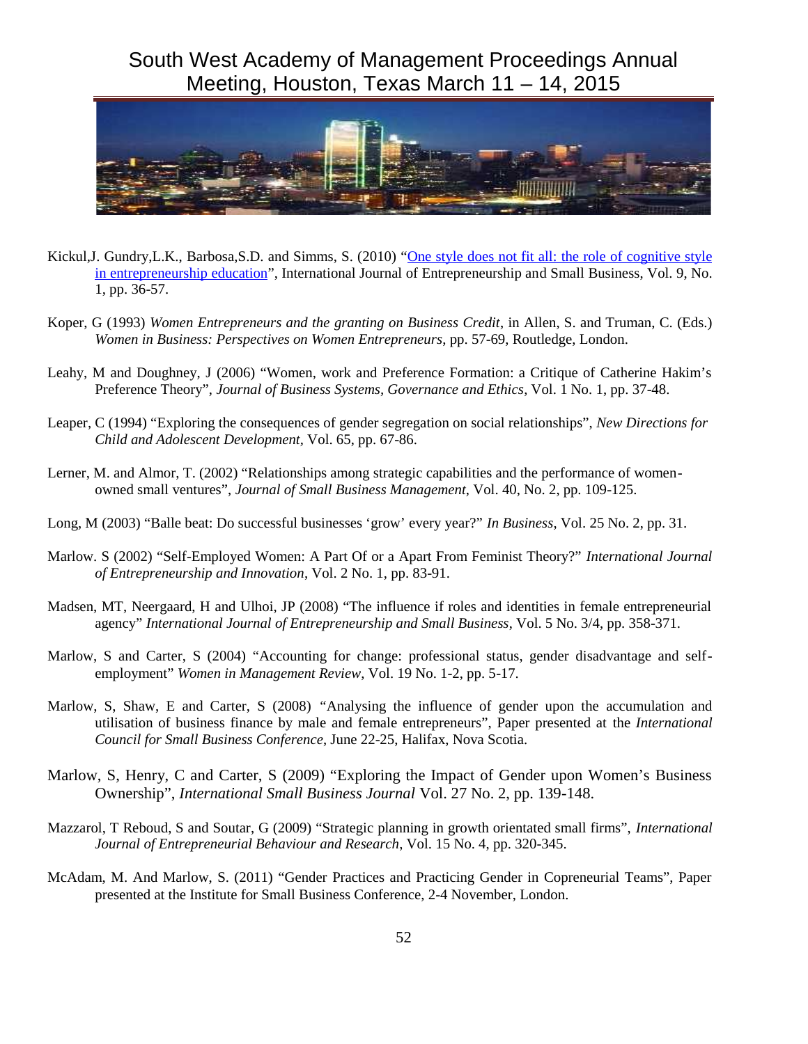Kickul,J. Gundry,L.K., Barbosa,S.D. and Simms, S. (2010) "One style does not fit all: the role of cognitive style in entrepreneurship education", International Journal of Entrepreneurship and Small Business, Vol. 9, No. 1, pp. 36-57.

Koper, G (1993) *Women Entrepreneurs and the granting on Business Credit*, in Allen, S. and Truman, C. (Eds.) *Women in Business: Perspectives on Women Entrepreneurs*, pp. 57-69, Routledge, London.

Leahy, M and Doughney, J (2006) "Women, work and Preference Formation: a Critique of Catherine Hakim's Preference Theory", *Journal of Business Systems, Governance and Ethics*, Vol. 1 No. 1, pp. 37-48.

Leaper, C (1994) "Exploring the consequences of gender segregation on social relationships", *New Directions for Child and Adolescent Development*, Vol. 65, pp. 67-86.

Lerner, M. and Almor, T. (2002) "Relationships among strategic capabilities and the performance of women-owned small ventures", *Journal of Small Business Management*, Vol. 40, No. 2, pp. 109-125.

Long, M (2003) "Balle beat: Do successful businesses 'grow' every year?" *In Business*, Vol. 25 No. 2, pp. 31.

Marlow. S (2002) "Self-Employed Women: A Part Of or a Apart From Feminist Theory?" *International Journal of Entrepreneurship and Innovation*, Vol. 2 No. 1, pp. 83-91.

Madsen, MT, Neergaard, H and Ulhoi, JP (2008) "The influence if roles and identities in female entrepreneurial agency" *International Journal of Entrepreneurship and Small Business*, Vol. 5 No. 3/4, pp. 358-371.

Marlow, S and Carter, S (2004) "Accounting for change: professional status, gender disadvantage and self-employment" *Women in Management Review*, Vol. 19 No. 1-2, pp. 5-17.

Marlow, S, Shaw, E and Carter, S (2008) "Analysing the influence of gender upon the accumulation and utilisation of business finance by male and female entrepreneurs", Paper presented at the *International Council for Small Business Conference*, June 22-25, Halifax, Nova Scotia.

Marlow, S, Henry, C and Carter, S (2009) "Exploring the Impact of Gender upon Women's Business Ownership", *International Small Business Journal* Vol. 27 No. 2, pp. 139-148.

Mazzarol, T Reboud, S and Soutar, G (2009) "Strategic planning in growth orientated small firms", *International Journal of Entrepreneurial Behaviour and Research*, Vol. 15 No. 4, pp. 320-345.

McAdam, M. And Marlow, S. (2011) "Gender Practices and Practicing Gender in Copreneurial Teams", Paper presented at the Institute for Small Business Conference, 2-4 November, London.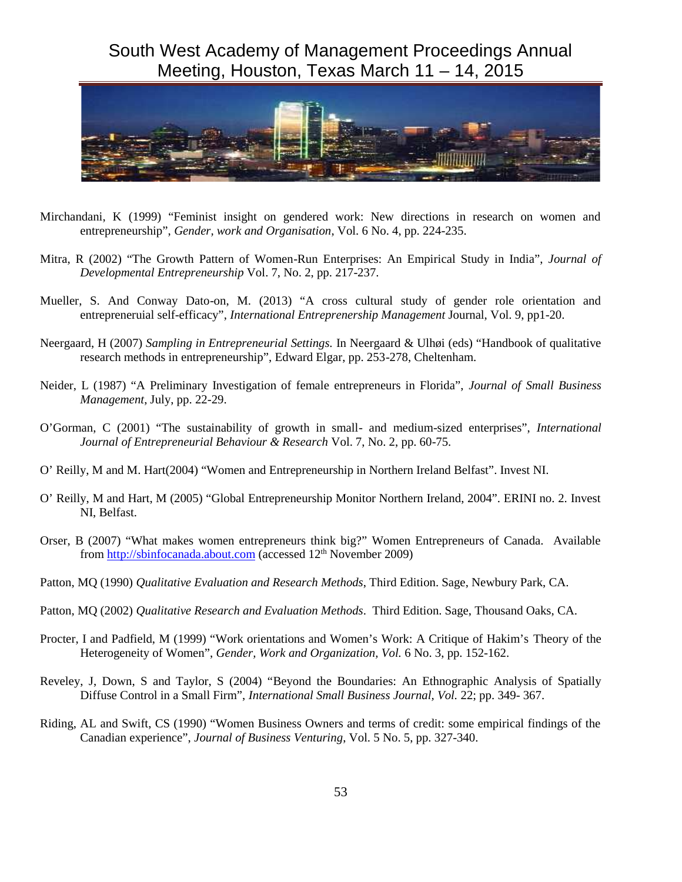Mirchandani, K (1999) "Feminist insight on gendered work: New directions in research on women and entrepreneurship", *Gender, work and Organisation*, Vol. 6 No. 4, pp. 224-235.

Mitra, R (2002) "The Growth Pattern of Women-Run Enterprises: An Empirical Study in India", *Journal of Developmental Entrepreneurship* Vol. 7, No. 2, pp. 217-237.

Mueller, S. And Conway Dato-on, M. (2013) "A cross cultural study of gender role orientation and entrepreneruial self-efficacy", *International Entreprenership Management* Journal, Vol. 9, pp1-20.

Neergaard, H (2007) *Sampling in Entrepreneurial Settings.* In Neergaard & Ulhøi (eds) "Handbook of qualitative research methods in entrepreneurship", Edward Elgar, pp. 253-278, Cheltenham.

Neider, L (1987) "A Preliminary Investigation of female entrepreneurs in Florida", *Journal of Small Business Management*, July, pp. 22-29.

O'Gorman, C (2001) "The sustainability of growth in small- and medium-sized enterprises", *International Journal of Entrepreneurial Behaviour & Research* Vol. 7, No. 2, pp. 60-75.

O' Reilly, M and M. Hart(2004) "Women and Entrepreneurship in Northern Ireland Belfast". Invest NI.

O' Reilly, M and Hart, M (2005) "Global Entrepreneurship Monitor Northern Ireland, 2004". ERINI no. 2. Invest NI, Belfast.

Orser, B (2007) "What makes women entrepreneurs think big?" Women Entrepreneurs of Canada. Available from http://sbinfocanada.about.com (accessed 12th November 2009)

Patton, MQ (1990) *Qualitative Evaluation and Research Methods*, Third Edition. Sage, Newbury Park, CA.

Patton, MQ (2002) *Qualitative Research and Evaluation Methods*. Third Edition. Sage, Thousand Oaks, CA.

Procter, I and Padfield, M (1999) "Work orientations and Women's Work: A Critique of Hakim's Theory of the Heterogeneity of Women", *Gender, Work and Organization, Vol.* 6 No. 3, pp. 152-162.

Reveley, J, Down, S and Taylor, S (2004) "Beyond the Boundaries: An Ethnographic Analysis of Spatially Diffuse Control in a Small Firm", *International Small Business Journal, Vol.* 22; pp. 349- 367.

Riding, AL and Swift, CS (1990) "Women Business Owners and terms of credit: some empirical findings of the Canadian experience", *Journal of Business Venturing*, Vol. 5 No. 5, pp. 327-340.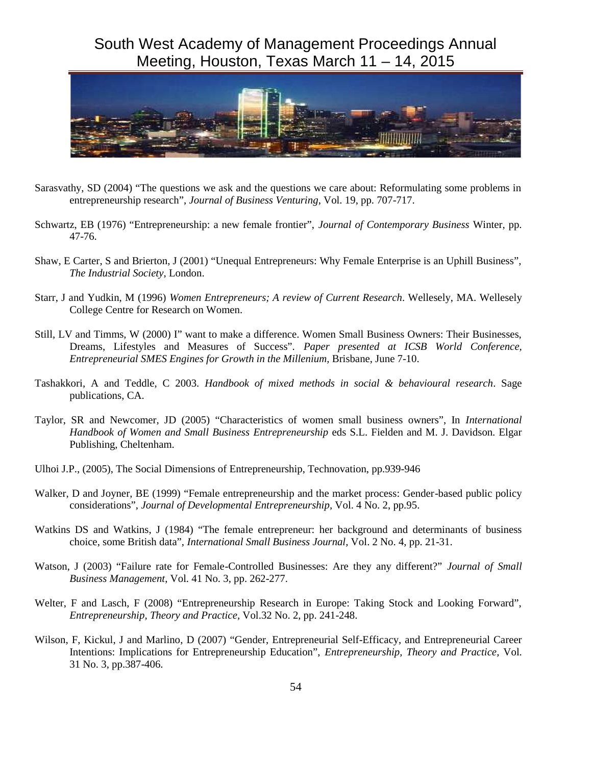Sarasvathy, SD (2004) "The questions we ask and the questions we care about: Reformulating some problems in entrepreneurship research", *Journal of Business Venturing*, Vol. 19, pp. 707-717.

Schwartz, EB (1976) "Entrepreneurship: a new female frontier", *Journal of Contemporary Business* Winter, pp. 47-76.

Shaw, E Carter, S and Brierton, J (2001) "Unequal Entrepreneurs: Why Female Enterprise is an Uphill Business", *The Industrial Society*, London.

Starr, J and Yudkin, M (1996) *Women Entrepreneurs; A review of Current Research*. Wellesely, MA. Wellesely College Centre for Research on Women.

Still, LV and Timms, W (2000) I" want to make a difference. Women Small Business Owners: Their Businesses, Dreams, Lifestyles and Measures of Success". *Paper presented at ICSB World Conference, Entrepreneurial SMES Engines for Growth in the Millenium*, Brisbane, June 7-10.

Tashakkori, A and Teddle, C 2003. *Handbook of mixed methods in social & behavioural research*. Sage publications, CA.

Taylor, SR and Newcomer, JD (2005) "Characteristics of women small business owners", In *International Handbook of Women and Small Business Entrepreneurship* eds S.L. Fielden and M. J. Davidson. Elgar Publishing, Cheltenham.

Ulhoi J.P., (2005), The Social Dimensions of Entrepreneurship, Technovation, pp.939-946

Walker, D and Joyner, BE (1999) "Female entrepreneurship and the market process: Gender-based public policy considerations", *Journal of Developmental Entrepreneurship*, Vol. 4 No. 2, pp.95.

Watkins DS and Watkins, J (1984) "The female entrepreneur: her background and determinants of business choice, some British data", *International Small Business Journal*, Vol. 2 No. 4, pp. 21-31.

Watson, J (2003) "Failure rate for Female-Controlled Businesses: Are they any different?" *Journal of Small Business Management*, Vol. 41 No. 3, pp. 262-277.

Welter, F and Lasch, F (2008) "Entrepreneurship Research in Europe: Taking Stock and Looking Forward", *Entrepreneurship, Theory and Practice*, Vol.32 No. 2, pp. 241-248.

Wilson, F, Kickul, J and Marlino, D (2007) "Gender, Entrepreneurial Self-Efficacy, and Entrepreneurial Career Intentions: Implications for Entrepreneurship Education", *Entrepreneurship, Theory and Practice*, Vol. 31 No. 3, pp.387-406.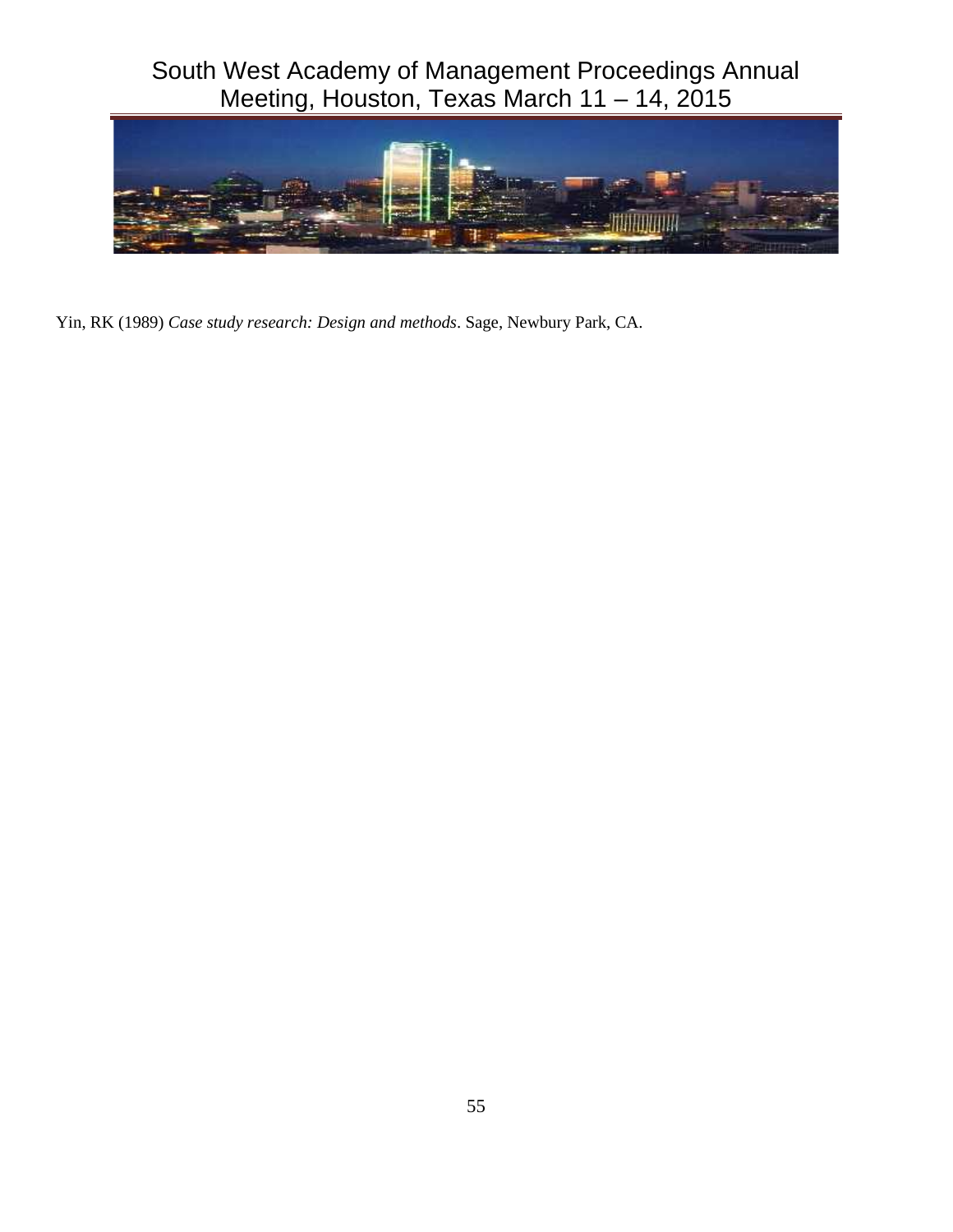Yin, RK (1989) *Case study research: Design and methods*. Sage, Newbury Park, CA.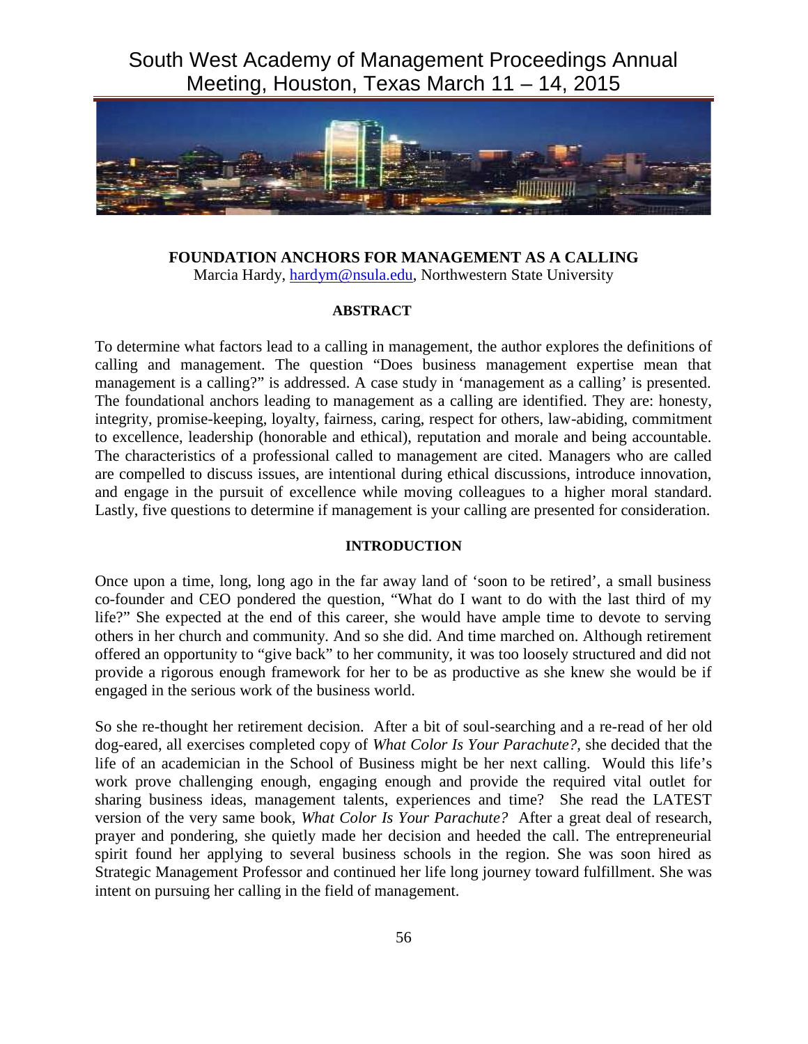**FOUNDATION ANCHORS FOR MANAGEMENT AS A CALLING**

Marcia Hardy, hardym@nsula.edu, Northwestern State University

## ABSTRACT

To determine what factors lead to a calling in management, the author explores the definitions of calling and management. The question "Does business management expertise mean that management is a calling?" is addressed. A case study in 'management as a calling' is presented. The foundational anchors leading to management as a calling are identified. They are: honesty, integrity, promise-keeping, loyalty, fairness, caring, respect for others, law-abiding, commitment to excellence, leadership (honorable and ethical), reputation and morale and being accountable. The characteristics of a professional called to management are cited. Managers who are called are compelled to discuss issues, are intentional during ethical discussions, introduce innovation, and engage in the pursuit of excellence while moving colleagues to a higher moral standard. Lastly, five questions to determine if management is your calling are presented for consideration.

## INTRODUCTION

Once upon a time, long, long ago in the far away land of 'soon to be retired', a small business co-founder and CEO pondered the question, "What do I want to do with the last third of my life?" She expected at the end of this career, she would have ample time to devote to serving others in her church and community. And so she did. And time marched on. Although retirement offered an opportunity to "give back" to her community, it was too loosely structured and did not provide a rigorous enough framework for her to be as productive as she knew she would be if engaged in the serious work of the business world.

So she re-thought her retirement decision. After a bit of soul-searching and a re-read of her old dog-eared, all exercises completed copy of *What Color Is Your Parachute?,* she decided that the life of an academician in the School of Business might be her next calling. Would this life's work prove challenging enough, engaging enough and provide the required vital outlet for sharing business ideas, management talents, experiences and time? She read the LATEST version of the very same book, *What Color Is Your Parachute?* After a great deal of research, prayer and pondering, she quietly made her decision and heeded the call. The entrepreneurial spirit found her applying to several business schools in the region. She was soon hired as Strategic Management Professor and continued her life long journey toward fulfillment. She was intent on pursuing her calling in the field of management.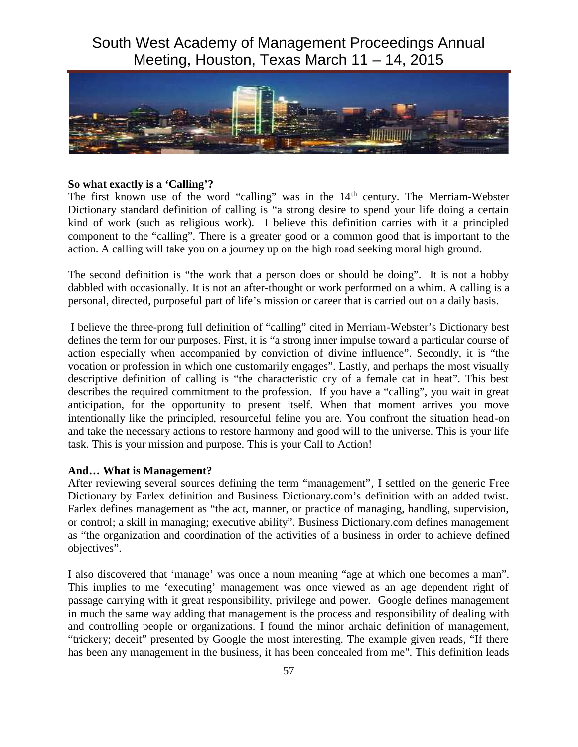**So what exactly is a 'Calling'?**

The first known use of the word "calling" was in the 14th century. The Merriam-Webster Dictionary standard definition of calling is "a strong desire to spend your life doing a certain kind of work (such as religious work). I believe this definition carries with it a principled component to the "calling". There is a greater good or a common good that is important to the action. A calling will take you on a journey up on the high road seeking moral high ground.

The second definition is "the work that a person does or should be doing". It is not a hobby dabbled with occasionally. It is not an after-thought or work performed on a whim. A calling is a personal, directed, purposeful part of life's mission or career that is carried out on a daily basis.

I believe the three-prong full definition of "calling" cited in Merriam-Webster's Dictionary best defines the term for our purposes. First, it is "a strong inner impulse toward a particular course of action especially when accompanied by conviction of divine influence". Secondly, it is "the vocation or profession in which one customarily engages". Lastly, and perhaps the most visually descriptive definition of calling is "the characteristic cry of a female cat in heat". This best describes the required commitment to the profession. If you have a "calling", you wait in great anticipation, for the opportunity to present itself. When that moment arrives you move intentionally like the principled, resourceful feline you are. You confront the situation head-on and take the necessary actions to restore harmony and good will to the universe. This is your life task. This is your mission and purpose. This is your Call to Action!

**And… What is Management?**

After reviewing several sources defining the term "management", I settled on the generic Free Dictionary by Farlex definition and Business Dictionary.com's definition with an added twist. Farlex defines management as "the act, manner, or practice of managing, handling, supervision, or control; a skill in managing; executive ability". Business Dictionary.com defines management as "the organization and coordination of the activities of a business in order to achieve defined objectives".

I also discovered that 'manage' was once a noun meaning "age at which one becomes a man". This implies to me 'executing' management was once viewed as an age dependent right of passage carrying with it great responsibility, privilege and power. Google defines management in much the same way adding that management is the process and responsibility of dealing with and controlling people or organizations. I found the minor archaic definition of management, "trickery; deceit" presented by Google the most interesting. The example given reads, "If there has been any management in the business, it has been concealed from me". This definition leads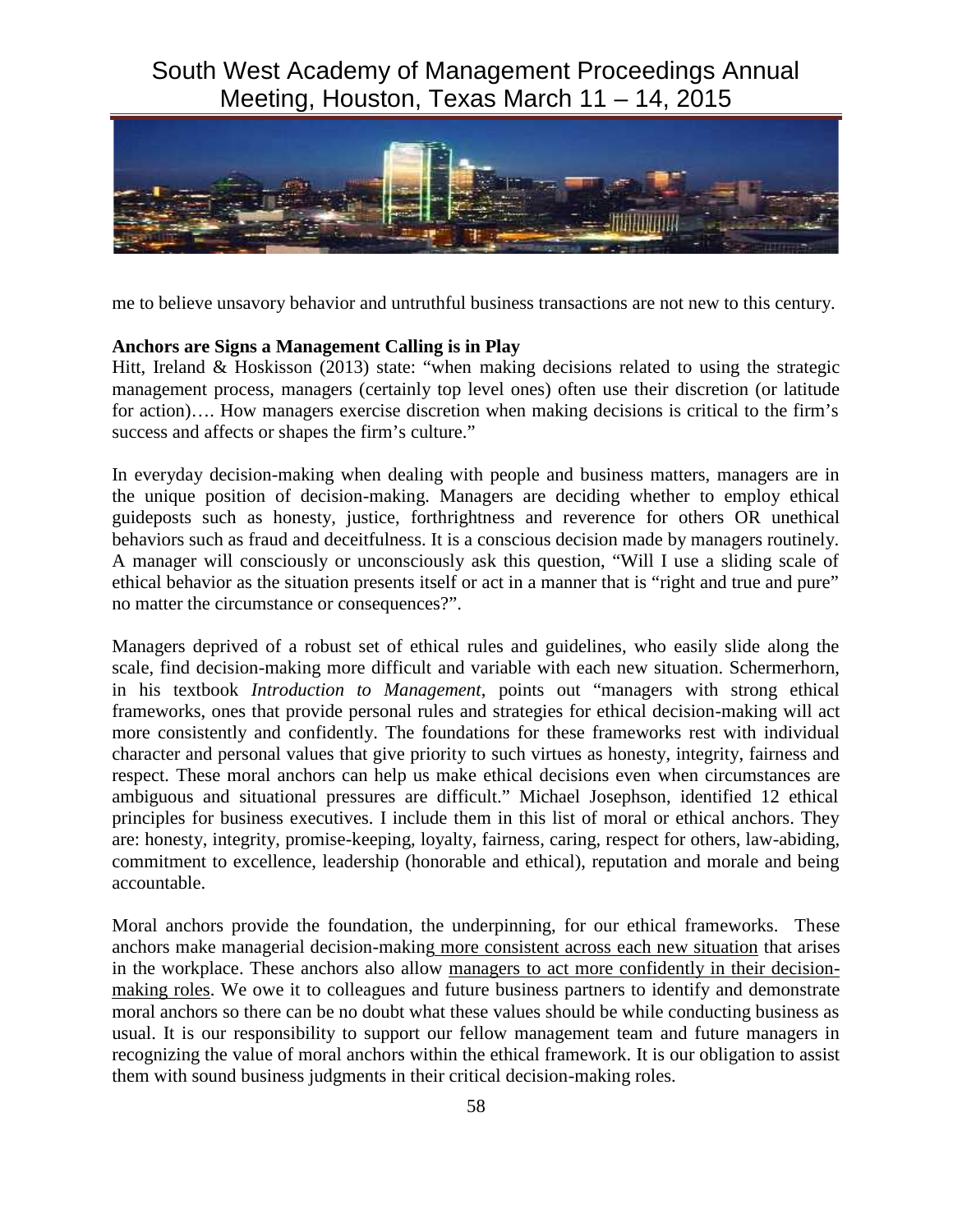me to believe unsavory behavior and untruthful business transactions are not new to this century.

**Anchors are Signs a Management Calling is in Play**

Hitt, Ireland & Hoskisson (2013) state: "when making decisions related to using the strategic management process, managers (certainly top level ones) often use their discretion (or latitude for action)…. How managers exercise discretion when making decisions is critical to the firm's success and affects or shapes the firm's culture."

In everyday decision-making when dealing with people and business matters, managers are in the unique position of decision-making. Managers are deciding whether to employ ethical guideposts such as honesty, justice, forthrightness and reverence for others OR unethical behaviors such as fraud and deceitfulness. It is a conscious decision made by managers routinely. A manager will consciously or unconsciously ask this question, "Will I use a sliding scale of ethical behavior as the situation presents itself or act in a manner that is "right and true and pure" no matter the circumstance or consequences?".

Managers deprived of a robust set of ethical rules and guidelines, who easily slide along the scale, find decision-making more difficult and variable with each new situation. Schermerhorn, in his textbook *Introduction to Management*, points out "managers with strong ethical frameworks, ones that provide personal rules and strategies for ethical decision-making will act more consistently and confidently. The foundations for these frameworks rest with individual character and personal values that give priority to such virtues as honesty, integrity, fairness and respect. These moral anchors can help us make ethical decisions even when circumstances are ambiguous and situational pressures are difficult." Michael Josephson, identified 12 ethical principles for business executives. I include them in this list of moral or ethical anchors. They are: honesty, integrity, promise-keeping, loyalty, fairness, caring, respect for others, law-abiding, commitment to excellence, leadership (honorable and ethical), reputation and morale and being accountable.

Moral anchors provide the foundation, the underpinning, for our ethical frameworks. These anchors make managerial decision-making more consistent across each new situation that arises in the workplace. These anchors also allow managers to act more confidently in their decision-making roles. We owe it to colleagues and future business partners to identify and demonstrate moral anchors so there can be no doubt what these values should be while conducting business as usual. It is our responsibility to support our fellow management team and future managers in recognizing the value of moral anchors within the ethical framework. It is our obligation to assist them with sound business judgments in their critical decision-making roles.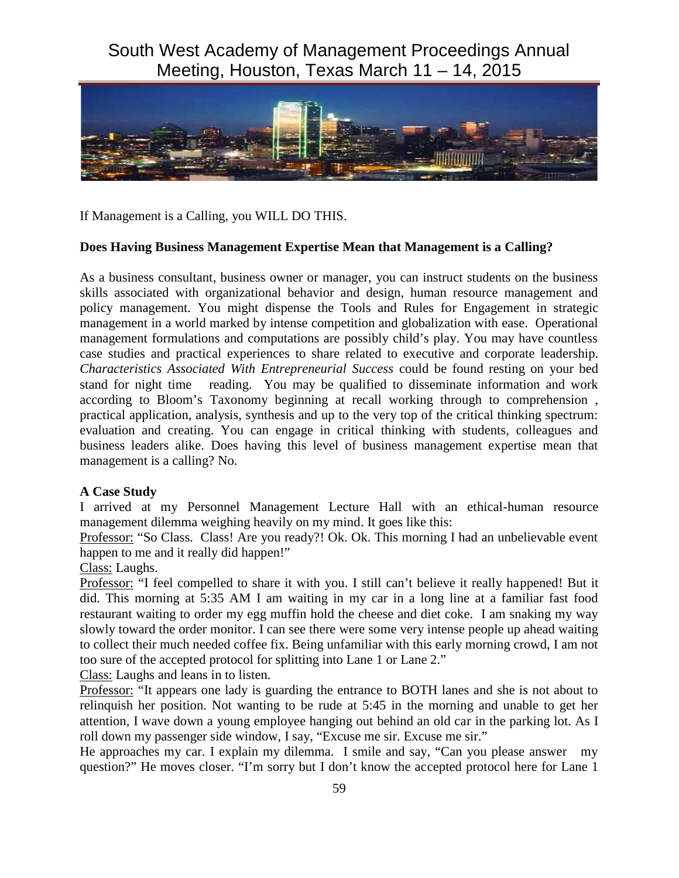If Management is a Calling, you WILL DO THIS.

**Does Having Business Management Expertise Mean that Management is a Calling?**

As a business consultant, business owner or manager, you can instruct students on the business skills associated with organizational behavior and design, human resource management and policy management. You might dispense the Tools and Rules for Engagement in strategic management in a world marked by intense competition and globalization with ease. Operational management formulations and computations are possibly child's play. You may have countless case studies and practical experiences to share related to executive and corporate leadership. *Characteristics Associated With Entrepreneurial Success* could be found resting on your bed stand for night time reading. You may be qualified to disseminate information and work according to Bloom's Taxonomy beginning at recall working through to comprehension , practical application, analysis, synthesis and up to the very top of the critical thinking spectrum: evaluation and creating. You can engage in critical thinking with students, colleagues and business leaders alike. Does having this level of business management expertise mean that management is a calling? No.

**A Case Study**

I arrived at my Personnel Management Lecture Hall with an ethical-human resource management dilemma weighing heavily on my mind. It goes like this:

Professor: "So Class. Class! Are you ready?! Ok. Ok. This morning I had an unbelievable event happen to me and it really did happen!"

Class: Laughs.

Professor: "I feel compelled to share it with you. I still can't believe it really happened! But it did. This morning at 5:35 AM I am waiting in my car in a long line at a familiar fast food restaurant waiting to order my egg muffin hold the cheese and diet coke. I am snaking my way slowly toward the order monitor. I can see there were some very intense people up ahead waiting to collect their much needed coffee fix. Being unfamiliar with this early morning crowd, I am not too sure of the accepted protocol for splitting into Lane 1 or Lane 2."

Class: Laughs and leans in to listen.

Professor: "It appears one lady is guarding the entrance to BOTH lanes and she is not about to relinquish her position. Not wanting to be rude at 5:45 in the morning and unable to get her attention, I wave down a young employee hanging out behind an old car in the parking lot. As I roll down my passenger side window, I say, "Excuse me sir. Excuse me sir."

He approaches my car. I explain my dilemma. I smile and say, "Can you please answer my question?" He moves closer. "I'm sorry but I don't know the accepted protocol here for Lane 1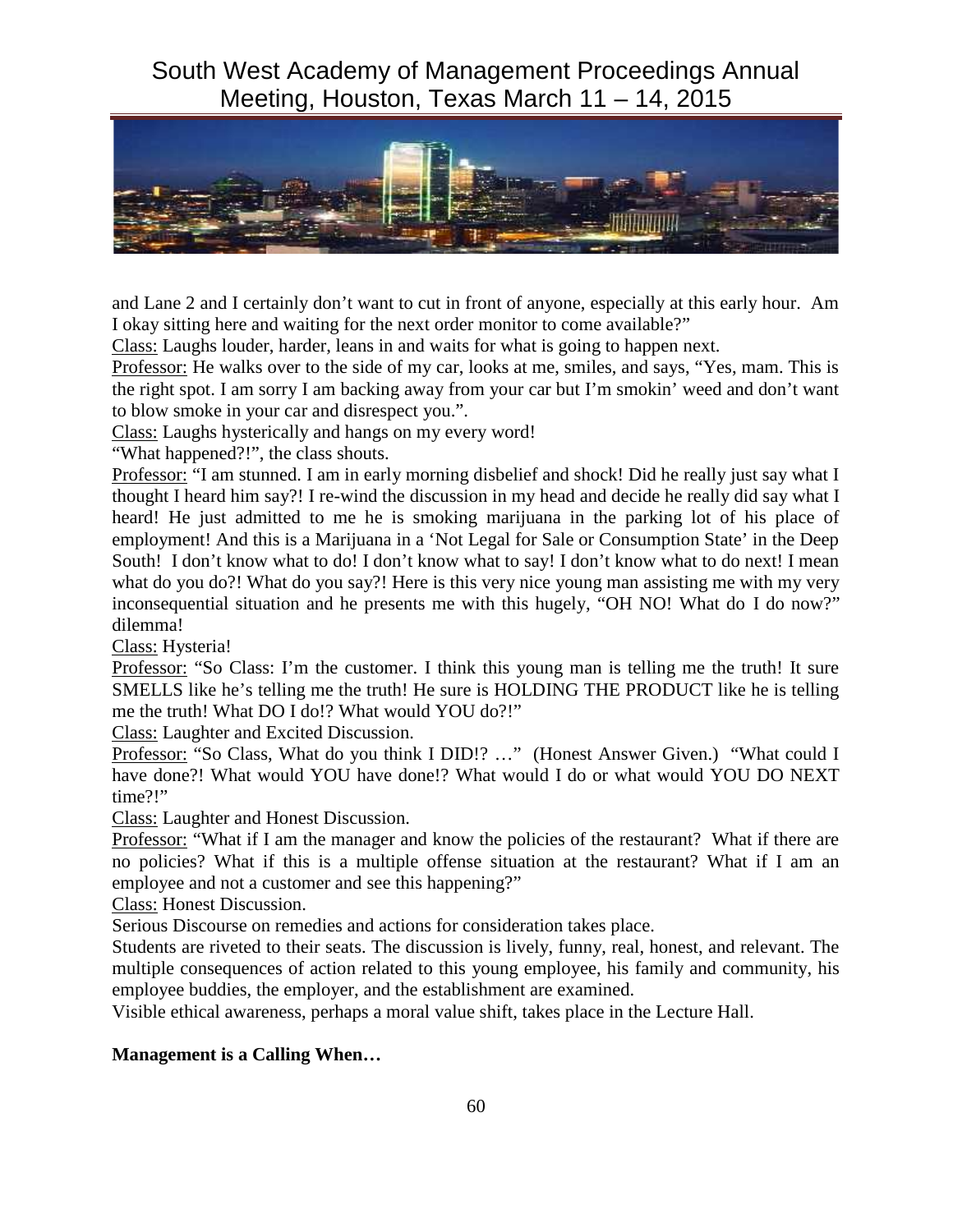and Lane 2 and I certainly don't want to cut in front of anyone, especially at this early hour. Am I okay sitting here and waiting for the next order monitor to come available?"

Class: Laughs louder, harder, leans in and waits for what is going to happen next.

Professor: He walks over to the side of my car, looks at me, smiles, and says, "Yes, mam. This is the right spot. I am sorry I am backing away from your car but I'm smokin' weed and don't want to blow smoke in your car and disrespect you.".

Class: Laughs hysterically and hangs on my every word!

"What happened?!", the class shouts.

Professor: "I am stunned. I am in early morning disbelief and shock! Did he really just say what I thought I heard him say?! I re-wind the discussion in my head and decide he really did say what I heard! He just admitted to me he is smoking marijuana in the parking lot of his place of employment! And this is a Marijuana in a 'Not Legal for Sale or Consumption State' in the Deep South! I don't know what to do! I don't know what to say! I don't know what to do next! I mean what do you do?! What do you say?! Here is this very nice young man assisting me with my very inconsequential situation and he presents me with this hugely, "OH NO! What do I do now?" dilemma!

Class: Hysteria!

Professor: "So Class: I'm the customer. I think this young man is telling me the truth! It sure SMELLS like he's telling me the truth! He sure is HOLDING THE PRODUCT like he is telling me the truth! What DO I do!? What would YOU do?!"

Class: Laughter and Excited Discussion.

Professor: "So Class, What do you think I DID!? …" (Honest Answer Given.) "What could I have done?! What would YOU have done!? What would I do or what would YOU DO NEXT time?!"

Class: Laughter and Honest Discussion.

Professor: "What if I am the manager and know the policies of the restaurant? What if there are no policies? What if this is a multiple offense situation at the restaurant? What if I am an employee and not a customer and see this happening?"

Class: Honest Discussion.

Serious Discourse on remedies and actions for consideration takes place.

Students are riveted to their seats. The discussion is lively, funny, real, honest, and relevant. The multiple consequences of action related to this young employee, his family and community, his employee buddies, the employer, and the establishment are examined.

Visible ethical awareness, perhaps a moral value shift, takes place in the Lecture Hall.

**Management is a Calling When…**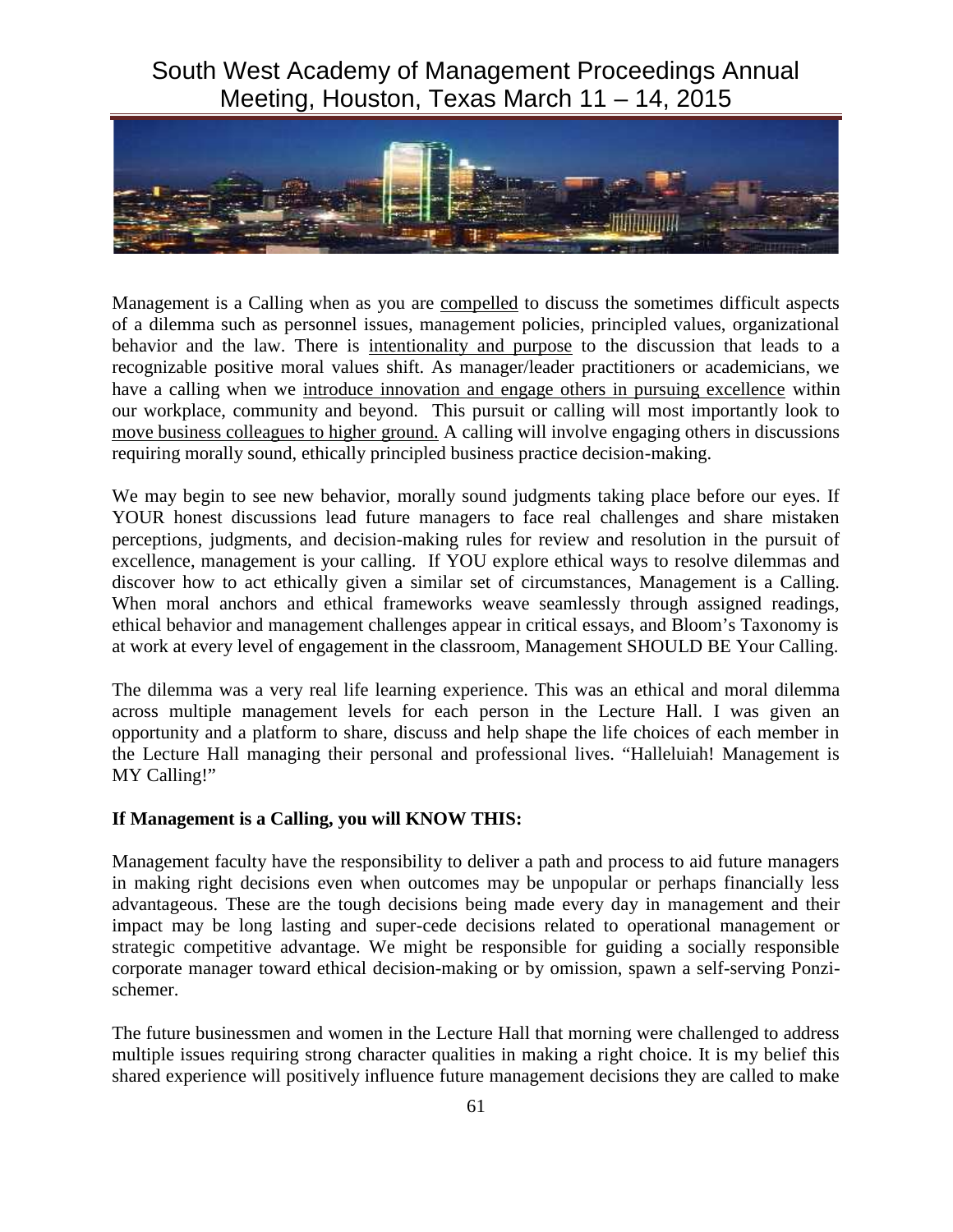Management is a Calling when as you are <u>compelled</u> to discuss the sometimes difficult aspects of a dilemma such as personnel issues, management policies, principled values, organizational behavior and the law. There is <u>intentionality and purpose</u> to the discussion that leads to a recognizable positive moral values shift. As manager/leader practitioners or academicians, we have a calling when we <u>introduce innovation and engage others in pursuing excellence</u> within our workplace, community and beyond. This pursuit or calling will most importantly look to <u>move business colleagues to higher ground.</u> A calling will involve engaging others in discussions requiring morally sound, ethically principled business practice decision-making.

We may begin to see new behavior, morally sound judgments taking place before our eyes. If YOUR honest discussions lead future managers to face real challenges and share mistaken perceptions, judgments, and decision-making rules for review and resolution in the pursuit of excellence, management is your calling. If YOU explore ethical ways to resolve dilemmas and discover how to act ethically given a similar set of circumstances, Management is a Calling. When moral anchors and ethical frameworks weave seamlessly through assigned readings, ethical behavior and management challenges appear in critical essays, and Bloom's Taxonomy is at work at every level of engagement in the classroom, Management SHOULD BE Your Calling.

The dilemma was a very real life learning experience. This was an ethical and moral dilemma across multiple management levels for each person in the Lecture Hall. I was given an opportunity and a platform to share, discuss and help shape the life choices of each member in the Lecture Hall managing their personal and professional lives. "Halleluiah! Management is MY Calling!"

**If Management is a Calling, you will KNOW THIS:**

Management faculty have the responsibility to deliver a path and process to aid future managers in making right decisions even when outcomes may be unpopular or perhaps financially less advantageous. These are the tough decisions being made every day in management and their impact may be long lasting and super-cede decisions related to operational management or strategic competitive advantage. We might be responsible for guiding a socially responsible corporate manager toward ethical decision-making or by omission, spawn a self-serving Ponzi-schemer.

The future businessmen and women in the Lecture Hall that morning were challenged to address multiple issues requiring strong character qualities in making a right choice. It is my belief this shared experience will positively influence future management decisions they are called to make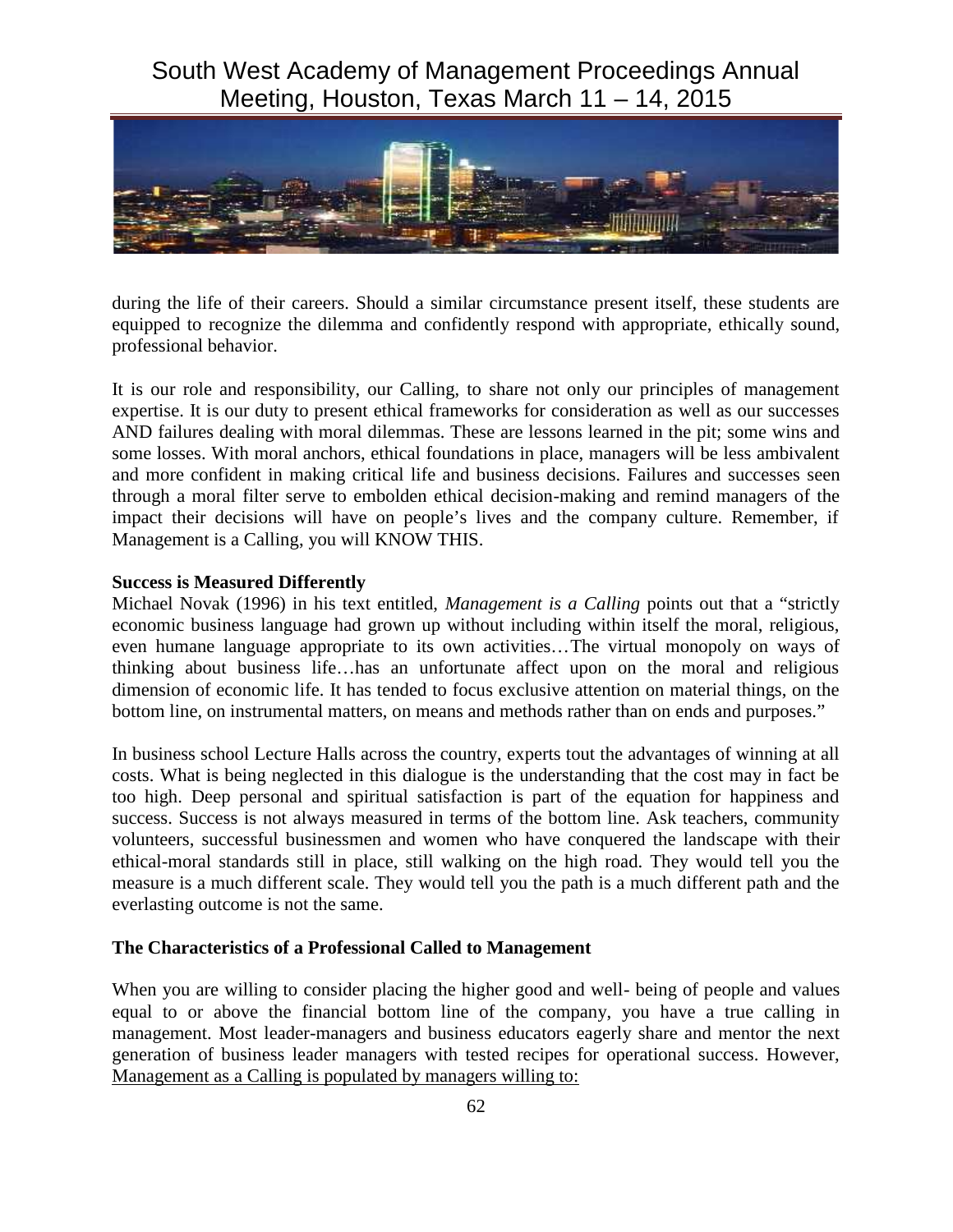during the life of their careers. Should a similar circumstance present itself, these students are equipped to recognize the dilemma and confidently respond with appropriate, ethically sound, professional behavior.

It is our role and responsibility, our Calling, to share not only our principles of management expertise. It is our duty to present ethical frameworks for consideration as well as our successes AND failures dealing with moral dilemmas. These are lessons learned in the pit; some wins and some losses. With moral anchors, ethical foundations in place, managers will be less ambivalent and more confident in making critical life and business decisions. Failures and successes seen through a moral filter serve to embolden ethical decision-making and remind managers of the impact their decisions will have on people's lives and the company culture. Remember, if Management is a Calling, you will KNOW THIS.

**Success is Measured Differently**

Michael Novak (1996) in his text entitled, *Management is a Calling* points out that a "strictly economic business language had grown up without including within itself the moral, religious, even humane language appropriate to its own activities…The virtual monopoly on ways of thinking about business life…has an unfortunate affect upon on the moral and religious dimension of economic life. It has tended to focus exclusive attention on material things, on the bottom line, on instrumental matters, on means and methods rather than on ends and purposes."

In business school Lecture Halls across the country, experts tout the advantages of winning at all costs. What is being neglected in this dialogue is the understanding that the cost may in fact be too high. Deep personal and spiritual satisfaction is part of the equation for happiness and success. Success is not always measured in terms of the bottom line. Ask teachers, community volunteers, successful businessmen and women who have conquered the landscape with their ethical-moral standards still in place, still walking on the high road. They would tell you the measure is a much different scale. They would tell you the path is a much different path and the everlasting outcome is not the same.

**The Characteristics of a Professional Called to Management**

When you are willing to consider placing the higher good and well- being of people and values equal to or above the financial bottom line of the company, you have a true calling in management. Most leader-managers and business educators eagerly share and mentor the next generation of business leader managers with tested recipes for operational success. However, <u>Management as a Calling is populated by managers willing to:</u>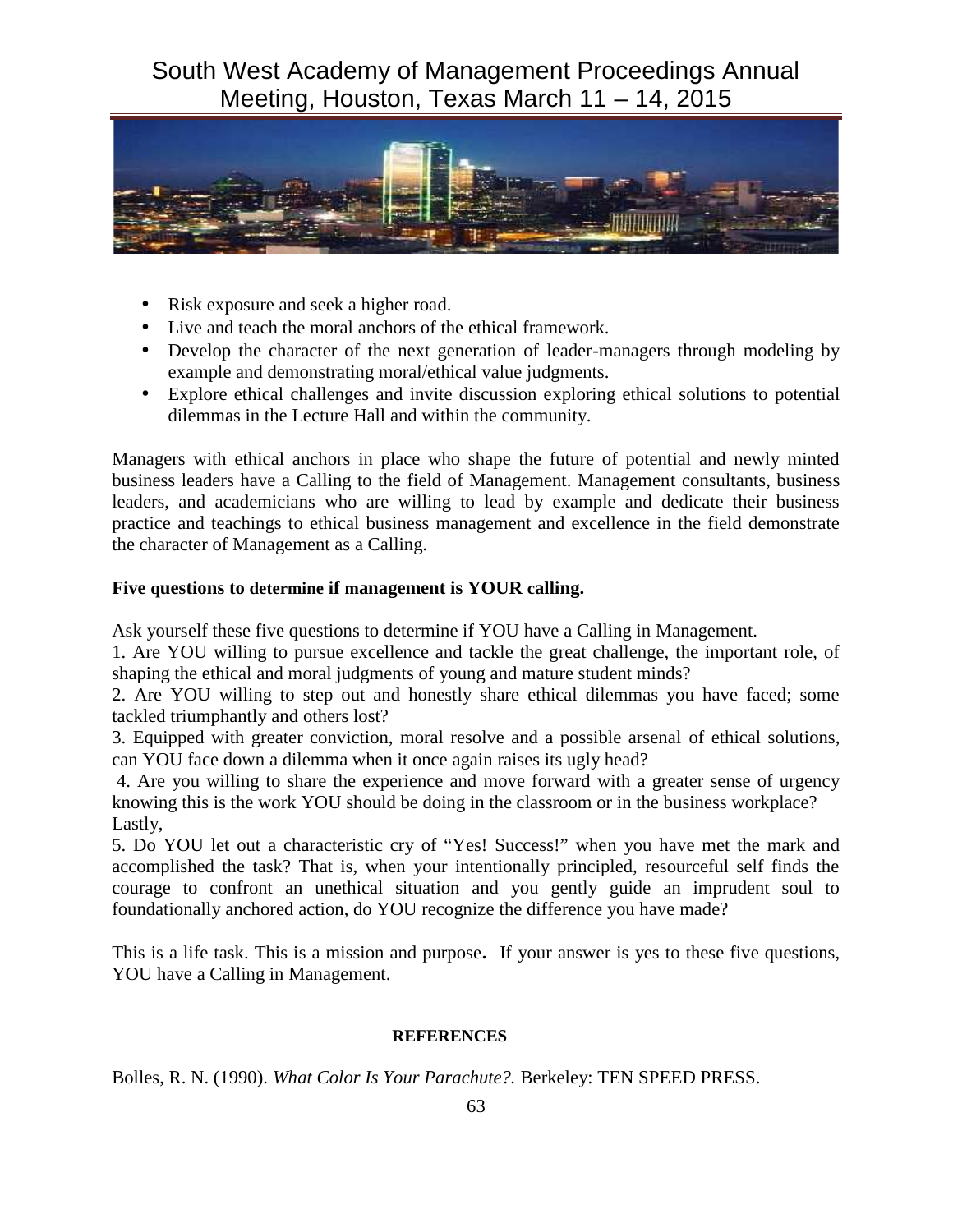- Risk exposure and seek a higher road.
- Live and teach the moral anchors of the ethical framework.
- Develop the character of the next generation of leader-managers through modeling by example and demonstrating moral/ethical value judgments.
- Explore ethical challenges and invite discussion exploring ethical solutions to potential dilemmas in the Lecture Hall and within the community.

Managers with ethical anchors in place who shape the future of potential and newly minted business leaders have a Calling to the field of Management. Management consultants, business leaders, and academicians who are willing to lead by example and dedicate their business practice and teachings to ethical business management and excellence in the field demonstrate the character of Management as a Calling.

**Five questions to determine if management is YOUR calling.**

Ask yourself these five questions to determine if YOU have a Calling in Management.
1. Are YOU willing to pursue excellence and tackle the great challenge, the important role, of shaping the ethical and moral judgments of young and mature student minds?
2. Are YOU willing to step out and honestly share ethical dilemmas you have faced; some tackled triumphantly and others lost?
3. Equipped with greater conviction, moral resolve and a possible arsenal of ethical solutions, can YOU face down a dilemma when it once again raises its ugly head?
4. Are you willing to share the experience and move forward with a greater sense of urgency knowing this is the work YOU should be doing in the classroom or in the business workplace?
Lastly,
5. Do YOU let out a characteristic cry of "Yes! Success!" when you have met the mark and accomplished the task? That is, when your intentionally principled, resourceful self finds the courage to confront an unethical situation and you gently guide an imprudent soul to foundationally anchored action, do YOU recognize the difference you have made?

This is a life task. This is a mission and purpose**.** If your answer is yes to these five questions, YOU have a Calling in Management.

**REFERENCES**

Bolles, R. N. (1990). *What Color Is Your Parachute?.* Berkeley: TEN SPEED PRESS.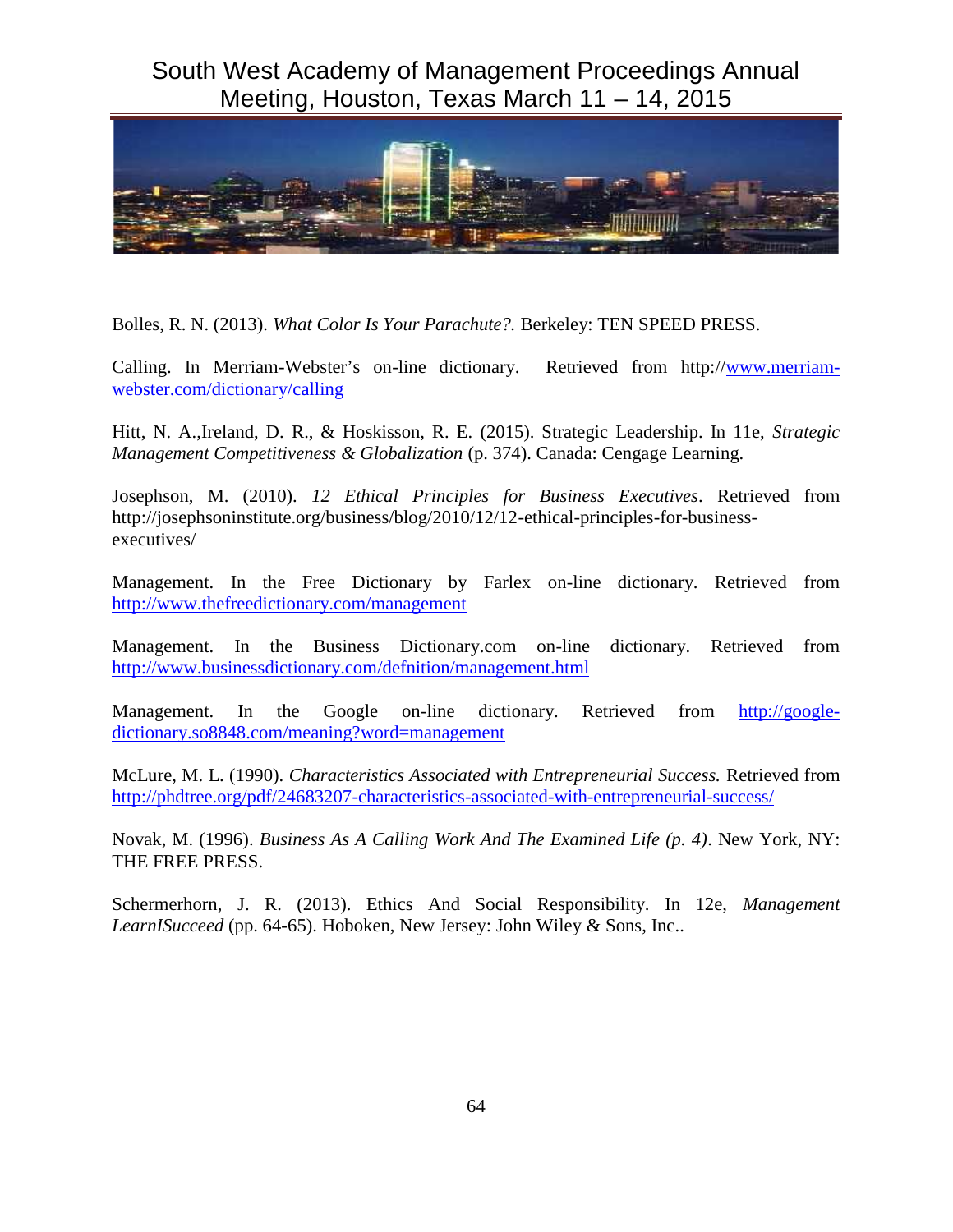Bolles, R. N. (2013). *What Color Is Your Parachute?.* Berkeley: TEN SPEED PRESS.

Calling. In Merriam-Webster's on-line dictionary. Retrieved from http://www.merriam-webster.com/dictionary/calling

Hitt, N. A.,Ireland, D. R., & Hoskisson, R. E. (2015). Strategic Leadership. In 11e, *Strategic Management Competitiveness & Globalization* (p. 374). Canada: Cengage Learning.

Josephson, M. (2010). *12 Ethical Principles for Business Executives*. Retrieved from http://josephsoninstitute.org/business/blog/2010/12/12-ethical-principles-for-business-executives/

Management. In the Free Dictionary by Farlex on-line dictionary. Retrieved from http://www.thefreedictionary.com/management

Management. In the Business Dictionary.com on-line dictionary. Retrieved from http://www.businessdictionary.com/defnition/management.html

Management. In the Google on-line dictionary. Retrieved from http://google-dictionary.so8848.com/meaning?word=management

McLure, M. L. (1990). *Characteristics Associated with Entrepreneurial Success.* Retrieved from http://phdtree.org/pdf/24683207-characteristics-associated-with-entrepreneurial-success/

Novak, M. (1996). *Business As A Calling Work And The Examined Life (p. 4)*. New York, NY: THE FREE PRESS.

Schermerhorn, J. R. (2013). Ethics And Social Responsibility. In 12e, *Management LearnISucceed* (pp. 64-65). Hoboken, New Jersey: John Wiley & Sons, Inc..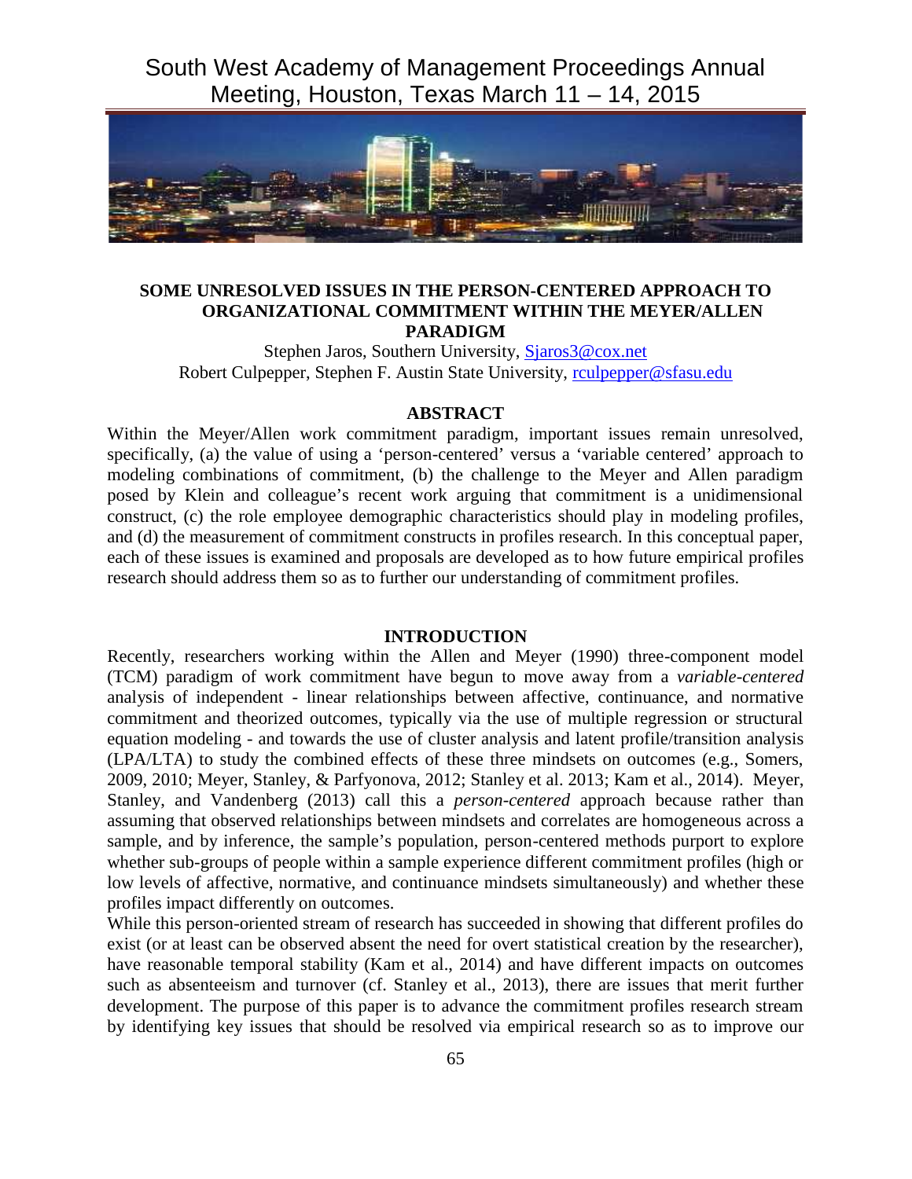# SOME UNRESOLVED ISSUES IN THE PERSON-CENTERED APPROACH TO ORGANIZATIONAL COMMITMENT WITHIN THE MEYER/ALLEN PARADIGM

Stephen Jaros, Southern University, Sjaros3@cox.net
Robert Culpepper, Stephen F. Austin State University, rculpepper@sfasu.edu

## ABSTRACT

Within the Meyer/Allen work commitment paradigm, important issues remain unresolved, specifically, (a) the value of using a 'person-centered' versus a 'variable centered' approach to modeling combinations of commitment, (b) the challenge to the Meyer and Allen paradigm posed by Klein and colleague's recent work arguing that commitment is a unidimensional construct, (c) the role employee demographic characteristics should play in modeling profiles, and (d) the measurement of commitment constructs in profiles research. In this conceptual paper, each of these issues is examined and proposals are developed as to how future empirical profiles research should address them so as to further our understanding of commitment profiles.

## INTRODUCTION

Recently, researchers working within the Allen and Meyer (1990) three-component model (TCM) paradigm of work commitment have begun to move away from a *variable-centered* analysis of independent - linear relationships between affective, continuance, and normative commitment and theorized outcomes, typically via the use of multiple regression or structural equation modeling - and towards the use of cluster analysis and latent profile/transition analysis (LPA/LTA) to study the combined effects of these three mindsets on outcomes (e.g., Somers, 2009, 2010; Meyer, Stanley, & Parfyonova, 2012; Stanley et al. 2013; Kam et al., 2014). Meyer, Stanley, and Vandenberg (2013) call this a *person-centered* approach because rather than assuming that observed relationships between mindsets and correlates are homogeneous across a sample, and by inference, the sample's population, person-centered methods purport to explore whether sub-groups of people within a sample experience different commitment profiles (high or low levels of affective, normative, and continuance mindsets simultaneously) and whether these profiles impact differently on outcomes.

While this person-oriented stream of research has succeeded in showing that different profiles do exist (or at least can be observed absent the need for overt statistical creation by the researcher), have reasonable temporal stability (Kam et al., 2014) and have different impacts on outcomes such as absenteeism and turnover (cf. Stanley et al., 2013), there are issues that merit further development. The purpose of this paper is to advance the commitment profiles research stream by identifying key issues that should be resolved via empirical research so as to improve our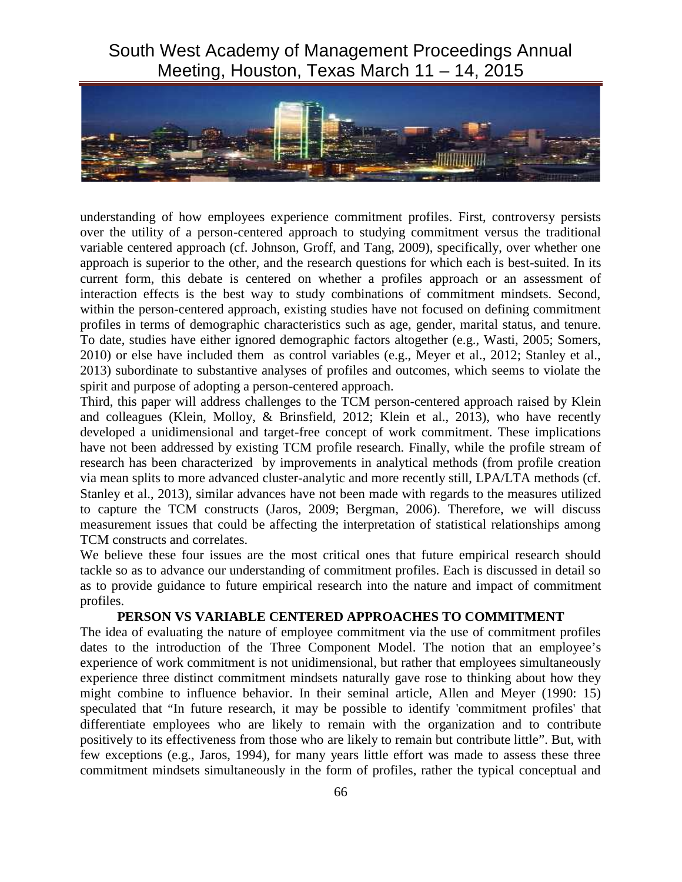understanding of how employees experience commitment profiles. First, controversy persists over the utility of a person-centered approach to studying commitment versus the traditional variable centered approach (cf. Johnson, Groff, and Tang, 2009), specifically, over whether one approach is superior to the other, and the research questions for which each is best-suited. In its current form, this debate is centered on whether a profiles approach or an assessment of interaction effects is the best way to study combinations of commitment mindsets. Second, within the person-centered approach, existing studies have not focused on defining commitment profiles in terms of demographic characteristics such as age, gender, marital status, and tenure. To date, studies have either ignored demographic factors altogether (e.g., Wasti, 2005; Somers, 2010) or else have included them as control variables (e.g., Meyer et al., 2012; Stanley et al., 2013) subordinate to substantive analyses of profiles and outcomes, which seems to violate the spirit and purpose of adopting a person-centered approach.

Third, this paper will address challenges to the TCM person-centered approach raised by Klein and colleagues (Klein, Molloy, & Brinsfield, 2012; Klein et al., 2013), who have recently developed a unidimensional and target-free concept of work commitment. These implications have not been addressed by existing TCM profile research. Finally, while the profile stream of research has been characterized by improvements in analytical methods (from profile creation via mean splits to more advanced cluster-analytic and more recently still, LPA/LTA methods (cf. Stanley et al., 2013), similar advances have not been made with regards to the measures utilized to capture the TCM constructs (Jaros, 2009; Bergman, 2006). Therefore, we will discuss measurement issues that could be affecting the interpretation of statistical relationships among TCM constructs and correlates.

We believe these four issues are the most critical ones that future empirical research should tackle so as to advance our understanding of commitment profiles. Each is discussed in detail so as to provide guidance to future empirical research into the nature and impact of commitment profiles.

## PERSON VS VARIABLE CENTERED APPROACHES TO COMMITMENT

The idea of evaluating the nature of employee commitment via the use of commitment profiles dates to the introduction of the Three Component Model. The notion that an employee's experience of work commitment is not unidimensional, but rather that employees simultaneously experience three distinct commitment mindsets naturally gave rose to thinking about how they might combine to influence behavior. In their seminal article, Allen and Meyer (1990: 15) speculated that "In future research, it may be possible to identify 'commitment profiles' that differentiate employees who are likely to remain with the organization and to contribute positively to its effectiveness from those who are likely to remain but contribute little". But, with few exceptions (e.g., Jaros, 1994), for many years little effort was made to assess these three commitment mindsets simultaneously in the form of profiles, rather the typical conceptual and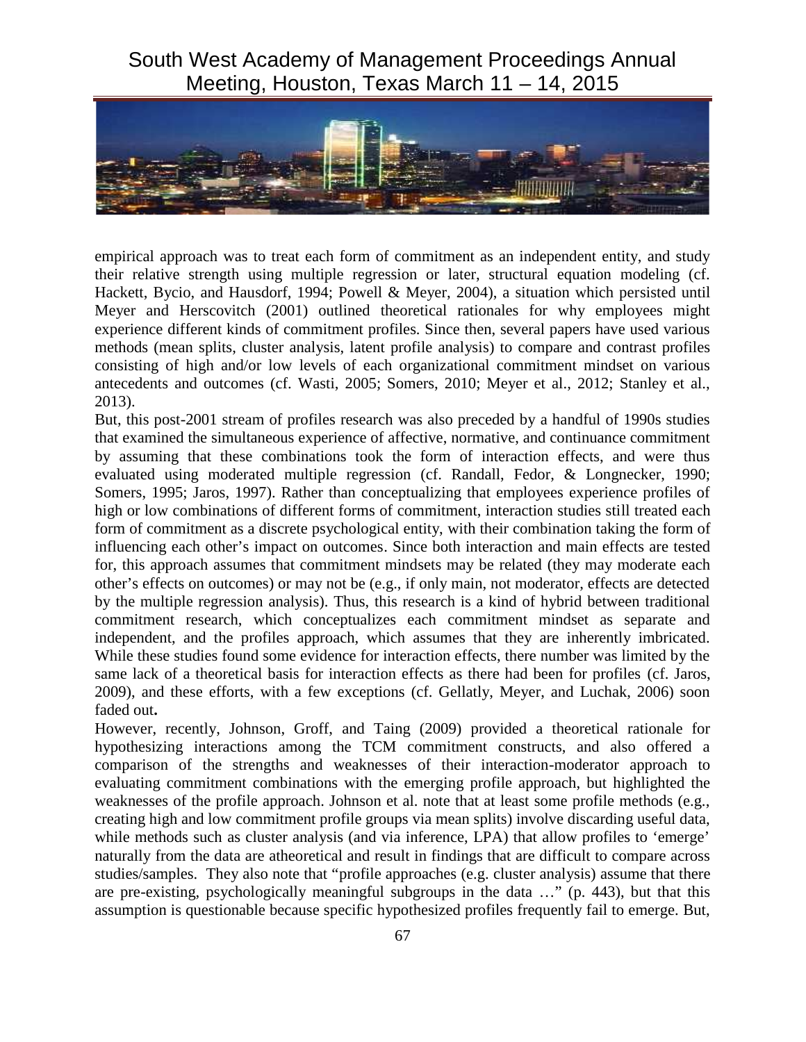empirical approach was to treat each form of commitment as an independent entity, and study their relative strength using multiple regression or later, structural equation modeling (cf. Hackett, Bycio, and Hausdorf, 1994; Powell & Meyer, 2004), a situation which persisted until Meyer and Herscovitch (2001) outlined theoretical rationales for why employees might experience different kinds of commitment profiles. Since then, several papers have used various methods (mean splits, cluster analysis, latent profile analysis) to compare and contrast profiles consisting of high and/or low levels of each organizational commitment mindset on various antecedents and outcomes (cf. Wasti, 2005; Somers, 2010; Meyer et al., 2012; Stanley et al., 2013).

But, this post-2001 stream of profiles research was also preceded by a handful of 1990s studies that examined the simultaneous experience of affective, normative, and continuance commitment by assuming that these combinations took the form of interaction effects, and were thus evaluated using moderated multiple regression (cf. Randall, Fedor, & Longnecker, 1990; Somers, 1995; Jaros, 1997). Rather than conceptualizing that employees experience profiles of high or low combinations of different forms of commitment, interaction studies still treated each form of commitment as a discrete psychological entity, with their combination taking the form of influencing each other's impact on outcomes. Since both interaction and main effects are tested for, this approach assumes that commitment mindsets may be related (they may moderate each other's effects on outcomes) or may not be (e.g., if only main, not moderator, effects are detected by the multiple regression analysis). Thus, this research is a kind of hybrid between traditional commitment research, which conceptualizes each commitment mindset as separate and independent, and the profiles approach, which assumes that they are inherently imbricated. While these studies found some evidence for interaction effects, there number was limited by the same lack of a theoretical basis for interaction effects as there had been for profiles (cf. Jaros, 2009), and these efforts, with a few exceptions (cf. Gellatly, Meyer, and Luchak, 2006) soon faded out**.**

However, recently, Johnson, Groff, and Taing (2009) provided a theoretical rationale for hypothesizing interactions among the TCM commitment constructs, and also offered a comparison of the strengths and weaknesses of their interaction-moderator approach to evaluating commitment combinations with the emerging profile approach, but highlighted the weaknesses of the profile approach. Johnson et al. note that at least some profile methods (e.g., creating high and low commitment profile groups via mean splits) involve discarding useful data, while methods such as cluster analysis (and via inference, LPA) that allow profiles to 'emerge' naturally from the data are atheoretical and result in findings that are difficult to compare across studies/samples. They also note that "profile approaches (e.g. cluster analysis) assume that there are pre-existing, psychologically meaningful subgroups in the data …" (p. 443), but that this assumption is questionable because specific hypothesized profiles frequently fail to emerge. But,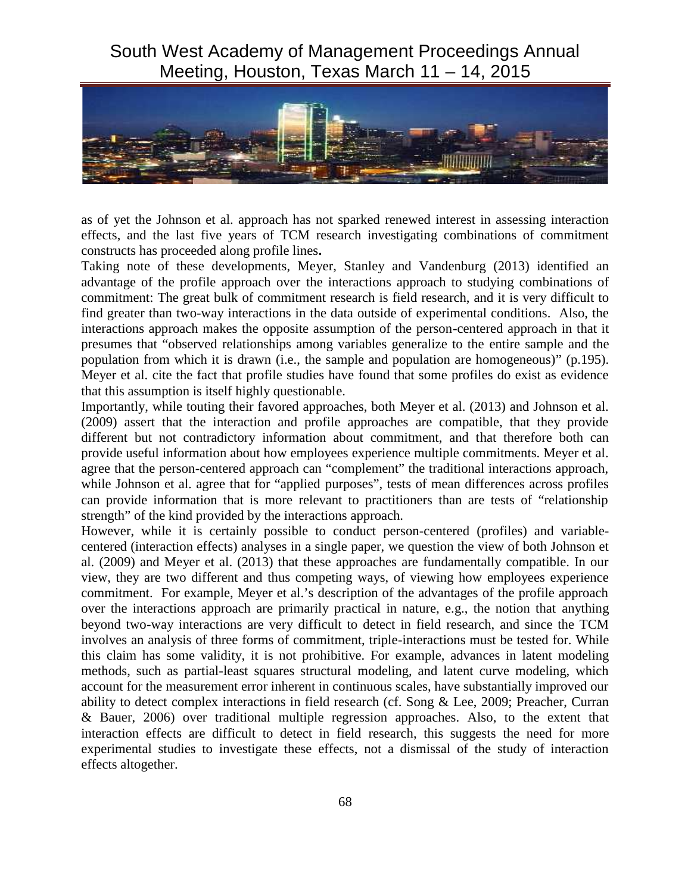as of yet the Johnson et al. approach has not sparked renewed interest in assessing interaction effects, and the last five years of TCM research investigating combinations of commitment constructs has proceeded along profile lines**.**

Taking note of these developments, Meyer, Stanley and Vandenburg (2013) identified an advantage of the profile approach over the interactions approach to studying combinations of commitment: The great bulk of commitment research is field research, and it is very difficult to find greater than two-way interactions in the data outside of experimental conditions. Also, the interactions approach makes the opposite assumption of the person-centered approach in that it presumes that "observed relationships among variables generalize to the entire sample and the population from which it is drawn (i.e., the sample and population are homogeneous)" (p.195). Meyer et al. cite the fact that profile studies have found that some profiles do exist as evidence that this assumption is itself highly questionable.

Importantly, while touting their favored approaches, both Meyer et al. (2013) and Johnson et al. (2009) assert that the interaction and profile approaches are compatible, that they provide different but not contradictory information about commitment, and that therefore both can provide useful information about how employees experience multiple commitments. Meyer et al. agree that the person-centered approach can "complement" the traditional interactions approach, while Johnson et al. agree that for "applied purposes", tests of mean differences across profiles can provide information that is more relevant to practitioners than are tests of "relationship strength" of the kind provided by the interactions approach.

However, while it is certainly possible to conduct person-centered (profiles) and variable-centered (interaction effects) analyses in a single paper, we question the view of both Johnson et al. (2009) and Meyer et al. (2013) that these approaches are fundamentally compatible. In our view, they are two different and thus competing ways, of viewing how employees experience commitment. For example, Meyer et al.'s description of the advantages of the profile approach over the interactions approach are primarily practical in nature, e.g., the notion that anything beyond two-way interactions are very difficult to detect in field research, and since the TCM involves an analysis of three forms of commitment, triple-interactions must be tested for. While this claim has some validity, it is not prohibitive. For example, advances in latent modeling methods, such as partial-least squares structural modeling, and latent curve modeling, which account for the measurement error inherent in continuous scales, have substantially improved our ability to detect complex interactions in field research (cf. Song & Lee, 2009; Preacher, Curran & Bauer, 2006) over traditional multiple regression approaches. Also, to the extent that interaction effects are difficult to detect in field research, this suggests the need for more experimental studies to investigate these effects, not a dismissal of the study of interaction effects altogether.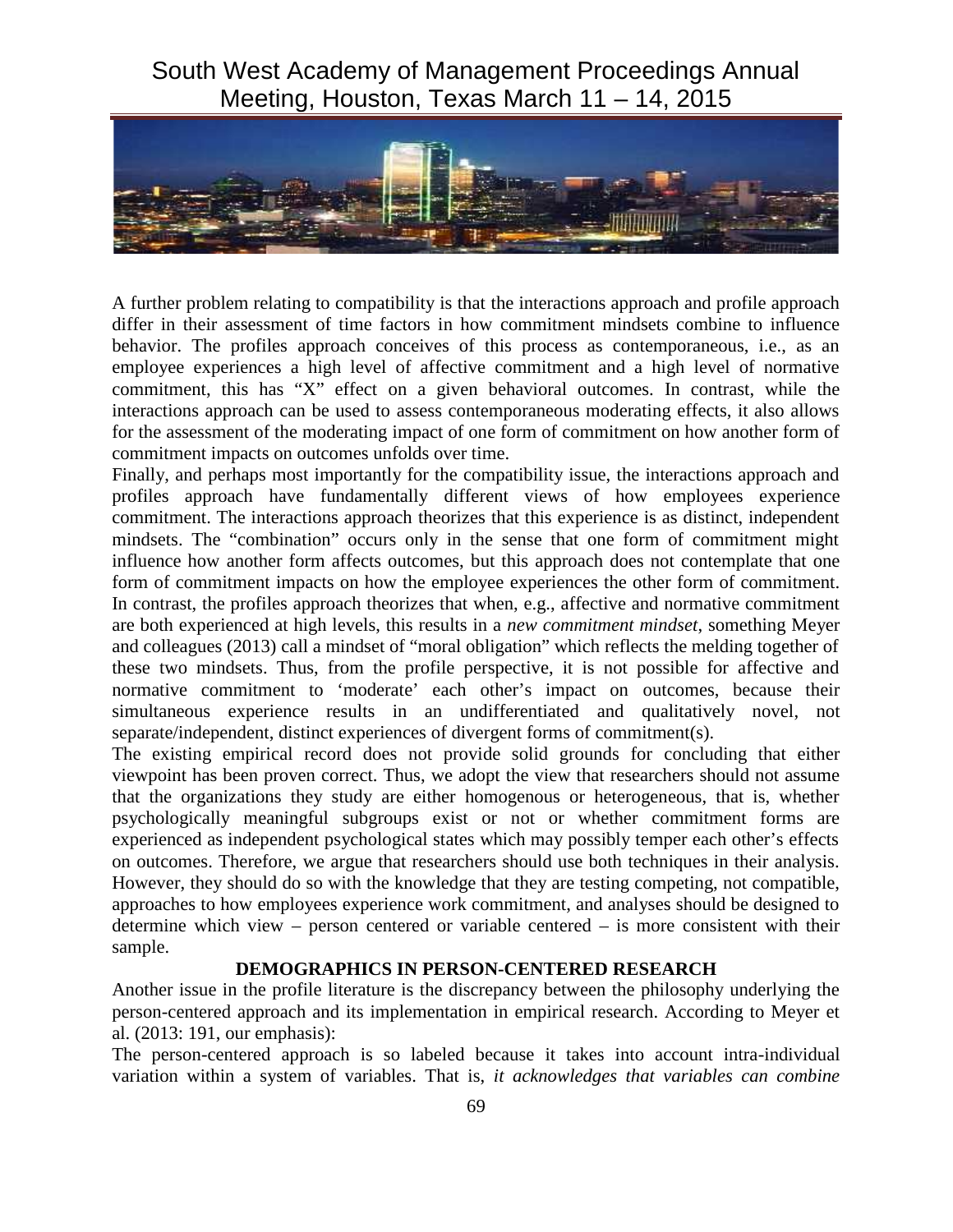A further problem relating to compatibility is that the interactions approach and profile approach differ in their assessment of time factors in how commitment mindsets combine to influence behavior. The profiles approach conceives of this process as contemporaneous, i.e., as an employee experiences a high level of affective commitment and a high level of normative commitment, this has "X" effect on a given behavioral outcomes. In contrast, while the interactions approach can be used to assess contemporaneous moderating effects, it also allows for the assessment of the moderating impact of one form of commitment on how another form of commitment impacts on outcomes unfolds over time.

Finally, and perhaps most importantly for the compatibility issue, the interactions approach and profiles approach have fundamentally different views of how employees experience commitment. The interactions approach theorizes that this experience is as distinct, independent mindsets. The "combination" occurs only in the sense that one form of commitment might influence how another form affects outcomes, but this approach does not contemplate that one form of commitment impacts on how the employee experiences the other form of commitment. In contrast, the profiles approach theorizes that when, e.g., affective and normative commitment are both experienced at high levels, this results in a *new commitment mindset*, something Meyer and colleagues (2013) call a mindset of "moral obligation" which reflects the melding together of these two mindsets. Thus, from the profile perspective, it is not possible for affective and normative commitment to 'moderate' each other's impact on outcomes, because their simultaneous experience results in an undifferentiated and qualitatively novel, not separate/independent, distinct experiences of divergent forms of commitment(s).

The existing empirical record does not provide solid grounds for concluding that either viewpoint has been proven correct. Thus, we adopt the view that researchers should not assume that the organizations they study are either homogenous or heterogeneous, that is, whether psychologically meaningful subgroups exist or not or whether commitment forms are experienced as independent psychological states which may possibly temper each other's effects on outcomes. Therefore, we argue that researchers should use both techniques in their analysis. However, they should do so with the knowledge that they are testing competing, not compatible, approaches to how employees experience work commitment, and analyses should be designed to determine which view – person centered or variable centered – is more consistent with their sample.

## DEMOGRAPHICS IN PERSON-CENTERED RESEARCH

Another issue in the profile literature is the discrepancy between the philosophy underlying the person-centered approach and its implementation in empirical research. According to Meyer et al. (2013: 191, our emphasis):

The person-centered approach is so labeled because it takes into account intra-individual variation within a system of variables. That is, *it acknowledges that variables can combine*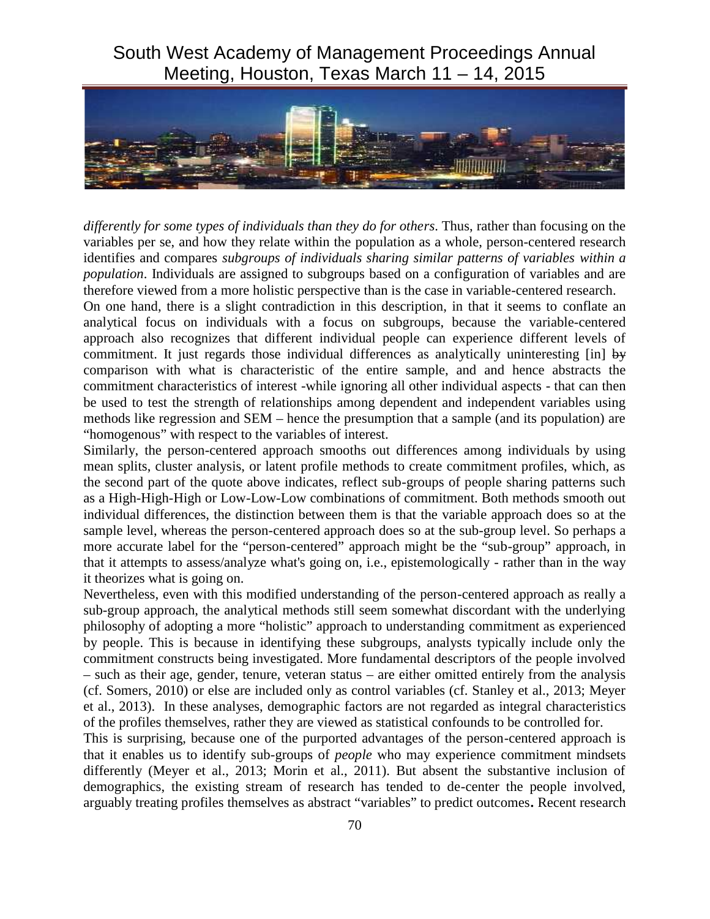*differently for some types of individuals than they do for others*. Thus, rather than focusing on the variables per se, and how they relate within the population as a whole, person-centered research identifies and compares *subgroups of individuals sharing similar patterns of variables within a population*. Individuals are assigned to subgroups based on a configuration of variables and are therefore viewed from a more holistic perspective than is the case in variable-centered research.

On one hand, there is a slight contradiction in this description, in that it seems to conflate an analytical focus on individuals with a focus on subgroups, because the variable-centered approach also recognizes that different individual people can experience different levels of commitment. It just regards those individual differences as analytically uninteresting [in] ~~by~~ comparison with what is characteristic of the entire sample, and and hence abstracts the commitment characteristics of interest -while ignoring all other individual aspects - that can then be used to test the strength of relationships among dependent and independent variables using methods like regression and SEM – hence the presumption that a sample (and its population) are "homogenous" with respect to the variables of interest.

Similarly, the person-centered approach smooths out differences among individuals by using mean splits, cluster analysis, or latent profile methods to create commitment profiles, which, as the second part of the quote above indicates, reflect sub-groups of people sharing patterns such as a High-High-High or Low-Low-Low combinations of commitment. Both methods smooth out individual differences, the distinction between them is that the variable approach does so at the sample level, whereas the person-centered approach does so at the sub-group level. So perhaps a more accurate label for the "person-centered" approach might be the "sub-group" approach, in that it attempts to assess/analyze what's going on, i.e., epistemologically - rather than in the way it theorizes what is going on.

Nevertheless, even with this modified understanding of the person-centered approach as really a sub-group approach, the analytical methods still seem somewhat discordant with the underlying philosophy of adopting a more "holistic" approach to understanding commitment as experienced by people. This is because in identifying these subgroups, analysts typically include only the commitment constructs being investigated. More fundamental descriptors of the people involved – such as their age, gender, tenure, veteran status – are either omitted entirely from the analysis (cf. Somers, 2010) or else are included only as control variables (cf. Stanley et al., 2013; Meyer et al., 2013). In these analyses, demographic factors are not regarded as integral characteristics of the profiles themselves, rather they are viewed as statistical confounds to be controlled for.

This is surprising, because one of the purported advantages of the person-centered approach is that it enables us to identify sub-groups of *people* who may experience commitment mindsets differently (Meyer et al., 2013; Morin et al., 2011). But absent the substantive inclusion of demographics, the existing stream of research has tended to de-center the people involved, arguably treating profiles themselves as abstract "variables" to predict outcomes**.** Recent research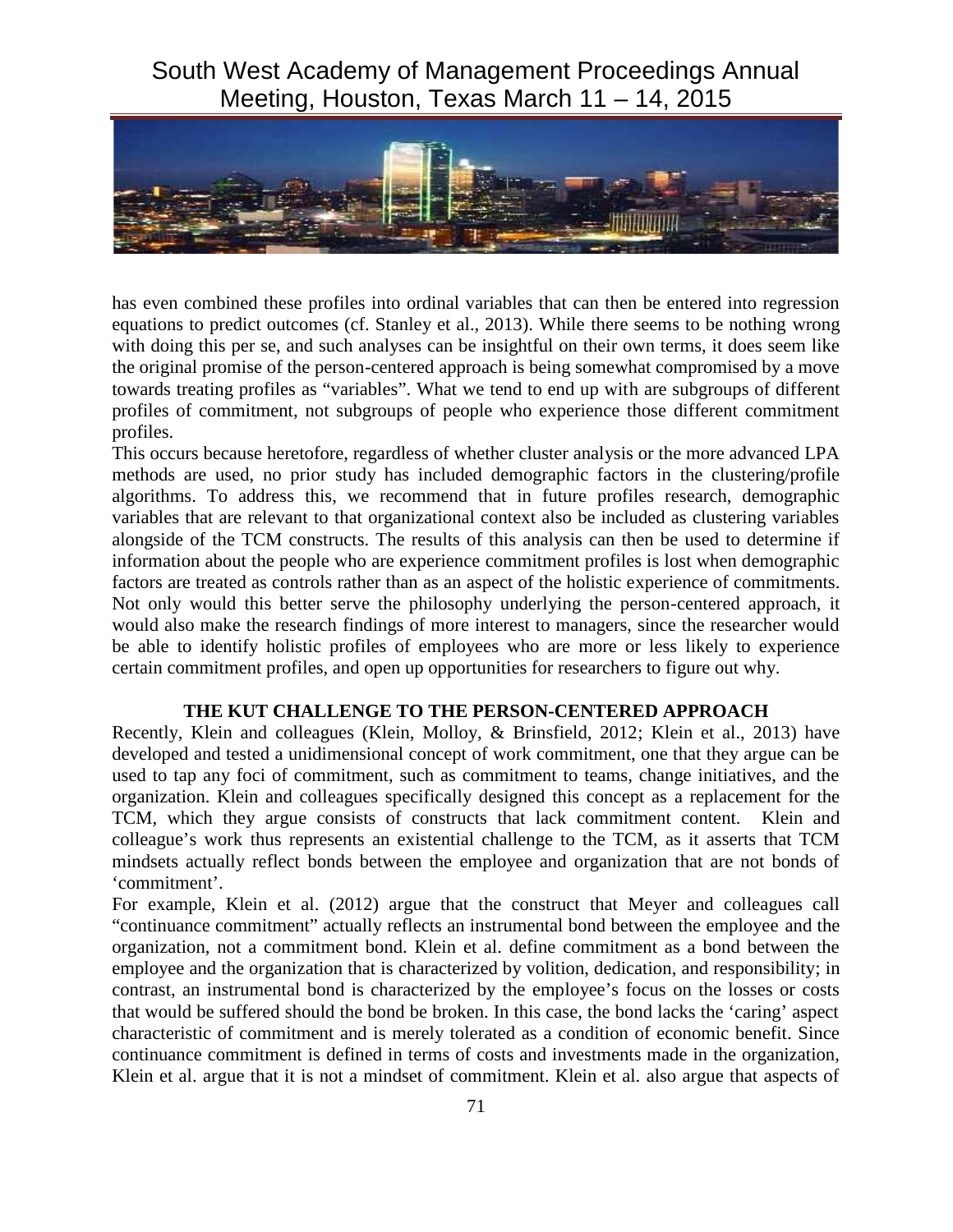has even combined these profiles into ordinal variables that can then be entered into regression equations to predict outcomes (cf. Stanley et al., 2013). While there seems to be nothing wrong with doing this per se, and such analyses can be insightful on their own terms, it does seem like the original promise of the person-centered approach is being somewhat compromised by a move towards treating profiles as "variables". What we tend to end up with are subgroups of different profiles of commitment, not subgroups of people who experience those different commitment profiles.

This occurs because heretofore, regardless of whether cluster analysis or the more advanced LPA methods are used, no prior study has included demographic factors in the clustering/profile algorithms. To address this, we recommend that in future profiles research, demographic variables that are relevant to that organizational context also be included as clustering variables alongside of the TCM constructs. The results of this analysis can then be used to determine if information about the people who are experience commitment profiles is lost when demographic factors are treated as controls rather than as an aspect of the holistic experience of commitments. Not only would this better serve the philosophy underlying the person-centered approach, it would also make the research findings of more interest to managers, since the researcher would be able to identify holistic profiles of employees who are more or less likely to experience certain commitment profiles, and open up opportunities for researchers to figure out why.

## THE KUT CHALLENGE TO THE PERSON-CENTERED APPROACH

Recently, Klein and colleagues (Klein, Molloy, & Brinsfield, 2012; Klein et al., 2013) have developed and tested a unidimensional concept of work commitment, one that they argue can be used to tap any foci of commitment, such as commitment to teams, change initiatives, and the organization. Klein and colleagues specifically designed this concept as a replacement for the TCM, which they argue consists of constructs that lack commitment content. Klein and colleague's work thus represents an existential challenge to the TCM, as it asserts that TCM mindsets actually reflect bonds between the employee and organization that are not bonds of 'commitment'.

For example, Klein et al. (2012) argue that the construct that Meyer and colleagues call "continuance commitment" actually reflects an instrumental bond between the employee and the organization, not a commitment bond. Klein et al. define commitment as a bond between the employee and the organization that is characterized by volition, dedication, and responsibility; in contrast, an instrumental bond is characterized by the employee's focus on the losses or costs that would be suffered should the bond be broken. In this case, the bond lacks the 'caring' aspect characteristic of commitment and is merely tolerated as a condition of economic benefit. Since continuance commitment is defined in terms of costs and investments made in the organization, Klein et al. argue that it is not a mindset of commitment. Klein et al. also argue that aspects of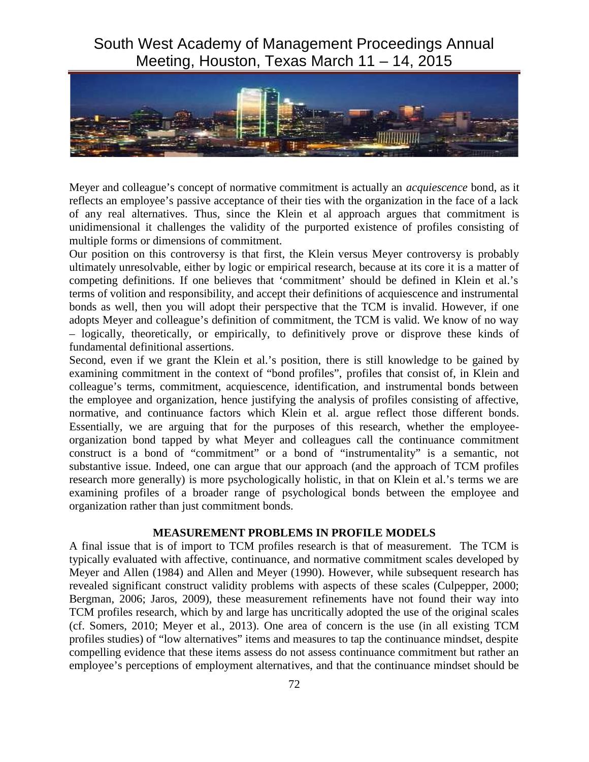Meyer and colleague's concept of normative commitment is actually an *acquiescence* bond, as it reflects an employee's passive acceptance of their ties with the organization in the face of a lack of any real alternatives. Thus, since the Klein et al approach argues that commitment is unidimensional it challenges the validity of the purported existence of profiles consisting of multiple forms or dimensions of commitment.

Our position on this controversy is that first, the Klein versus Meyer controversy is probably ultimately unresolvable, either by logic or empirical research, because at its core it is a matter of competing definitions. If one believes that 'commitment' should be defined in Klein et al.'s terms of volition and responsibility, and accept their definitions of acquiescence and instrumental bonds as well, then you will adopt their perspective that the TCM is invalid. However, if one adopts Meyer and colleague's definition of commitment, the TCM is valid. We know of no way – logically, theoretically, or empirically, to definitively prove or disprove these kinds of fundamental definitional assertions.

Second, even if we grant the Klein et al.'s position, there is still knowledge to be gained by examining commitment in the context of "bond profiles", profiles that consist of, in Klein and colleague's terms, commitment, acquiescence, identification, and instrumental bonds between the employee and organization, hence justifying the analysis of profiles consisting of affective, normative, and continuance factors which Klein et al. argue reflect those different bonds. Essentially, we are arguing that for the purposes of this research, whether the employee-organization bond tapped by what Meyer and colleagues call the continuance commitment construct is a bond of "commitment" or a bond of "instrumentality" is a semantic, not substantive issue. Indeed, one can argue that our approach (and the approach of TCM profiles research more generally) is more psychologically holistic, in that on Klein et al.'s terms we are examining profiles of a broader range of psychological bonds between the employee and organization rather than just commitment bonds.

## MEASUREMENT PROBLEMS IN PROFILE MODELS

A final issue that is of import to TCM profiles research is that of measurement. The TCM is typically evaluated with affective, continuance, and normative commitment scales developed by Meyer and Allen (1984) and Allen and Meyer (1990). However, while subsequent research has revealed significant construct validity problems with aspects of these scales (Culpepper, 2000; Bergman, 2006; Jaros, 2009), these measurement refinements have not found their way into TCM profiles research, which by and large has uncritically adopted the use of the original scales (cf. Somers, 2010; Meyer et al., 2013). One area of concern is the use (in all existing TCM profiles studies) of "low alternatives" items and measures to tap the continuance mindset, despite compelling evidence that these items assess do not assess continuance commitment but rather an employee's perceptions of employment alternatives, and that the continuance mindset should be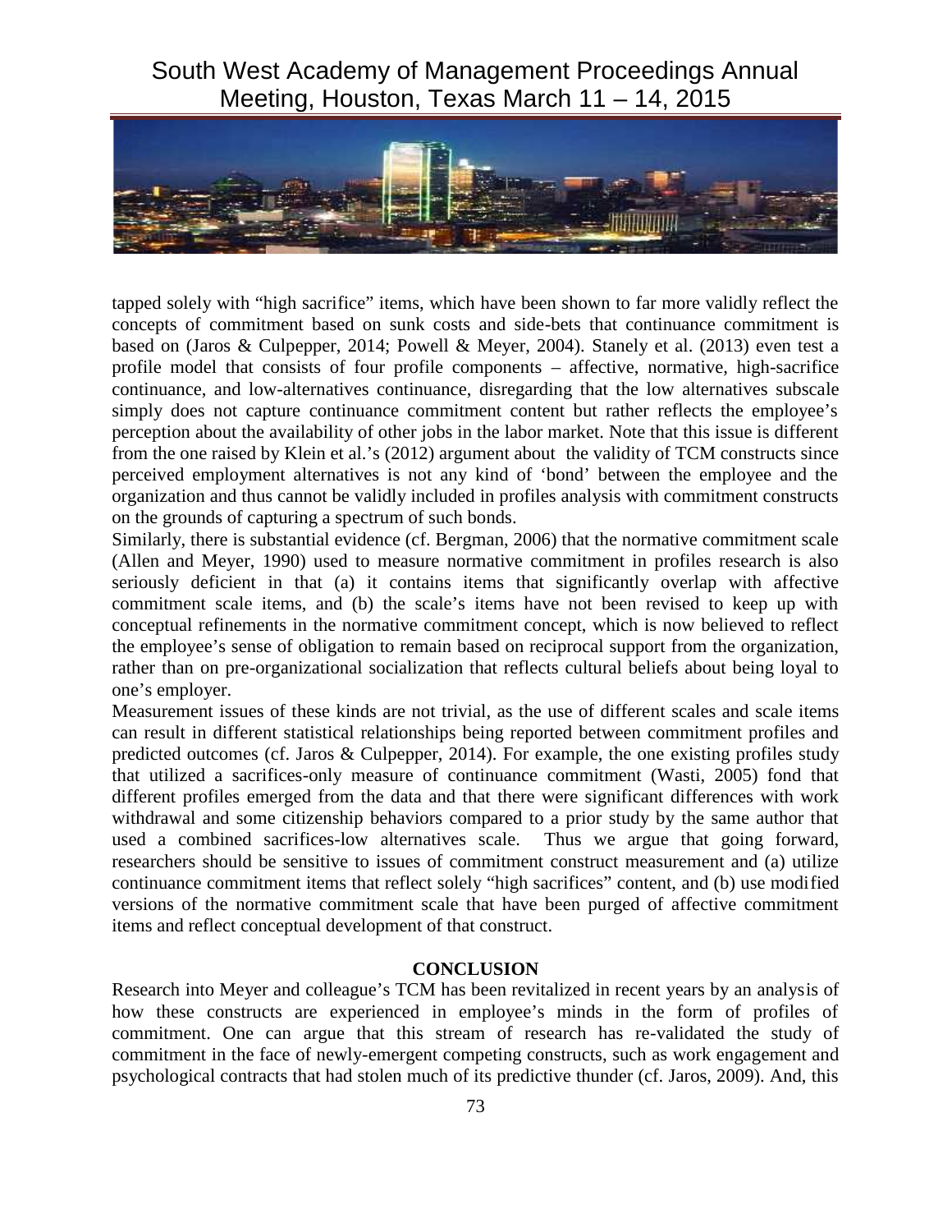tapped solely with "high sacrifice" items, which have been shown to far more validly reflect the concepts of commitment based on sunk costs and side-bets that continuance commitment is based on (Jaros & Culpepper, 2014; Powell & Meyer, 2004). Stanely et al. (2013) even test a profile model that consists of four profile components – affective, normative, high-sacrifice continuance, and low-alternatives continuance, disregarding that the low alternatives subscale simply does not capture continuance commitment content but rather reflects the employee's perception about the availability of other jobs in the labor market. Note that this issue is different from the one raised by Klein et al.'s (2012) argument about the validity of TCM constructs since perceived employment alternatives is not any kind of 'bond' between the employee and the organization and thus cannot be validly included in profiles analysis with commitment constructs on the grounds of capturing a spectrum of such bonds.

Similarly, there is substantial evidence (cf. Bergman, 2006) that the normative commitment scale (Allen and Meyer, 1990) used to measure normative commitment in profiles research is also seriously deficient in that (a) it contains items that significantly overlap with affective commitment scale items, and (b) the scale's items have not been revised to keep up with conceptual refinements in the normative commitment concept, which is now believed to reflect the employee's sense of obligation to remain based on reciprocal support from the organization, rather than on pre-organizational socialization that reflects cultural beliefs about being loyal to one's employer.

Measurement issues of these kinds are not trivial, as the use of different scales and scale items can result in different statistical relationships being reported between commitment profiles and predicted outcomes (cf. Jaros & Culpepper, 2014). For example, the one existing profiles study that utilized a sacrifices-only measure of continuance commitment (Wasti, 2005) fond that different profiles emerged from the data and that there were significant differences with work withdrawal and some citizenship behaviors compared to a prior study by the same author that used a combined sacrifices-low alternatives scale. Thus we argue that going forward, researchers should be sensitive to issues of commitment construct measurement and (a) utilize continuance commitment items that reflect solely "high sacrifices" content, and (b) use modified versions of the normative commitment scale that have been purged of affective commitment items and reflect conceptual development of that construct.

## CONCLUSION

Research into Meyer and colleague's TCM has been revitalized in recent years by an analysis of how these constructs are experienced in employee's minds in the form of profiles of commitment. One can argue that this stream of research has re-validated the study of commitment in the face of newly-emergent competing constructs, such as work engagement and psychological contracts that had stolen much of its predictive thunder (cf. Jaros, 2009). And, this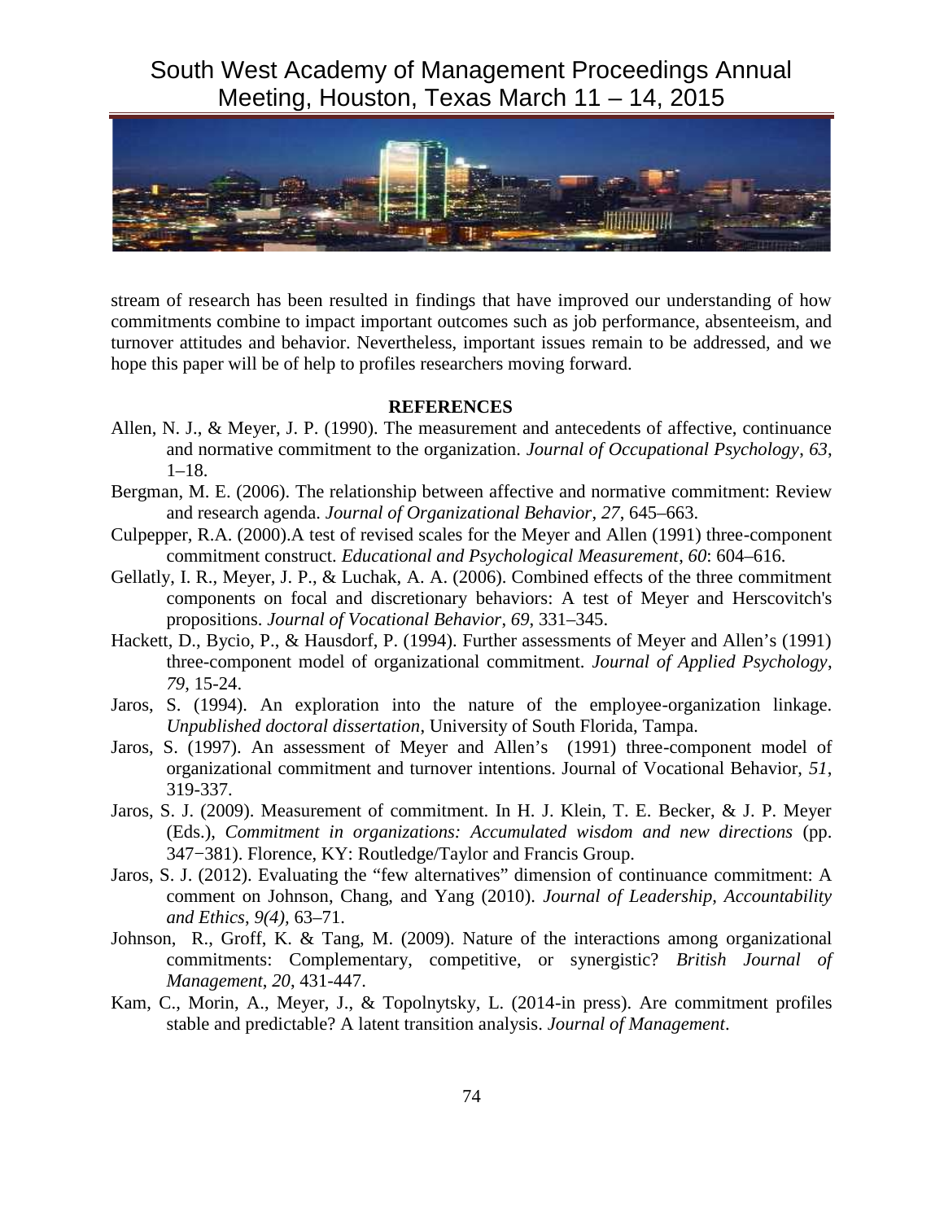stream of research has been resulted in findings that have improved our understanding of how commitments combine to impact important outcomes such as job performance, absenteeism, and turnover attitudes and behavior. Nevertheless, important issues remain to be addressed, and we hope this paper will be of help to profiles researchers moving forward.

## REFERENCES

Allen, N. J., & Meyer, J. P. (1990). The measurement and antecedents of affective, continuance and normative commitment to the organization. *Journal of Occupational Psychology*, *63*, 1–18.

Bergman, M. E. (2006). The relationship between affective and normative commitment: Review and research agenda. *Journal of Organizational Behavior*, *27*, 645–663.

Culpepper, R.A. (2000).A test of revised scales for the Meyer and Allen (1991) three-component commitment construct. *Educational and Psychological Measurement*, *60*: 604–616.

Gellatly, I. R., Meyer, J. P., & Luchak, A. A. (2006). Combined effects of the three commitment components on focal and discretionary behaviors: A test of Meyer and Herscovitch's propositions. *Journal of Vocational Behavior*, *69*, 331–345.

Hackett, D., Bycio, P., & Hausdorf, P. (1994). Further assessments of Meyer and Allen's (1991) three-component model of organizational commitment. *Journal of Applied Psychology*, *79*, 15-24.

Jaros, S. (1994). An exploration into the nature of the employee-organization linkage. *Unpublished doctoral dissertation*, University of South Florida, Tampa.

Jaros, S. (1997). An assessment of Meyer and Allen's (1991) three-component model of organizational commitment and turnover intentions. Journal of Vocational Behavior, *51*, 319-337.

Jaros, S. J. (2009). Measurement of commitment. In H. J. Klein, T. E. Becker, & J. P. Meyer (Eds.), *Commitment in organizations: Accumulated wisdom and new directions* (pp. 347−381). Florence, KY: Routledge/Taylor and Francis Group.

Jaros, S. J. (2012). Evaluating the "few alternatives" dimension of continuance commitment: A comment on Johnson, Chang, and Yang (2010). *Journal of Leadership, Accountability and Ethics*, *9(4)*, 63–71.

Johnson, R., Groff, K. & Tang, M. (2009). Nature of the interactions among organizational commitments: Complementary, competitive, or synergistic? *British Journal of Management*, *20*, 431-447.

Kam, C., Morin, A., Meyer, J., & Topolnytsky, L. (2014-in press). Are commitment profiles stable and predictable? A latent transition analysis. *Journal of Management*.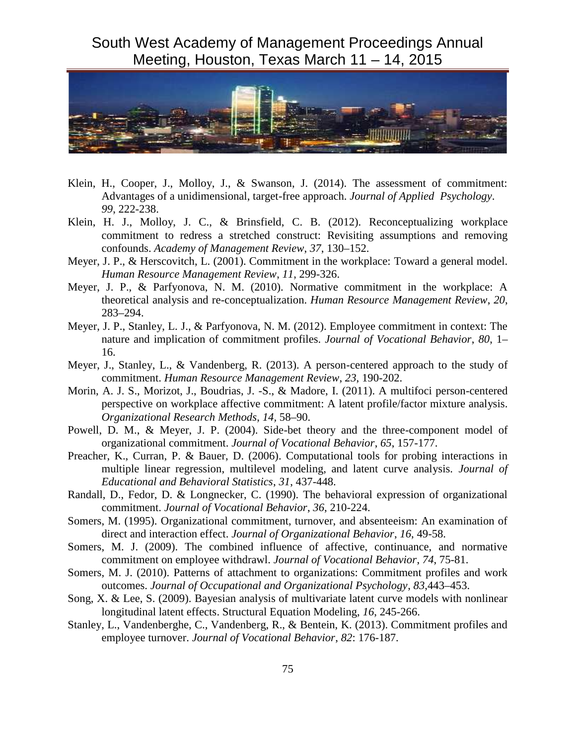Klein, H., Cooper, J., Molloy, J., & Swanson, J. (2014). The assessment of commitment: Advantages of a unidimensional, target-free approach. *Journal of Applied Psychology*. *99*, 222-238.

Klein, H. J., Molloy, J. C., & Brinsfield, C. B. (2012). Reconceptualizing workplace commitment to redress a stretched construct: Revisiting assumptions and removing confounds. *Academy of Management Review*, *37*, 130–152.

Meyer, J. P., & Herscovitch, L. (2001). Commitment in the workplace: Toward a general model. *Human Resource Management Review*, *11*, 299-326.

Meyer, J. P., & Parfyonova, N. M. (2010). Normative commitment in the workplace: A theoretical analysis and re-conceptualization. *Human Resource Management Review*, *20*, 283–294.

Meyer, J. P., Stanley, L. J., & Parfyonova, N. M. (2012). Employee commitment in context: The nature and implication of commitment profiles. *Journal of Vocational Behavior*, *80*, 1–16.

Meyer, J., Stanley, L., & Vandenberg, R. (2013). A person-centered approach to the study of commitment. *Human Resource Management Review*, *23*, 190-202.

Morin, A. J. S., Morizot, J., Boudrias, J. -S., & Madore, I. (2011). A multifoci person-centered perspective on workplace affective commitment: A latent profile/factor mixture analysis. *Organizational Research Methods*, *14*, 58–90.

Powell, D. M., & Meyer, J. P. (2004). Side-bet theory and the three-component model of organizational commitment. *Journal of Vocational Behavior*, *65*, 157-177.

Preacher, K., Curran, P. & Bauer, D. (2006). Computational tools for probing interactions in multiple linear regression, multilevel modeling, and latent curve analysis. *Journal of Educational and Behavioral Statistics*, *31*, 437-448.

Randall, D., Fedor, D. & Longnecker, C. (1990). The behavioral expression of organizational commitment. *Journal of Vocational Behavior*, *36*, 210-224.

Somers, M. (1995). Organizational commitment, turnover, and absenteeism: An examination of direct and interaction effect. *Journal of Organizational Behavior*, *16*, 49-58.

Somers, M. J. (2009). The combined influence of affective, continuance, and normative commitment on employee withdrawl. *Journal of Vocational Behavior*, *74*, 75-81.

Somers, M. J. (2010). Patterns of attachment to organizations: Commitment profiles and work outcomes. *Journal of Occupational and Organizational Psychology*, *83*,443–453.

Song, X. & Lee, S. (2009). Bayesian analysis of multivariate latent curve models with nonlinear longitudinal latent effects. Structural Equation Modeling, *16*, 245-266.

Stanley, L., Vandenberghe, C., Vandenberg, R., & Bentein, K. (2013). Commitment profiles and employee turnover. *Journal of Vocational Behavior*, *82*: 176-187.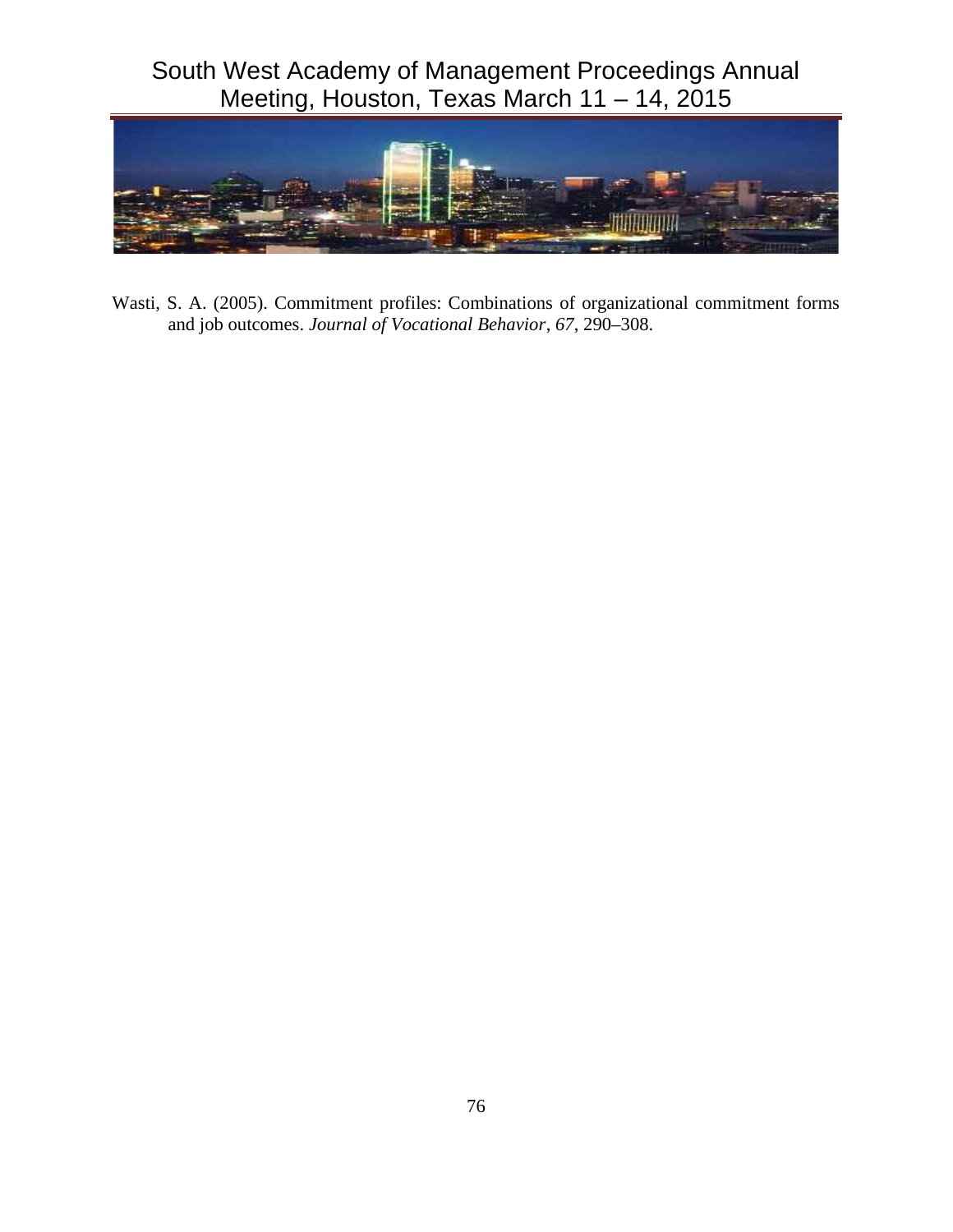Wasti, S. A. (2005). Commitment profiles: Combinations of organizational commitment forms and job outcomes. *Journal of Vocational Behavior*, *67*, 290–308.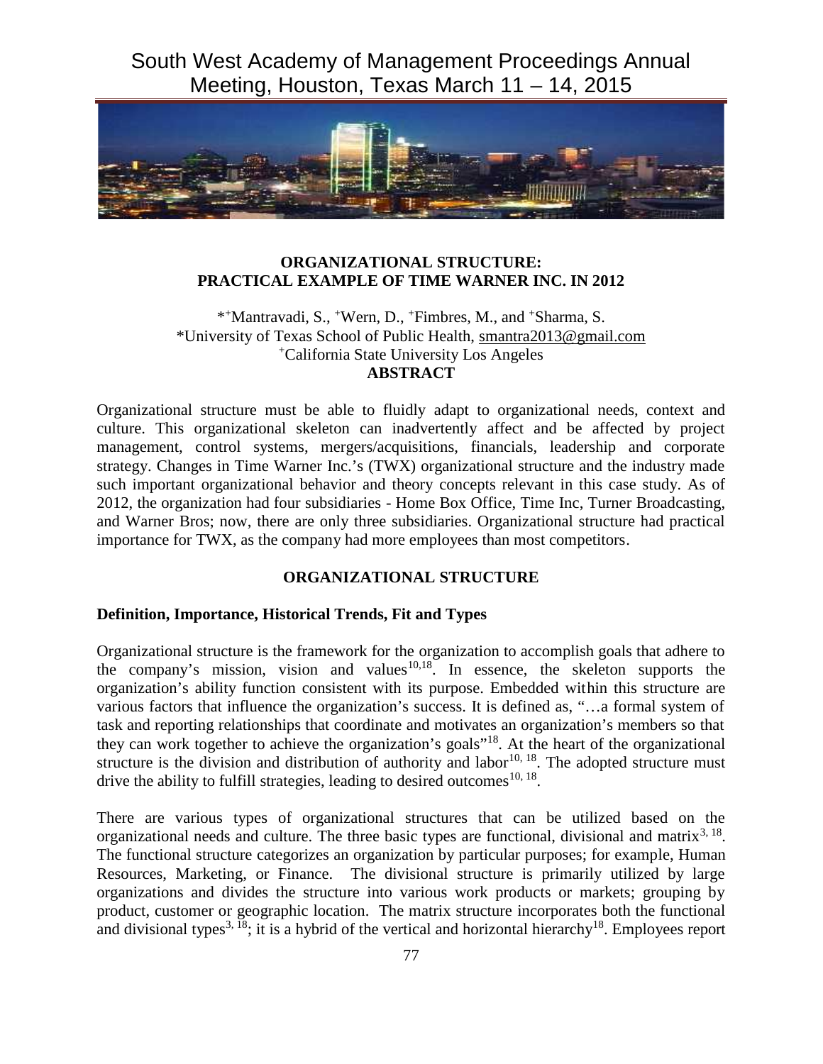## ORGANIZATIONAL STRUCTURE: PRACTICAL EXAMPLE OF TIME WARNER INC. IN 2012

*[+]Mantravadi, S., [+]Wern, D., [+]Fimbres, M., and [+]Sharma, S.
*University of Texas School of Public Health, smantra2013@gmail.com
[+]California State University Los Angeles

**ABSTRACT**

Organizational structure must be able to fluidly adapt to organizational needs, context and culture. This organizational skeleton can inadvertently affect and be affected by project management, control systems, mergers/acquisitions, financials, leadership and corporate strategy. Changes in Time Warner Inc.'s (TWX) organizational structure and the industry made such important organizational behavior and theory concepts relevant in this case study. As of 2012, the organization had four subsidiaries - Home Box Office, Time Inc, Turner Broadcasting, and Warner Bros; now, there are only three subsidiaries. Organizational structure had practical importance for TWX, as the company had more employees than most competitors.

## ORGANIZATIONAL STRUCTURE

### Definition, Importance, Historical Trends, Fit and Types

Organizational structure is the framework for the organization to accomplish goals that adhere to the company's mission, vision and values[10,18]. In essence, the skeleton supports the organization's ability function consistent with its purpose. Embedded within this structure are various factors that influence the organization's success. It is defined as, "…a formal system of task and reporting relationships that coordinate and motivates an organization's members so that they can work together to achieve the organization's goals"[18]. At the heart of the organizational structure is the division and distribution of authority and labor[10, 18]. The adopted structure must drive the ability to fulfill strategies, leading to desired outcomes[10, 18].

There are various types of organizational structures that can be utilized based on the organizational needs and culture. The three basic types are functional, divisional and matrix[3, 18]. The functional structure categorizes an organization by particular purposes; for example, Human Resources, Marketing, or Finance. The divisional structure is primarily utilized by large organizations and divides the structure into various work products or markets; grouping by product, customer or geographic location. The matrix structure incorporates both the functional and divisional types[3, 18]; it is a hybrid of the vertical and horizontal hierarchy[18]. Employees report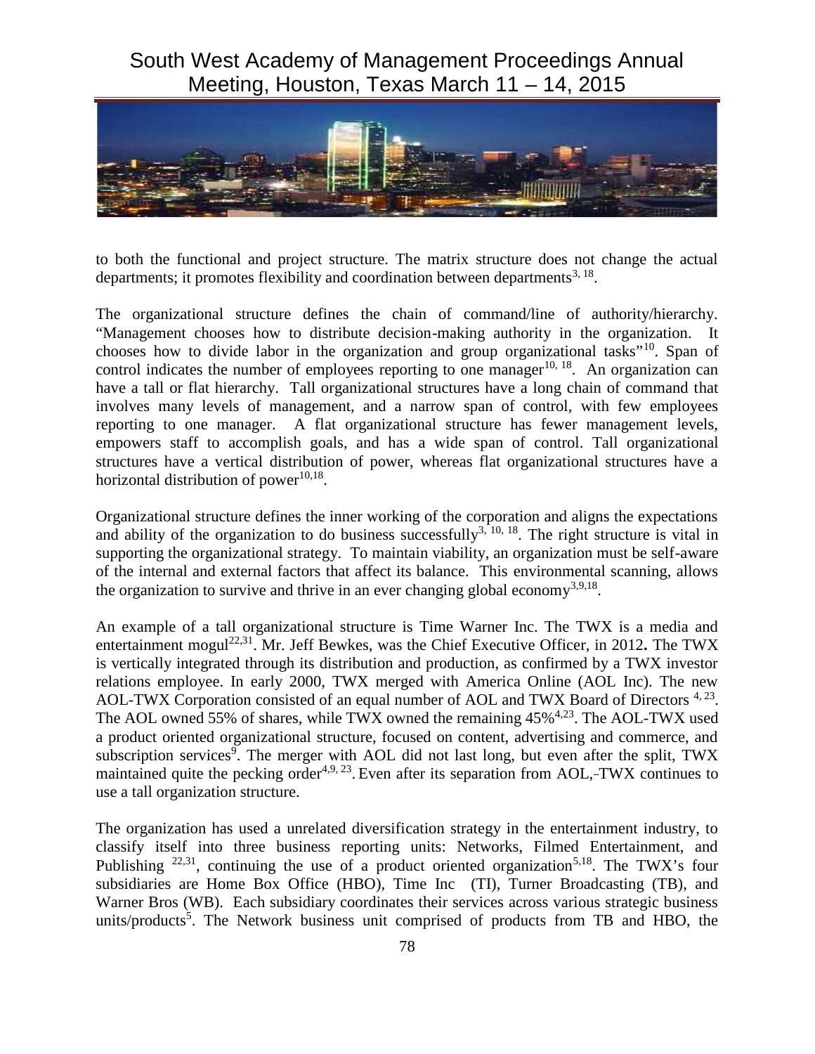to both the functional and project structure. The matrix structure does not change the actual departments; it promotes flexibility and coordination between departments[3, 18].

The organizational structure defines the chain of command/line of authority/hierarchy. "Management chooses how to distribute decision-making authority in the organization. It chooses how to divide labor in the organization and group organizational tasks"[10]. Span of control indicates the number of employees reporting to one manager[10, 18]. An organization can have a tall or flat hierarchy. Tall organizational structures have a long chain of command that involves many levels of management, and a narrow span of control, with few employees reporting to one manager. A flat organizational structure has fewer management levels, empowers staff to accomplish goals, and has a wide span of control. Tall organizational structures have a vertical distribution of power, whereas flat organizational structures have a horizontal distribution of power[10,18].

Organizational structure defines the inner working of the corporation and aligns the expectations and ability of the organization to do business successfully[3, 10, 18]. The right structure is vital in supporting the organizational strategy. To maintain viability, an organization must be self-aware of the internal and external factors that affect its balance. This environmental scanning, allows the organization to survive and thrive in an ever changing global economy[3,9,18].

An example of a tall organizational structure is Time Warner Inc. The TWX is a media and entertainment mogul[22,31]. Mr. Jeff Bewkes, was the Chief Executive Officer, in 2012**.** The TWX is vertically integrated through its distribution and production, as confirmed by a TWX investor relations employee. In early 2000, TWX merged with America Online (AOL Inc). The new AOL-TWX Corporation consisted of an equal number of AOL and TWX Board of Directors [4, 23]. The AOL owned 55% of shares, while TWX owned the remaining 45%[4,23]. The AOL-TWX used a product oriented organizational structure, focused on content, advertising and commerce, and subscription services[9]. The merger with AOL did not last long, but even after the split, TWX maintained quite the pecking order[4,9, 23]. Even after its separation from AOL, TWX continues to use a tall organization structure.

The organization has used a unrelated diversification strategy in the entertainment industry, to classify itself into three business reporting units: Networks, Filmed Entertainment, and Publishing [22,31], continuing the use of a product oriented organization[5,18]. The TWX's four subsidiaries are Home Box Office (HBO), Time Inc (TI), Turner Broadcasting (TB), and Warner Bros (WB). Each subsidiary coordinates their services across various strategic business units/products[5]. The Network business unit comprised of products from TB and HBO, the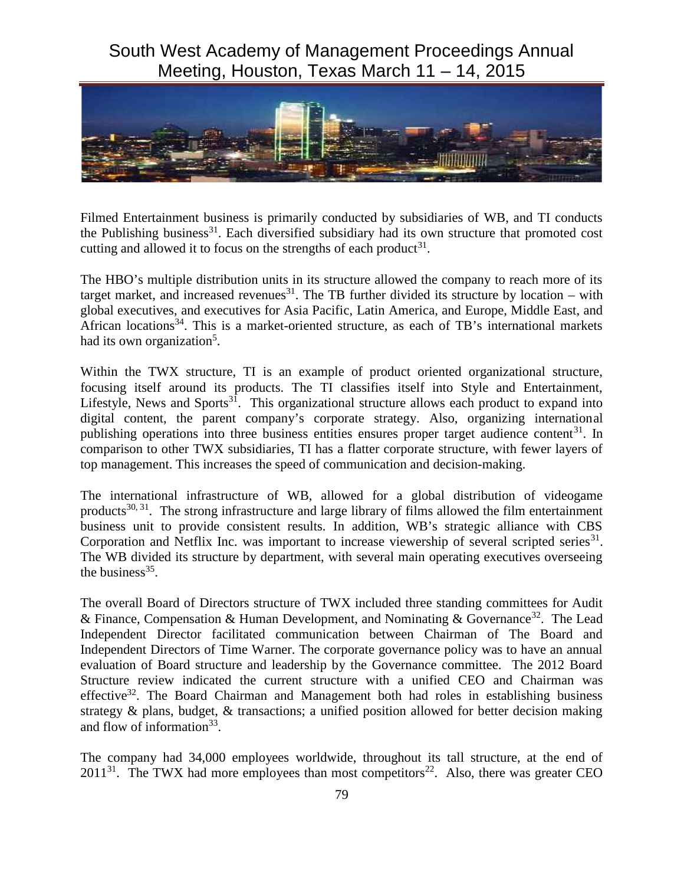Filmed Entertainment business is primarily conducted by subsidiaries of WB, and TI conducts the Publishing business[31]. Each diversified subsidiary had its own structure that promoted cost cutting and allowed it to focus on the strengths of each product[31].

The HBO's multiple distribution units in its structure allowed the company to reach more of its target market, and increased revenues[31]. The TB further divided its structure by location – with global executives, and executives for Asia Pacific, Latin America, and Europe, Middle East, and African locations[34]. This is a market-oriented structure, as each of TB's international markets had its own organization[5].

Within the TWX structure, TI is an example of product oriented organizational structure, focusing itself around its products. The TI classifies itself into Style and Entertainment, Lifestyle, News and Sports[31]. This organizational structure allows each product to expand into digital content, the parent company's corporate strategy. Also, organizing international publishing operations into three business entities ensures proper target audience content[31]. In comparison to other TWX subsidiaries, TI has a flatter corporate structure, with fewer layers of top management. This increases the speed of communication and decision-making.

The international infrastructure of WB, allowed for a global distribution of videogame products[30, 31]. The strong infrastructure and large library of films allowed the film entertainment business unit to provide consistent results. In addition, WB's strategic alliance with CBS Corporation and Netflix Inc. was important to increase viewership of several scripted series[31]. The WB divided its structure by department, with several main operating executives overseeing the business[35].

The overall Board of Directors structure of TWX included three standing committees for Audit & Finance, Compensation & Human Development, and Nominating & Governance[32]. The Lead Independent Director facilitated communication between Chairman of The Board and Independent Directors of Time Warner. The corporate governance policy was to have an annual evaluation of Board structure and leadership by the Governance committee. The 2012 Board Structure review indicated the current structure with a unified CEO and Chairman was effective[32]. The Board Chairman and Management both had roles in establishing business strategy & plans, budget, & transactions; a unified position allowed for better decision making and flow of information[33].

The company had 34,000 employees worldwide, throughout its tall structure, at the end of 2011[31]. The TWX had more employees than most competitors[22]. Also, there was greater CEO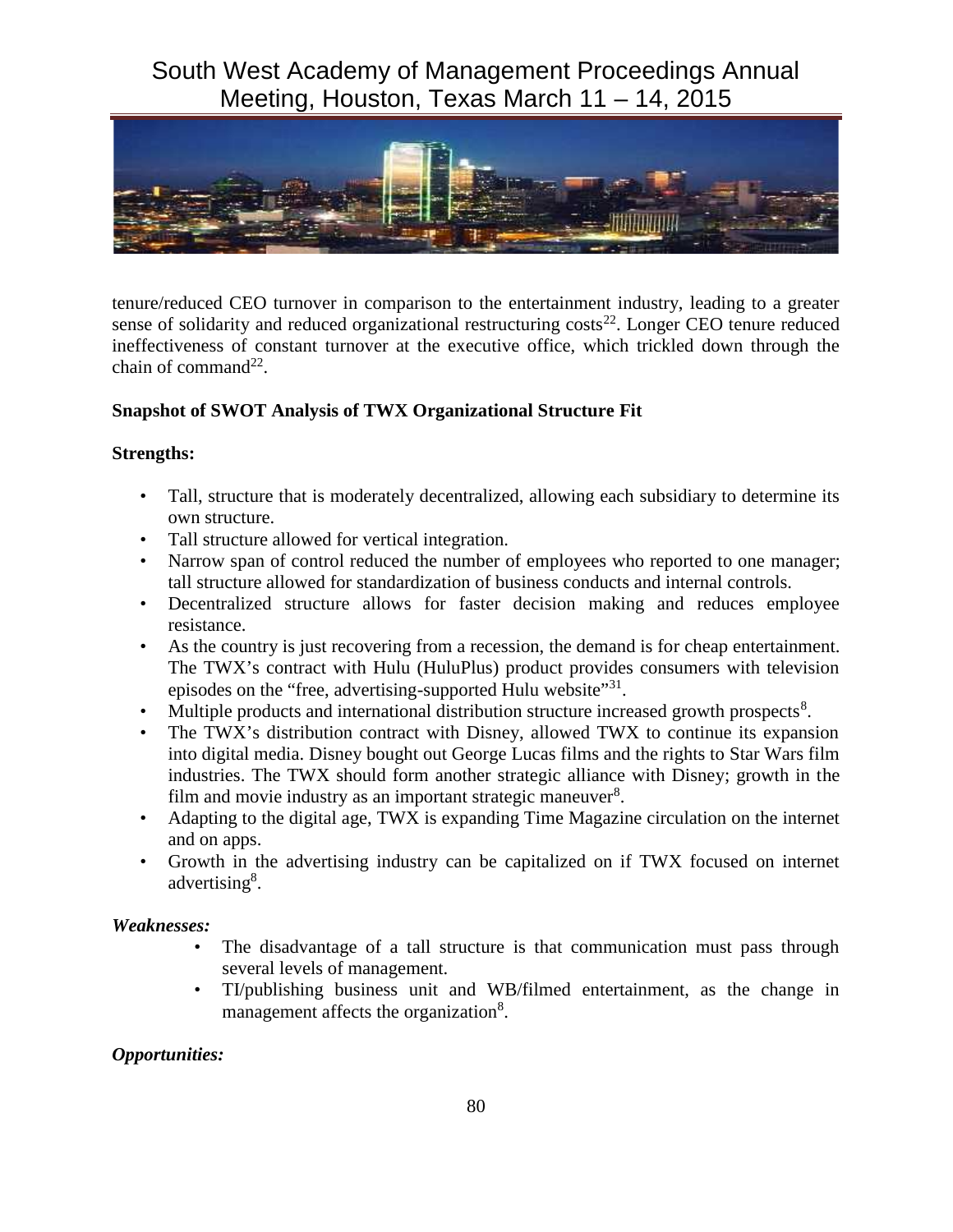tenure/reduced CEO turnover in comparison to the entertainment industry, leading to a greater sense of solidarity and reduced organizational restructuring costs[22]. Longer CEO tenure reduced ineffectiveness of constant turnover at the executive office, which trickled down through the chain of command[22].

**Snapshot of SWOT Analysis of TWX Organizational Structure Fit**

**Strengths:**

- Tall, structure that is moderately decentralized, allowing each subsidiary to determine its own structure.
- Tall structure allowed for vertical integration.
- Narrow span of control reduced the number of employees who reported to one manager; tall structure allowed for standardization of business conducts and internal controls.
- Decentralized structure allows for faster decision making and reduces employee resistance.
- As the country is just recovering from a recession, the demand is for cheap entertainment. The TWX's contract with Hulu (HuluPlus) product provides consumers with television episodes on the "free, advertising-supported Hulu website"[31].
- Multiple products and international distribution structure increased growth prospects[8].
- The TWX's distribution contract with Disney, allowed TWX to continue its expansion into digital media. Disney bought out George Lucas films and the rights to Star Wars film industries. The TWX should form another strategic alliance with Disney; growth in the film and movie industry as an important strategic maneuver[8].
- Adapting to the digital age, TWX is expanding Time Magazine circulation on the internet and on apps.
- Growth in the advertising industry can be capitalized on if TWX focused on internet advertising[8].

***Weaknesses:***

- The disadvantage of a tall structure is that communication must pass through several levels of management.
- TI/publishing business unit and WB/filmed entertainment, as the change in management affects the organization[8].

***Opportunities:***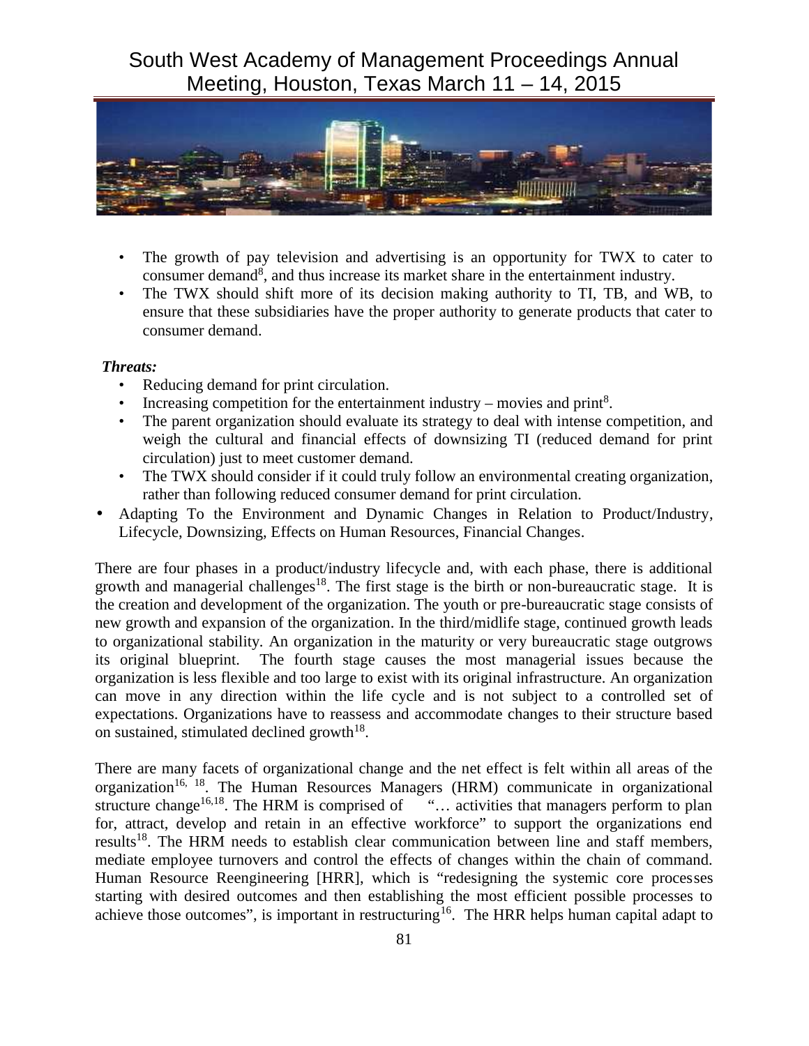- The growth of pay television and advertising is an opportunity for TWX to cater to consumer demand[8], and thus increase its market share in the entertainment industry.
- The TWX should shift more of its decision making authority to TI, TB, and WB, to ensure that these subsidiaries have the proper authority to generate products that cater to consumer demand.

***Threats:***

- Reducing demand for print circulation.
- Increasing competition for the entertainment industry – movies and print[8].
- The parent organization should evaluate its strategy to deal with intense competition, and weigh the cultural and financial effects of downsizing TI (reduced demand for print circulation) just to meet customer demand.
- The TWX should consider if it could truly follow an environmental creating organization, rather than following reduced consumer demand for print circulation.

- Adapting To the Environment and Dynamic Changes in Relation to Product/Industry, Lifecycle, Downsizing, Effects on Human Resources, Financial Changes.

There are four phases in a product/industry lifecycle and, with each phase, there is additional growth and managerial challenges[18]. The first stage is the birth or non-bureaucratic stage. It is the creation and development of the organization. The youth or pre-bureaucratic stage consists of new growth and expansion of the organization. In the third/midlife stage, continued growth leads to organizational stability. An organization in the maturity or very bureaucratic stage outgrows its original blueprint. The fourth stage causes the most managerial issues because the organization is less flexible and too large to exist with its original infrastructure. An organization can move in any direction within the life cycle and is not subject to a controlled set of expectations. Organizations have to reassess and accommodate changes to their structure based on sustained, stimulated declined growth[18].

There are many facets of organizational change and the net effect is felt within all areas of the organization[16, 18]. The Human Resources Managers (HRM) communicate in organizational structure change[16,18]. The HRM is comprised of "… activities that managers perform to plan for, attract, develop and retain in an effective workforce" to support the organizations end results[18]. The HRM needs to establish clear communication between line and staff members, mediate employee turnovers and control the effects of changes within the chain of command. Human Resource Reengineering [HRR], which is "redesigning the systemic core processes starting with desired outcomes and then establishing the most efficient possible processes to achieve those outcomes", is important in restructuring[16]. The HRR helps human capital adapt to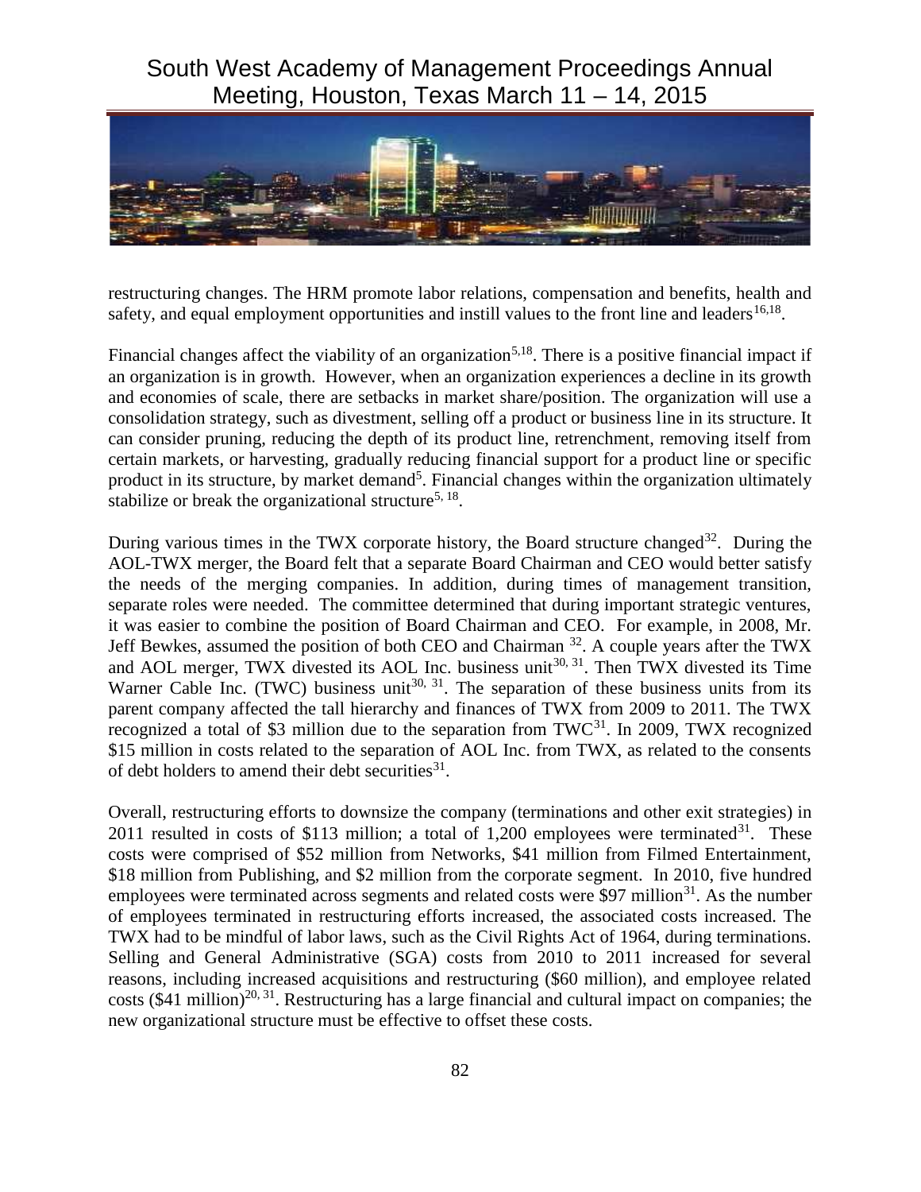restructuring changes. The HRM promote labor relations, compensation and benefits, health and safety, and equal employment opportunities and instill values to the front line and leaders[16,18].

Financial changes affect the viability of an organization[5,18]. There is a positive financial impact if an organization is in growth. However, when an organization experiences a decline in its growth and economies of scale, there are setbacks in market share/position. The organization will use a consolidation strategy, such as divestment, selling off a product or business line in its structure. It can consider pruning, reducing the depth of its product line, retrenchment, removing itself from certain markets, or harvesting, gradually reducing financial support for a product line or specific product in its structure, by market demand[5]. Financial changes within the organization ultimately stabilize or break the organizational structure[5, 18].

During various times in the TWX corporate history, the Board structure changed[32]. During the AOL-TWX merger, the Board felt that a separate Board Chairman and CEO would better satisfy the needs of the merging companies. In addition, during times of management transition, separate roles were needed. The committee determined that during important strategic ventures, it was easier to combine the position of Board Chairman and CEO. For example, in 2008, Mr. Jeff Bewkes, assumed the position of both CEO and Chairman [32]. A couple years after the TWX and AOL merger, TWX divested its AOL Inc. business unit[30, 31]. Then TWX divested its Time Warner Cable Inc. (TWC) business unit[30, 31]. The separation of these business units from its parent company affected the tall hierarchy and finances of TWX from 2009 to 2011. The TWX recognized a total of $3 million due to the separation from TWC[31]. In 2009, TWX recognized $15 million in costs related to the separation of AOL Inc. from TWX, as related to the consents of debt holders to amend their debt securities[31].

Overall, restructuring efforts to downsize the company (terminations and other exit strategies) in 2011 resulted in costs of $113 million; a total of 1,200 employees were terminated[31]. These costs were comprised of $52 million from Networks, $41 million from Filmed Entertainment, $18 million from Publishing, and $2 million from the corporate segment. In 2010, five hundred employees were terminated across segments and related costs were $97 million[31]. As the number of employees terminated in restructuring efforts increased, the associated costs increased. The TWX had to be mindful of labor laws, such as the Civil Rights Act of 1964, during terminations. Selling and General Administrative (SGA) costs from 2010 to 2011 increased for several reasons, including increased acquisitions and restructuring ($60 million), and employee related costs ($41 million)[20, 31]. Restructuring has a large financial and cultural impact on companies; the new organizational structure must be effective to offset these costs.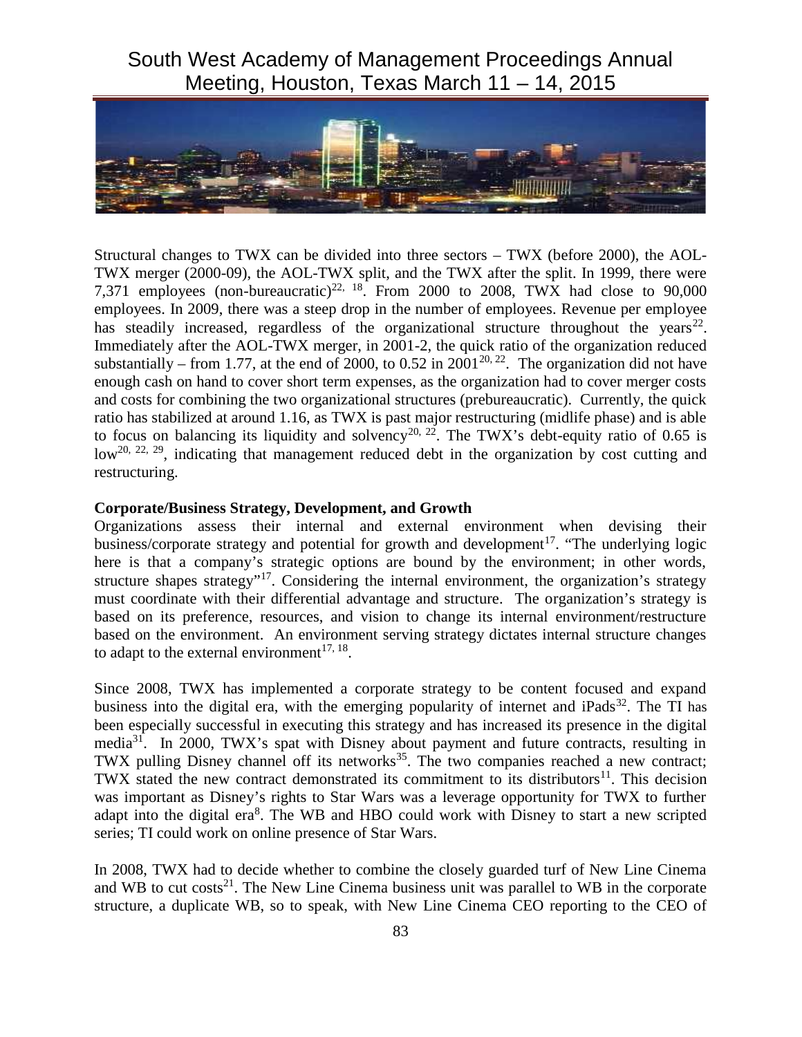Structural changes to TWX can be divided into three sectors – TWX (before 2000), the AOL-TWX merger (2000-09), the AOL-TWX split, and the TWX after the split. In 1999, there were 7,371 employees (non-bureaucratic)[22, 18]. From 2000 to 2008, TWX had close to 90,000 employees. In 2009, there was a steep drop in the number of employees. Revenue per employee has steadily increased, regardless of the organizational structure throughout the years[22]. Immediately after the AOL-TWX merger, in 2001-2, the quick ratio of the organization reduced substantially – from 1.77, at the end of 2000, to 0.52 in 2001[20, 22]. The organization did not have enough cash on hand to cover short term expenses, as the organization had to cover merger costs and costs for combining the two organizational structures (prebureaucratic). Currently, the quick ratio has stabilized at around 1.16, as TWX is past major restructuring (midlife phase) and is able to focus on balancing its liquidity and solvency[20, 22]. The TWX's debt-equity ratio of 0.65 is low[20, 22, 29], indicating that management reduced debt in the organization by cost cutting and restructuring.

**Corporate/Business Strategy, Development, and Growth**

Organizations assess their internal and external environment when devising their business/corporate strategy and potential for growth and development[17]. "The underlying logic here is that a company's strategic options are bound by the environment; in other words, structure shapes strategy"[17]. Considering the internal environment, the organization's strategy must coordinate with their differential advantage and structure. The organization's strategy is based on its preference, resources, and vision to change its internal environment/restructure based on the environment. An environment serving strategy dictates internal structure changes to adapt to the external environment[17, 18].

Since 2008, TWX has implemented a corporate strategy to be content focused and expand business into the digital era, with the emerging popularity of internet and iPads[32]. The TI has been especially successful in executing this strategy and has increased its presence in the digital media[31]. In 2000, TWX's spat with Disney about payment and future contracts, resulting in TWX pulling Disney channel off its networks[35]. The two companies reached a new contract; TWX stated the new contract demonstrated its commitment to its distributors[11]. This decision was important as Disney's rights to Star Wars was a leverage opportunity for TWX to further adapt into the digital era[8]. The WB and HBO could work with Disney to start a new scripted series; TI could work on online presence of Star Wars.

In 2008, TWX had to decide whether to combine the closely guarded turf of New Line Cinema and WB to cut costs[21]. The New Line Cinema business unit was parallel to WB in the corporate structure, a duplicate WB, so to speak, with New Line Cinema CEO reporting to the CEO of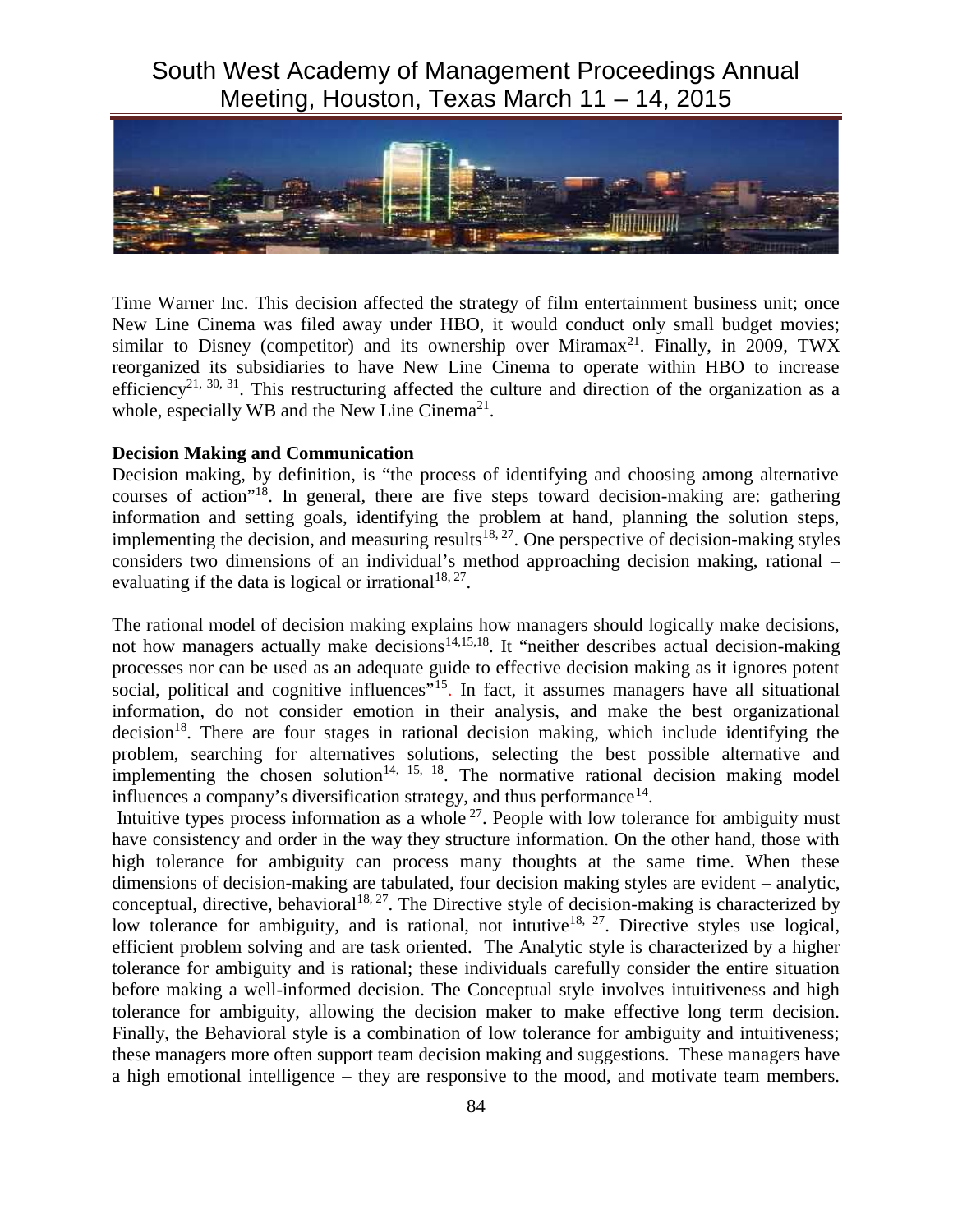Time Warner Inc. This decision affected the strategy of film entertainment business unit; once New Line Cinema was filed away under HBO, it would conduct only small budget movies; similar to Disney (competitor) and its ownership over Miramax[21]. Finally, in 2009, TWX reorganized its subsidiaries to have New Line Cinema to operate within HBO to increase efficiency[21, 30, 31]. This restructuring affected the culture and direction of the organization as a whole, especially WB and the New Line Cinema[21].

**Decision Making and Communication**

Decision making, by definition, is "the process of identifying and choosing among alternative courses of action"[18]. In general, there are five steps toward decision-making are: gathering information and setting goals, identifying the problem at hand, planning the solution steps, implementing the decision, and measuring results[18, 27]. One perspective of decision-making styles considers two dimensions of an individual's method approaching decision making, rational – evaluating if the data is logical or irrational[18, 27].

The rational model of decision making explains how managers should logically make decisions, not how managers actually make decisions[14,15,18]. It "neither describes actual decision-making processes nor can be used as an adequate guide to effective decision making as it ignores potent social, political and cognitive influences"[15]. In fact, it assumes managers have all situational information, do not consider emotion in their analysis, and make the best organizational decision[18]. There are four stages in rational decision making, which include identifying the problem, searching for alternatives solutions, selecting the best possible alternative and implementing the chosen solution[14, 15, 18]. The normative rational decision making model influences a company's diversification strategy, and thus performance[14].

Intuitive types process information as a whole[27]. People with low tolerance for ambiguity must have consistency and order in the way they structure information. On the other hand, those with high tolerance for ambiguity can process many thoughts at the same time. When these dimensions of decision-making are tabulated, four decision making styles are evident – analytic, conceptual, directive, behavioral[18, 27]. The Directive style of decision-making is characterized by low tolerance for ambiguity, and is rational, not intutive[18, 27]. Directive styles use logical, efficient problem solving and are task oriented. The Analytic style is characterized by a higher tolerance for ambiguity and is rational; these individuals carefully consider the entire situation before making a well-informed decision. The Conceptual style involves intuitiveness and high tolerance for ambiguity, allowing the decision maker to make effective long term decision. Finally, the Behavioral style is a combination of low tolerance for ambiguity and intuitiveness; these managers more often support team decision making and suggestions. These managers have a high emotional intelligence – they are responsive to the mood, and motivate team members.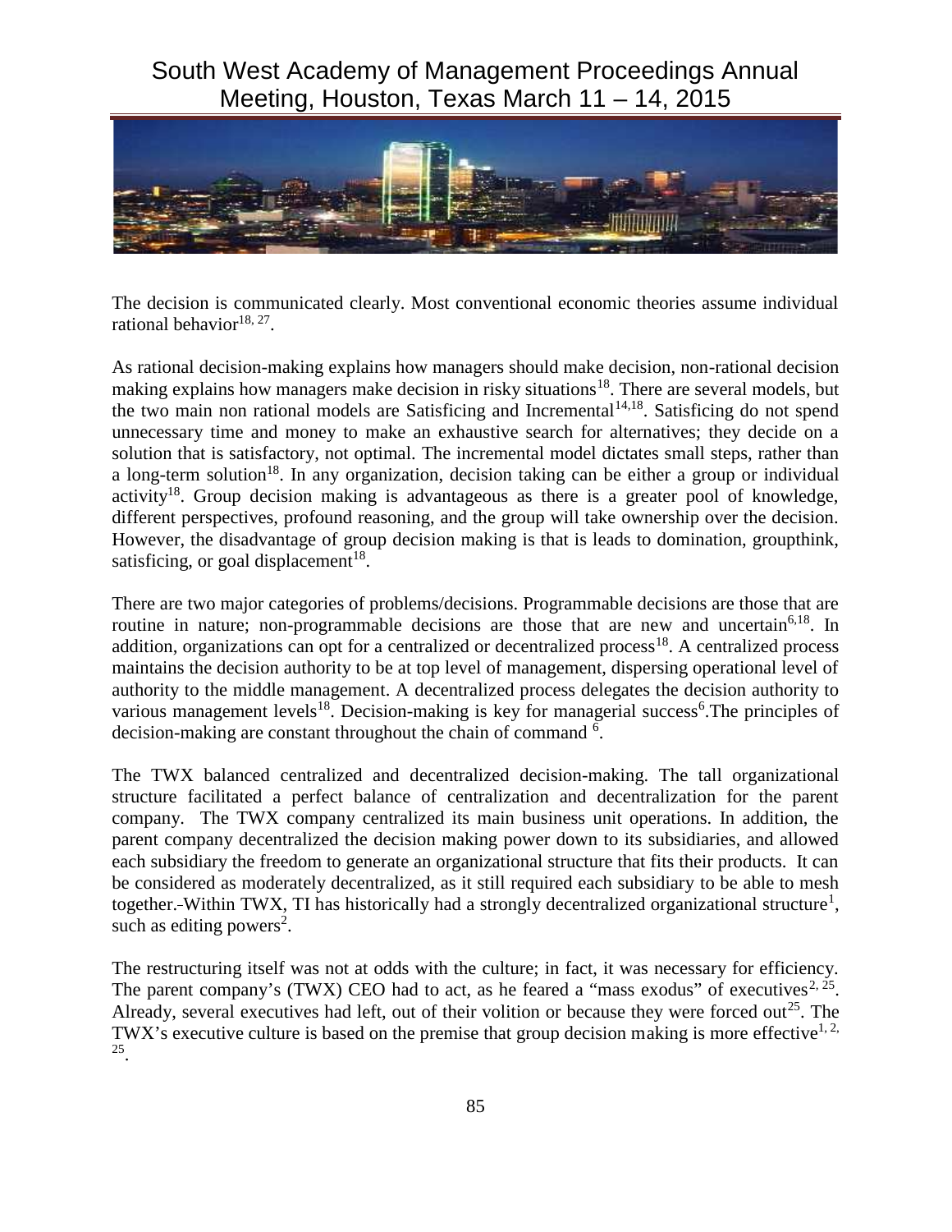The decision is communicated clearly. Most conventional economic theories assume individual rational behavior[18, 27].

As rational decision-making explains how managers should make decision, non-rational decision making explains how managers make decision in risky situations[18]. There are several models, but the two main non rational models are Satisficing and Incremental[14,18]. Satisficing do not spend unnecessary time and money to make an exhaustive search for alternatives; they decide on a solution that is satisfactory, not optimal. The incremental model dictates small steps, rather than a long-term solution[18]. In any organization, decision taking can be either a group or individual activity[18]. Group decision making is advantageous as there is a greater pool of knowledge, different perspectives, profound reasoning, and the group will take ownership over the decision. However, the disadvantage of group decision making is that is leads to domination, groupthink, satisficing, or goal displacement[18].

There are two major categories of problems/decisions. Programmable decisions are those that are routine in nature; non-programmable decisions are those that are new and uncertain[6,18]. In addition, organizations can opt for a centralized or decentralized process[18]. A centralized process maintains the decision authority to be at top level of management, dispersing operational level of authority to the middle management. A decentralized process delegates the decision authority to various management levels[18]. Decision-making is key for managerial success[6].The principles of decision-making are constant throughout the chain of command [6].

The TWX balanced centralized and decentralized decision-making. The tall organizational structure facilitated a perfect balance of centralization and decentralization for the parent company. The TWX company centralized its main business unit operations. In addition, the parent company decentralized the decision making power down to its subsidiaries, and allowed each subsidiary the freedom to generate an organizational structure that fits their products. It can be considered as moderately decentralized, as it still required each subsidiary to be able to mesh together. Within TWX, TI has historically had a strongly decentralized organizational structure[1], such as editing powers[2].

The restructuring itself was not at odds with the culture; in fact, it was necessary for efficiency. The parent company's (TWX) CEO had to act, as he feared a "mass exodus" of executives[2, 25]. Already, several executives had left, out of their volition or because they were forced out[25]. The TWX's executive culture is based on the premise that group decision making is more effective[1, 2, 25].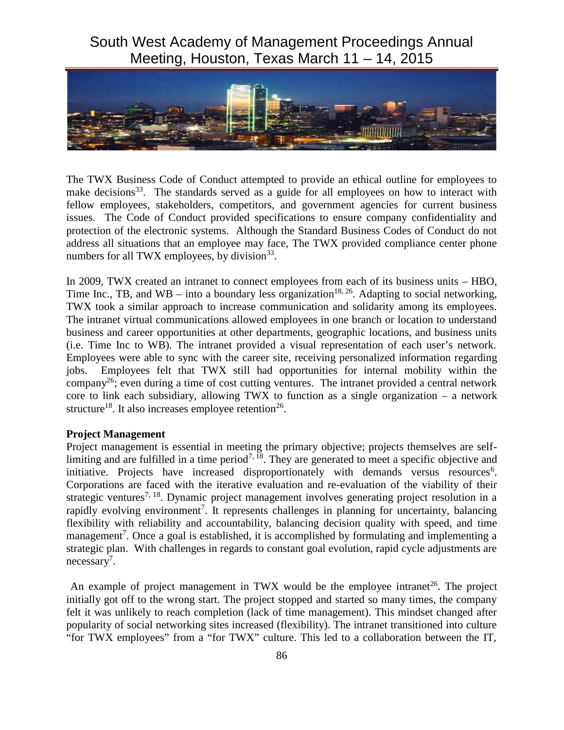The TWX Business Code of Conduct attempted to provide an ethical outline for employees to make decisions[33]. The standards served as a guide for all employees on how to interact with fellow employees, stakeholders, competitors, and government agencies for current business issues. The Code of Conduct provided specifications to ensure company confidentiality and protection of the electronic systems. Although the Standard Business Codes of Conduct do not address all situations that an employee may face, The TWX provided compliance center phone numbers for all TWX employees, by division[33].

In 2009, TWX created an intranet to connect employees from each of its business units – HBO, Time Inc., TB, and WB – into a boundary less organization[18, 26]. Adapting to social networking, TWX took a similar approach to increase communication and solidarity among its employees. The intranet virtual communications allowed employees in one branch or location to understand business and career opportunities at other departments, geographic locations, and business units (i.e. Time Inc to WB). The intranet provided a visual representation of each user's network. Employees were able to sync with the career site, receiving personalized information regarding jobs. Employees felt that TWX still had opportunities for internal mobility within the company[26]; even during a time of cost cutting ventures. The intranet provided a central network core to link each subsidiary, allowing TWX to function as a single organization – a network structure[18]. It also increases employee retention[26].

**Project Management**

Project management is essential in meeting the primary objective; projects themselves are self-limiting and are fulfilled in a time period[7, 18]. They are generated to meet a specific objective and initiative. Projects have increased disproportionately with demands versus resources[6]. Corporations are faced with the iterative evaluation and re-evaluation of the viability of their strategic ventures[7, 18]. Dynamic project management involves generating project resolution in a rapidly evolving environment[7]. It represents challenges in planning for uncertainty, balancing flexibility with reliability and accountability, balancing decision quality with speed, and time management[7]. Once a goal is established, it is accomplished by formulating and implementing a strategic plan. With challenges in regards to constant goal evolution, rapid cycle adjustments are necessary[7].

An example of project management in TWX would be the employee intranet[26]. The project initially got off to the wrong start. The project stopped and started so many times, the company felt it was unlikely to reach completion (lack of time management). This mindset changed after popularity of social networking sites increased (flexibility). The intranet transitioned into culture "for TWX employees" from a "for TWX" culture. This led to a collaboration between the IT,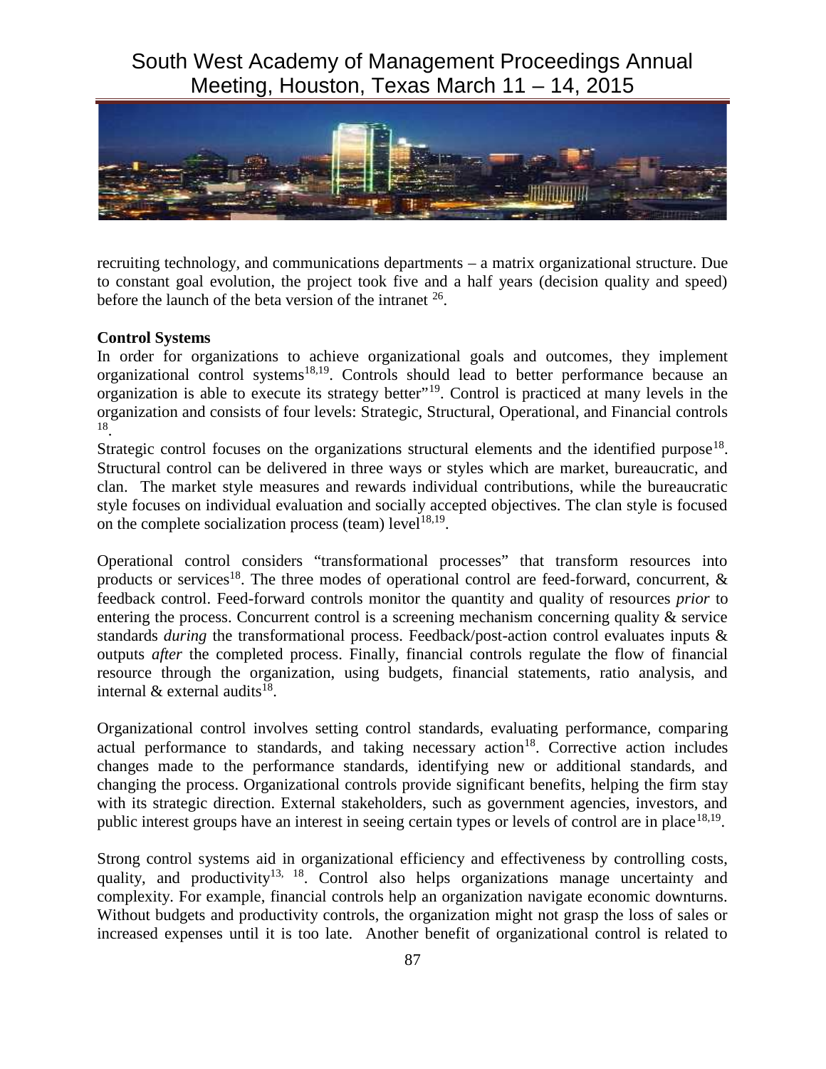recruiting technology, and communications departments – a matrix organizational structure. Due to constant goal evolution, the project took five and a half years (decision quality and speed) before the launch of the beta version of the intranet [26].

**Control Systems**

In order for organizations to achieve organizational goals and outcomes, they implement organizational control systems[18,19]. Controls should lead to better performance because an organization is able to execute its strategy better"[19]. Control is practiced at many levels in the organization and consists of four levels: Strategic, Structural, Operational, and Financial controls [18].

Strategic control focuses on the organizations structural elements and the identified purpose[18]. Structural control can be delivered in three ways or styles which are market, bureaucratic, and clan. The market style measures and rewards individual contributions, while the bureaucratic style focuses on individual evaluation and socially accepted objectives. The clan style is focused on the complete socialization process (team) level[18,19].

Operational control considers "transformational processes" that transform resources into products or services[18]. The three modes of operational control are feed-forward, concurrent, & feedback control. Feed-forward controls monitor the quantity and quality of resources *prior* to entering the process. Concurrent control is a screening mechanism concerning quality & service standards *during* the transformational process. Feedback/post-action control evaluates inputs & outputs *after* the completed process. Finally, financial controls regulate the flow of financial resource through the organization, using budgets, financial statements, ratio analysis, and internal & external audits[18].

Organizational control involves setting control standards, evaluating performance, comparing actual performance to standards, and taking necessary action[18]. Corrective action includes changes made to the performance standards, identifying new or additional standards, and changing the process. Organizational controls provide significant benefits, helping the firm stay with its strategic direction. External stakeholders, such as government agencies, investors, and public interest groups have an interest in seeing certain types or levels of control are in place[18,19].

Strong control systems aid in organizational efficiency and effectiveness by controlling costs, quality, and productivity[13, 18]. Control also helps organizations manage uncertainty and complexity. For example, financial controls help an organization navigate economic downturns. Without budgets and productivity controls, the organization might not grasp the loss of sales or increased expenses until it is too late. Another benefit of organizational control is related to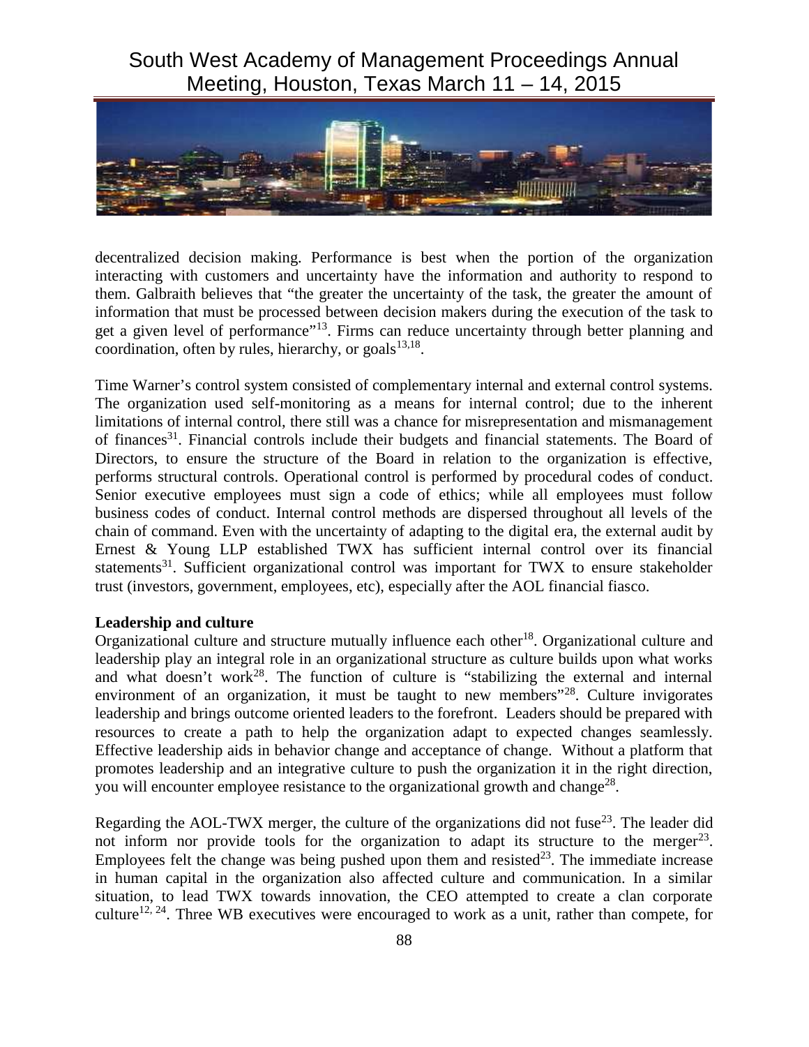decentralized decision making. Performance is best when the portion of the organization interacting with customers and uncertainty have the information and authority to respond to them. Galbraith believes that "the greater the uncertainty of the task, the greater the amount of information that must be processed between decision makers during the execution of the task to get a given level of performance"[13]. Firms can reduce uncertainty through better planning and coordination, often by rules, hierarchy, or goals[13,18].

Time Warner's control system consisted of complementary internal and external control systems. The organization used self-monitoring as a means for internal control; due to the inherent limitations of internal control, there still was a chance for misrepresentation and mismanagement of finances[31]. Financial controls include their budgets and financial statements. The Board of Directors, to ensure the structure of the Board in relation to the organization is effective, performs structural controls. Operational control is performed by procedural codes of conduct. Senior executive employees must sign a code of ethics; while all employees must follow business codes of conduct. Internal control methods are dispersed throughout all levels of the chain of command. Even with the uncertainty of adapting to the digital era, the external audit by Ernest & Young LLP established TWX has sufficient internal control over its financial statements[31]. Sufficient organizational control was important for TWX to ensure stakeholder trust (investors, government, employees, etc), especially after the AOL financial fiasco.

**Leadership and culture**

Organizational culture and structure mutually influence each other[18]. Organizational culture and leadership play an integral role in an organizational structure as culture builds upon what works and what doesn't work[28]. The function of culture is "stabilizing the external and internal environment of an organization, it must be taught to new members"[28]. Culture invigorates leadership and brings outcome oriented leaders to the forefront. Leaders should be prepared with resources to create a path to help the organization adapt to expected changes seamlessly. Effective leadership aids in behavior change and acceptance of change. Without a platform that promotes leadership and an integrative culture to push the organization it in the right direction, you will encounter employee resistance to the organizational growth and change[28].

Regarding the AOL-TWX merger, the culture of the organizations did not fuse[23]. The leader did not inform nor provide tools for the organization to adapt its structure to the merger[23]. Employees felt the change was being pushed upon them and resisted[23]. The immediate increase in human capital in the organization also affected culture and communication. In a similar situation, to lead TWX towards innovation, the CEO attempted to create a clan corporate culture[12, 24]. Three WB executives were encouraged to work as a unit, rather than compete, for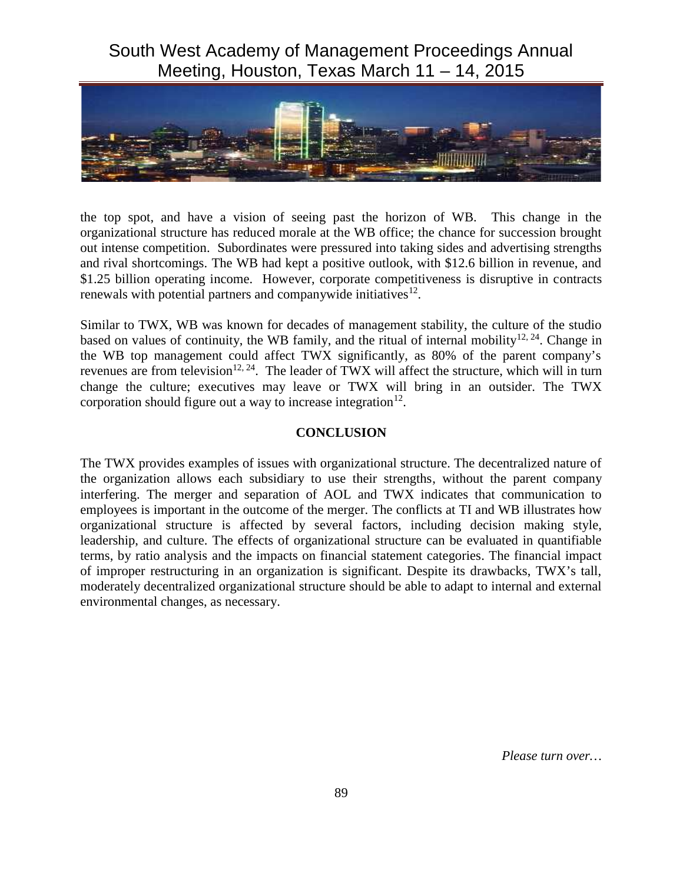the top spot, and have a vision of seeing past the horizon of WB. This change in the organizational structure has reduced morale at the WB office; the chance for succession brought out intense competition. Subordinates were pressured into taking sides and advertising strengths and rival shortcomings. The WB had kept a positive outlook, with $12.6 billion in revenue, and $1.25 billion operating income. However, corporate competitiveness is disruptive in contracts renewals with potential partners and companywide initiatives[12].

Similar to TWX, WB was known for decades of management stability, the culture of the studio based on values of continuity, the WB family, and the ritual of internal mobility[12, 24]. Change in the WB top management could affect TWX significantly, as 80% of the parent company's revenues are from television[12, 24]. The leader of TWX will affect the structure, which will in turn change the culture; executives may leave or TWX will bring in an outsider. The TWX corporation should figure out a way to increase integration[12].

## CONCLUSION

The TWX provides examples of issues with organizational structure. The decentralized nature of the organization allows each subsidiary to use their strengths, without the parent company interfering. The merger and separation of AOL and TWX indicates that communication to employees is important in the outcome of the merger. The conflicts at TI and WB illustrates how organizational structure is affected by several factors, including decision making style, leadership, and culture. The effects of organizational structure can be evaluated in quantifiable terms, by ratio analysis and the impacts on financial statement categories. The financial impact of improper restructuring in an organization is significant. Despite its drawbacks, TWX's tall, moderately decentralized organizational structure should be able to adapt to internal and external environmental changes, as necessary.

*Please turn over…*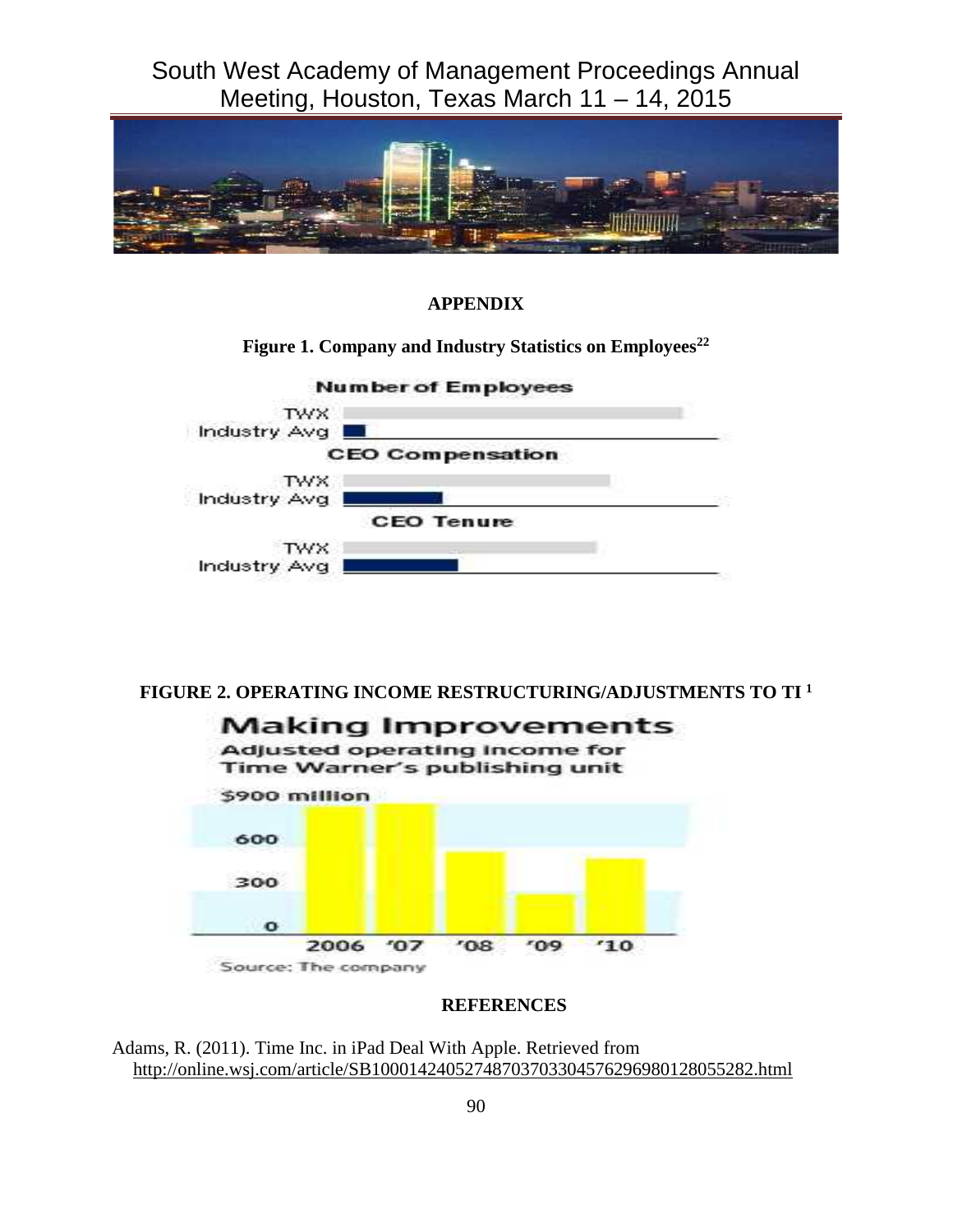## APPENDIX

**Figure 1. Company and Industry Statistics on Employees[22]**

**FIGURE 2. OPERATING INCOME RESTRUCTURING/ADJUSTMENTS TO TI [1]**

## REFERENCES

Adams, R. (2011). Time Inc. in iPad Deal With Apple. Retrieved from http://online.wsj.com/article/SB10001424052748703703304576296980128055282.html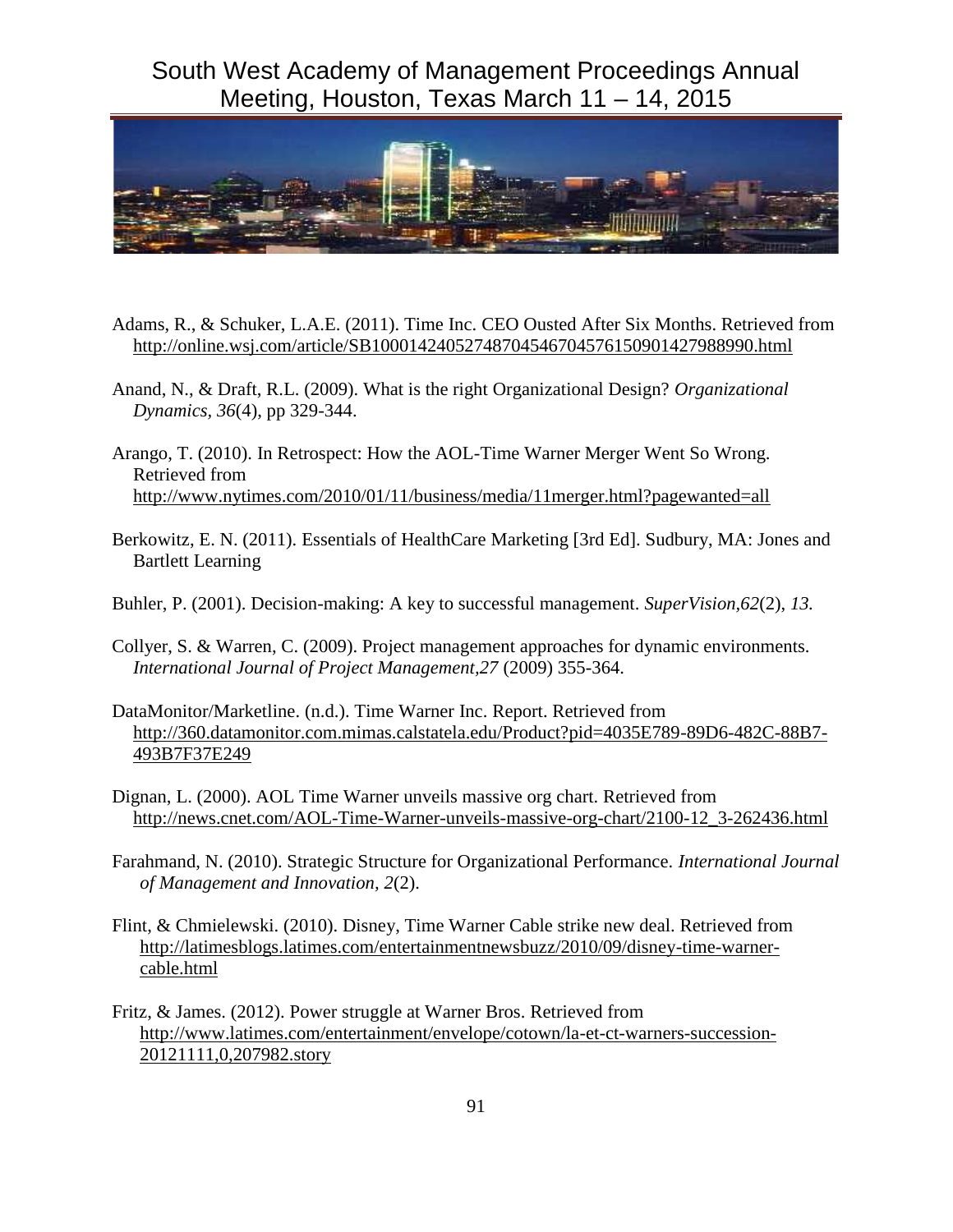Adams, R., & Schuker, L.A.E. (2011). Time Inc. CEO Ousted After Six Months. Retrieved from http://online.wsj.com/article/SB10001424052748704546704576150901427988990.html

Anand, N., & Draft, R.L. (2009). What is the right Organizational Design? *Organizational Dynamics, 36*(4), pp 329-344.

Arango, T. (2010). In Retrospect: How the AOL-Time Warner Merger Went So Wrong. Retrieved from http://www.nytimes.com/2010/01/11/business/media/11merger.html?pagewanted=all

Berkowitz, E. N. (2011). Essentials of HealthCare Marketing [3rd Ed]. Sudbury, MA: Jones and Bartlett Learning

Buhler, P. (2001). Decision-making: A key to successful management. *SuperVision,62*(2), *13.*

Collyer, S. & Warren, C. (2009). Project management approaches for dynamic environments. *International Journal of Project Management,27* (2009) 355-364.

DataMonitor/Marketline. (n.d.). Time Warner Inc. Report. Retrieved from http://360.datamonitor.com.mimas.calstatela.edu/Product?pid=4035E789-89D6-482C-88B7-493B7F37E249

Dignan, L. (2000). AOL Time Warner unveils massive org chart. Retrieved from http://news.cnet.com/AOL-Time-Warner-unveils-massive-org-chart/2100-12_3-262436.html

Farahmand, N. (2010). Strategic Structure for Organizational Performance. *International Journal of Management and Innovation, 2*(2).

Flint, & Chmielewski. (2010). Disney, Time Warner Cable strike new deal. Retrieved from http://latimesblogs.latimes.com/entertainmentnewsbuzz/2010/09/disney-time-warner-cable.html

Fritz, & James. (2012). Power struggle at Warner Bros. Retrieved from http://www.latimes.com/entertainment/envelope/cotown/la-et-ct-warners-succession-20121111,0,207982.story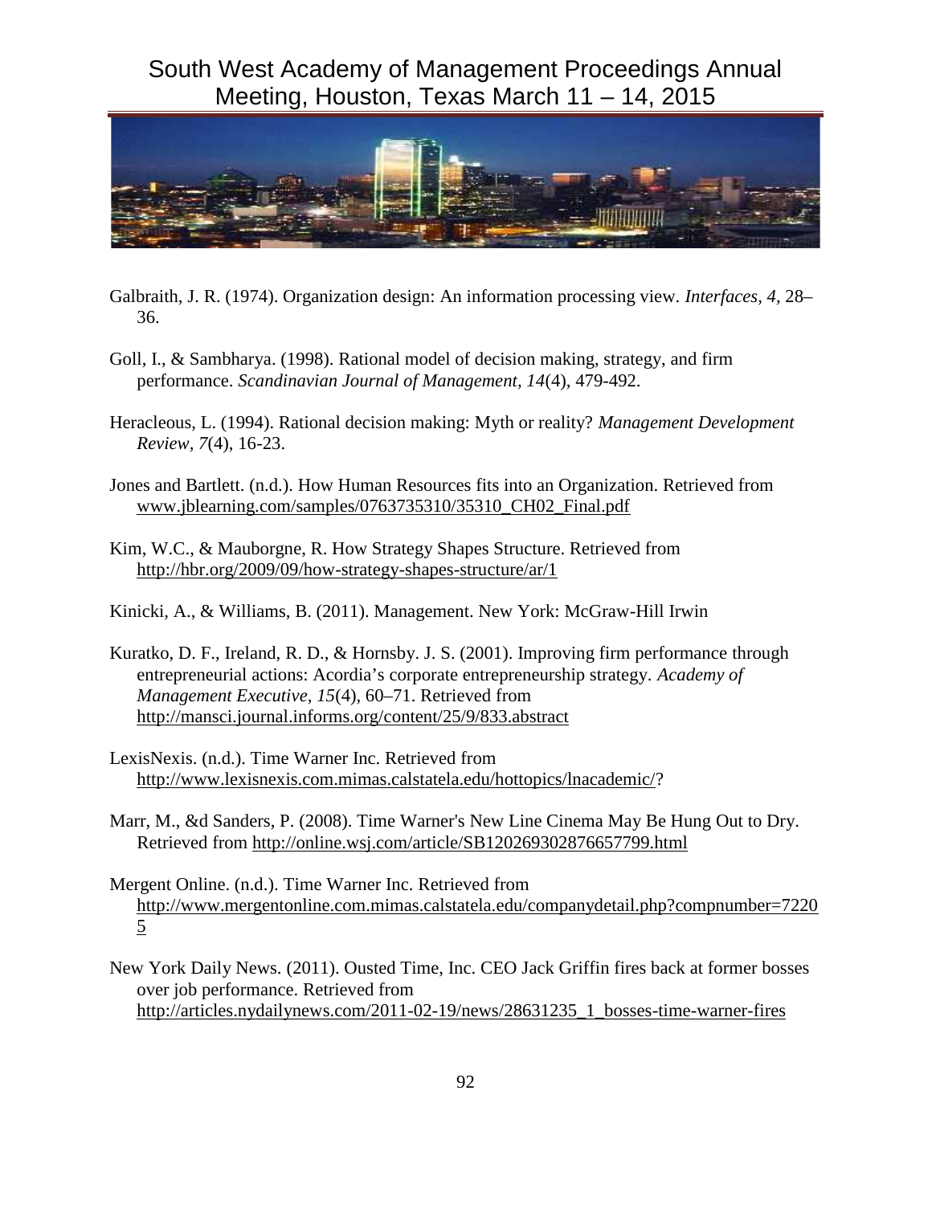Galbraith, J. R. (1974). Organization design: An information processing view. *Interfaces, 4*, 28–36.

Goll, I., & Sambharya. (1998). Rational model of decision making, strategy, and firm performance. *Scandinavian Journal of Management, 14*(4), 479-492.

Heracleous, L. (1994). Rational decision making: Myth or reality? *Management Development Review, 7*(4), 16-23.

Jones and Bartlett. (n.d.). How Human Resources fits into an Organization. Retrieved from www.jblearning.com/samples/0763735310/35310_CH02_Final.pdf

Kim, W.C., & Mauborgne, R. How Strategy Shapes Structure. Retrieved from http://hbr.org/2009/09/how-strategy-shapes-structure/ar/1

Kinicki, A., & Williams, B. (2011). Management. New York: McGraw-Hill Irwin

Kuratko, D. F., Ireland, R. D., & Hornsby. J. S. (2001). Improving firm performance through entrepreneurial actions: Acordia's corporate entrepreneurship strategy. *Academy of Management Executive, 15*(4), 60–71. Retrieved from http://mansci.journal.informs.org/content/25/9/833.abstract

LexisNexis. (n.d.). Time Warner Inc. Retrieved from http://www.lexisnexis.com.mimas.calstatela.edu/hottopics/lnacademic/?

Marr, M., &d Sanders, P. (2008). Time Warner's New Line Cinema May Be Hung Out to Dry. Retrieved from http://online.wsj.com/article/SB120269302876657799.html

Mergent Online. (n.d.). Time Warner Inc. Retrieved from http://www.mergentonline.com.mimas.calstatela.edu/companydetail.php?compnumber=72205

New York Daily News. (2011). Ousted Time, Inc. CEO Jack Griffin fires back at former bosses over job performance. Retrieved from http://articles.nydailynews.com/2011-02-19/news/28631235_1_bosses-time-warner-fires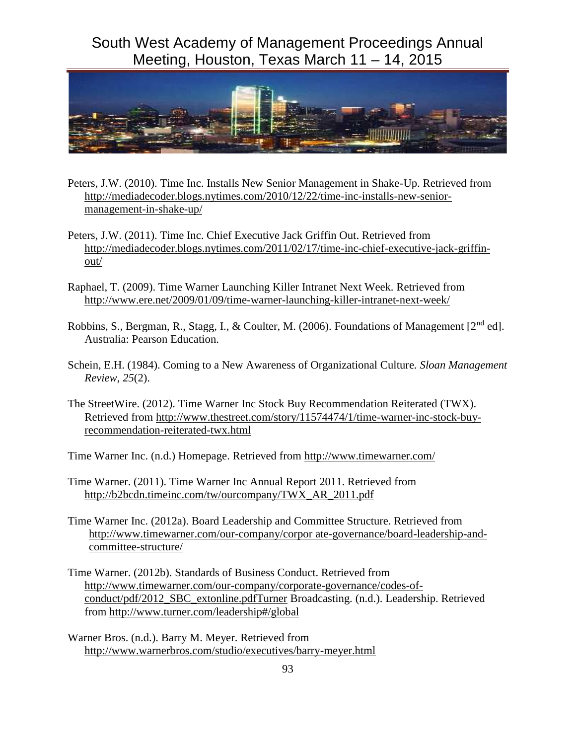Peters, J.W. (2010). Time Inc. Installs New Senior Management in Shake-Up. Retrieved from http://mediadecoder.blogs.nytimes.com/2010/12/22/time-inc-installs-new-senior-management-in-shake-up/

Peters, J.W. (2011). Time Inc. Chief Executive Jack Griffin Out. Retrieved from http://mediadecoder.blogs.nytimes.com/2011/02/17/time-inc-chief-executive-jack-griffin-out/

Raphael, T. (2009). Time Warner Launching Killer Intranet Next Week. Retrieved from http://www.ere.net/2009/01/09/time-warner-launching-killer-intranet-next-week/

Robbins, S., Bergman, R., Stagg, I., & Coulter, M. (2006). Foundations of Management [2nd ed]. Australia: Pearson Education.

Schein, E.H. (1984). Coming to a New Awareness of Organizational Culture. *Sloan Management Review*, *25*(2).

The StreetWire. (2012). Time Warner Inc Stock Buy Recommendation Reiterated (TWX). Retrieved from http://www.thestreet.com/story/11574474/1/time-warner-inc-stock-buy-recommendation-reiterated-twx.html

Time Warner Inc. (n.d.) Homepage. Retrieved from http://www.timewarner.com/

Time Warner. (2011). Time Warner Inc Annual Report 2011. Retrieved from http://b2bcdn.timeinc.com/tw/ourcompany/TWX_AR_2011.pdf

Time Warner Inc. (2012a). Board Leadership and Committee Structure. Retrieved from http://www.timewarner.com/our-company/corpor ate-governance/board-leadership-and-committee-structure/

Time Warner. (2012b). Standards of Business Conduct. Retrieved from http://www.timewarner.com/our-company/corporate-governance/codes-of-conduct/pdf/2012_SBC_extonline.pdfTurner Broadcasting. (n.d.). Leadership. Retrieved from http://www.turner.com/leadership#/global

Warner Bros. (n.d.). Barry M. Meyer. Retrieved from http://www.warnerbros.com/studio/executives/barry-meyer.html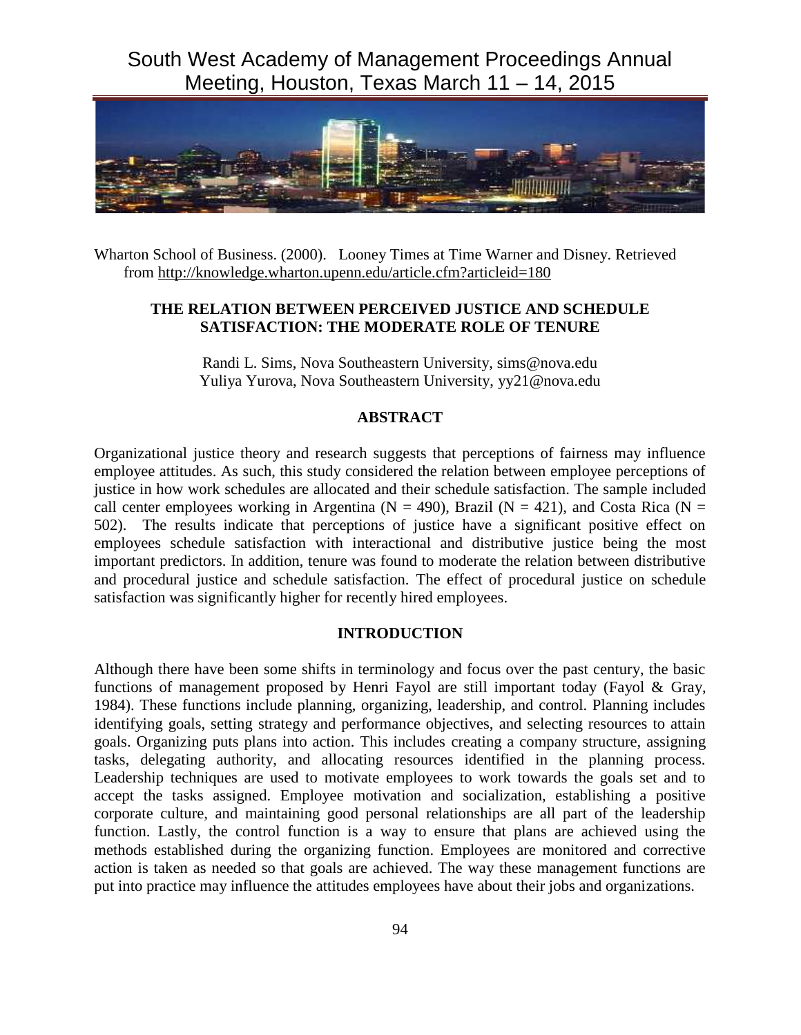Wharton School of Business. (2000). Looney Times at Time Warner and Disney. Retrieved from http://knowledge.wharton.upenn.edu/article.cfm?articleid=180

## THE RELATION BETWEEN PERCEIVED JUSTICE AND SCHEDULE SATISFACTION: THE MODERATE ROLE OF TENURE

Randi L. Sims, Nova Southeastern University, sims@nova.edu
Yuliya Yurova, Nova Southeastern University, yy21@nova.edu

### ABSTRACT

Organizational justice theory and research suggests that perceptions of fairness may influence employee attitudes. As such, this study considered the relation between employee perceptions of justice in how work schedules are allocated and their schedule satisfaction. The sample included call center employees working in Argentina ($N = 490$), Brazil ($N = 421$), and Costa Rica ($N = 502$). The results indicate that perceptions of justice have a significant positive effect on employees schedule satisfaction with interactional and distributive justice being the most important predictors. In addition, tenure was found to moderate the relation between distributive and procedural justice and schedule satisfaction. The effect of procedural justice on schedule satisfaction was significantly higher for recently hired employees.

### INTRODUCTION

Although there have been some shifts in terminology and focus over the past century, the basic functions of management proposed by Henri Fayol are still important today (Fayol & Gray, 1984). These functions include planning, organizing, leadership, and control. Planning includes identifying goals, setting strategy and performance objectives, and selecting resources to attain goals. Organizing puts plans into action. This includes creating a company structure, assigning tasks, delegating authority, and allocating resources identified in the planning process. Leadership techniques are used to motivate employees to work towards the goals set and to accept the tasks assigned. Employee motivation and socialization, establishing a positive corporate culture, and maintaining good personal relationships are all part of the leadership function. Lastly, the control function is a way to ensure that plans are achieved using the methods established during the organizing function. Employees are monitored and corrective action is taken as needed so that goals are achieved. The way these management functions are put into practice may influence the attitudes employees have about their jobs and organizations.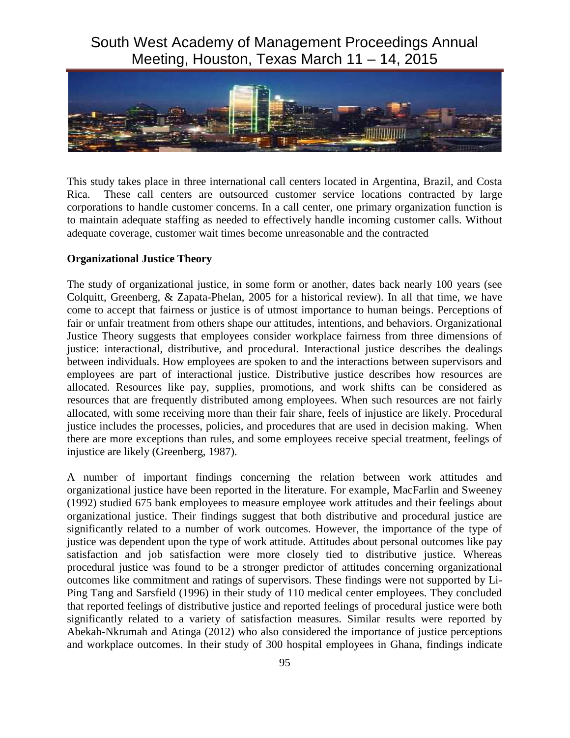This study takes place in three international call centers located in Argentina, Brazil, and Costa Rica. These call centers are outsourced customer service locations contracted by large corporations to handle customer concerns. In a call center, one primary organization function is to maintain adequate staffing as needed to effectively handle incoming customer calls. Without adequate coverage, customer wait times become unreasonable and the contracted

**Organizational Justice Theory**

The study of organizational justice, in some form or another, dates back nearly 100 years (see Colquitt, Greenberg, & Zapata-Phelan, 2005 for a historical review). In all that time, we have come to accept that fairness or justice is of utmost importance to human beings. Perceptions of fair or unfair treatment from others shape our attitudes, intentions, and behaviors. Organizational Justice Theory suggests that employees consider workplace fairness from three dimensions of justice: interactional, distributive, and procedural. Interactional justice describes the dealings between individuals. How employees are spoken to and the interactions between supervisors and employees are part of interactional justice. Distributive justice describes how resources are allocated. Resources like pay, supplies, promotions, and work shifts can be considered as resources that are frequently distributed among employees. When such resources are not fairly allocated, with some receiving more than their fair share, feels of injustice are likely. Procedural justice includes the processes, policies, and procedures that are used in decision making. When there are more exceptions than rules, and some employees receive special treatment, feelings of injustice are likely (Greenberg, 1987).

A number of important findings concerning the relation between work attitudes and organizational justice have been reported in the literature. For example, MacFarlin and Sweeney (1992) studied 675 bank employees to measure employee work attitudes and their feelings about organizational justice. Their findings suggest that both distributive and procedural justice are significantly related to a number of work outcomes. However, the importance of the type of justice was dependent upon the type of work attitude. Attitudes about personal outcomes like pay satisfaction and job satisfaction were more closely tied to distributive justice. Whereas procedural justice was found to be a stronger predictor of attitudes concerning organizational outcomes like commitment and ratings of supervisors. These findings were not supported by Li-Ping Tang and Sarsfield (1996) in their study of 110 medical center employees. They concluded that reported feelings of distributive justice and reported feelings of procedural justice were both significantly related to a variety of satisfaction measures. Similar results were reported by Abekah-Nkrumah and Atinga (2012) who also considered the importance of justice perceptions and workplace outcomes. In their study of 300 hospital employees in Ghana, findings indicate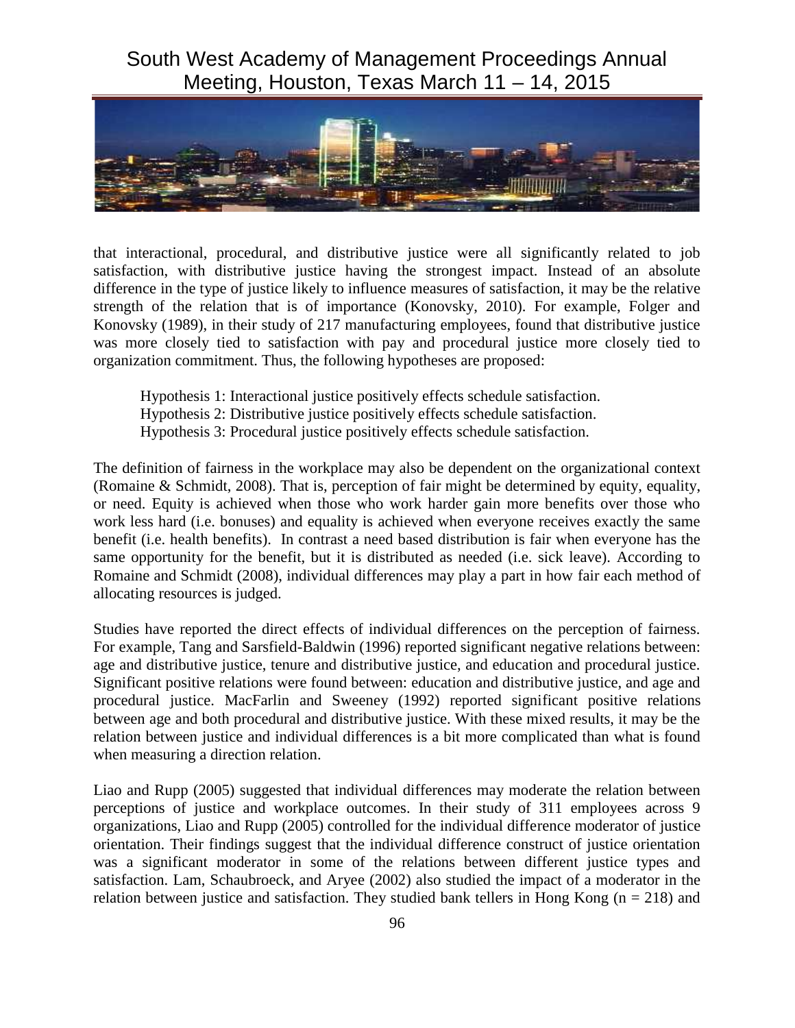that interactional, procedural, and distributive justice were all significantly related to job satisfaction, with distributive justice having the strongest impact. Instead of an absolute difference in the type of justice likely to influence measures of satisfaction, it may be the relative strength of the relation that is of importance (Konovsky, 2010). For example, Folger and Konovsky (1989), in their study of 217 manufacturing employees, found that distributive justice was more closely tied to satisfaction with pay and procedural justice more closely tied to organization commitment. Thus, the following hypotheses are proposed:

Hypothesis 1: Interactional justice positively effects schedule satisfaction.
Hypothesis 2: Distributive justice positively effects schedule satisfaction.
Hypothesis 3: Procedural justice positively effects schedule satisfaction.

The definition of fairness in the workplace may also be dependent on the organizational context (Romaine & Schmidt, 2008). That is, perception of fair might be determined by equity, equality, or need. Equity is achieved when those who work harder gain more benefits over those who work less hard (i.e. bonuses) and equality is achieved when everyone receives exactly the same benefit (i.e. health benefits). In contrast a need based distribution is fair when everyone has the same opportunity for the benefit, but it is distributed as needed (i.e. sick leave). According to Romaine and Schmidt (2008), individual differences may play a part in how fair each method of allocating resources is judged.

Studies have reported the direct effects of individual differences on the perception of fairness. For example, Tang and Sarsfield-Baldwin (1996) reported significant negative relations between: age and distributive justice, tenure and distributive justice, and education and procedural justice. Significant positive relations were found between: education and distributive justice, and age and procedural justice. MacFarlin and Sweeney (1992) reported significant positive relations between age and both procedural and distributive justice. With these mixed results, it may be the relation between justice and individual differences is a bit more complicated than what is found when measuring a direction relation.

Liao and Rupp (2005) suggested that individual differences may moderate the relation between perceptions of justice and workplace outcomes. In their study of 311 employees across 9 organizations, Liao and Rupp (2005) controlled for the individual difference moderator of justice orientation. Their findings suggest that the individual difference construct of justice orientation was a significant moderator in some of the relations between different justice types and satisfaction. Lam, Schaubroeck, and Aryee (2002) also studied the impact of a moderator in the relation between justice and satisfaction. They studied bank tellers in Hong Kong ($n = 218$) and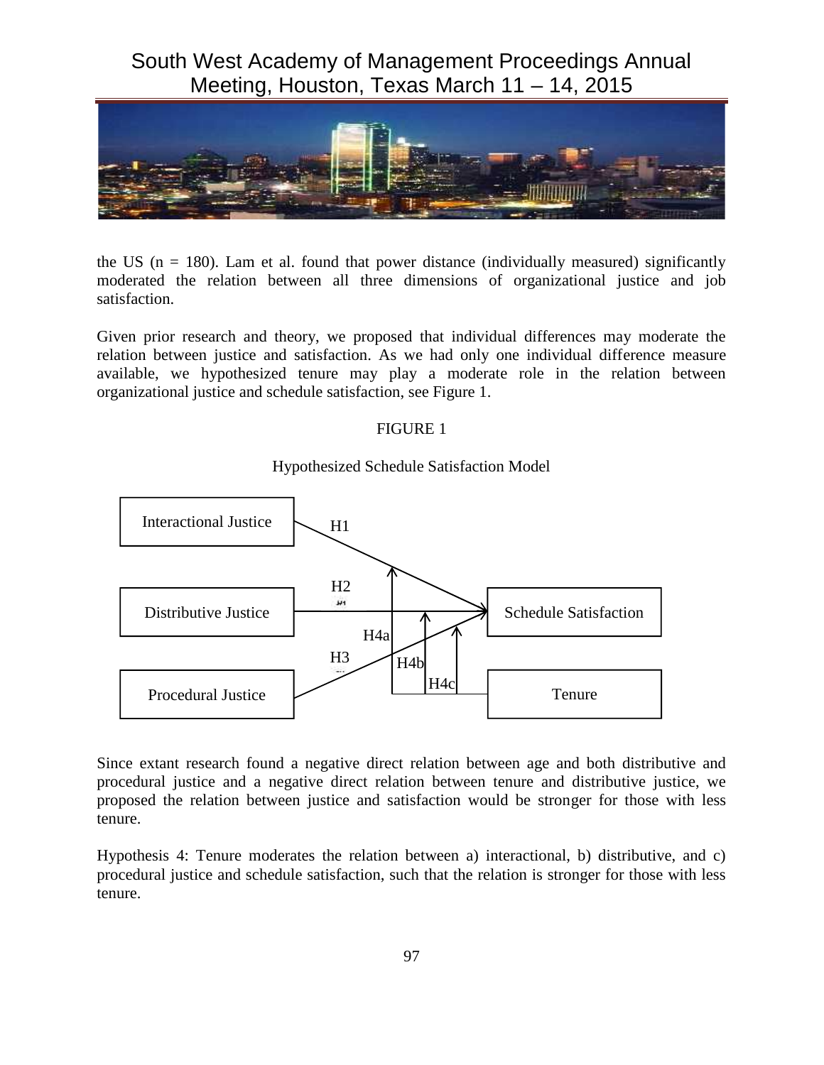the US (n = 180). Lam et al. found that power distance (individually measured) significantly moderated the relation between all three dimensions of organizational justice and job satisfaction.

Given prior research and theory, we proposed that individual differences may moderate the relation between justice and satisfaction. As we had only one individual difference measure available, we hypothesized tenure may play a moderate role in the relation between organizational justice and schedule satisfaction, see Figure 1.

FIGURE 1

Hypothesized Schedule Satisfaction Model

Since extant research found a negative direct relation between age and both distributive and procedural justice and a negative direct relation between tenure and distributive justice, we proposed the relation between justice and satisfaction would be stronger for those with less tenure.

Hypothesis 4: Tenure moderates the relation between a) interactional, b) distributive, and c) procedural justice and schedule satisfaction, such that the relation is stronger for those with less tenure.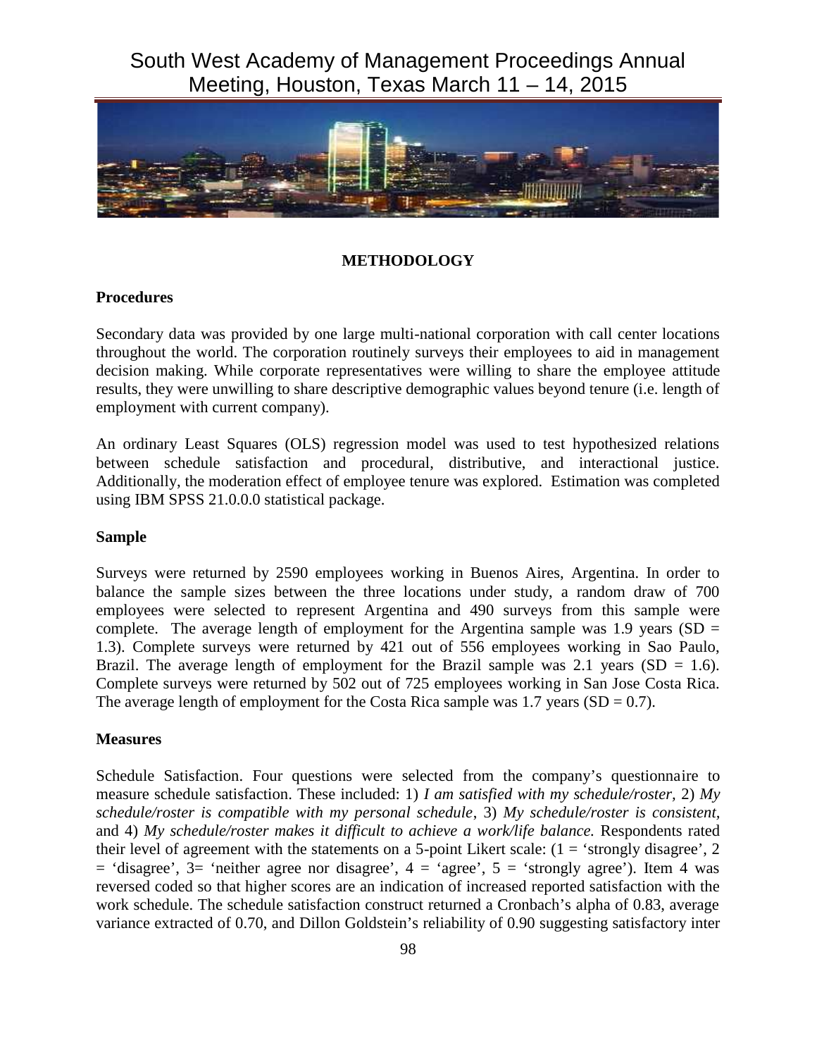## METHODOLOGY

### Procedures

Secondary data was provided by one large multi-national corporation with call center locations throughout the world. The corporation routinely surveys their employees to aid in management decision making. While corporate representatives were willing to share the employee attitude results, they were unwilling to share descriptive demographic values beyond tenure (i.e. length of employment with current company).

An ordinary Least Squares (OLS) regression model was used to test hypothesized relations between schedule satisfaction and procedural, distributive, and interactional justice. Additionally, the moderation effect of employee tenure was explored. Estimation was completed using IBM SPSS 21.0.0.0 statistical package.

### Sample

Surveys were returned by 2590 employees working in Buenos Aires, Argentina. In order to balance the sample sizes between the three locations under study, a random draw of 700 employees were selected to represent Argentina and 490 surveys from this sample were complete. The average length of employment for the Argentina sample was 1.9 years (SD = 1.3). Complete surveys were returned by 421 out of 556 employees working in Sao Paulo, Brazil. The average length of employment for the Brazil sample was 2.1 years (SD = 1.6). Complete surveys were returned by 502 out of 725 employees working in San Jose Costa Rica. The average length of employment for the Costa Rica sample was 1.7 years (SD = 0.7).

### Measures

Schedule Satisfaction. Four questions were selected from the company's questionnaire to measure schedule satisfaction. These included: 1) *I am satisfied with my schedule/roster,* 2) *My schedule/roster is compatible with my personal schedule*, 3) *My schedule/roster is consistent,* and 4) *My schedule/roster makes it difficult to achieve a work/life balance.* Respondents rated their level of agreement with the statements on a 5-point Likert scale: (1 = 'strongly disagree', 2 = 'disagree', 3= 'neither agree nor disagree', 4 = 'agree', 5 = 'strongly agree'). Item 4 was reversed coded so that higher scores are an indication of increased reported satisfaction with the work schedule. The schedule satisfaction construct returned a Cronbach's alpha of 0.83, average variance extracted of 0.70, and Dillon Goldstein's reliability of 0.90 suggesting satisfactory inter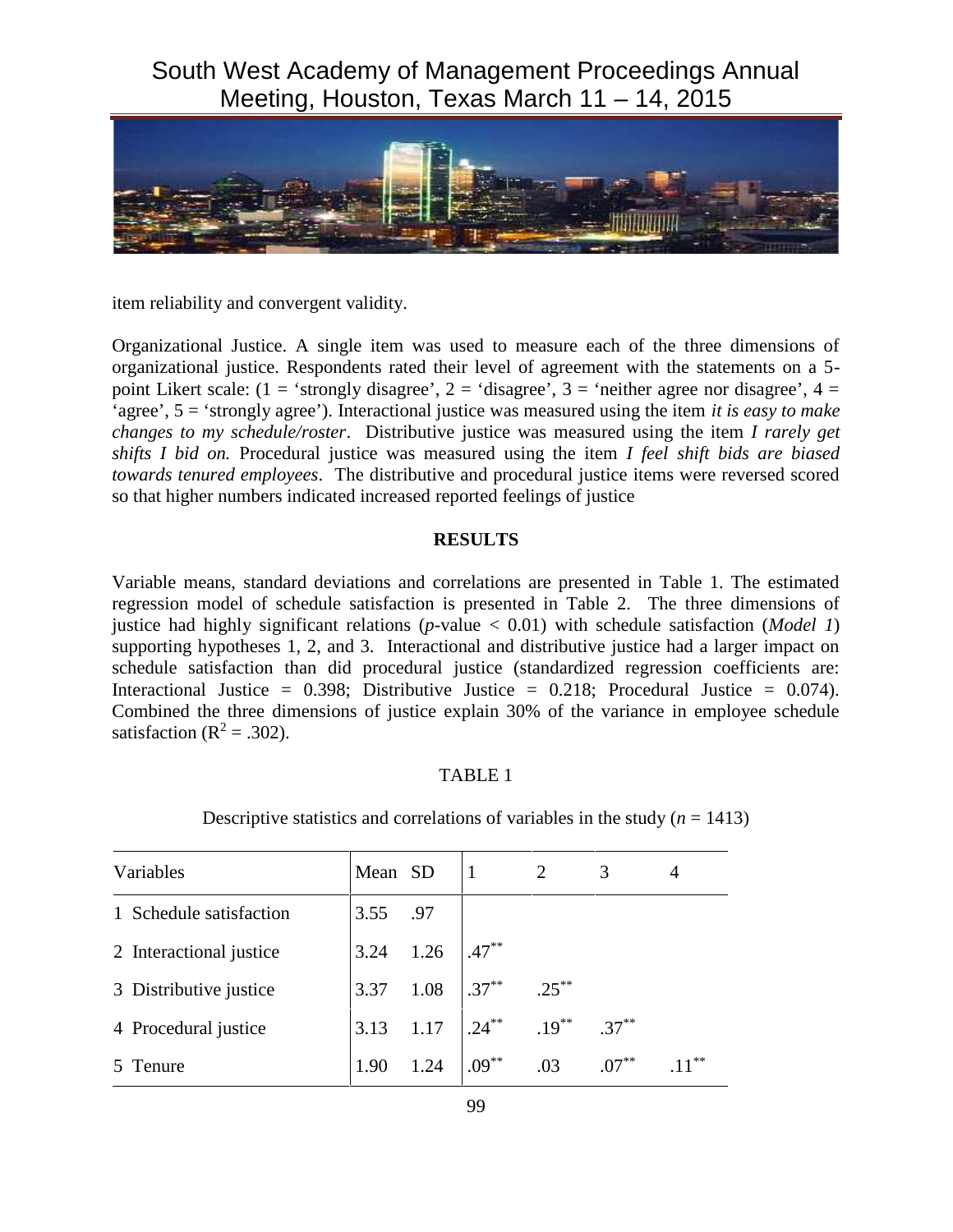item reliability and convergent validity.

Organizational Justice. A single item was used to measure each of the three dimensions of organizational justice. Respondents rated their level of agreement with the statements on a 5-point Likert scale: (1 = 'strongly disagree', 2 = 'disagree', 3 = 'neither agree nor disagree', 4 = 'agree', 5 = 'strongly agree'). Interactional justice was measured using the item *it is easy to make changes to my schedule/roster*. Distributive justice was measured using the item *I rarely get shifts I bid on.* Procedural justice was measured using the item *I feel shift bids are biased towards tenured employees*. The distributive and procedural justice items were reversed scored so that higher numbers indicated increased reported feelings of justice

**RESULTS**

Variable means, standard deviations and correlations are presented in Table 1. The estimated regression model of schedule satisfaction is presented in Table 2. The three dimensions of justice had highly significant relations ($p$-value $< 0.01$) with schedule satisfaction (*Model 1*) supporting hypotheses 1, 2, and 3. Interactional and distributive justice had a larger impact on schedule satisfaction than did procedural justice (standardized regression coefficients are: Interactional Justice = 0.398; Distributive Justice = 0.218; Procedural Justice = 0.074). Combined the three dimensions of justice explain 30% of the variance in employee schedule satisfaction ($R^2 = .302$).

TABLE 1

Descriptive statistics and correlations of variables in the study ($n$ = 1413)

| Variables | Mean | SD | 1 | 2 | 3 | 4 |
|---|---|---|---|---|---|---|
| 1 Schedule satisfaction | 3.55 | .97 | | | | |
| 2 Interactional justice | 3.24 | 1.26 | .47** | | | |
| 3 Distributive justice | 3.37 | 1.08 | .37** | .25** | | |
| 4 Procedural justice | 3.13 | 1.17 | .24** | .19** | .37** | |
| 5 Tenure | 1.90 | 1.24 | .09** | .03 | .07** | .11** |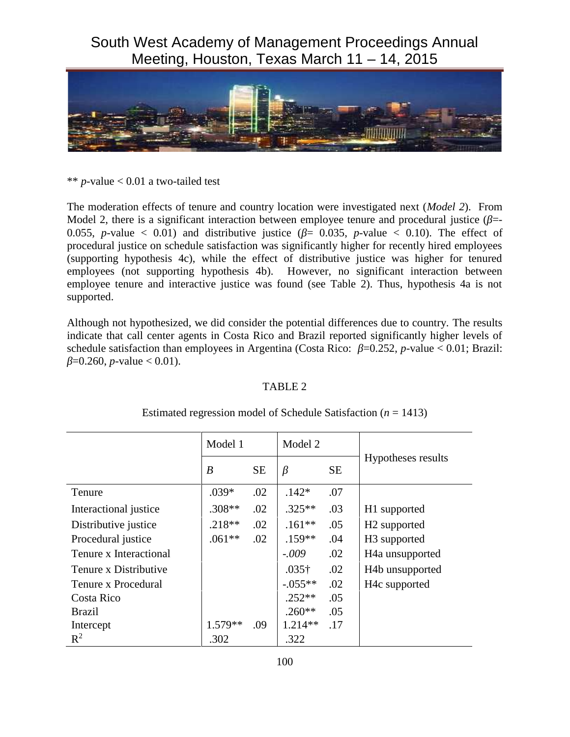** *p*-value < 0.01 a two-tailed test

The moderation effects of tenure and country location were investigated next (*Model 2*). From Model 2, there is a significant interaction between employee tenure and procedural justice ($\beta$=-0.055, *p*-value < 0.01) and distributive justice ($\beta$= 0.035, *p*-value < 0.10). The effect of procedural justice on schedule satisfaction was significantly higher for recently hired employees (supporting hypothesis 4c), while the effect of distributive justice was higher for tenured employees (not supporting hypothesis 4b). However, no significant interaction between employee tenure and interactive justice was found (see Table 2). Thus, hypothesis 4a is not supported.

Although not hypothesized, we did consider the potential differences due to country. The results indicate that call center agents in Costa Rico and Brazil reported significantly higher levels of schedule satisfaction than employees in Argentina (Costa Rico: $\beta$=0.252, *p*-value < 0.01; Brazil: $\beta$=0.260, *p*-value < 0.01).

TABLE 2

Estimated regression model of Schedule Satisfaction (*n* = 1413)

| | Model 1 | | Model 2 | | Hypotheses results |
|---|---|---|---|---|---|
| | *B* | SE | $\beta$ | SE | |
| Tenure | .039* | .02 | .142* | .07 | |
| Interactional justice | .308** | .02 | .325** | .03 | H1 supported |
| Distributive justice | .218** | .02 | .161** | .05 | H2 supported |
| Procedural justice | .061** | .02 | .159** | .04 | H3 supported |
| Tenure x Interactional | | | *-.009* | .02 | H4a unsupported |
| Tenure x Distributive | | | .035† | .02 | H4b unsupported |
| Tenure x Procedural | | | -.055** | .02 | H4c supported |
| Costa Rico | | | .252** | .05 | |
| Brazil | | | .260** | .05 | |
| Intercept | 1.579** | .09 | 1.214** | .17 | |
| $R^2$ | .302 | | .322 | | |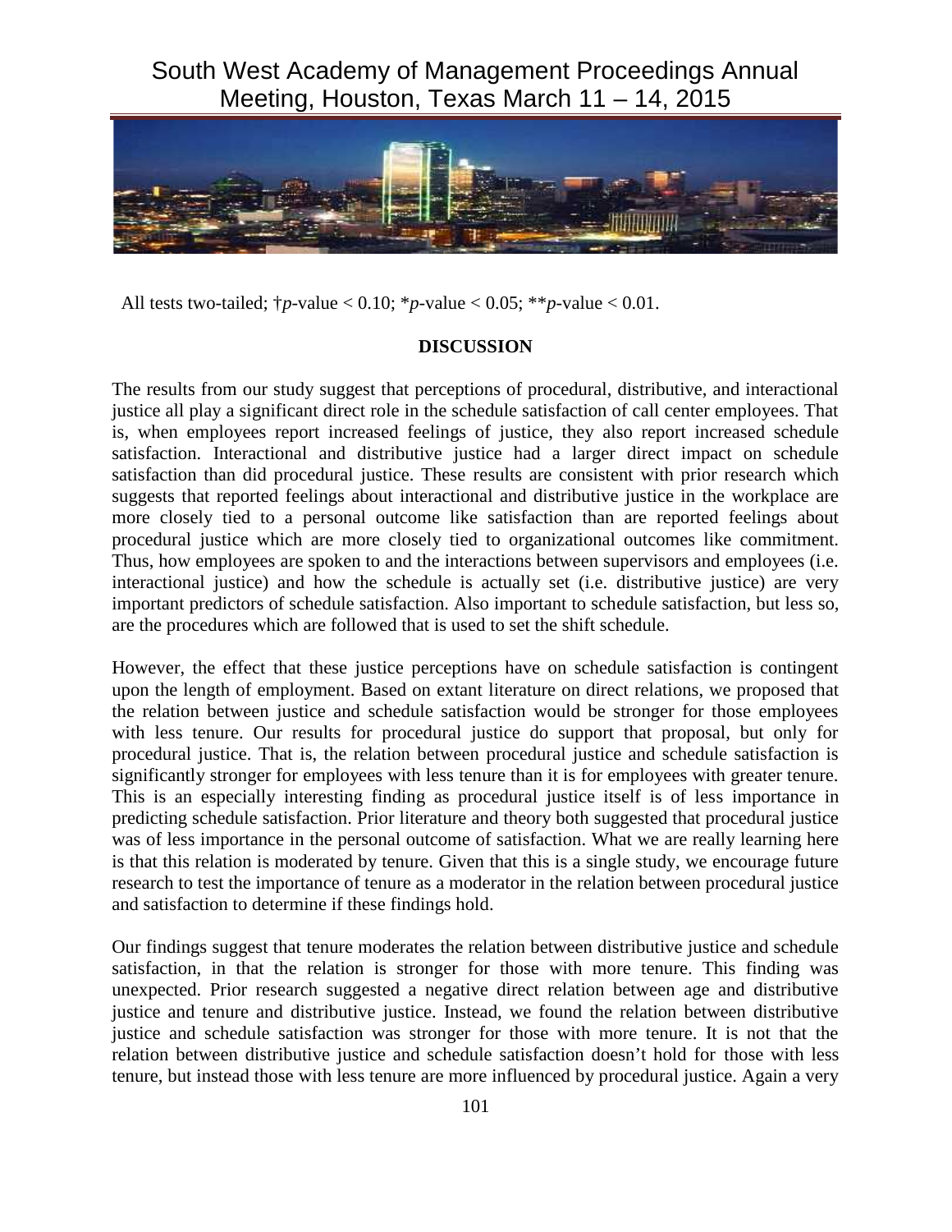All tests two-tailed; †$p$-value < 0.10; \*$p$-value < 0.05; \*\*$p$-value < 0.01.

## DISCUSSION

The results from our study suggest that perceptions of procedural, distributive, and interactional justice all play a significant direct role in the schedule satisfaction of call center employees. That is, when employees report increased feelings of justice, they also report increased schedule satisfaction. Interactional and distributive justice had a larger direct impact on schedule satisfaction than did procedural justice. These results are consistent with prior research which suggests that reported feelings about interactional and distributive justice in the workplace are more closely tied to a personal outcome like satisfaction than are reported feelings about procedural justice which are more closely tied to organizational outcomes like commitment. Thus, how employees are spoken to and the interactions between supervisors and employees (i.e. interactional justice) and how the schedule is actually set (i.e. distributive justice) are very important predictors of schedule satisfaction. Also important to schedule satisfaction, but less so, are the procedures which are followed that is used to set the shift schedule.

However, the effect that these justice perceptions have on schedule satisfaction is contingent upon the length of employment. Based on extant literature on direct relations, we proposed that the relation between justice and schedule satisfaction would be stronger for those employees with less tenure. Our results for procedural justice do support that proposal, but only for procedural justice. That is, the relation between procedural justice and schedule satisfaction is significantly stronger for employees with less tenure than it is for employees with greater tenure. This is an especially interesting finding as procedural justice itself is of less importance in predicting schedule satisfaction. Prior literature and theory both suggested that procedural justice was of less importance in the personal outcome of satisfaction. What we are really learning here is that this relation is moderated by tenure. Given that this is a single study, we encourage future research to test the importance of tenure as a moderator in the relation between procedural justice and satisfaction to determine if these findings hold.

Our findings suggest that tenure moderates the relation between distributive justice and schedule satisfaction, in that the relation is stronger for those with more tenure. This finding was unexpected. Prior research suggested a negative direct relation between age and distributive justice and tenure and distributive justice. Instead, we found the relation between distributive justice and schedule satisfaction was stronger for those with more tenure. It is not that the relation between distributive justice and schedule satisfaction doesn't hold for those with less tenure, but instead those with less tenure are more influenced by procedural justice. Again a very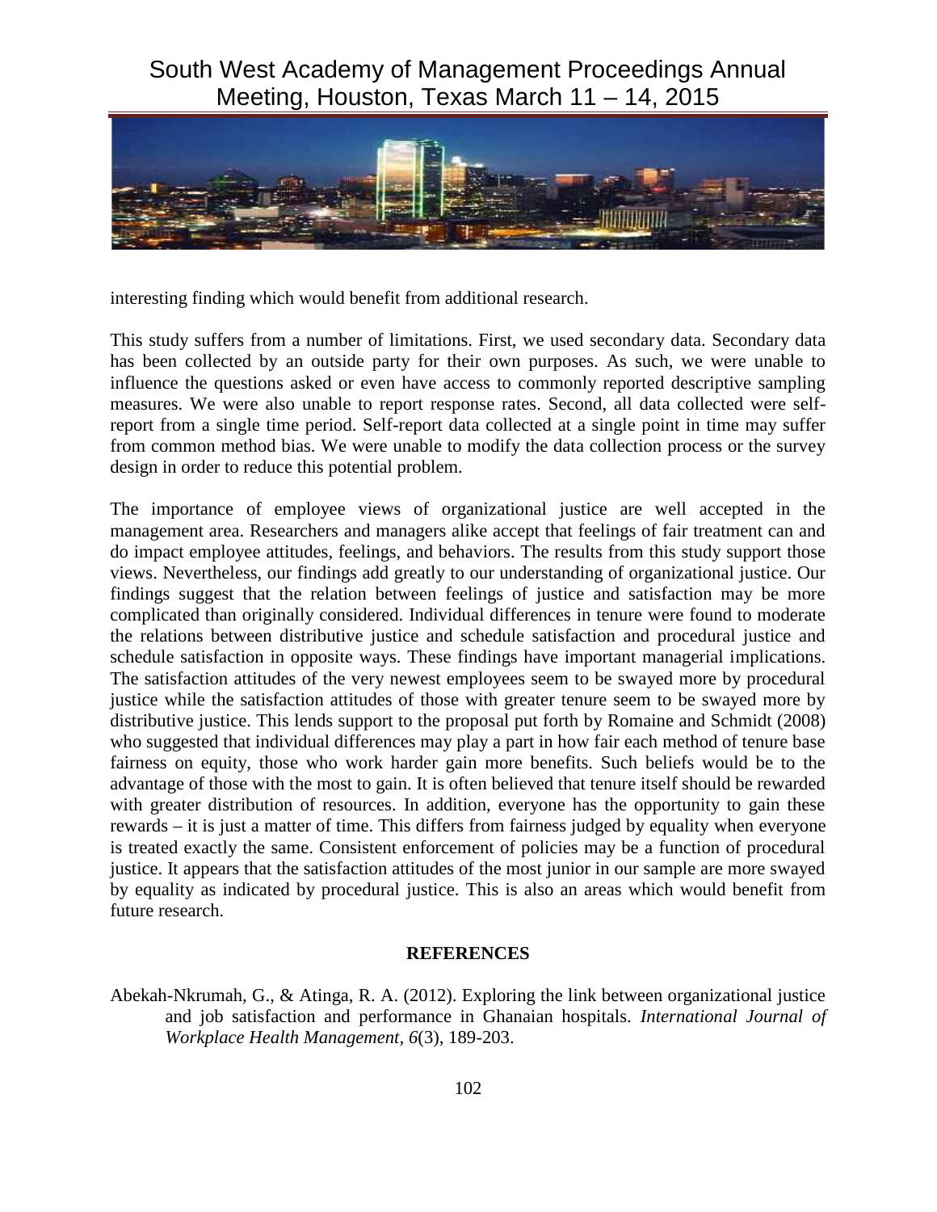interesting finding which would benefit from additional research.

This study suffers from a number of limitations. First, we used secondary data. Secondary data has been collected by an outside party for their own purposes. As such, we were unable to influence the questions asked or even have access to commonly reported descriptive sampling measures. We were also unable to report response rates. Second, all data collected were self-report from a single time period. Self-report data collected at a single point in time may suffer from common method bias. We were unable to modify the data collection process or the survey design in order to reduce this potential problem.

The importance of employee views of organizational justice are well accepted in the management area. Researchers and managers alike accept that feelings of fair treatment can and do impact employee attitudes, feelings, and behaviors. The results from this study support those views. Nevertheless, our findings add greatly to our understanding of organizational justice. Our findings suggest that the relation between feelings of justice and satisfaction may be more complicated than originally considered. Individual differences in tenure were found to moderate the relations between distributive justice and schedule satisfaction and procedural justice and schedule satisfaction in opposite ways. These findings have important managerial implications. The satisfaction attitudes of the very newest employees seem to be swayed more by procedural justice while the satisfaction attitudes of those with greater tenure seem to be swayed more by distributive justice. This lends support to the proposal put forth by Romaine and Schmidt (2008) who suggested that individual differences may play a part in how fair each method of tenure base fairness on equity, those who work harder gain more benefits. Such beliefs would be to the advantage of those with the most to gain. It is often believed that tenure itself should be rewarded with greater distribution of resources. In addition, everyone has the opportunity to gain these rewards – it is just a matter of time. This differs from fairness judged by equality when everyone is treated exactly the same. Consistent enforcement of policies may be a function of procedural justice. It appears that the satisfaction attitudes of the most junior in our sample are more swayed by equality as indicated by procedural justice. This is also an areas which would benefit from future research.

## REFERENCES

Abekah-Nkrumah, G., & Atinga, R. A. (2012). Exploring the link between organizational justice and job satisfaction and performance in Ghanaian hospitals. *International Journal of Workplace Health Management, 6*(3), 189-203.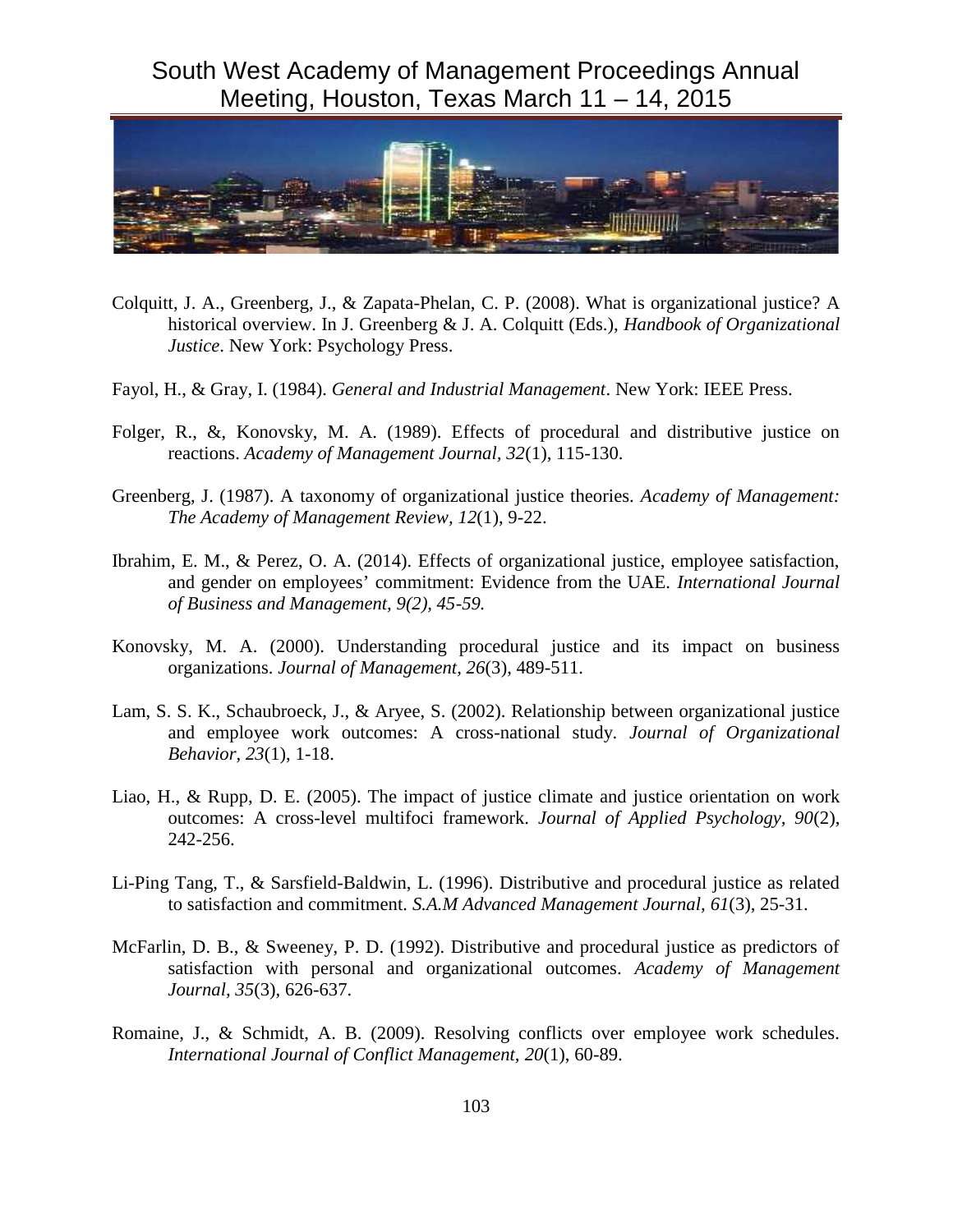Colquitt, J. A., Greenberg, J., & Zapata-Phelan, C. P. (2008). What is organizational justice? A historical overview. In J. Greenberg & J. A. Colquitt (Eds.), *Handbook of Organizational Justice*. New York: Psychology Press.

Fayol, H., & Gray, I. (1984). *General and Industrial Management*. New York: IEEE Press.

Folger, R., &, Konovsky, M. A. (1989). Effects of procedural and distributive justice on reactions. *Academy of Management Journal, 32*(1), 115-130.

Greenberg, J. (1987). A taxonomy of organizational justice theories. *Academy of Management: The Academy of Management Review, 12*(1), 9-22.

Ibrahim, E. M., & Perez, O. A. (2014). Effects of organizational justice, employee satisfaction, and gender on employees' commitment: Evidence from the UAE. *International Journal of Business and Management, 9(2), 45-59.*

Konovsky, M. A. (2000). Understanding procedural justice and its impact on business organizations. *Journal of Management, 26*(3), 489-511.

Lam, S. S. K., Schaubroeck, J., & Aryee, S. (2002). Relationship between organizational justice and employee work outcomes: A cross-national study. *Journal of Organizational Behavior, 23*(1), 1-18.

Liao, H., & Rupp, D. E. (2005). The impact of justice climate and justice orientation on work outcomes: A cross-level multifoci framework. *Journal of Applied Psychology, 90*(2), 242-256.

Li-Ping Tang, T., & Sarsfield-Baldwin, L. (1996). Distributive and procedural justice as related to satisfaction and commitment. *S.A.M Advanced Management Journal, 61*(3), 25-31.

McFarlin, D. B., & Sweeney, P. D. (1992). Distributive and procedural justice as predictors of satisfaction with personal and organizational outcomes. *Academy of Management Journal, 35*(3), 626-637.

Romaine, J., & Schmidt, A. B. (2009). Resolving conflicts over employee work schedules. *International Journal of Conflict Management, 20*(1), 60-89.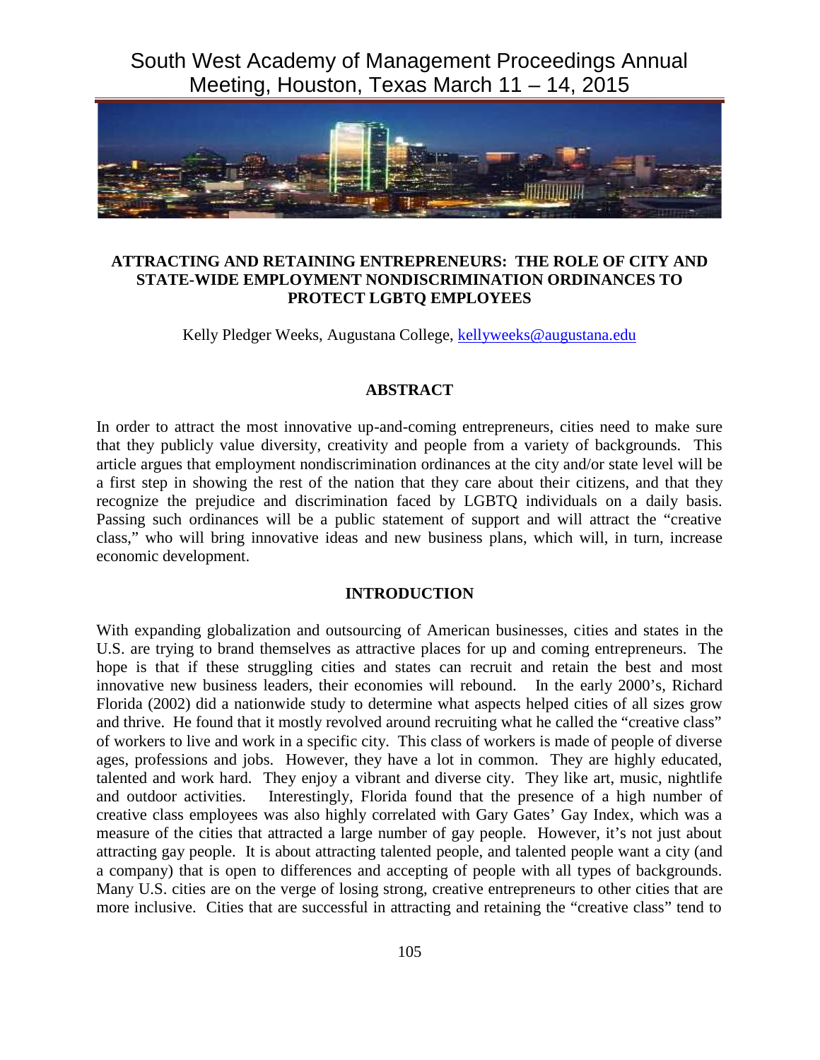**ATTRACTING AND RETAINING ENTREPRENEURS: THE ROLE OF CITY AND STATE-WIDE EMPLOYMENT NONDISCRIMINATION ORDINANCES TO PROTECT LGBTQ EMPLOYEES**

Kelly Pledger Weeks, Augustana College, kellyweeks@augustana.edu

## ABSTRACT

In order to attract the most innovative up-and-coming entrepreneurs, cities need to make sure that they publicly value diversity, creativity and people from a variety of backgrounds. This article argues that employment nondiscrimination ordinances at the city and/or state level will be a first step in showing the rest of the nation that they care about their citizens, and that they recognize the prejudice and discrimination faced by LGBTQ individuals on a daily basis. Passing such ordinances will be a public statement of support and will attract the "creative class," who will bring innovative ideas and new business plans, which will, in turn, increase economic development.

## INTRODUCTION

With expanding globalization and outsourcing of American businesses, cities and states in the U.S. are trying to brand themselves as attractive places for up and coming entrepreneurs. The hope is that if these struggling cities and states can recruit and retain the best and most innovative new business leaders, their economies will rebound. In the early 2000's, Richard Florida (2002) did a nationwide study to determine what aspects helped cities of all sizes grow and thrive. He found that it mostly revolved around recruiting what he called the "creative class" of workers to live and work in a specific city. This class of workers is made of people of diverse ages, professions and jobs. However, they have a lot in common. They are highly educated, talented and work hard. They enjoy a vibrant and diverse city. They like art, music, nightlife and outdoor activities. Interestingly, Florida found that the presence of a high number of creative class employees was also highly correlated with Gary Gates' Gay Index, which was a measure of the cities that attracted a large number of gay people. However, it's not just about attracting gay people. It is about attracting talented people, and talented people want a city (and a company) that is open to differences and accepting of people with all types of backgrounds. Many U.S. cities are on the verge of losing strong, creative entrepreneurs to other cities that are more inclusive. Cities that are successful in attracting and retaining the "creative class" tend to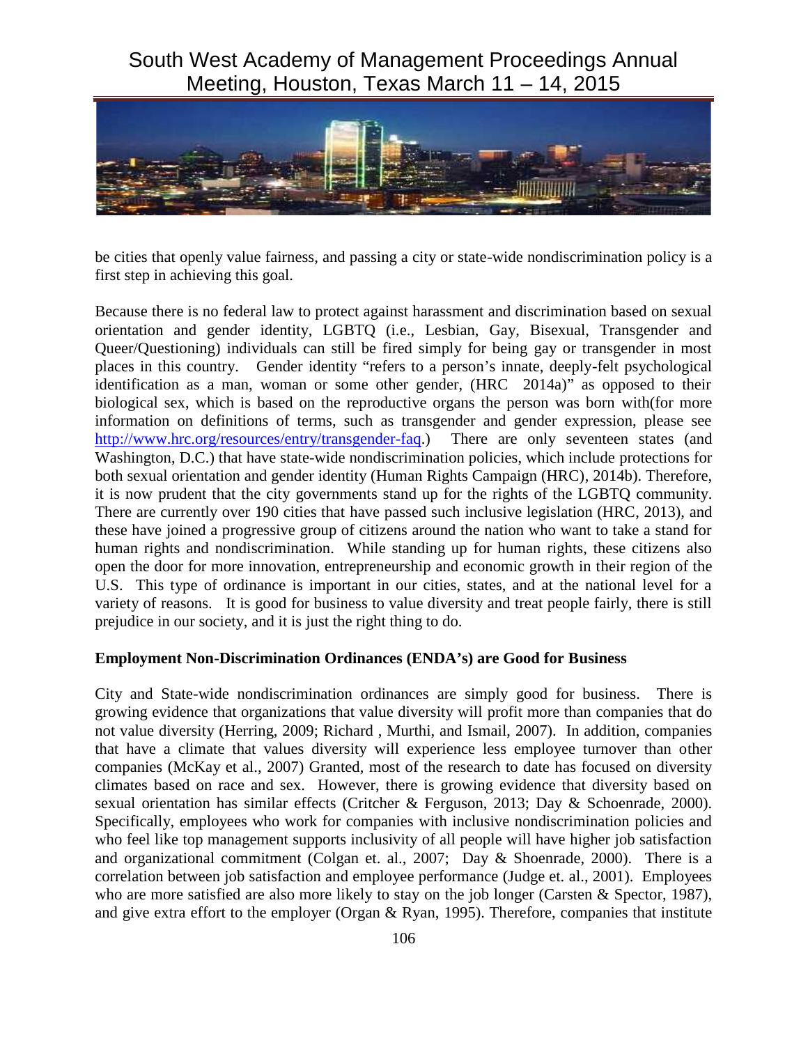be cities that openly value fairness, and passing a city or state-wide nondiscrimination policy is a first step in achieving this goal.

Because there is no federal law to protect against harassment and discrimination based on sexual orientation and gender identity, LGBTQ (i.e., Lesbian, Gay, Bisexual, Transgender and Queer/Questioning) individuals can still be fired simply for being gay or transgender in most places in this country. Gender identity "refers to a person's innate, deeply-felt psychological identification as a man, woman or some other gender, (HRC 2014a)" as opposed to their biological sex, which is based on the reproductive organs the person was born with(for more information on definitions of terms, such as transgender and gender expression, please see http://www.hrc.org/resources/entry/transgender-faq.) There are only seventeen states (and Washington, D.C.) that have state-wide nondiscrimination policies, which include protections for both sexual orientation and gender identity (Human Rights Campaign (HRC), 2014b). Therefore, it is now prudent that the city governments stand up for the rights of the LGBTQ community. There are currently over 190 cities that have passed such inclusive legislation (HRC, 2013), and these have joined a progressive group of citizens around the nation who want to take a stand for human rights and nondiscrimination. While standing up for human rights, these citizens also open the door for more innovation, entrepreneurship and economic growth in their region of the U.S. This type of ordinance is important in our cities, states, and at the national level for a variety of reasons. It is good for business to value diversity and treat people fairly, there is still prejudice in our society, and it is just the right thing to do.

**Employment Non-Discrimination Ordinances (ENDA's) are Good for Business**

City and State-wide nondiscrimination ordinances are simply good for business. There is growing evidence that organizations that value diversity will profit more than companies that do not value diversity (Herring, 2009; Richard , Murthi, and Ismail, 2007). In addition, companies that have a climate that values diversity will experience less employee turnover than other companies (McKay et al., 2007) Granted, most of the research to date has focused on diversity climates based on race and sex. However, there is growing evidence that diversity based on sexual orientation has similar effects (Critcher & Ferguson, 2013; Day & Schoenrade, 2000). Specifically, employees who work for companies with inclusive nondiscrimination policies and who feel like top management supports inclusivity of all people will have higher job satisfaction and organizational commitment (Colgan et. al., 2007; Day & Shoenrade, 2000). There is a correlation between job satisfaction and employee performance (Judge et. al., 2001). Employees who are more satisfied are also more likely to stay on the job longer (Carsten & Spector, 1987), and give extra effort to the employer (Organ & Ryan, 1995). Therefore, companies that institute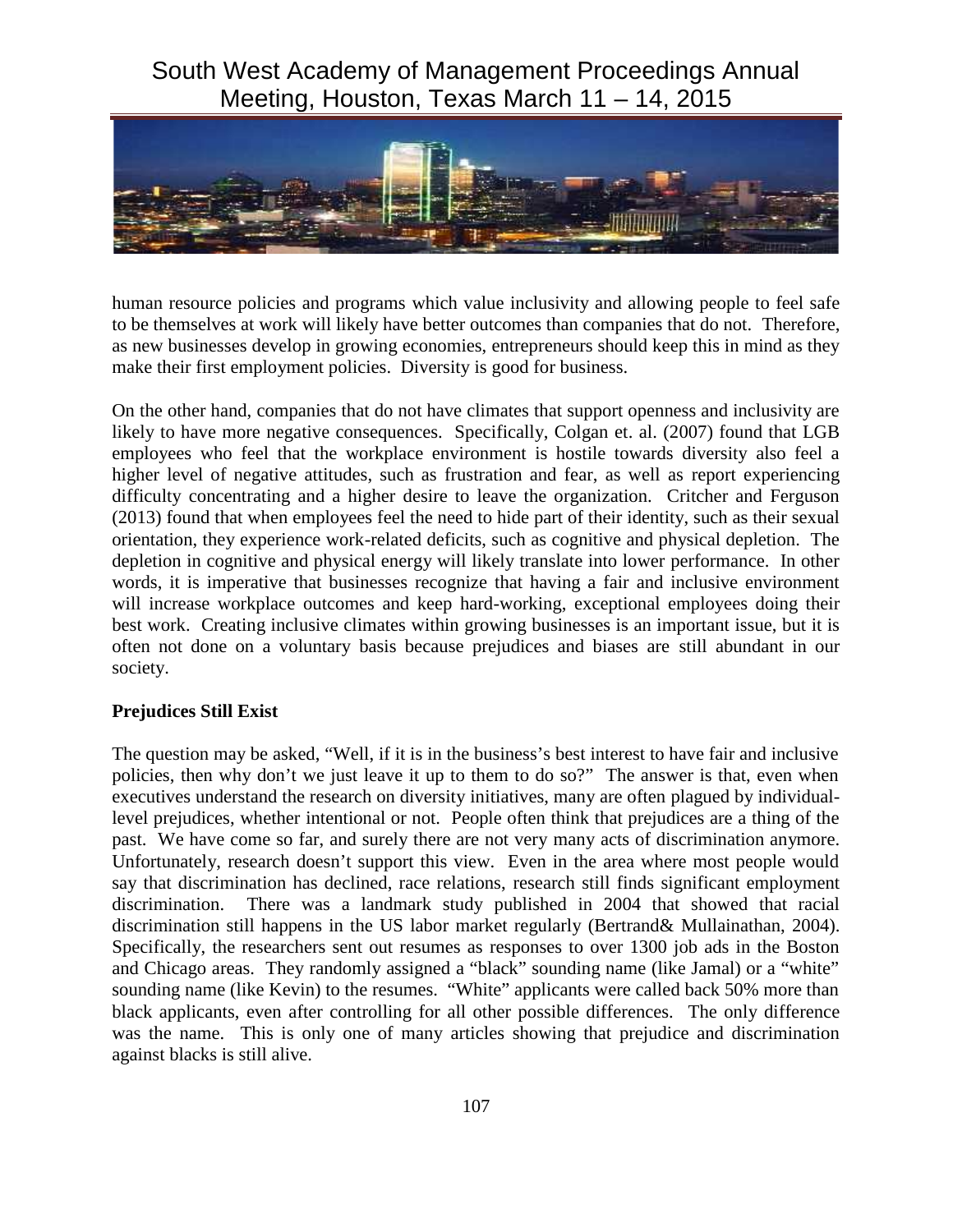human resource policies and programs which value inclusivity and allowing people to feel safe to be themselves at work will likely have better outcomes than companies that do not. Therefore, as new businesses develop in growing economies, entrepreneurs should keep this in mind as they make their first employment policies. Diversity is good for business.

On the other hand, companies that do not have climates that support openness and inclusivity are likely to have more negative consequences. Specifically, Colgan et. al. (2007) found that LGB employees who feel that the workplace environment is hostile towards diversity also feel a higher level of negative attitudes, such as frustration and fear, as well as report experiencing difficulty concentrating and a higher desire to leave the organization. Critcher and Ferguson (2013) found that when employees feel the need to hide part of their identity, such as their sexual orientation, they experience work-related deficits, such as cognitive and physical depletion. The depletion in cognitive and physical energy will likely translate into lower performance. In other words, it is imperative that businesses recognize that having a fair and inclusive environment will increase workplace outcomes and keep hard-working, exceptional employees doing their best work. Creating inclusive climates within growing businesses is an important issue, but it is often not done on a voluntary basis because prejudices and biases are still abundant in our society.

**Prejudices Still Exist**

The question may be asked, "Well, if it is in the business's best interest to have fair and inclusive policies, then why don't we just leave it up to them to do so?" The answer is that, even when executives understand the research on diversity initiatives, many are often plagued by individual-level prejudices, whether intentional or not. People often think that prejudices are a thing of the past. We have come so far, and surely there are not very many acts of discrimination anymore. Unfortunately, research doesn't support this view. Even in the area where most people would say that discrimination has declined, race relations, research still finds significant employment discrimination. There was a landmark study published in 2004 that showed that racial discrimination still happens in the US labor market regularly (Bertrand& Mullainathan, 2004). Specifically, the researchers sent out resumes as responses to over 1300 job ads in the Boston and Chicago areas. They randomly assigned a "black" sounding name (like Jamal) or a "white" sounding name (like Kevin) to the resumes. "White" applicants were called back 50% more than black applicants, even after controlling for all other possible differences. The only difference was the name. This is only one of many articles showing that prejudice and discrimination against blacks is still alive.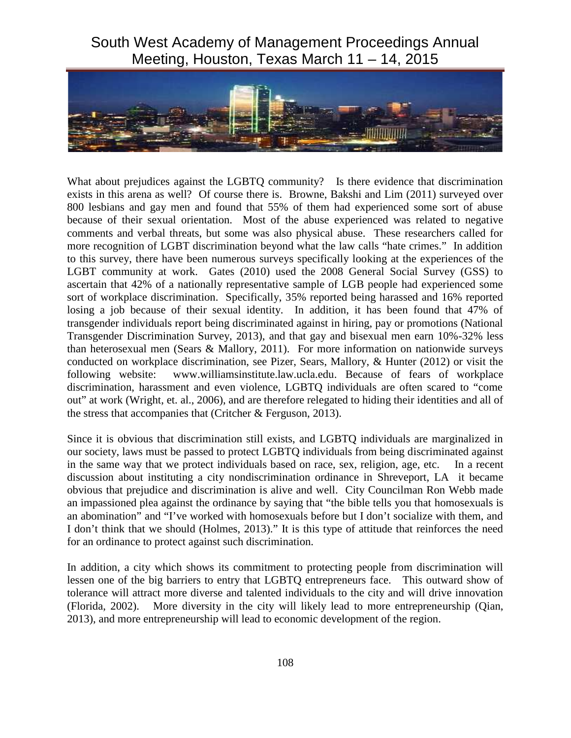What about prejudices against the LGBTQ community? Is there evidence that discrimination exists in this arena as well? Of course there is. Browne, Bakshi and Lim (2011) surveyed over 800 lesbians and gay men and found that 55% of them had experienced some sort of abuse because of their sexual orientation. Most of the abuse experienced was related to negative comments and verbal threats, but some was also physical abuse. These researchers called for more recognition of LGBT discrimination beyond what the law calls "hate crimes." In addition to this survey, there have been numerous surveys specifically looking at the experiences of the LGBT community at work. Gates (2010) used the 2008 General Social Survey (GSS) to ascertain that 42% of a nationally representative sample of LGB people had experienced some sort of workplace discrimination. Specifically, 35% reported being harassed and 16% reported losing a job because of their sexual identity. In addition, it has been found that 47% of transgender individuals report being discriminated against in hiring, pay or promotions (National Transgender Discrimination Survey, 2013), and that gay and bisexual men earn 10%-32% less than heterosexual men (Sears & Mallory, 2011). For more information on nationwide surveys conducted on workplace discrimination, see Pizer, Sears, Mallory, & Hunter (2012) or visit the following website: www.williamsinstitute.law.ucla.edu. Because of fears of workplace discrimination, harassment and even violence, LGBTQ individuals are often scared to "come out" at work (Wright, et. al., 2006), and are therefore relegated to hiding their identities and all of the stress that accompanies that (Critcher & Ferguson, 2013).

Since it is obvious that discrimination still exists, and LGBTQ individuals are marginalized in our society, laws must be passed to protect LGBTQ individuals from being discriminated against in the same way that we protect individuals based on race, sex, religion, age, etc. In a recent discussion about instituting a city nondiscrimination ordinance in Shreveport, LA it became obvious that prejudice and discrimination is alive and well. City Councilman Ron Webb made an impassioned plea against the ordinance by saying that "the bible tells you that homosexuals is an abomination" and "I've worked with homosexuals before but I don't socialize with them, and I don't think that we should (Holmes, 2013)." It is this type of attitude that reinforces the need for an ordinance to protect against such discrimination.

In addition, a city which shows its commitment to protecting people from discrimination will lessen one of the big barriers to entry that LGBTQ entrepreneurs face. This outward show of tolerance will attract more diverse and talented individuals to the city and will drive innovation (Florida, 2002). More diversity in the city will likely lead to more entrepreneurship (Qian, 2013), and more entrepreneurship will lead to economic development of the region.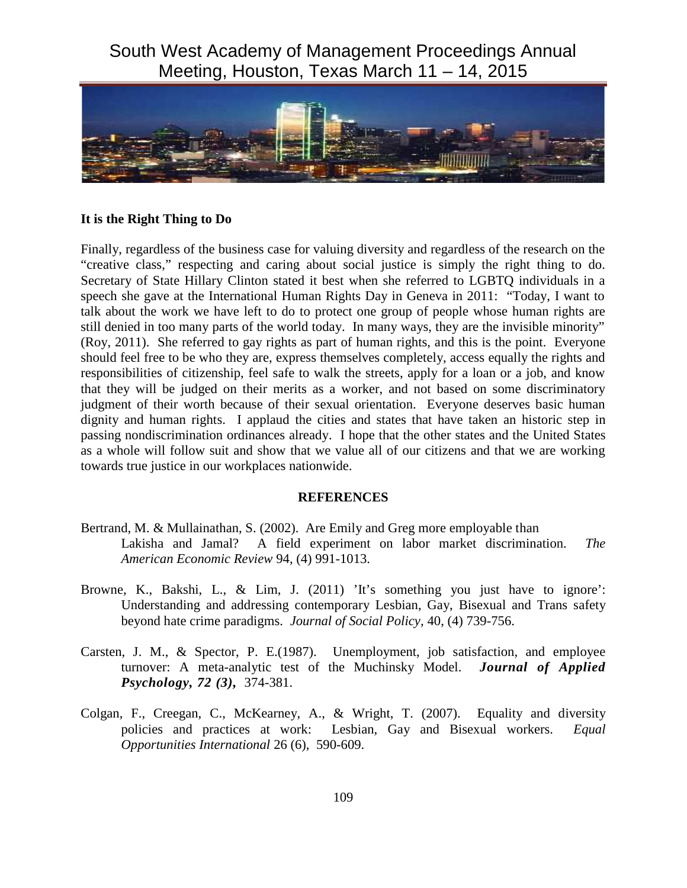**It is the Right Thing to Do**

Finally, regardless of the business case for valuing diversity and regardless of the research on the "creative class," respecting and caring about social justice is simply the right thing to do. Secretary of State Hillary Clinton stated it best when she referred to LGBTQ individuals in a speech she gave at the International Human Rights Day in Geneva in 2011: "Today, I want to talk about the work we have left to do to protect one group of people whose human rights are still denied in too many parts of the world today. In many ways, they are the invisible minority" (Roy, 2011). She referred to gay rights as part of human rights, and this is the point. Everyone should feel free to be who they are, express themselves completely, access equally the rights and responsibilities of citizenship, feel safe to walk the streets, apply for a loan or a job, and know that they will be judged on their merits as a worker, and not based on some discriminatory judgment of their worth because of their sexual orientation. Everyone deserves basic human dignity and human rights. I applaud the cities and states that have taken an historic step in passing nondiscrimination ordinances already. I hope that the other states and the United States as a whole will follow suit and show that we value all of our citizens and that we are working towards true justice in our workplaces nationwide.

## REFERENCES

Bertrand, M. & Mullainathan, S. (2002). Are Emily and Greg more employable than Lakisha and Jamal? A field experiment on labor market discrimination. *The American Economic Review* 94, (4) 991-1013.

Browne, K., Bakshi, L., & Lim, J. (2011) 'It's something you just have to ignore': Understanding and addressing contemporary Lesbian, Gay, Bisexual and Trans safety beyond hate crime paradigms. *Journal of Social Policy*, 40, (4) 739-756.

Carsten, J. M., & Spector, P. E.(1987). Unemployment, job satisfaction, and employee turnover: A meta-analytic test of the Muchinsky Model. ***Journal of Applied Psychology, 72 (3),*** 374-381.

Colgan, F., Creegan, C., McKearney, A., & Wright, T. (2007). Equality and diversity policies and practices at work: Lesbian, Gay and Bisexual workers. *Equal Opportunities International* 26 (6), 590-609.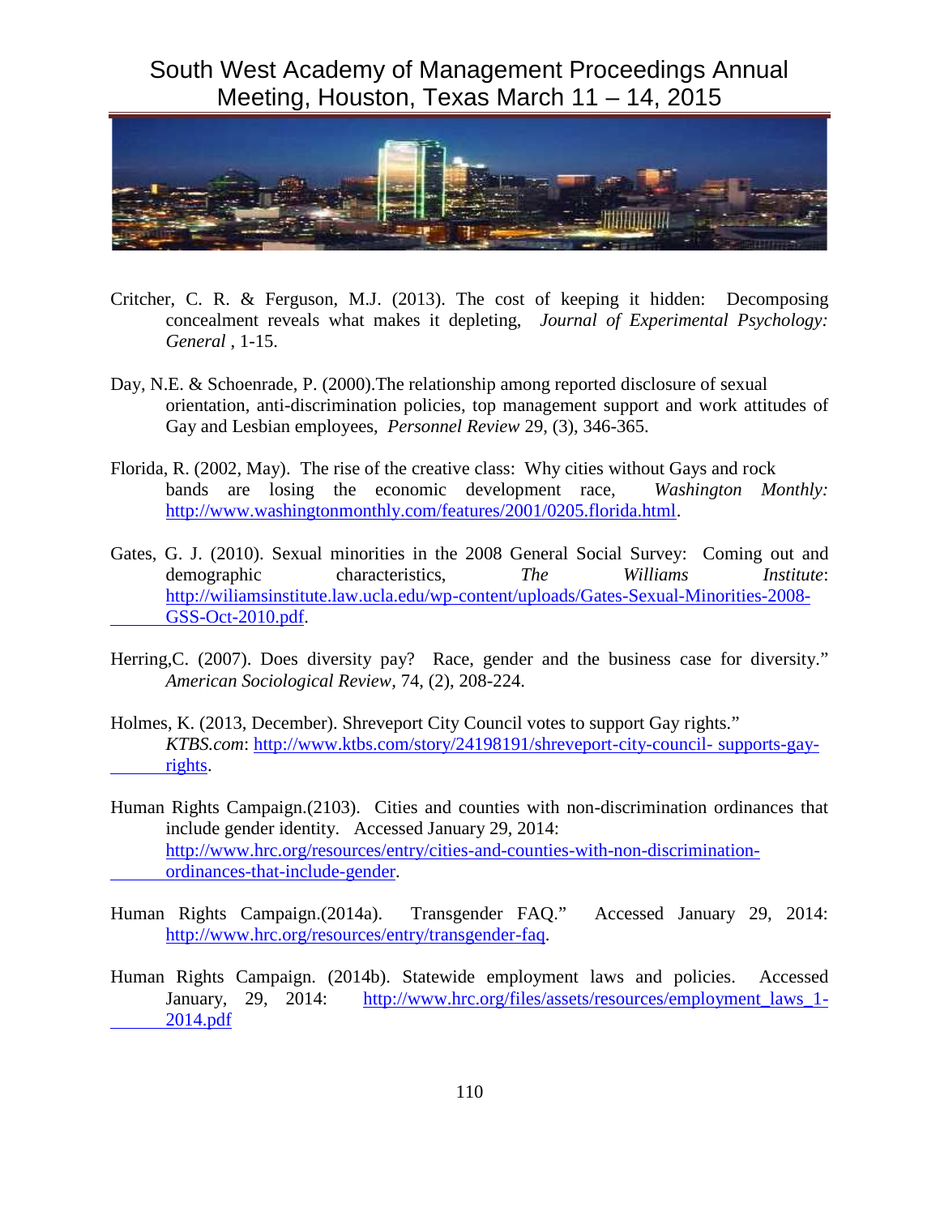Critcher, C. R. & Ferguson, M.J. (2013). The cost of keeping it hidden: Decomposing concealment reveals what makes it depleting, *Journal of Experimental Psychology: General* , 1-15.

Day, N.E. & Schoenrade, P. (2000).The relationship among reported disclosure of sexual orientation, anti-discrimination policies, top management support and work attitudes of Gay and Lesbian employees, *Personnel Review* 29, (3), 346-365.

Florida, R. (2002, May). The rise of the creative class: Why cities without Gays and rock bands are losing the economic development race, *Washington Monthly:* http://www.washingtonmonthly.com/features/2001/0205.florida.html.

Gates, G. J. (2010). Sexual minorities in the 2008 General Social Survey: Coming out and demographic characteristics, *The Williams Institute*: http://wiliamsinstitute.law.ucla.edu/wp-content/uploads/Gates-Sexual-Minorities-2008-GSS-Oct-2010.pdf.

Herring,C. (2007). Does diversity pay? Race, gender and the business case for diversity." *American Sociological Review*, 74, (2), 208-224.

Holmes, K. (2013, December). Shreveport City Council votes to support Gay rights." *KTBS.com*: http://www.ktbs.com/story/24198191/shreveport-city-council- supports-gay-rights.

Human Rights Campaign.(2103). Cities and counties with non-discrimination ordinances that include gender identity. Accessed January 29, 2014: http://www.hrc.org/resources/entry/cities-and-counties-with-non-discrimination-ordinances-that-include-gender.

Human Rights Campaign.(2014a). Transgender FAQ." Accessed January 29, 2014: http://www.hrc.org/resources/entry/transgender-faq.

Human Rights Campaign. (2014b). Statewide employment laws and policies. Accessed January, 29, 2014: http://www.hrc.org/files/assets/resources/employment_laws_1-2014.pdf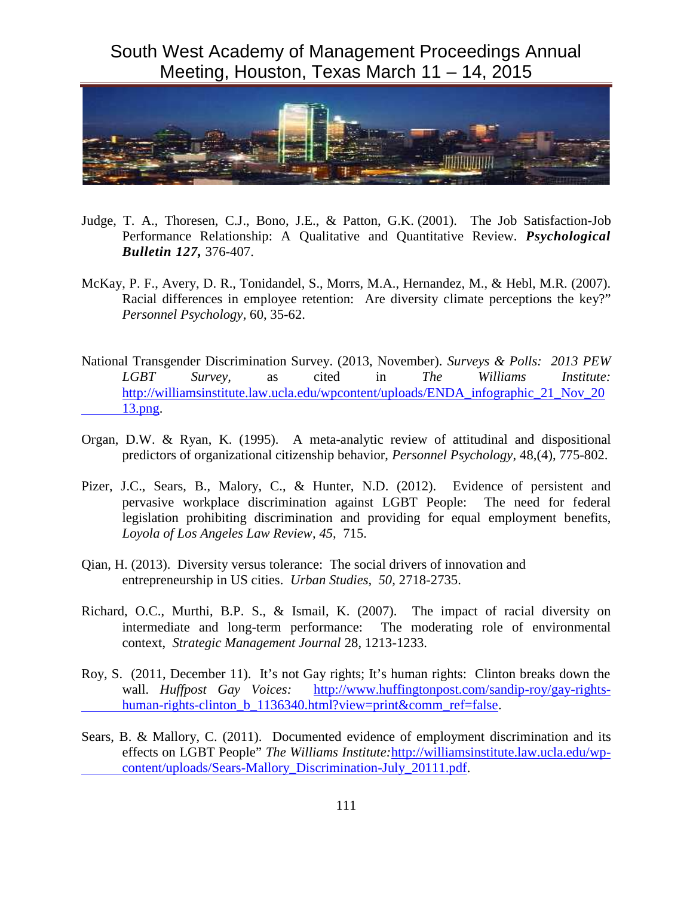Judge, T. A., Thoresen, C.J., Bono, J.E., & Patton, G.K. (2001). The Job Satisfaction-Job Performance Relationship: A Qualitative and Quantitative Review. ***Psychological Bulletin 127,*** 376-407.

McKay, P. F., Avery, D. R., Tonidandel, S., Morrs, M.A., Hernandez, M., & Hebl, M.R. (2007). Racial differences in employee retention: Are diversity climate perceptions the key?" *Personnel Psychology,* 60, 35-62.

National Transgender Discrimination Survey. (2013, November). *Surveys & Polls: 2013 PEW LGBT Survey,* as cited in *The Williams Institute:* http://williamsinstitute.law.ucla.edu/wpcontent/uploads/ENDA_infographic_21_Nov_2013.png.

Organ, D.W. & Ryan, K. (1995). A meta-analytic review of attitudinal and dispositional predictors of organizational citizenship behavior, *Personnel Psychology*, 48,(4), 775-802.

Pizer, J.C., Sears, B., Malory, C., & Hunter, N.D. (2012). Evidence of persistent and pervasive workplace discrimination against LGBT People: The need for federal legislation prohibiting discrimination and providing for equal employment benefits, *Loyola of Los Angeles Law Review, 45,* 715.

Qian, H. (2013). Diversity versus tolerance: The social drivers of innovation and entrepreneurship in US cities. *Urban Studies, 50,* 2718-2735.

Richard, O.C., Murthi, B.P. S., & Ismail, K. (2007). The impact of racial diversity on intermediate and long-term performance: The moderating role of environmental context, *Strategic Management Journal* 28, 1213-1233.

Roy, S. (2011, December 11). It's not Gay rights; It's human rights: Clinton breaks down the wall. *Huffpost Gay Voices:* http://www.huffingtonpost.com/sandip-roy/gay-rights-human-rights-clinton_b_1136340.html?view=print&comm_ref=false.

Sears, B. & Mallory, C. (2011). Documented evidence of employment discrimination and its effects on LGBT People" *The Williams Institute:*http://williamsinstitute.law.ucla.edu/wp-content/uploads/Sears-Mallory_Discrimination-July_20111.pdf.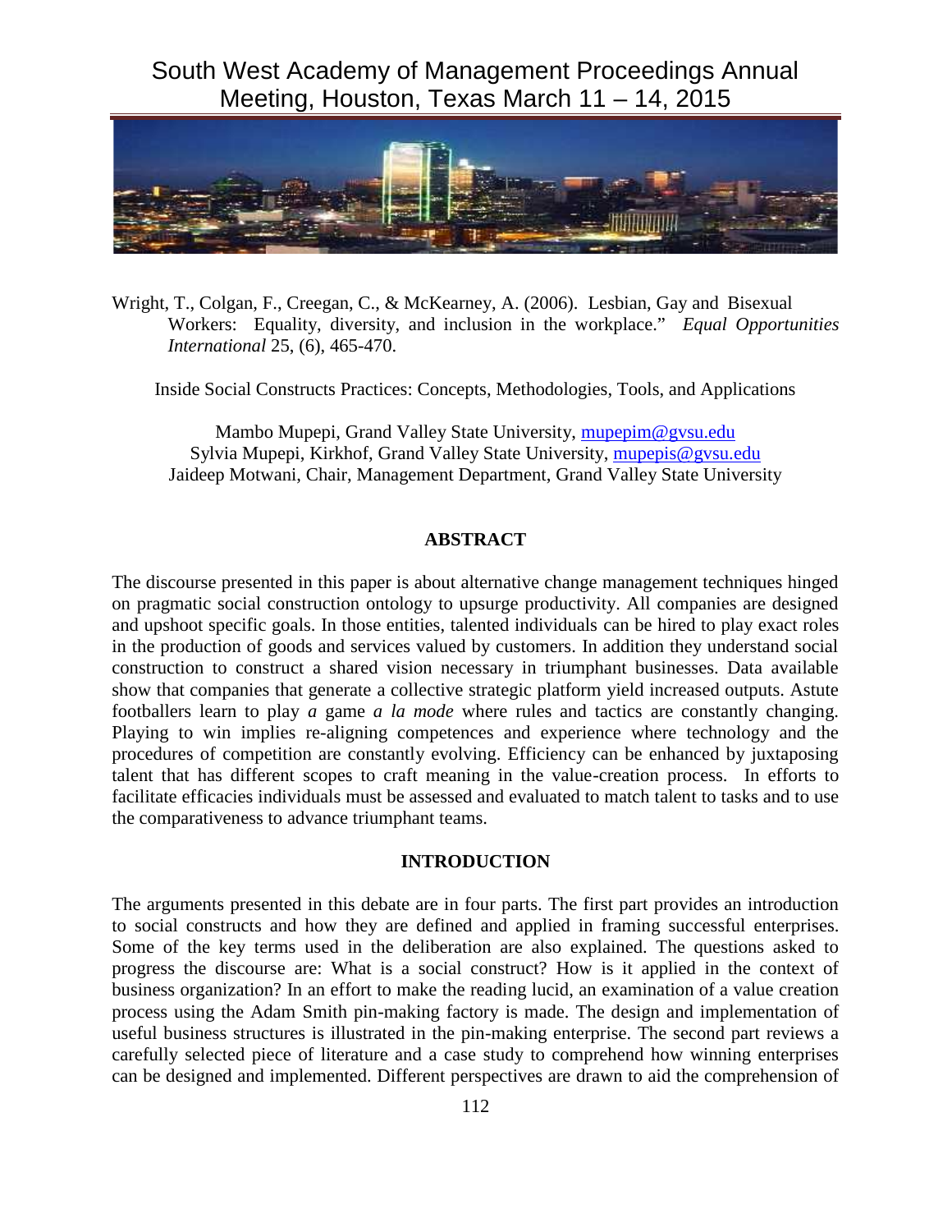Wright, T., Colgan, F., Creegan, C., & McKearney, A. (2006). Lesbian, Gay and Bisexual Workers: Equality, diversity, and inclusion in the workplace." *Equal Opportunities International* 25, (6), 465-470.

Inside Social Constructs Practices: Concepts, Methodologies, Tools, and Applications

Mambo Mupepi, Grand Valley State University, mupepim@gvsu.edu
Sylvia Mupepi, Kirkhof, Grand Valley State University, mupepis@gvsu.edu
Jaideep Motwani, Chair, Management Department, Grand Valley State University

## ABSTRACT

The discourse presented in this paper is about alternative change management techniques hinged on pragmatic social construction ontology to upsurge productivity. All companies are designed and upshoot specific goals. In those entities, talented individuals can be hired to play exact roles in the production of goods and services valued by customers. In addition they understand social construction to construct a shared vision necessary in triumphant businesses. Data available show that companies that generate a collective strategic platform yield increased outputs. Astute footballers learn to play *a* game *a la mode* where rules and tactics are constantly changing. Playing to win implies re-aligning competences and experience where technology and the procedures of competition are constantly evolving. Efficiency can be enhanced by juxtaposing talent that has different scopes to craft meaning in the value-creation process. In efforts to facilitate efficacies individuals must be assessed and evaluated to match talent to tasks and to use the comparativeness to advance triumphant teams.

## INTRODUCTION

The arguments presented in this debate are in four parts. The first part provides an introduction to social constructs and how they are defined and applied in framing successful enterprises. Some of the key terms used in the deliberation are also explained. The questions asked to progress the discourse are: What is a social construct? How is it applied in the context of business organization? In an effort to make the reading lucid, an examination of a value creation process using the Adam Smith pin-making factory is made. The design and implementation of useful business structures is illustrated in the pin-making enterprise. The second part reviews a carefully selected piece of literature and a case study to comprehend how winning enterprises can be designed and implemented. Different perspectives are drawn to aid the comprehension of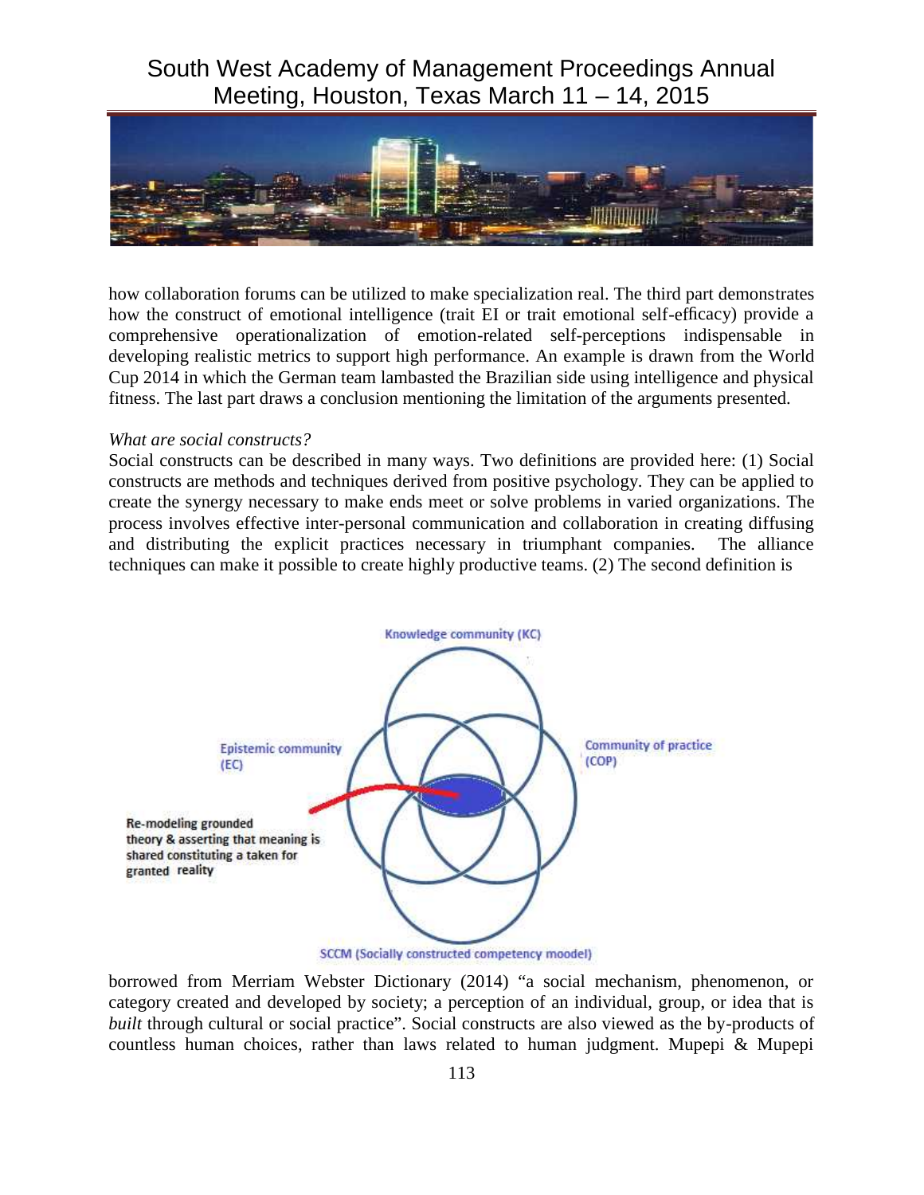how collaboration forums can be utilized to make specialization real. The third part demonstrates how the construct of emotional intelligence (trait EI or trait emotional self-efficacy) provide a comprehensive operationalization of emotion-related self-perceptions indispensable in developing realistic metrics to support high performance. An example is drawn from the World Cup 2014 in which the German team lambasted the Brazilian side using intelligence and physical fitness. The last part draws a conclusion mentioning the limitation of the arguments presented.

*What are social constructs?*

Social constructs can be described in many ways. Two definitions are provided here: (1) Social constructs are methods and techniques derived from positive psychology. They can be applied to create the synergy necessary to make ends meet or solve problems in varied organizations. The process involves effective inter-personal communication and collaboration in creating diffusing and distributing the explicit practices necessary in triumphant companies. The alliance techniques can make it possible to create highly productive teams. (2) The second definition is

Knowledge community (KC)

Epistemic community (EC)

Community of practice (COP)

Re-modeling grounded theory & asserting that meaning is shared constituting a taken for granted reality

SCCM (Socially constructed competency moodel)

borrowed from Merriam Webster Dictionary (2014) "a social mechanism, phenomenon, or category created and developed by society; a perception of an individual, group, or idea that is *built* through cultural or social practice". Social constructs are also viewed as the by-products of countless human choices, rather than laws related to human judgment. Mupepi & Mupepi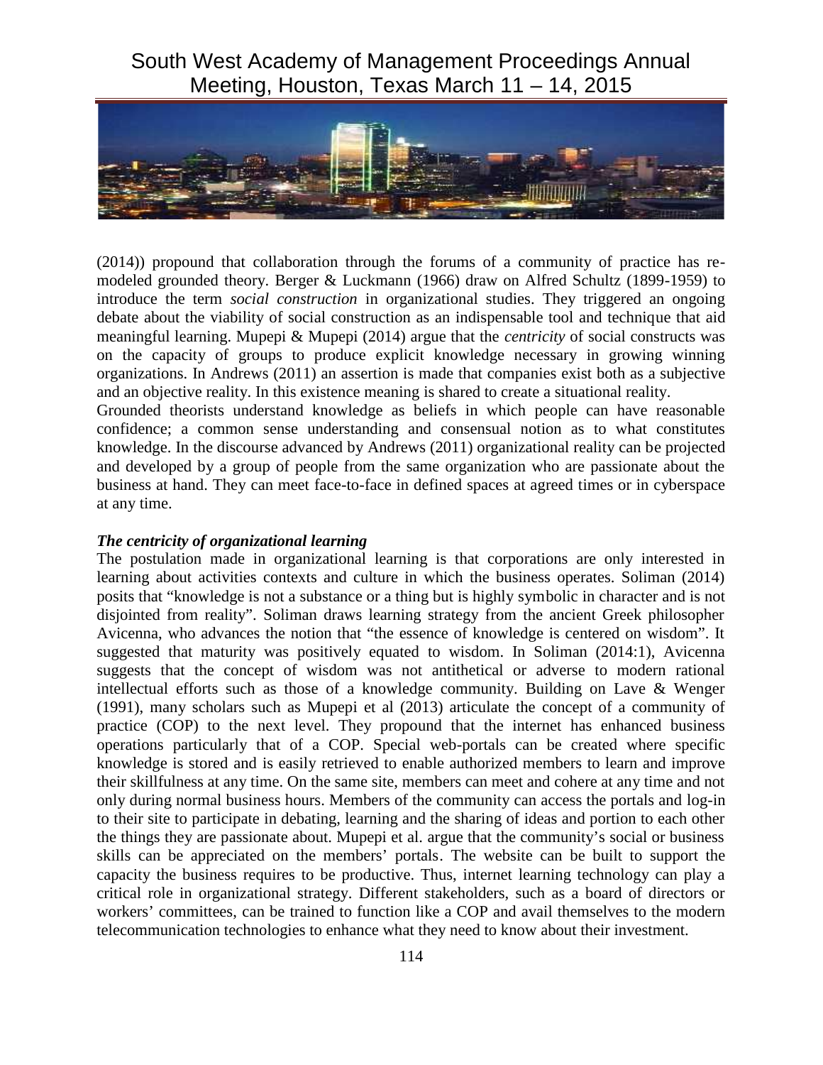(2014)) propound that collaboration through the forums of a community of practice has re-modeled grounded theory. Berger & Luckmann (1966) draw on Alfred Schultz (1899-1959) to introduce the term *social construction* in organizational studies. They triggered an ongoing debate about the viability of social construction as an indispensable tool and technique that aid meaningful learning. Mupepi & Mupepi (2014) argue that the *centricity* of social constructs was on the capacity of groups to produce explicit knowledge necessary in growing winning organizations. In Andrews (2011) an assertion is made that companies exist both as a subjective and an objective reality. In this existence meaning is shared to create a situational reality.

Grounded theorists understand knowledge as beliefs in which people can have reasonable confidence; a common sense understanding and consensual notion as to what constitutes knowledge. In the discourse advanced by Andrews (2011) organizational reality can be projected and developed by a group of people from the same organization who are passionate about the business at hand. They can meet face-to-face in defined spaces at agreed times or in cyberspace at any time.

***The centricity of organizational learning***

The postulation made in organizational learning is that corporations are only interested in learning about activities contexts and culture in which the business operates. Soliman (2014) posits that "knowledge is not a substance or a thing but is highly symbolic in character and is not disjointed from reality". Soliman draws learning strategy from the ancient Greek philosopher Avicenna, who advances the notion that "the essence of knowledge is centered on wisdom". It suggested that maturity was positively equated to wisdom. In Soliman (2014:1), Avicenna suggests that the concept of wisdom was not antithetical or adverse to modern rational intellectual efforts such as those of a knowledge community. Building on Lave & Wenger (1991), many scholars such as Mupepi et al (2013) articulate the concept of a community of practice (COP) to the next level. They propound that the internet has enhanced business operations particularly that of a COP. Special web-portals can be created where specific knowledge is stored and is easily retrieved to enable authorized members to learn and improve their skillfulness at any time. On the same site, members can meet and cohere at any time and not only during normal business hours. Members of the community can access the portals and log-in to their site to participate in debating, learning and the sharing of ideas and portion to each other the things they are passionate about. Mupepi et al. argue that the community's social or business skills can be appreciated on the members' portals. The website can be built to support the capacity the business requires to be productive. Thus, internet learning technology can play a critical role in organizational strategy. Different stakeholders, such as a board of directors or workers' committees, can be trained to function like a COP and avail themselves to the modern telecommunication technologies to enhance what they need to know about their investment.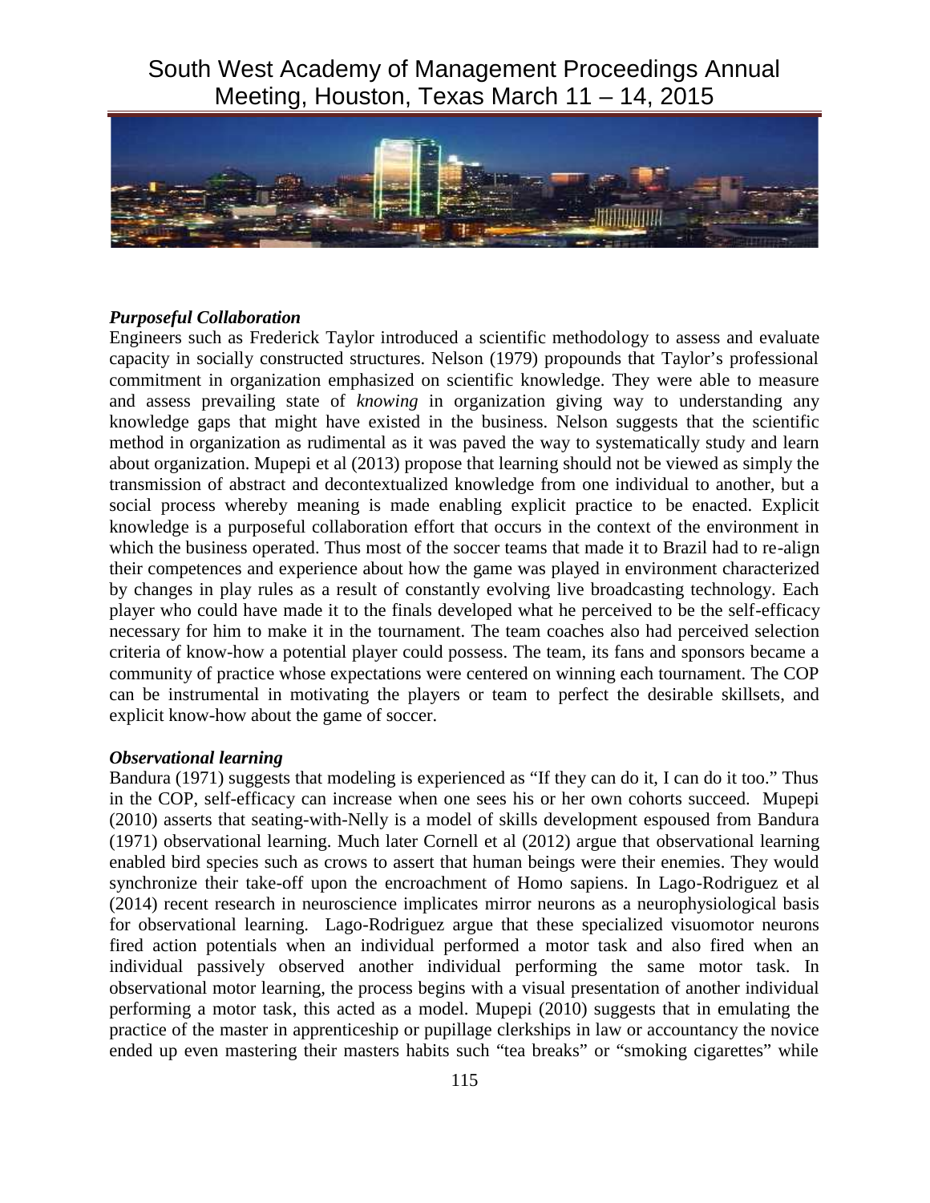***Purposeful Collaboration***

Engineers such as Frederick Taylor introduced a scientific methodology to assess and evaluate capacity in socially constructed structures. Nelson (1979) propounds that Taylor's professional commitment in organization emphasized on scientific knowledge. They were able to measure and assess prevailing state of *knowing* in organization giving way to understanding any knowledge gaps that might have existed in the business. Nelson suggests that the scientific method in organization as rudimental as it was paved the way to systematically study and learn about organization. Mupepi et al (2013) propose that learning should not be viewed as simply the transmission of abstract and decontextualized knowledge from one individual to another, but a social process whereby meaning is made enabling explicit practice to be enacted. Explicit knowledge is a purposeful collaboration effort that occurs in the context of the environment in which the business operated. Thus most of the soccer teams that made it to Brazil had to re-align their competences and experience about how the game was played in environment characterized by changes in play rules as a result of constantly evolving live broadcasting technology. Each player who could have made it to the finals developed what he perceived to be the self-efficacy necessary for him to make it in the tournament. The team coaches also had perceived selection criteria of know-how a potential player could possess. The team, its fans and sponsors became a community of practice whose expectations were centered on winning each tournament. The COP can be instrumental in motivating the players or team to perfect the desirable skillsets, and explicit know-how about the game of soccer.

***Observational learning***

Bandura (1971) suggests that modeling is experienced as "If they can do it, I can do it too." Thus in the COP, self-efficacy can increase when one sees his or her own cohorts succeed. Mupepi (2010) asserts that seating-with-Nelly is a model of skills development espoused from Bandura (1971) observational learning. Much later Cornell et al (2012) argue that observational learning enabled bird species such as crows to assert that human beings were their enemies. They would synchronize their take-off upon the encroachment of Homo sapiens. In Lago-Rodriguez et al (2014) recent research in neuroscience implicates mirror neurons as a neurophysiological basis for observational learning. Lago-Rodriguez argue that these specialized visuomotor neurons fired action potentials when an individual performed a motor task and also fired when an individual passively observed another individual performing the same motor task. In observational motor learning, the process begins with a visual presentation of another individual performing a motor task, this acted as a model. Mupepi (2010) suggests that in emulating the practice of the master in apprenticeship or pupillage clerkships in law or accountancy the novice ended up even mastering their masters habits such "tea breaks" or "smoking cigarettes" while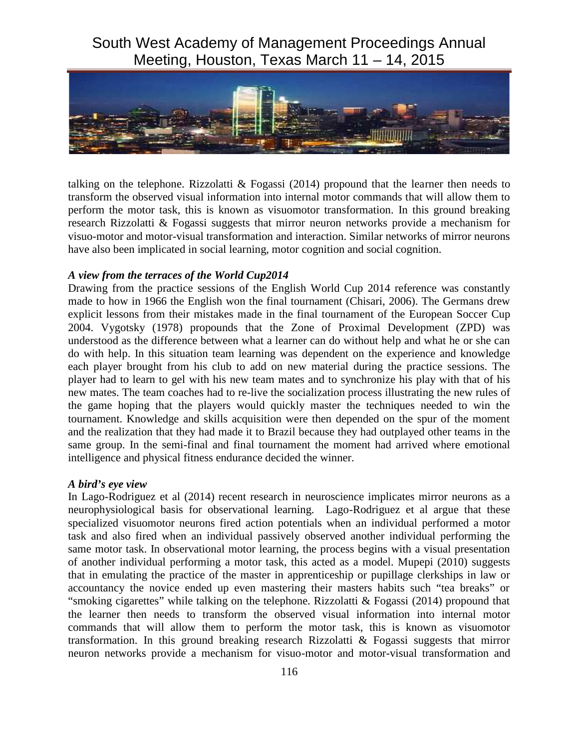talking on the telephone. Rizzolatti & Fogassi (2014) propound that the learner then needs to transform the observed visual information into internal motor commands that will allow them to perform the motor task, this is known as visuomotor transformation. In this ground breaking research Rizzolatti & Fogassi suggests that mirror neuron networks provide a mechanism for visuo-motor and motor-visual transformation and interaction. Similar networks of mirror neurons have also been implicated in social learning, motor cognition and social cognition.

***A view from the terraces of the World Cup2014***

Drawing from the practice sessions of the English World Cup 2014 reference was constantly made to how in 1966 the English won the final tournament (Chisari, 2006). The Germans drew explicit lessons from their mistakes made in the final tournament of the European Soccer Cup 2004. Vygotsky (1978) propounds that the Zone of Proximal Development (ZPD) was understood as the difference between what a learner can do without help and what he or she can do with help. In this situation team learning was dependent on the experience and knowledge each player brought from his club to add on new material during the practice sessions. The player had to learn to gel with his new team mates and to synchronize his play with that of his new mates. The team coaches had to re-live the socialization process illustrating the new rules of the game hoping that the players would quickly master the techniques needed to win the tournament. Knowledge and skills acquisition were then depended on the spur of the moment and the realization that they had made it to Brazil because they had outplayed other teams in the same group. In the semi-final and final tournament the moment had arrived where emotional intelligence and physical fitness endurance decided the winner.

***A bird's eye view***

In Lago-Rodriguez et al (2014) recent research in neuroscience implicates mirror neurons as a neurophysiological basis for observational learning. Lago-Rodriguez et al argue that these specialized visuomotor neurons fired action potentials when an individual performed a motor task and also fired when an individual passively observed another individual performing the same motor task. In observational motor learning, the process begins with a visual presentation of another individual performing a motor task, this acted as a model. Mupepi (2010) suggests that in emulating the practice of the master in apprenticeship or pupillage clerkships in law or accountancy the novice ended up even mastering their masters habits such "tea breaks" or "smoking cigarettes" while talking on the telephone. Rizzolatti & Fogassi (2014) propound that the learner then needs to transform the observed visual information into internal motor commands that will allow them to perform the motor task, this is known as visuomotor transformation. In this ground breaking research Rizzolatti & Fogassi suggests that mirror neuron networks provide a mechanism for visuo-motor and motor-visual transformation and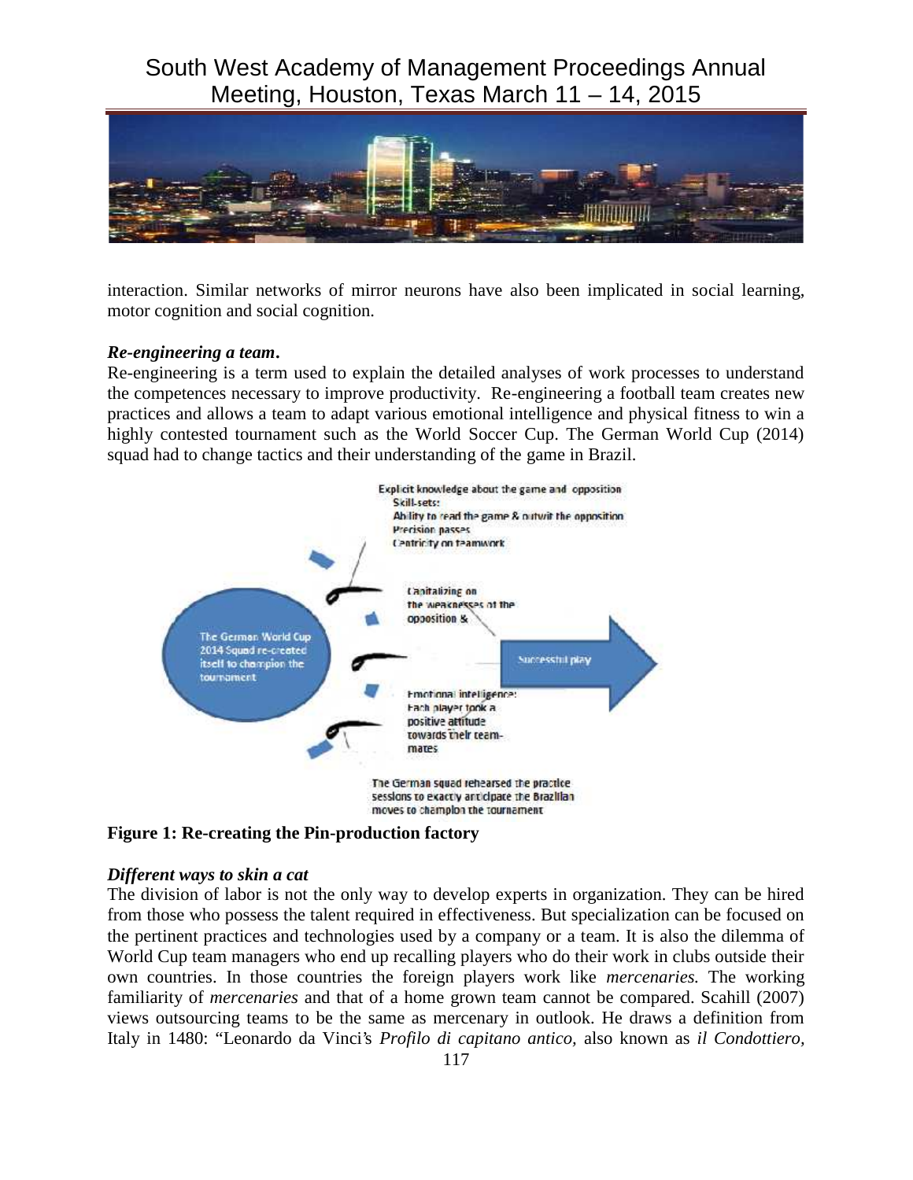interaction. Similar networks of mirror neurons have also been implicated in social learning, motor cognition and social cognition.

***Re-engineering a team.***

Re-engineering is a term used to explain the detailed analyses of work processes to understand the competences necessary to improve productivity. Re-engineering a football team creates new practices and allows a team to adapt various emotional intelligence and physical fitness to win a highly contested tournament such as the World Soccer Cup. The German World Cup (2014) squad had to change tactics and their understanding of the game in Brazil.

The German World Cup 2014 Squad re-created itself to champion the tournament

Explicit knowledge about the game and opposition
Skill-sets:
Ability to read the game & outwit the opposition
Precision passes
Centricity on teamwork

Capitalizing on the weaknesses of the opposition &

Successful play

Emotional intelligence: Each player took a positive attitude towards their team-mates

The German squad rehearsed the practice sessions to exactly anticipate the Brazilian moves to champion the tournament

**Figure 1: Re-creating the Pin-production factory**

***Different ways to skin a cat***

The division of labor is not the only way to develop experts in organization. They can be hired from those who possess the talent required in effectiveness. But specialization can be focused on the pertinent practices and technologies used by a company or a team. It is also the dilemma of World Cup team managers who end up recalling players who do their work in clubs outside their own countries. In those countries the foreign players work like *mercenaries.* The working familiarity of *mercenaries* and that of a home grown team cannot be compared. Scahill (2007) views outsourcing teams to be the same as mercenary in outlook. He draws a definition from Italy in 1480: "Leonardo da Vinci's *Profilo di capitano antico,* also known as *il Condottiero,*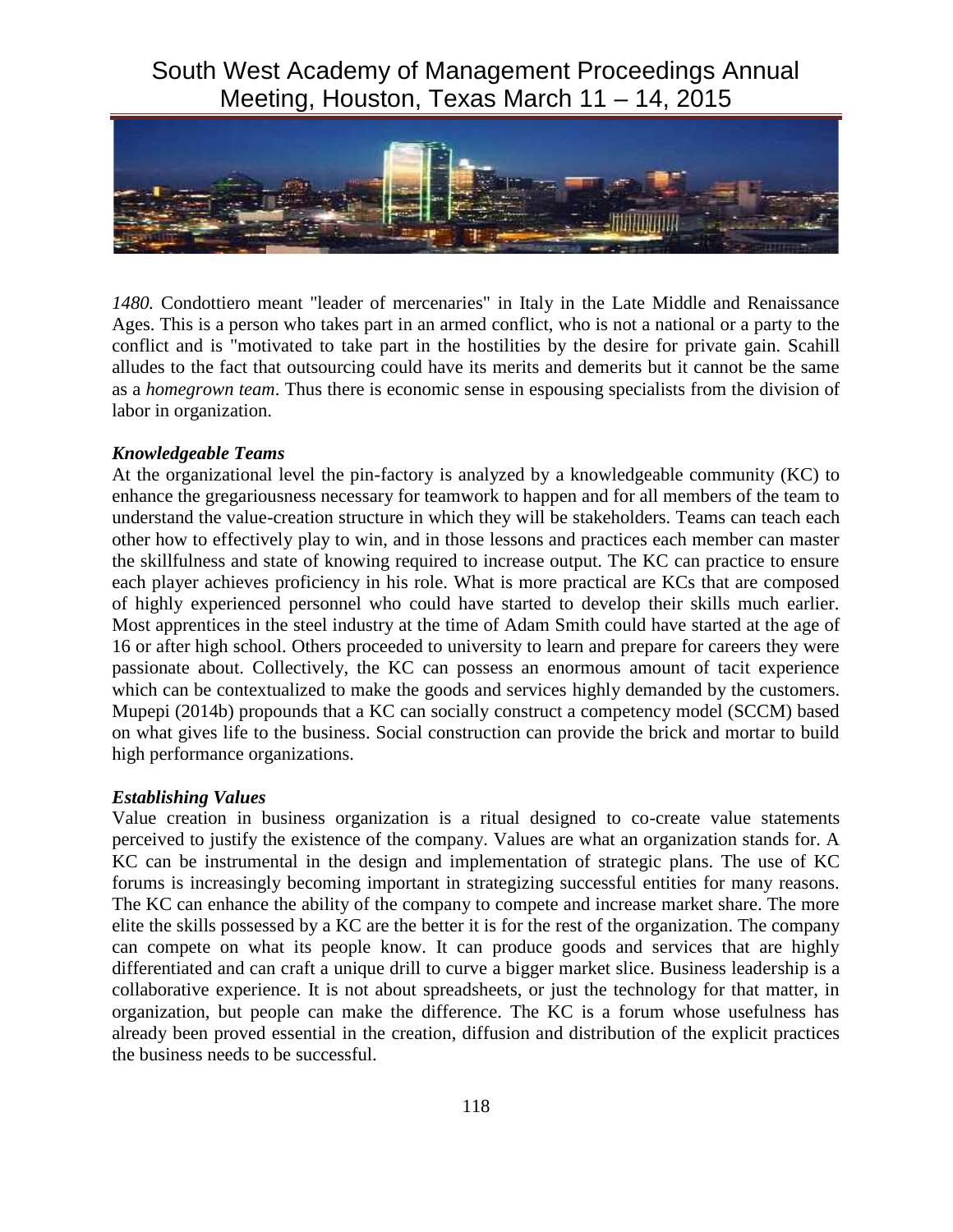*1480.* Condottiero meant "leader of mercenaries" in Italy in the Late Middle and Renaissance Ages. This is a person who takes part in an armed conflict, who is not a national or a party to the conflict and is "motivated to take part in the hostilities by the desire for private gain. Scahill alludes to the fact that outsourcing could have its merits and demerits but it cannot be the same as a *homegrown team*. Thus there is economic sense in espousing specialists from the division of labor in organization.

### *Knowledgeable Teams*

At the organizational level the pin-factory is analyzed by a knowledgeable community (KC) to enhance the gregariousness necessary for teamwork to happen and for all members of the team to understand the value-creation structure in which they will be stakeholders. Teams can teach each other how to effectively play to win, and in those lessons and practices each member can master the skillfulness and state of knowing required to increase output. The KC can practice to ensure each player achieves proficiency in his role. What is more practical are KCs that are composed of highly experienced personnel who could have started to develop their skills much earlier. Most apprentices in the steel industry at the time of Adam Smith could have started at the age of 16 or after high school. Others proceeded to university to learn and prepare for careers they were passionate about. Collectively, the KC can possess an enormous amount of tacit experience which can be contextualized to make the goods and services highly demanded by the customers. Mupepi (2014b) propounds that a KC can socially construct a competency model (SCCM) based on what gives life to the business. Social construction can provide the brick and mortar to build high performance organizations.

### *Establishing Values*

Value creation in business organization is a ritual designed to co-create value statements perceived to justify the existence of the company. Values are what an organization stands for. A KC can be instrumental in the design and implementation of strategic plans. The use of KC forums is increasingly becoming important in strategizing successful entities for many reasons. The KC can enhance the ability of the company to compete and increase market share. The more elite the skills possessed by a KC are the better it is for the rest of the organization. The company can compete on what its people know. It can produce goods and services that are highly differentiated and can craft a unique drill to curve a bigger market slice. Business leadership is a collaborative experience. It is not about spreadsheets, or just the technology for that matter, in organization, but people can make the difference. The KC is a forum whose usefulness has already been proved essential in the creation, diffusion and distribution of the explicit practices the business needs to be successful.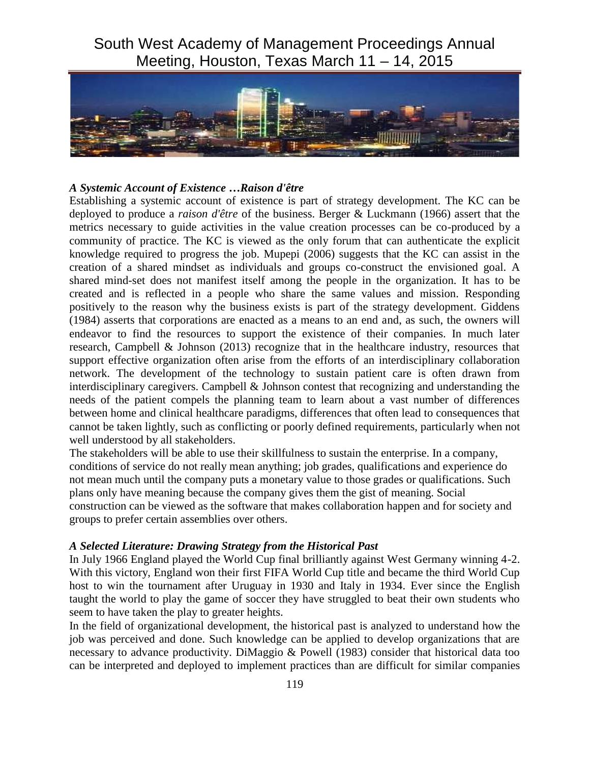### *A Systemic Account of Existence …Raison d'être*

Establishing a systemic account of existence is part of strategy development. The KC can be deployed to produce a *raison d'être* of the business. Berger & Luckmann (1966) assert that the metrics necessary to guide activities in the value creation processes can be co-produced by a community of practice. The KC is viewed as the only forum that can authenticate the explicit knowledge required to progress the job. Mupepi (2006) suggests that the KC can assist in the creation of a shared mindset as individuals and groups co-construct the envisioned goal. A shared mind-set does not manifest itself among the people in the organization. It has to be created and is reflected in a people who share the same values and mission. Responding positively to the reason why the business exists is part of the strategy development. Giddens (1984) asserts that corporations are enacted as a means to an end and, as such, the owners will endeavor to find the resources to support the existence of their companies. In much later research, Campbell & Johnson (2013) recognize that in the healthcare industry, resources that support effective organization often arise from the efforts of an interdisciplinary collaboration network. The development of the technology to sustain patient care is often drawn from interdisciplinary caregivers. Campbell & Johnson contest that recognizing and understanding the needs of the patient compels the planning team to learn about a vast number of differences between home and clinical healthcare paradigms, differences that often lead to consequences that cannot be taken lightly, such as conflicting or poorly defined requirements, particularly when not well understood by all stakeholders.

The stakeholders will be able to use their skillfulness to sustain the enterprise. In a company, conditions of service do not really mean anything; job grades, qualifications and experience do not mean much until the company puts a monetary value to those grades or qualifications. Such plans only have meaning because the company gives them the gist of meaning. Social construction can be viewed as the software that makes collaboration happen and for society and groups to prefer certain assemblies over others.

### *A Selected Literature: Drawing Strategy from the Historical Past*

In July 1966 England played the World Cup final brilliantly against West Germany winning 4-2. With this victory, England won their first FIFA World Cup title and became the third World Cup host to win the tournament after Uruguay in 1930 and Italy in 1934. Ever since the English taught the world to play the game of soccer they have struggled to beat their own students who seem to have taken the play to greater heights.

In the field of organizational development, the historical past is analyzed to understand how the job was perceived and done. Such knowledge can be applied to develop organizations that are necessary to advance productivity. DiMaggio & Powell (1983) consider that historical data too can be interpreted and deployed to implement practices than are difficult for similar companies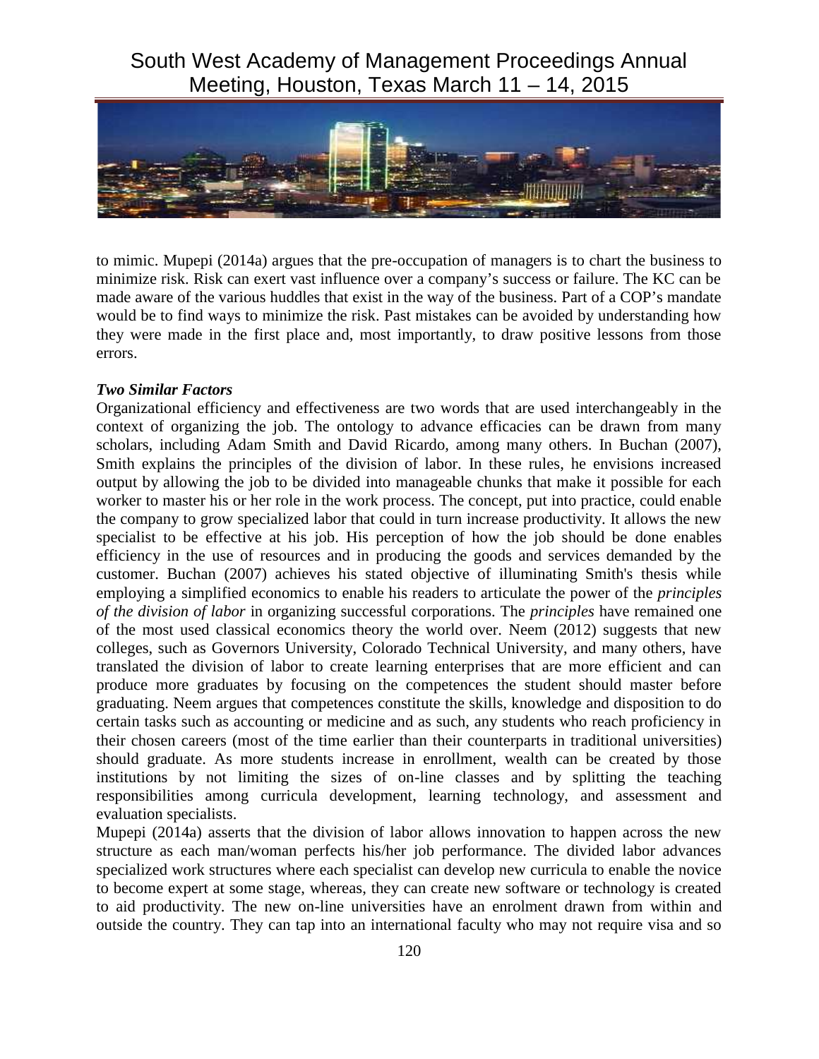to mimic. Mupepi (2014a) argues that the pre-occupation of managers is to chart the business to minimize risk. Risk can exert vast influence over a company's success or failure. The KC can be made aware of the various huddles that exist in the way of the business. Part of a COP's mandate would be to find ways to minimize the risk. Past mistakes can be avoided by understanding how they were made in the first place and, most importantly, to draw positive lessons from those errors.

***Two Similar Factors***

Organizational efficiency and effectiveness are two words that are used interchangeably in the context of organizing the job. The ontology to advance efficacies can be drawn from many scholars, including Adam Smith and David Ricardo, among many others. In Buchan (2007), Smith explains the principles of the division of labor. In these rules, he envisions increased output by allowing the job to be divided into manageable chunks that make it possible for each worker to master his or her role in the work process. The concept, put into practice, could enable the company to grow specialized labor that could in turn increase productivity. It allows the new specialist to be effective at his job. His perception of how the job should be done enables efficiency in the use of resources and in producing the goods and services demanded by the customer. Buchan (2007) achieves his stated objective of illuminating Smith's thesis while employing a simplified economics to enable his readers to articulate the power of the *principles of the division of labor* in organizing successful corporations. The *principles* have remained one of the most used classical economics theory the world over. Neem (2012) suggests that new colleges, such as Governors University, Colorado Technical University, and many others, have translated the division of labor to create learning enterprises that are more efficient and can produce more graduates by focusing on the competences the student should master before graduating. Neem argues that competences constitute the skills, knowledge and disposition to do certain tasks such as accounting or medicine and as such, any students who reach proficiency in their chosen careers (most of the time earlier than their counterparts in traditional universities) should graduate. As more students increase in enrollment, wealth can be created by those institutions by not limiting the sizes of on-line classes and by splitting the teaching responsibilities among curricula development, learning technology, and assessment and evaluation specialists.

Mupepi (2014a) asserts that the division of labor allows innovation to happen across the new structure as each man/woman perfects his/her job performance. The divided labor advances specialized work structures where each specialist can develop new curricula to enable the novice to become expert at some stage, whereas, they can create new software or technology is created to aid productivity. The new on-line universities have an enrolment drawn from within and outside the country. They can tap into an international faculty who may not require visa and so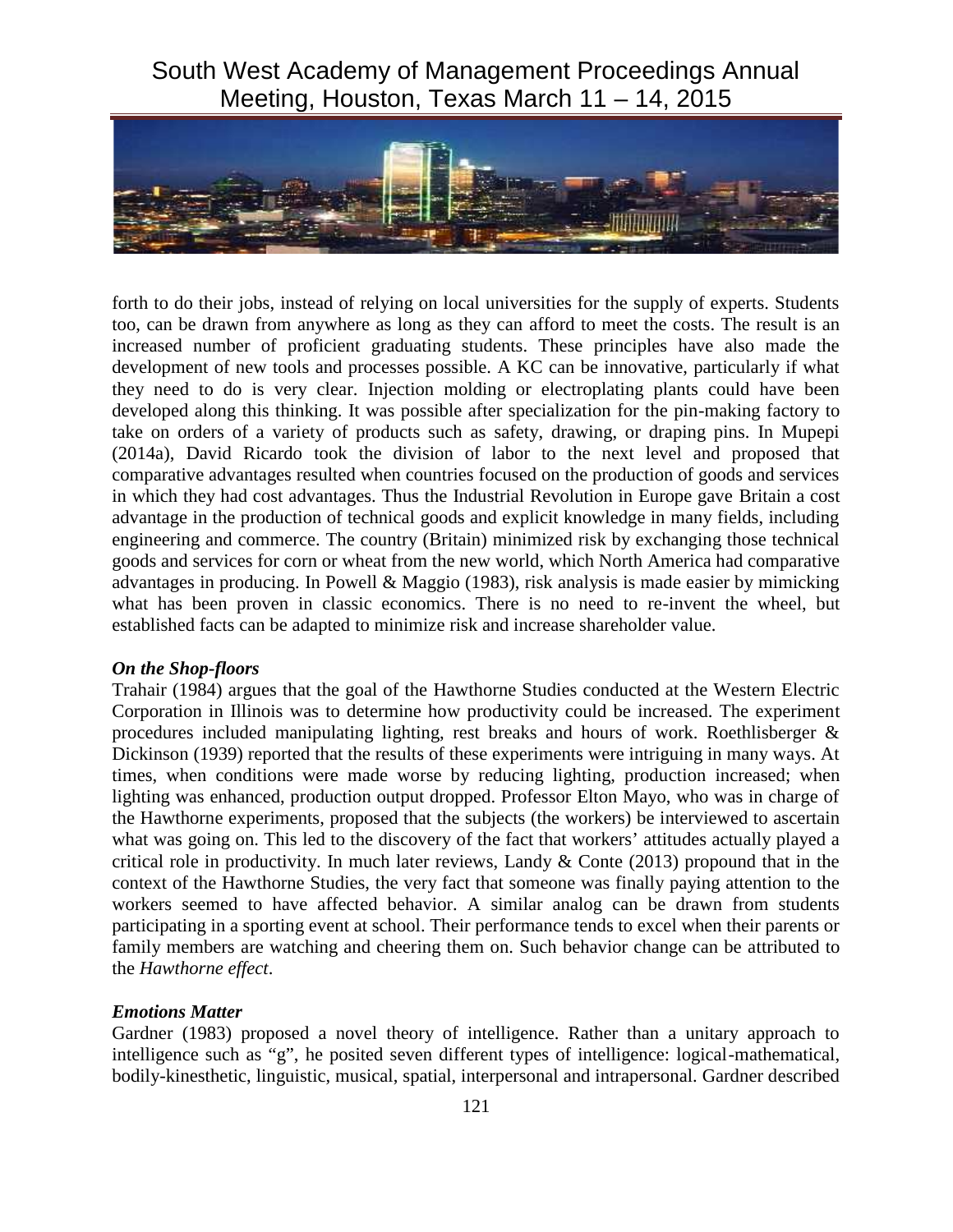forth to do their jobs, instead of relying on local universities for the supply of experts. Students too, can be drawn from anywhere as long as they can afford to meet the costs. The result is an increased number of proficient graduating students. These principles have also made the development of new tools and processes possible. A KC can be innovative, particularly if what they need to do is very clear. Injection molding or electroplating plants could have been developed along this thinking. It was possible after specialization for the pin-making factory to take on orders of a variety of products such as safety, drawing, or draping pins. In Mupepi (2014a), David Ricardo took the division of labor to the next level and proposed that comparative advantages resulted when countries focused on the production of goods and services in which they had cost advantages. Thus the Industrial Revolution in Europe gave Britain a cost advantage in the production of technical goods and explicit knowledge in many fields, including engineering and commerce. The country (Britain) minimized risk by exchanging those technical goods and services for corn or wheat from the new world, which North America had comparative advantages in producing. In Powell & Maggio (1983), risk analysis is made easier by mimicking what has been proven in classic economics. There is no need to re-invent the wheel, but established facts can be adapted to minimize risk and increase shareholder value.

***On the Shop-floors***

Trahair (1984) argues that the goal of the Hawthorne Studies conducted at the Western Electric Corporation in Illinois was to determine how productivity could be increased. The experiment procedures included manipulating lighting, rest breaks and hours of work. Roethlisberger & Dickinson (1939) reported that the results of these experiments were intriguing in many ways. At times, when conditions were made worse by reducing lighting, production increased; when lighting was enhanced, production output dropped. Professor Elton Mayo, who was in charge of the Hawthorne experiments, proposed that the subjects (the workers) be interviewed to ascertain what was going on. This led to the discovery of the fact that workers' attitudes actually played a critical role in productivity. In much later reviews, Landy & Conte (2013) propound that in the context of the Hawthorne Studies, the very fact that someone was finally paying attention to the workers seemed to have affected behavior. A similar analog can be drawn from students participating in a sporting event at school. Their performance tends to excel when their parents or family members are watching and cheering them on. Such behavior change can be attributed to the *Hawthorne effect*.

***Emotions Matter***

Gardner (1983) proposed a novel theory of intelligence. Rather than a unitary approach to intelligence such as "g", he posited seven different types of intelligence: logical-mathematical, bodily-kinesthetic, linguistic, musical, spatial, interpersonal and intrapersonal. Gardner described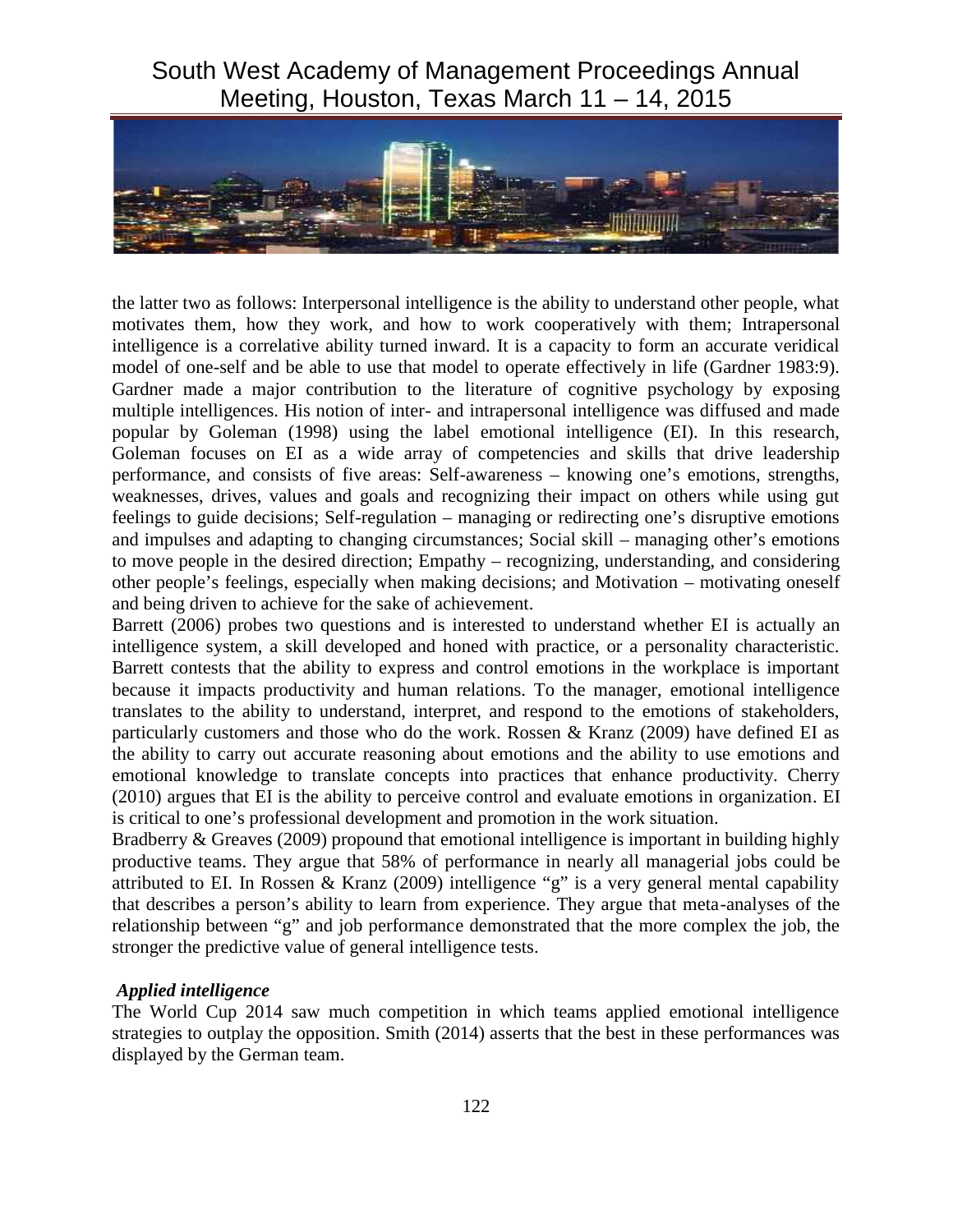the latter two as follows: Interpersonal intelligence is the ability to understand other people, what motivates them, how they work, and how to work cooperatively with them; Intrapersonal intelligence is a correlative ability turned inward. It is a capacity to form an accurate veridical model of one-self and be able to use that model to operate effectively in life (Gardner 1983:9). Gardner made a major contribution to the literature of cognitive psychology by exposing multiple intelligences. His notion of inter- and intrapersonal intelligence was diffused and made popular by Goleman (1998) using the label emotional intelligence (EI). In this research, Goleman focuses on EI as a wide array of competencies and skills that drive leadership performance, and consists of five areas: Self-awareness – knowing one's emotions, strengths, weaknesses, drives, values and goals and recognizing their impact on others while using gut feelings to guide decisions; Self-regulation – managing or redirecting one's disruptive emotions and impulses and adapting to changing circumstances; Social skill – managing other's emotions to move people in the desired direction; Empathy – recognizing, understanding, and considering other people's feelings, especially when making decisions; and Motivation – motivating oneself and being driven to achieve for the sake of achievement.

Barrett (2006) probes two questions and is interested to understand whether EI is actually an intelligence system, a skill developed and honed with practice, or a personality characteristic. Barrett contests that the ability to express and control emotions in the workplace is important because it impacts productivity and human relations. To the manager, emotional intelligence translates to the ability to understand, interpret, and respond to the emotions of stakeholders, particularly customers and those who do the work. Rossen & Kranz (2009) have defined EI as the ability to carry out accurate reasoning about emotions and the ability to use emotions and emotional knowledge to translate concepts into practices that enhance productivity. Cherry (2010) argues that EI is the ability to perceive control and evaluate emotions in organization. EI is critical to one's professional development and promotion in the work situation.

Bradberry & Greaves (2009) propound that emotional intelligence is important in building highly productive teams. They argue that 58% of performance in nearly all managerial jobs could be attributed to EI. In Rossen & Kranz (2009) intelligence "g" is a very general mental capability that describes a person's ability to learn from experience. They argue that meta-analyses of the relationship between "g" and job performance demonstrated that the more complex the job, the stronger the predictive value of general intelligence tests.

***Applied intelligence***

The World Cup 2014 saw much competition in which teams applied emotional intelligence strategies to outplay the opposition. Smith (2014) asserts that the best in these performances was displayed by the German team.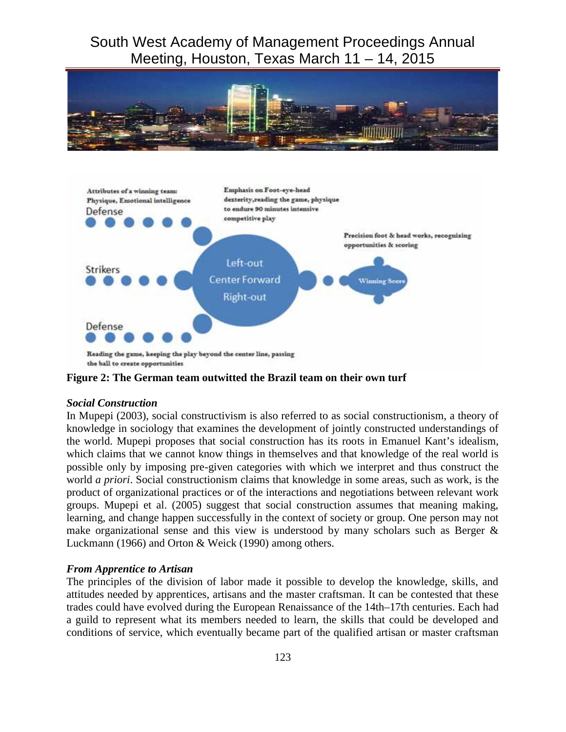Attributes of a winning team: Physique, Emotional intelligence

Defense

Emphasis on Foot-eye-head dexterity, reading the game, physique to endure 90 minutes intensive competitive play

Precision foot & head works, recognizing opportunities & scoring

Strikers

Left-out
Center Forward
Right-out

Winning Score

Defense

Reading the game, keeping the play beyond the center line, passing the ball to create opportunities

**Figure 2: The German team outwitted the Brazil team on their own turf**

***Social Construction***

In Mupepi (2003), social constructivism is also referred to as social constructionism, a theory of knowledge in sociology that examines the development of jointly constructed understandings of the world. Mupepi proposes that social construction has its roots in Emanuel Kant's idealism, which claims that we cannot know things in themselves and that knowledge of the real world is possible only by imposing pre-given categories with which we interpret and thus construct the world *a priori*. Social constructionism claims that knowledge in some areas, such as work, is the product of organizational practices or of the interactions and negotiations between relevant work groups. Mupepi et al. (2005) suggest that social construction assumes that meaning making, learning, and change happen successfully in the context of society or group. One person may not make organizational sense and this view is understood by many scholars such as Berger & Luckmann (1966) and Orton & Weick (1990) among others.

***From Apprentice to Artisan***

The principles of the division of labor made it possible to develop the knowledge, skills, and attitudes needed by apprentices, artisans and the master craftsman. It can be contested that these trades could have evolved during the European Renaissance of the 14th–17th centuries. Each had a guild to represent what its members needed to learn, the skills that could be developed and conditions of service, which eventually became part of the qualified artisan or master craftsman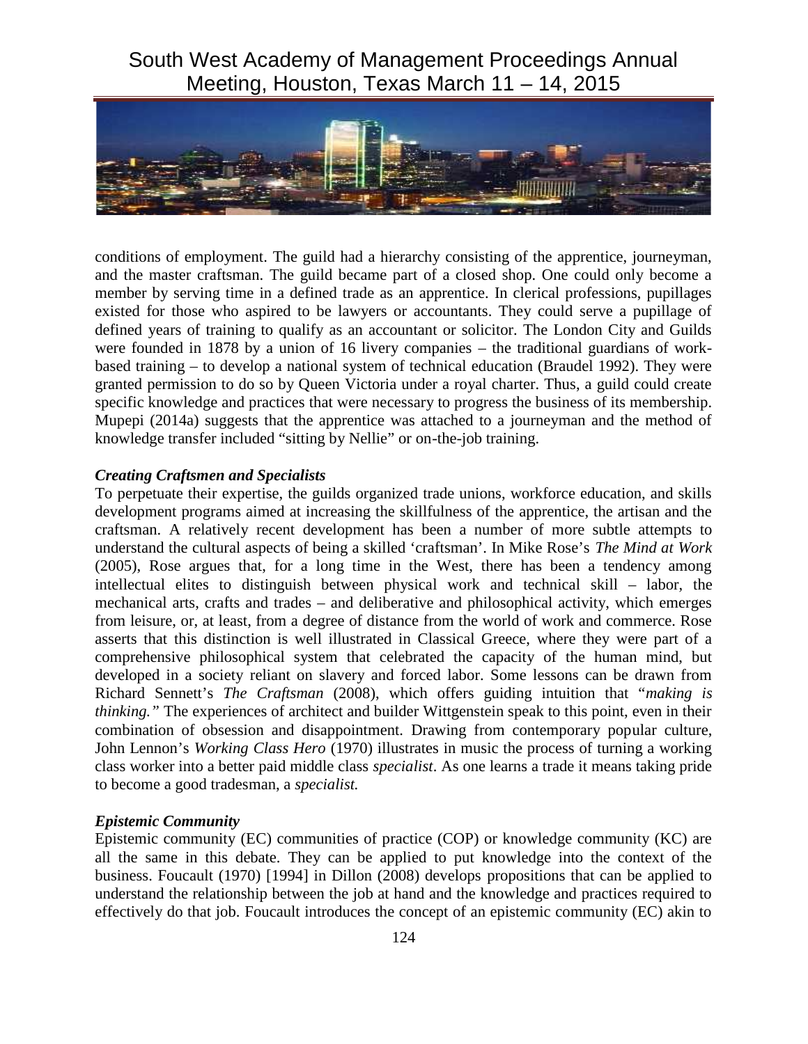conditions of employment. The guild had a hierarchy consisting of the apprentice, journeyman, and the master craftsman. The guild became part of a closed shop. One could only become a member by serving time in a defined trade as an apprentice. In clerical professions, pupillages existed for those who aspired to be lawyers or accountants. They could serve a pupillage of defined years of training to qualify as an accountant or solicitor. The London City and Guilds were founded in 1878 by a union of 16 livery companies – the traditional guardians of work-based training – to develop a national system of technical education (Braudel 1992). They were granted permission to do so by Queen Victoria under a royal charter. Thus, a guild could create specific knowledge and practices that were necessary to progress the business of its membership. Mupepi (2014a) suggests that the apprentice was attached to a journeyman and the method of knowledge transfer included "sitting by Nellie" or on-the-job training.

### *Creating Craftsmen and Specialists*

To perpetuate their expertise, the guilds organized trade unions, workforce education, and skills development programs aimed at increasing the skillfulness of the apprentice, the artisan and the craftsman. A relatively recent development has been a number of more subtle attempts to understand the cultural aspects of being a skilled 'craftsman'. In Mike Rose's *The Mind at Work* (2005), Rose argues that, for a long time in the West, there has been a tendency among intellectual elites to distinguish between physical work and technical skill – labor, the mechanical arts, crafts and trades – and deliberative and philosophical activity, which emerges from leisure, or, at least, from a degree of distance from the world of work and commerce. Rose asserts that this distinction is well illustrated in Classical Greece, where they were part of a comprehensive philosophical system that celebrated the capacity of the human mind, but developed in a society reliant on slavery and forced labor. Some lessons can be drawn from Richard Sennett's *The Craftsman* (2008), which offers guiding intuition that "*making is thinking.*" The experiences of architect and builder Wittgenstein speak to this point, even in their combination of obsession and disappointment. Drawing from contemporary popular culture, John Lennon's *Working Class Hero* (1970) illustrates in music the process of turning a working class worker into a better paid middle class *specialist*. As one learns a trade it means taking pride to become a good tradesman, a *specialist.*

### *Epistemic Community*

Epistemic community (EC) communities of practice (COP) or knowledge community (KC) are all the same in this debate. They can be applied to put knowledge into the context of the business. Foucault (1970) [1994] in Dillon (2008) develops propositions that can be applied to understand the relationship between the job at hand and the knowledge and practices required to effectively do that job. Foucault introduces the concept of an epistemic community (EC) akin to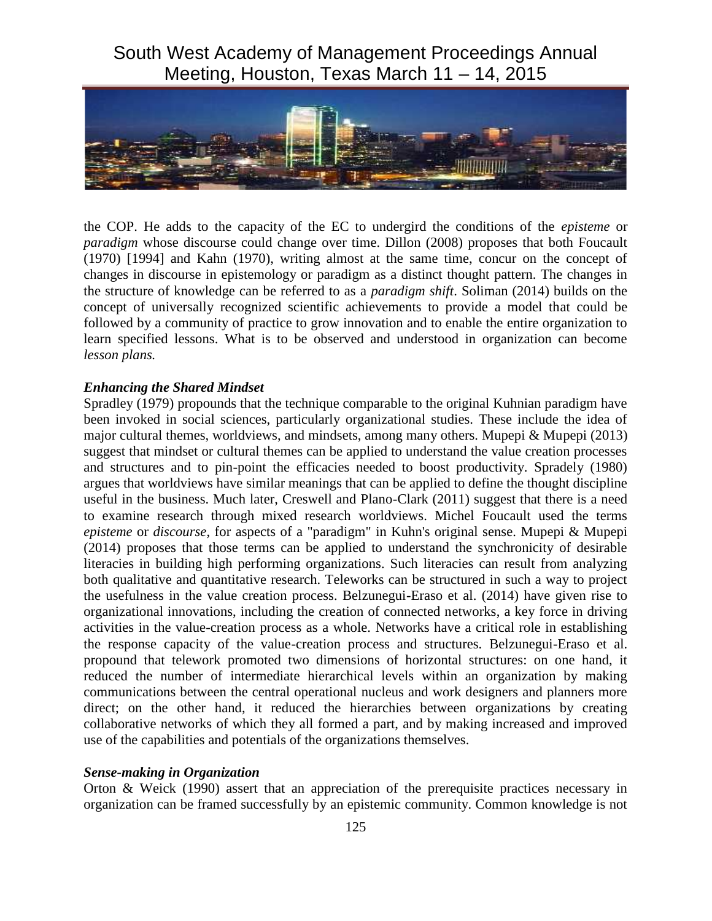the COP. He adds to the capacity of the EC to undergird the conditions of the *episteme* or *paradigm* whose discourse could change over time. Dillon (2008) proposes that both Foucault (1970) [1994] and Kahn (1970), writing almost at the same time, concur on the concept of changes in discourse in epistemology or paradigm as a distinct thought pattern. The changes in the structure of knowledge can be referred to as a *paradigm shift*. Soliman (2014) builds on the concept of universally recognized scientific achievements to provide a model that could be followed by a community of practice to grow innovation and to enable the entire organization to learn specified lessons. What is to be observed and understood in organization can become *lesson plans.*

***Enhancing the Shared Mindset***

Spradley (1979) propounds that the technique comparable to the original Kuhnian paradigm have been invoked in social sciences, particularly organizational studies. These include the idea of major cultural themes, worldviews, and mindsets, among many others. Mupepi & Mupepi (2013) suggest that mindset or cultural themes can be applied to understand the value creation processes and structures and to pin-point the efficacies needed to boost productivity. Spradely (1980) argues that worldviews have similar meanings that can be applied to define the thought discipline useful in the business. Much later, Creswell and Plano-Clark (2011) suggest that there is a need to examine research through mixed research worldviews. Michel Foucault used the terms *episteme* or *discourse*, for aspects of a "paradigm" in Kuhn's original sense. Mupepi & Mupepi (2014) proposes that those terms can be applied to understand the synchronicity of desirable literacies in building high performing organizations. Such literacies can result from analyzing both qualitative and quantitative research. Teleworks can be structured in such a way to project the usefulness in the value creation process. Belzunegui-Eraso et al. (2014) have given rise to organizational innovations, including the creation of connected networks, a key force in driving activities in the value-creation process as a whole. Networks have a critical role in establishing the response capacity of the value-creation process and structures. Belzunegui-Eraso et al. propound that telework promoted two dimensions of horizontal structures: on one hand, it reduced the number of intermediate hierarchical levels within an organization by making communications between the central operational nucleus and work designers and planners more direct; on the other hand, it reduced the hierarchies between organizations by creating collaborative networks of which they all formed a part, and by making increased and improved use of the capabilities and potentials of the organizations themselves.

***Sense-making in Organization***

Orton & Weick (1990) assert that an appreciation of the prerequisite practices necessary in organization can be framed successfully by an epistemic community. Common knowledge is not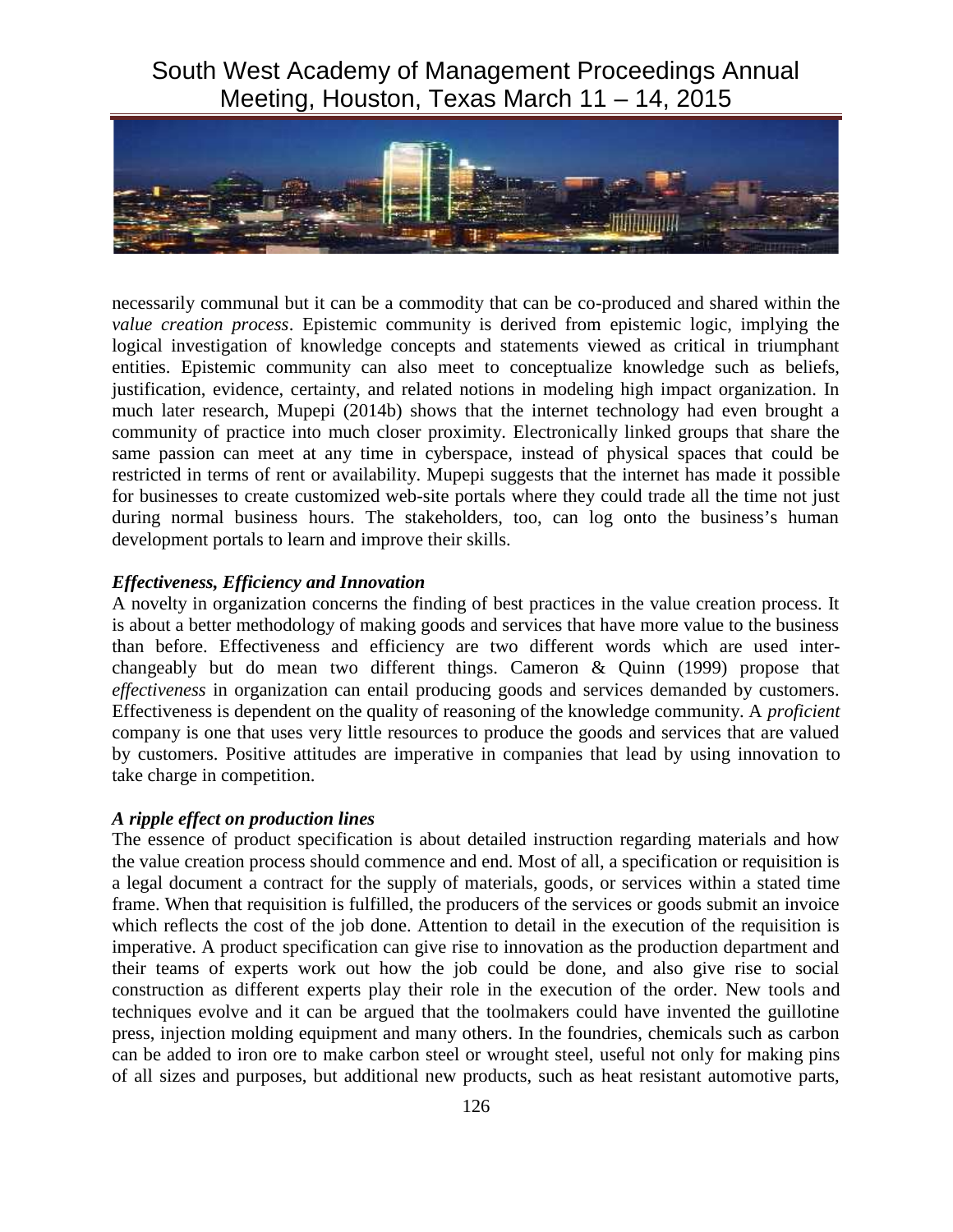necessarily communal but it can be a commodity that can be co-produced and shared within the *value creation process*. Epistemic community is derived from epistemic logic, implying the logical investigation of knowledge concepts and statements viewed as critical in triumphant entities. Epistemic community can also meet to conceptualize knowledge such as beliefs, justification, evidence, certainty, and related notions in modeling high impact organization. In much later research, Mupepi (2014b) shows that the internet technology had even brought a community of practice into much closer proximity. Electronically linked groups that share the same passion can meet at any time in cyberspace, instead of physical spaces that could be restricted in terms of rent or availability. Mupepi suggests that the internet has made it possible for businesses to create customized web-site portals where they could trade all the time not just during normal business hours. The stakeholders, too, can log onto the business's human development portals to learn and improve their skills.

### *Effectiveness, Efficiency and Innovation*

A novelty in organization concerns the finding of best practices in the value creation process. It is about a better methodology of making goods and services that have more value to the business than before. Effectiveness and efficiency are two different words which are used inter-changeably but do mean two different things. Cameron & Quinn (1999) propose that *effectiveness* in organization can entail producing goods and services demanded by customers. Effectiveness is dependent on the quality of reasoning of the knowledge community. A *proficient* company is one that uses very little resources to produce the goods and services that are valued by customers. Positive attitudes are imperative in companies that lead by using innovation to take charge in competition.

### *A ripple effect on production lines*

The essence of product specification is about detailed instruction regarding materials and how the value creation process should commence and end. Most of all, a specification or requisition is a legal document a contract for the supply of materials, goods, or services within a stated time frame. When that requisition is fulfilled, the producers of the services or goods submit an invoice which reflects the cost of the job done. Attention to detail in the execution of the requisition is imperative. A product specification can give rise to innovation as the production department and their teams of experts work out how the job could be done, and also give rise to social construction as different experts play their role in the execution of the order. New tools and techniques evolve and it can be argued that the toolmakers could have invented the guillotine press, injection molding equipment and many others. In the foundries, chemicals such as carbon can be added to iron ore to make carbon steel or wrought steel, useful not only for making pins of all sizes and purposes, but additional new products, such as heat resistant automotive parts,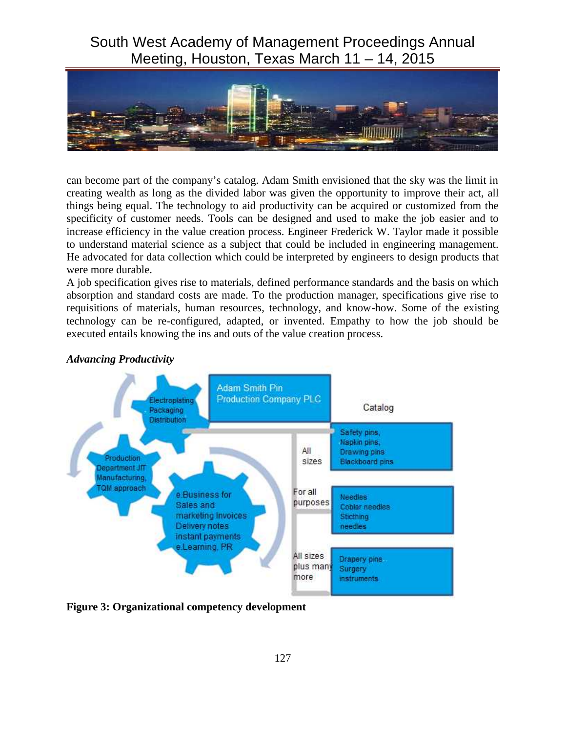can become part of the company's catalog. Adam Smith envisioned that the sky was the limit in creating wealth as long as the divided labor was given the opportunity to improve their act, all things being equal. The technology to aid productivity can be acquired or customized from the specificity of customer needs. Tools can be designed and used to make the job easier and to increase efficiency in the value creation process. Engineer Frederick W. Taylor made it possible to understand material science as a subject that could be included in engineering management. He advocated for data collection which could be interpreted by engineers to design products that were more durable.

A job specification gives rise to materials, defined performance standards and the basis on which absorption and standard costs are made. To the production manager, specifications give rise to requisitions of materials, human resources, technology, and know-how. Some of the existing technology can be re-configured, adapted, or invented. Empathy to how the job should be executed entails knowing the ins and outs of the value creation process.

***Advancing Productivity***

Electroplating
Packaging
Distribution

Adam Smith Pin Production Company PLC

Catalog

Production Department JIT Manufacturing, TQM approach

e.Business for Sales and marketing Invoices Delivery notes instant payments e.Learning, PR

All sizes — Safety pins, Napkin pins, Drawing pins, Blackboard pins

For all purposes — Needles, Coblar needles, Sticthing needles

All sizes plus many more — Drapery pins, Surgery instruments

**Figure 3: Organizational competency development**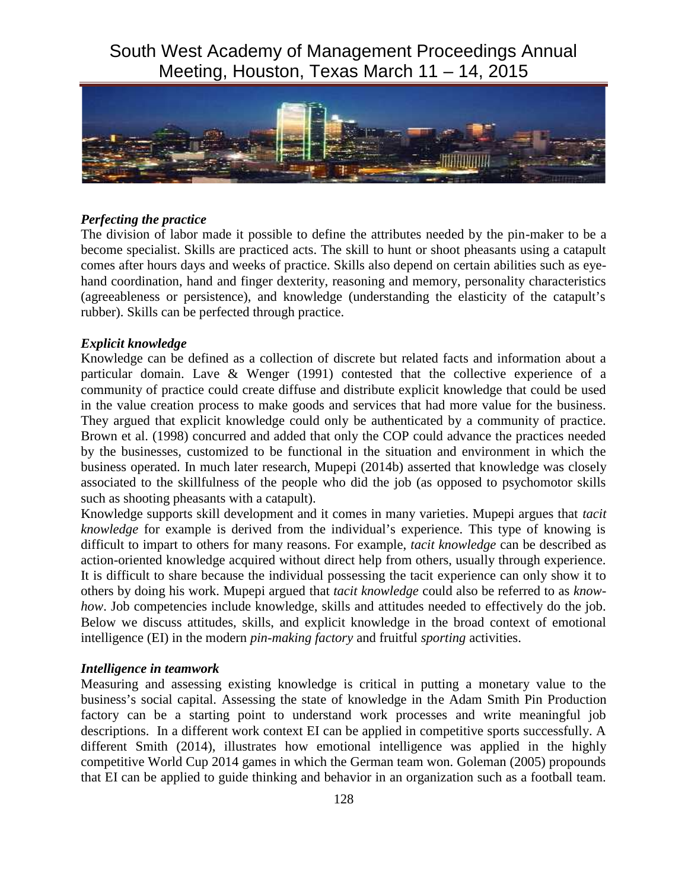### *Perfecting the practice*

The division of labor made it possible to define the attributes needed by the pin-maker to be a become specialist. Skills are practiced acts. The skill to hunt or shoot pheasants using a catapult comes after hours days and weeks of practice. Skills also depend on certain abilities such as eye-hand coordination, hand and finger dexterity, reasoning and memory, personality characteristics (agreeableness or persistence), and knowledge (understanding the elasticity of the catapult's rubber). Skills can be perfected through practice.

### *Explicit knowledge*

Knowledge can be defined as a collection of discrete but related facts and information about a particular domain. Lave & Wenger (1991) contested that the collective experience of a community of practice could create diffuse and distribute explicit knowledge that could be used in the value creation process to make goods and services that had more value for the business. They argued that explicit knowledge could only be authenticated by a community of practice. Brown et al. (1998) concurred and added that only the COP could advance the practices needed by the businesses, customized to be functional in the situation and environment in which the business operated. In much later research, Mupepi (2014b) asserted that knowledge was closely associated to the skillfulness of the people who did the job (as opposed to psychomotor skills such as shooting pheasants with a catapult).

Knowledge supports skill development and it comes in many varieties. Mupepi argues that *tacit knowledge* for example is derived from the individual's experience. This type of knowing is difficult to impart to others for many reasons. For example, *tacit knowledge* can be described as action-oriented knowledge acquired without direct help from others, usually through experience. It is difficult to share because the individual possessing the tacit experience can only show it to others by doing his work. Mupepi argued that *tacit knowledge* could also be referred to as *know-how*. Job competencies include knowledge, skills and attitudes needed to effectively do the job. Below we discuss attitudes, skills, and explicit knowledge in the broad context of emotional intelligence (EI) in the modern *pin-making factory* and fruitful *sporting* activities.

### *Intelligence in teamwork*

Measuring and assessing existing knowledge is critical in putting a monetary value to the business's social capital. Assessing the state of knowledge in the Adam Smith Pin Production factory can be a starting point to understand work processes and write meaningful job descriptions. In a different work context EI can be applied in competitive sports successfully. A different Smith (2014), illustrates how emotional intelligence was applied in the highly competitive World Cup 2014 games in which the German team won. Goleman (2005) propounds that EI can be applied to guide thinking and behavior in an organization such as a football team.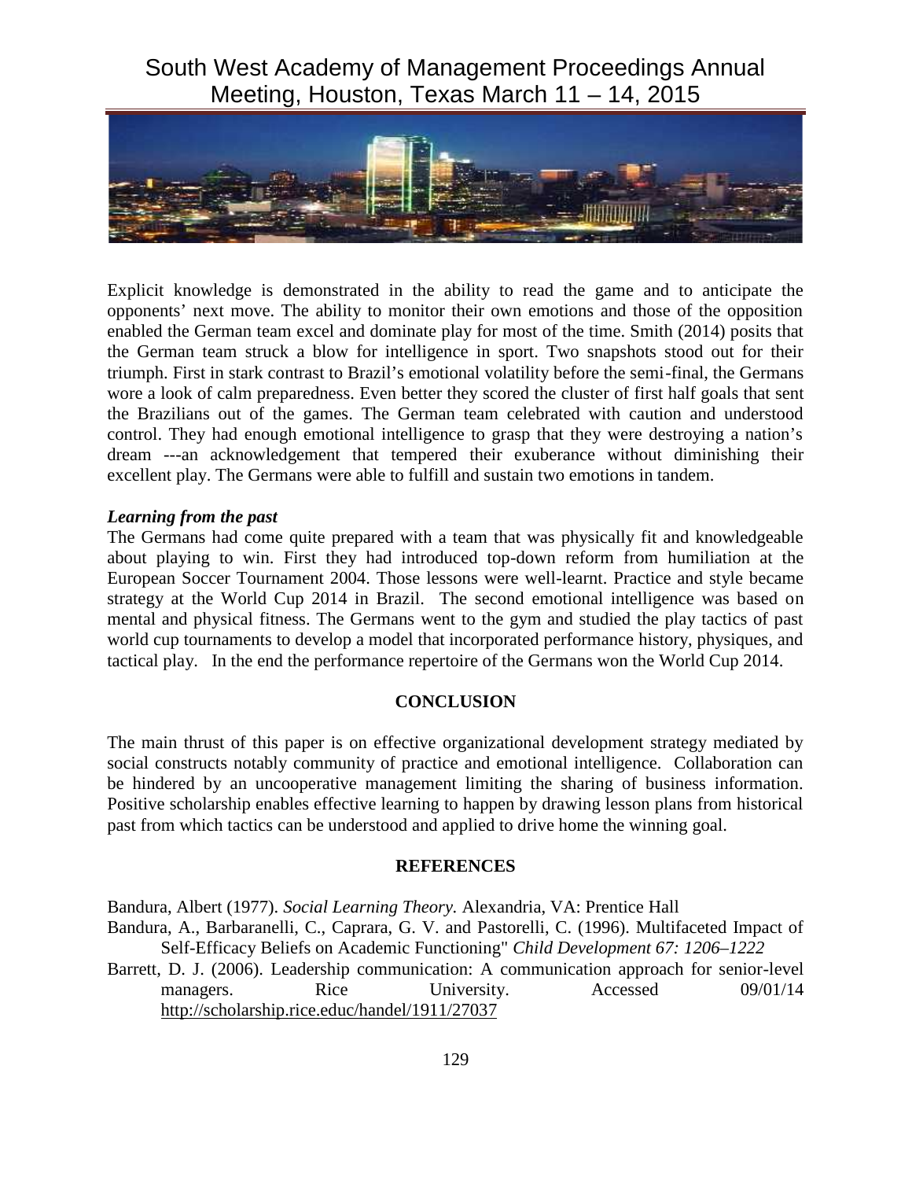Explicit knowledge is demonstrated in the ability to read the game and to anticipate the opponents' next move. The ability to monitor their own emotions and those of the opposition enabled the German team excel and dominate play for most of the time. Smith (2014) posits that the German team struck a blow for intelligence in sport. Two snapshots stood out for their triumph. First in stark contrast to Brazil's emotional volatility before the semi-final, the Germans wore a look of calm preparedness. Even better they scored the cluster of first half goals that sent the Brazilians out of the games. The German team celebrated with caution and understood control. They had enough emotional intelligence to grasp that they were destroying a nation's dream ---an acknowledgement that tempered their exuberance without diminishing their excellent play. The Germans were able to fulfill and sustain two emotions in tandem.

***Learning from the past***

The Germans had come quite prepared with a team that was physically fit and knowledgeable about playing to win. First they had introduced top-down reform from humiliation at the European Soccer Tournament 2004. Those lessons were well-learnt. Practice and style became strategy at the World Cup 2014 in Brazil. The second emotional intelligence was based on mental and physical fitness. The Germans went to the gym and studied the play tactics of past world cup tournaments to develop a model that incorporated performance history, physiques, and tactical play. In the end the performance repertoire of the Germans won the World Cup 2014.

## CONCLUSION

The main thrust of this paper is on effective organizational development strategy mediated by social constructs notably community of practice and emotional intelligence. Collaboration can be hindered by an uncooperative management limiting the sharing of business information. Positive scholarship enables effective learning to happen by drawing lesson plans from historical past from which tactics can be understood and applied to drive home the winning goal.

## REFERENCES

Bandura, Albert (1977). *Social Learning Theory.* Alexandria, VA: Prentice Hall

Bandura, A., Barbaranelli, C., Caprara, G. V. and Pastorelli, C. (1996). Multifaceted Impact of Self-Efficacy Beliefs on Academic Functioning" *Child Development 67: 1206–1222*

Barrett, D. J. (2006). Leadership communication: A communication approach for senior-level managers. Rice University. Accessed 09/01/14 http://scholarship.rice.educ/handel/1911/27037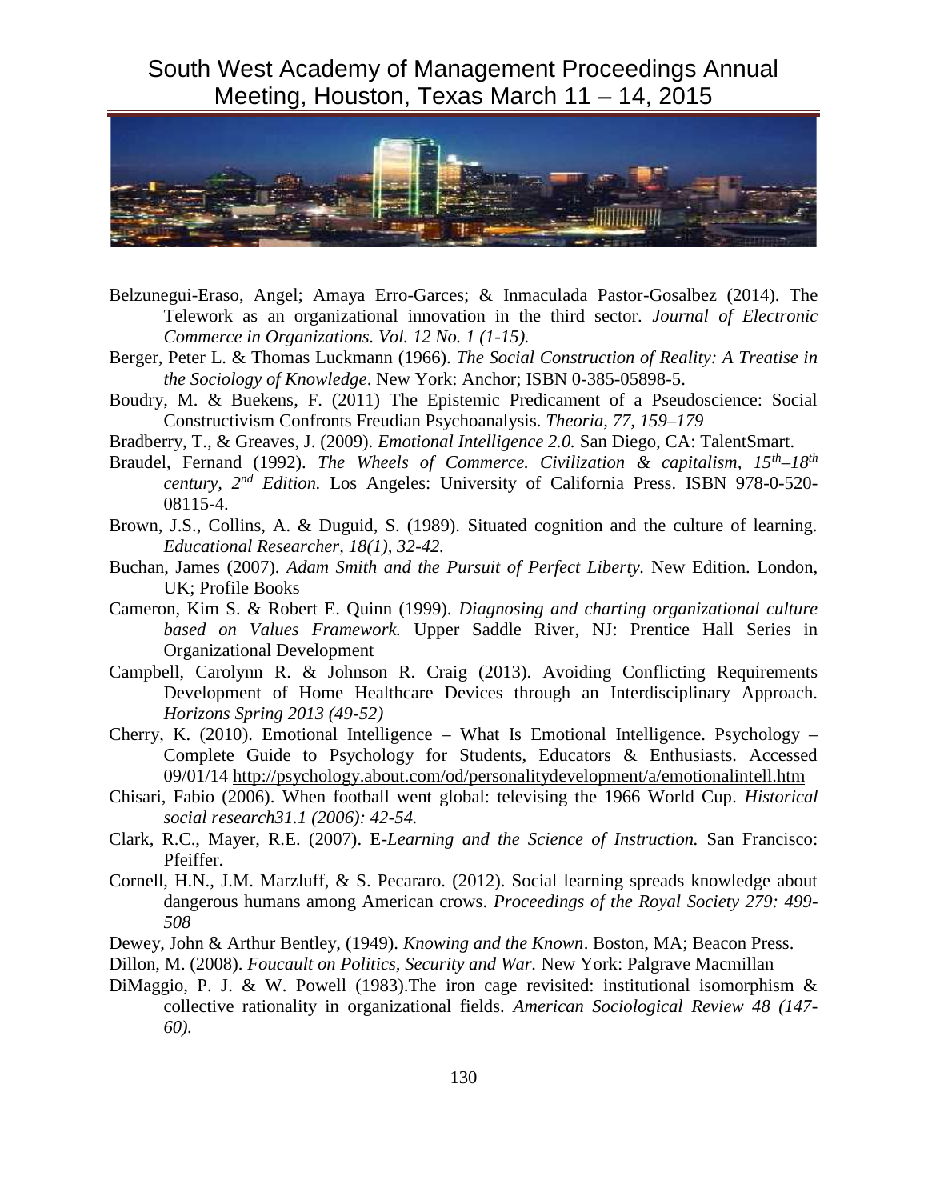Belzunegui-Eraso, Angel; Amaya Erro-Garces; & Inmaculada Pastor-Gosalbez (2014). The Telework as an organizational innovation in the third sector. *Journal of Electronic Commerce in Organizations. Vol. 12 No. 1 (1-15).*

Berger, Peter L. & Thomas Luckmann (1966). *The Social Construction of Reality: A Treatise in the Sociology of Knowledge*. New York: Anchor; ISBN 0-385-05898-5.

Boudry, M. & Buekens, F. (2011) The Epistemic Predicament of a Pseudoscience: Social Constructivism Confronts Freudian Psychoanalysis. *Theoria, 77, 159–179*

Bradberry, T., & Greaves, J. (2009). *Emotional Intelligence 2.0.* San Diego, CA: TalentSmart.

Braudel, Fernand (1992). *The Wheels of Commerce. Civilization & capitalism, 15th–18th century, 2nd Edition.* Los Angeles: University of California Press. ISBN 978-0-520-08115-4.

Brown, J.S., Collins, A. & Duguid, S. (1989). Situated cognition and the culture of learning. *Educational Researcher, 18(1), 32-42.*

Buchan, James (2007). *Adam Smith and the Pursuit of Perfect Liberty.* New Edition. London, UK; Profile Books

Cameron, Kim S. & Robert E. Quinn (1999). *Diagnosing and charting organizational culture based on Values Framework.* Upper Saddle River, NJ: Prentice Hall Series in Organizational Development

Campbell, Carolynn R. & Johnson R. Craig (2013). Avoiding Conflicting Requirements Development of Home Healthcare Devices through an Interdisciplinary Approach. *Horizons Spring 2013 (49-52)*

Cherry, K. (2010). Emotional Intelligence – What Is Emotional Intelligence. Psychology – Complete Guide to Psychology for Students, Educators & Enthusiasts. Accessed 09/01/14 http://psychology.about.com/od/personalitydevelopment/a/emotionalintell.htm

Chisari, Fabio (2006). When football went global: televising the 1966 World Cup. *Historical social research31.1 (2006): 42-54.*

Clark, R.C., Mayer, R.E. (2007). E-*Learning and the Science of Instruction.* San Francisco: Pfeiffer.

Cornell, H.N., J.M. Marzluff, & S. Pecararo. (2012). Social learning spreads knowledge about dangerous humans among American crows. *Proceedings of the Royal Society 279: 499-508*

Dewey, John & Arthur Bentley, (1949). *Knowing and the Known*. Boston, MA; Beacon Press.

Dillon, M. (2008). *Foucault on Politics, Security and War.* New York: Palgrave Macmillan

DiMaggio, P. J. & W. Powell (1983).The iron cage revisited: institutional isomorphism & collective rationality in organizational fields. *American Sociological Review 48 (147-60).*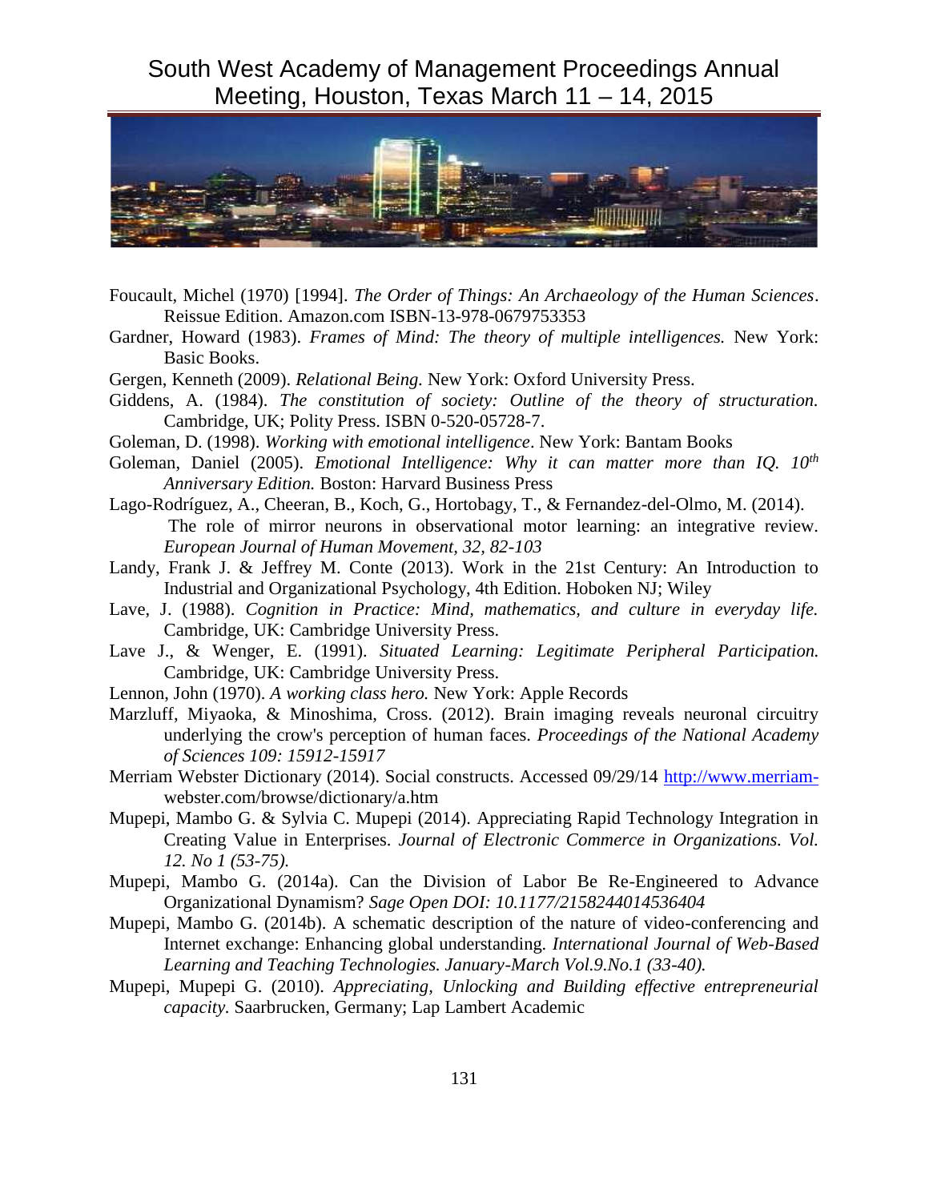Foucault, Michel (1970) [1994]. *The Order of Things: An Archaeology of the Human Sciences*. Reissue Edition. Amazon.com ISBN-13-978-0679753353

Gardner, Howard (1983). *Frames of Mind: The theory of multiple intelligences.* New York: Basic Books.

Gergen, Kenneth (2009). *Relational Being.* New York: Oxford University Press.

Giddens, A. (1984). *The constitution of society: Outline of the theory of structuration.* Cambridge, UK; Polity Press. ISBN 0-520-05728-7.

Goleman, D. (1998). *Working with emotional intelligence*. New York: Bantam Books

Goleman, Daniel (2005). *Emotional Intelligence: Why it can matter more than IQ. 10th Anniversary Edition.* Boston: Harvard Business Press

Lago-Rodríguez, A., Cheeran, B., Koch, G., Hortobagy, T., & Fernandez-del-Olmo, M. (2014). The role of mirror neurons in observational motor learning: an integrative review. *European Journal of Human Movement, 32, 82-103*

Landy, Frank J. & Jeffrey M. Conte (2013). Work in the 21st Century: An Introduction to Industrial and Organizational Psychology, 4th Edition. Hoboken NJ; Wiley

Lave, J. (1988). *Cognition in Practice: Mind, mathematics, and culture in everyday life.* Cambridge, UK: Cambridge University Press.

Lave J., & Wenger, E. (1991). *Situated Learning: Legitimate Peripheral Participation.* Cambridge, UK: Cambridge University Press.

Lennon, John (1970). *A working class hero.* New York: Apple Records

Marzluff, Miyaoka, & Minoshima, Cross. (2012). Brain imaging reveals neuronal circuitry underlying the crow's perception of human faces. *Proceedings of the National Academy of Sciences 109: 15912-15917*

Merriam Webster Dictionary (2014). Social constructs. Accessed 09/29/14 http://www.merriam-webster.com/browse/dictionary/a.htm

Mupepi, Mambo G. & Sylvia C. Mupepi (2014). Appreciating Rapid Technology Integration in Creating Value in Enterprises. *Journal of Electronic Commerce in Organizations. Vol. 12. No 1 (53-75).*

Mupepi, Mambo G. (2014a). Can the Division of Labor Be Re-Engineered to Advance Organizational Dynamism? *Sage Open DOI: 10.1177/2158244014536404*

Mupepi, Mambo G. (2014b). A schematic description of the nature of video-conferencing and Internet exchange: Enhancing global understanding. *International Journal of Web-Based Learning and Teaching Technologies. January-March Vol.9.No.1 (33-40).*

Mupepi, Mupepi G. (2010). *Appreciating, Unlocking and Building effective entrepreneurial capacity.* Saarbrucken, Germany; Lap Lambert Academic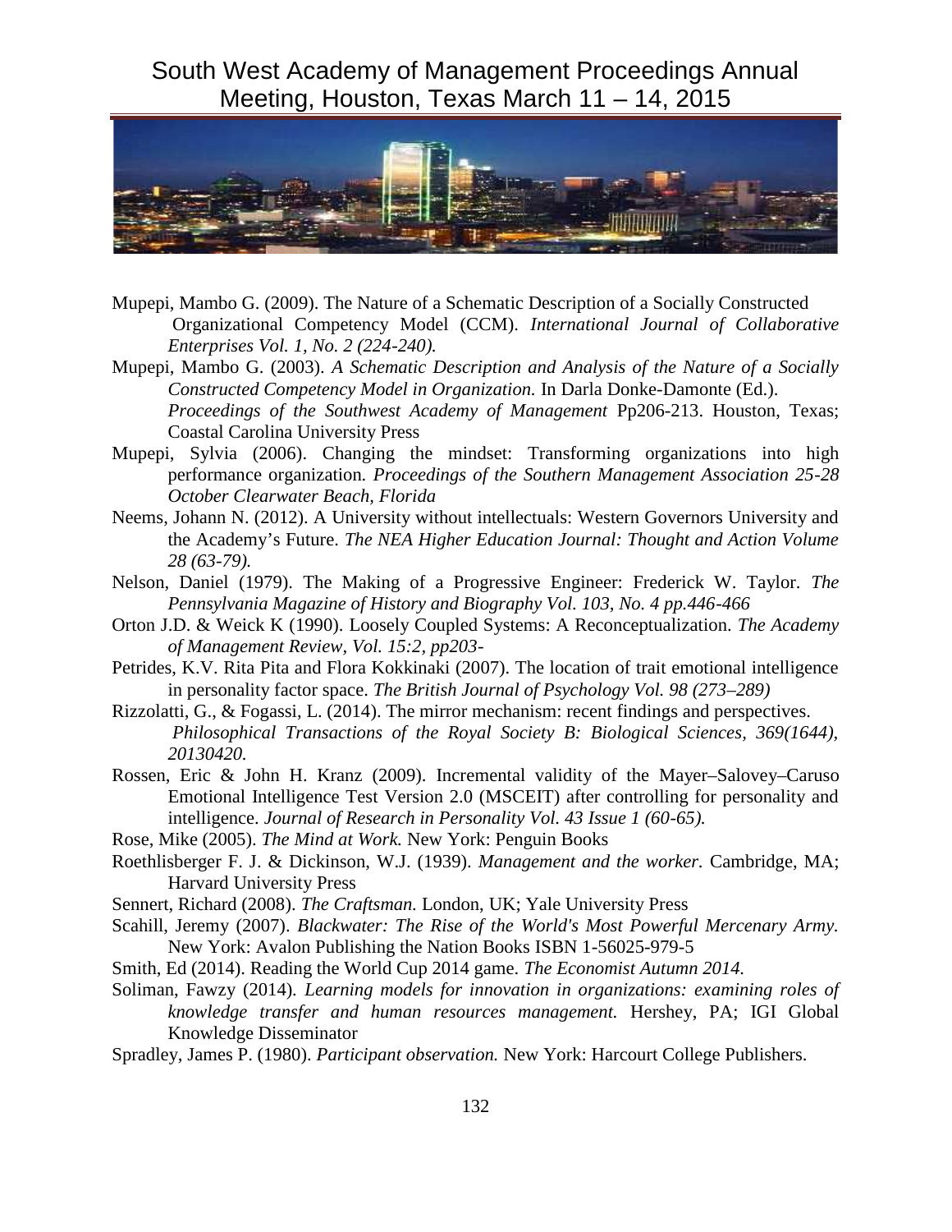Mupepi, Mambo G. (2009). The Nature of a Schematic Description of a Socially Constructed Organizational Competency Model (CCM). *International Journal of Collaborative Enterprises Vol. 1, No. 2 (224-240).*

Mupepi, Mambo G. (2003). *A Schematic Description and Analysis of the Nature of a Socially Constructed Competency Model in Organization.* In Darla Donke-Damonte (Ed.). *Proceedings of the Southwest Academy of Management* Pp206-213. Houston, Texas; Coastal Carolina University Press

Mupepi, Sylvia (2006). Changing the mindset: Transforming organizations into high performance organization. *Proceedings of the Southern Management Association 25-28 October Clearwater Beach, Florida*

Neems, Johann N. (2012). A University without intellectuals: Western Governors University and the Academy's Future. *The NEA Higher Education Journal: Thought and Action Volume 28 (63-79).*

Nelson, Daniel (1979). The Making of a Progressive Engineer: Frederick W. Taylor. *The Pennsylvania Magazine of History and Biography Vol. 103, No. 4 pp.446-466*

Orton J.D. & Weick K (1990). Loosely Coupled Systems: A Reconceptualization. *The Academy of Management Review, Vol. 15:2, pp203-*

Petrides, K.V. Rita Pita and Flora Kokkinaki (2007). The location of trait emotional intelligence in personality factor space. *The British Journal of Psychology Vol. 98 (273–289)*

Rizzolatti, G., & Fogassi, L. (2014). The mirror mechanism: recent findings and perspectives. *Philosophical Transactions of the Royal Society B: Biological Sciences, 369(1644), 20130420.*

Rossen, Eric & John H. Kranz (2009). Incremental validity of the Mayer–Salovey–Caruso Emotional Intelligence Test Version 2.0 (MSCEIT) after controlling for personality and intelligence. *Journal of Research in Personality Vol. 43 Issue 1 (60-65).*

Rose, Mike (2005). *The Mind at Work.* New York: Penguin Books

Roethlisberger F. J. & Dickinson, W.J. (1939). *Management and the worker.* Cambridge, MA; Harvard University Press

Sennert, Richard (2008). *The Craftsman.* London, UK; Yale University Press

Scahill, Jeremy (2007). *Blackwater: The Rise of the World's Most Powerful Mercenary Army.* New York: Avalon Publishing the Nation Books ISBN 1-56025-979-5

Smith, Ed (2014). Reading the World Cup 2014 game. *The Economist Autumn 2014.*

Soliman, Fawzy (2014). *Learning models for innovation in organizations: examining roles of knowledge transfer and human resources management.* Hershey, PA; IGI Global Knowledge Disseminator

Spradley, James P. (1980). *Participant observation.* New York: Harcourt College Publishers.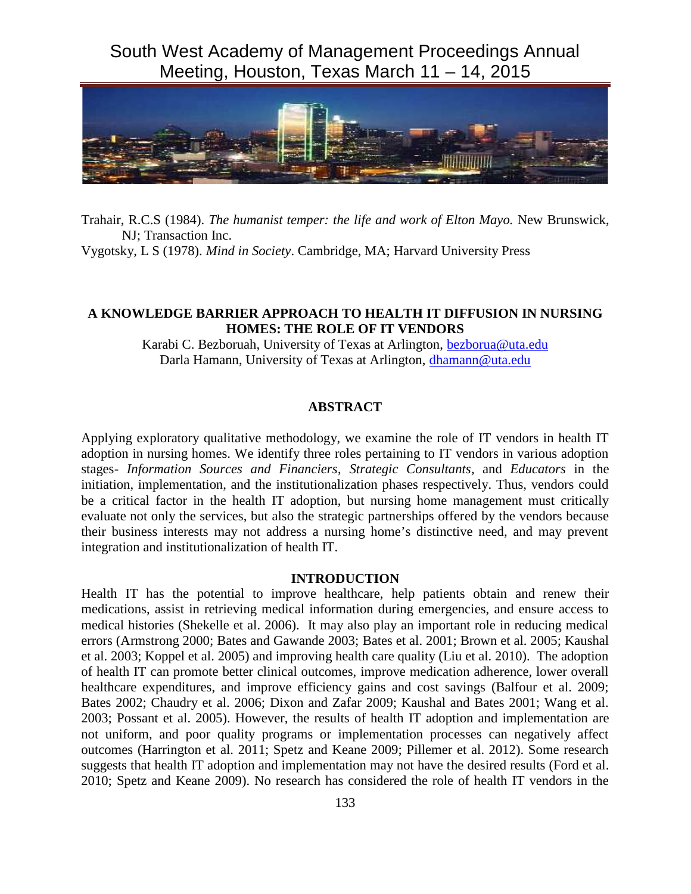Trahair, R.C.S (1984). *The humanist temper: the life and work of Elton Mayo.* New Brunswick, NJ; Transaction Inc.

Vygotsky, L S (1978). *Mind in Society*. Cambridge, MA; Harvard University Press

## A KNOWLEDGE BARRIER APPROACH TO HEALTH IT DIFFUSION IN NURSING HOMES: THE ROLE OF IT VENDORS

Karabi C. Bezboruah, University of Texas at Arlington, bezborua@uta.edu
Darla Hamann, University of Texas at Arlington, dhamann@uta.edu

### ABSTRACT

Applying exploratory qualitative methodology, we examine the role of IT vendors in health IT adoption in nursing homes. We identify three roles pertaining to IT vendors in various adoption stages- *Information Sources and Financiers*, *Strategic Consultants*, and *Educators* in the initiation, implementation, and the institutionalization phases respectively. Thus, vendors could be a critical factor in the health IT adoption, but nursing home management must critically evaluate not only the services, but also the strategic partnerships offered by the vendors because their business interests may not address a nursing home's distinctive need, and may prevent integration and institutionalization of health IT.

### INTRODUCTION

Health IT has the potential to improve healthcare, help patients obtain and renew their medications, assist in retrieving medical information during emergencies, and ensure access to medical histories (Shekelle et al. 2006). It may also play an important role in reducing medical errors (Armstrong 2000; Bates and Gawande 2003; Bates et al. 2001; Brown et al. 2005; Kaushal et al. 2003; Koppel et al. 2005) and improving health care quality (Liu et al. 2010). The adoption of health IT can promote better clinical outcomes, improve medication adherence, lower overall healthcare expenditures, and improve efficiency gains and cost savings (Balfour et al. 2009; Bates 2002; Chaudry et al. 2006; Dixon and Zafar 2009; Kaushal and Bates 2001; Wang et al. 2003; Possant et al. 2005). However, the results of health IT adoption and implementation are not uniform, and poor quality programs or implementation processes can negatively affect outcomes (Harrington et al. 2011; Spetz and Keane 2009; Pillemer et al. 2012). Some research suggests that health IT adoption and implementation may not have the desired results (Ford et al. 2010; Spetz and Keane 2009). No research has considered the role of health IT vendors in the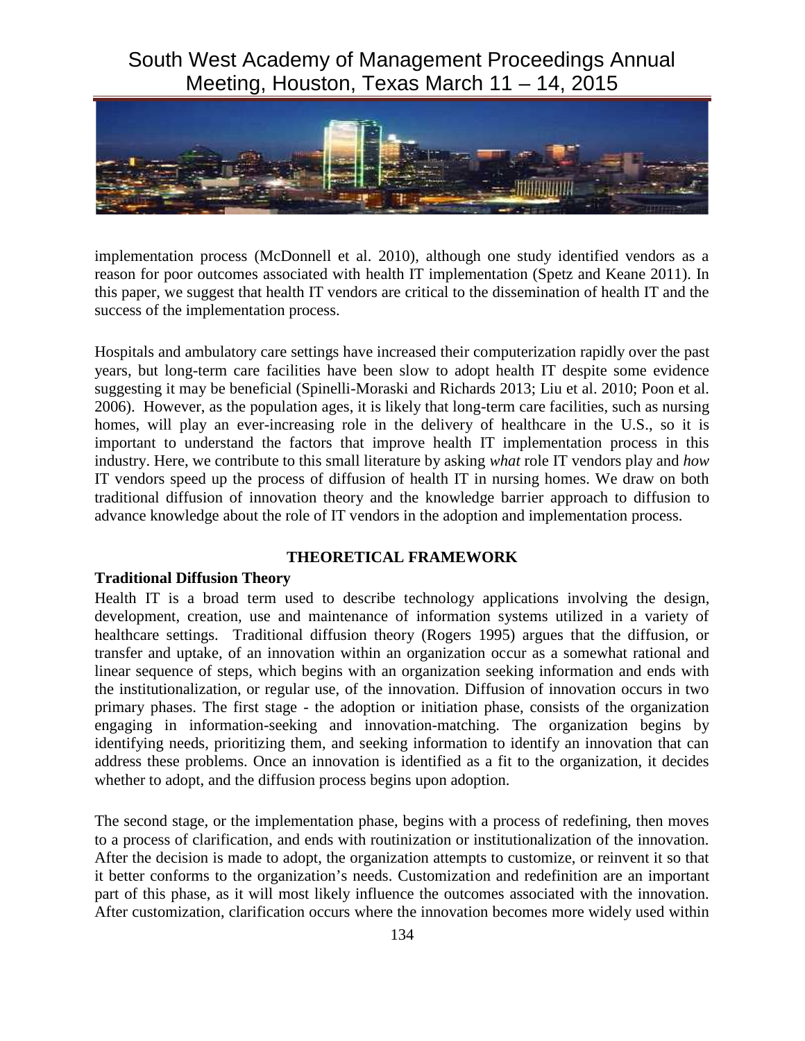implementation process (McDonnell et al. 2010), although one study identified vendors as a reason for poor outcomes associated with health IT implementation (Spetz and Keane 2011). In this paper, we suggest that health IT vendors are critical to the dissemination of health IT and the success of the implementation process.

Hospitals and ambulatory care settings have increased their computerization rapidly over the past years, but long-term care facilities have been slow to adopt health IT despite some evidence suggesting it may be beneficial (Spinelli-Moraski and Richards 2013; Liu et al. 2010; Poon et al. 2006). However, as the population ages, it is likely that long-term care facilities, such as nursing homes, will play an ever-increasing role in the delivery of healthcare in the U.S., so it is important to understand the factors that improve health IT implementation process in this industry. Here, we contribute to this small literature by asking *what* role IT vendors play and *how* IT vendors speed up the process of diffusion of health IT in nursing homes. We draw on both traditional diffusion of innovation theory and the knowledge barrier approach to diffusion to advance knowledge about the role of IT vendors in the adoption and implementation process.

## THEORETICAL FRAMEWORK

### Traditional Diffusion Theory

Health IT is a broad term used to describe technology applications involving the design, development, creation, use and maintenance of information systems utilized in a variety of healthcare settings. Traditional diffusion theory (Rogers 1995) argues that the diffusion, or transfer and uptake, of an innovation within an organization occur as a somewhat rational and linear sequence of steps, which begins with an organization seeking information and ends with the institutionalization, or regular use, of the innovation. Diffusion of innovation occurs in two primary phases. The first stage - the adoption or initiation phase, consists of the organization engaging in information-seeking and innovation-matching. The organization begins by identifying needs, prioritizing them, and seeking information to identify an innovation that can address these problems. Once an innovation is identified as a fit to the organization, it decides whether to adopt, and the diffusion process begins upon adoption.

The second stage, or the implementation phase, begins with a process of redefining, then moves to a process of clarification, and ends with routinization or institutionalization of the innovation. After the decision is made to adopt, the organization attempts to customize, or reinvent it so that it better conforms to the organization's needs. Customization and redefinition are an important part of this phase, as it will most likely influence the outcomes associated with the innovation. After customization, clarification occurs where the innovation becomes more widely used within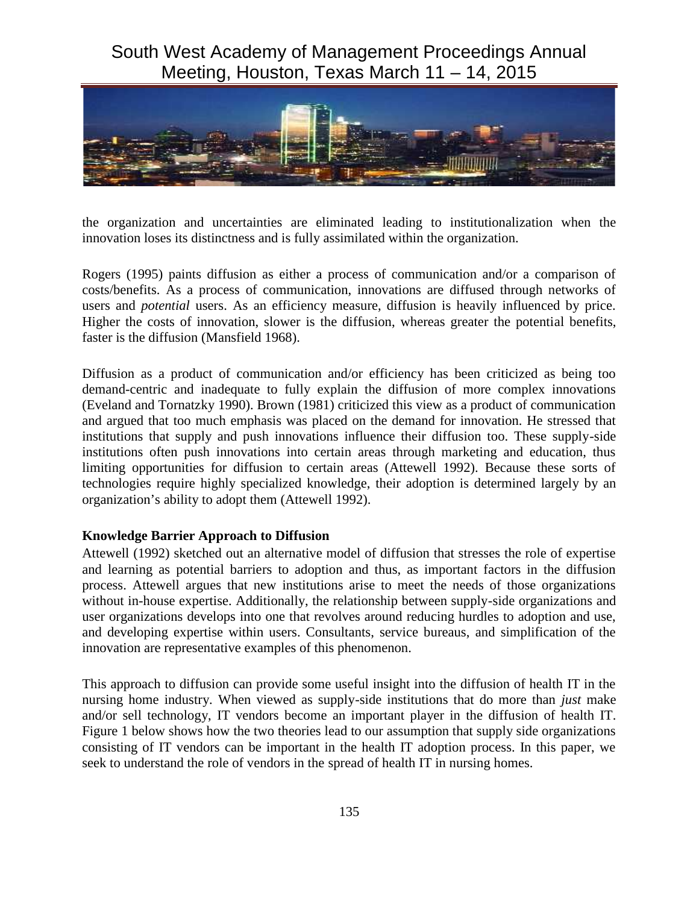the organization and uncertainties are eliminated leading to institutionalization when the innovation loses its distinctness and is fully assimilated within the organization.

Rogers (1995) paints diffusion as either a process of communication and/or a comparison of costs/benefits. As a process of communication, innovations are diffused through networks of users and *potential* users. As an efficiency measure, diffusion is heavily influenced by price. Higher the costs of innovation, slower is the diffusion, whereas greater the potential benefits, faster is the diffusion (Mansfield 1968).

Diffusion as a product of communication and/or efficiency has been criticized as being too demand-centric and inadequate to fully explain the diffusion of more complex innovations (Eveland and Tornatzky 1990). Brown (1981) criticized this view as a product of communication and argued that too much emphasis was placed on the demand for innovation. He stressed that institutions that supply and push innovations influence their diffusion too. These supply-side institutions often push innovations into certain areas through marketing and education, thus limiting opportunities for diffusion to certain areas (Attewell 1992). Because these sorts of technologies require highly specialized knowledge, their adoption is determined largely by an organization's ability to adopt them (Attewell 1992).

**Knowledge Barrier Approach to Diffusion**

Attewell (1992) sketched out an alternative model of diffusion that stresses the role of expertise and learning as potential barriers to adoption and thus, as important factors in the diffusion process. Attewell argues that new institutions arise to meet the needs of those organizations without in-house expertise. Additionally, the relationship between supply-side organizations and user organizations develops into one that revolves around reducing hurdles to adoption and use, and developing expertise within users. Consultants, service bureaus, and simplification of the innovation are representative examples of this phenomenon.

This approach to diffusion can provide some useful insight into the diffusion of health IT in the nursing home industry. When viewed as supply-side institutions that do more than *just* make and/or sell technology, IT vendors become an important player in the diffusion of health IT. Figure 1 below shows how the two theories lead to our assumption that supply side organizations consisting of IT vendors can be important in the health IT adoption process. In this paper, we seek to understand the role of vendors in the spread of health IT in nursing homes.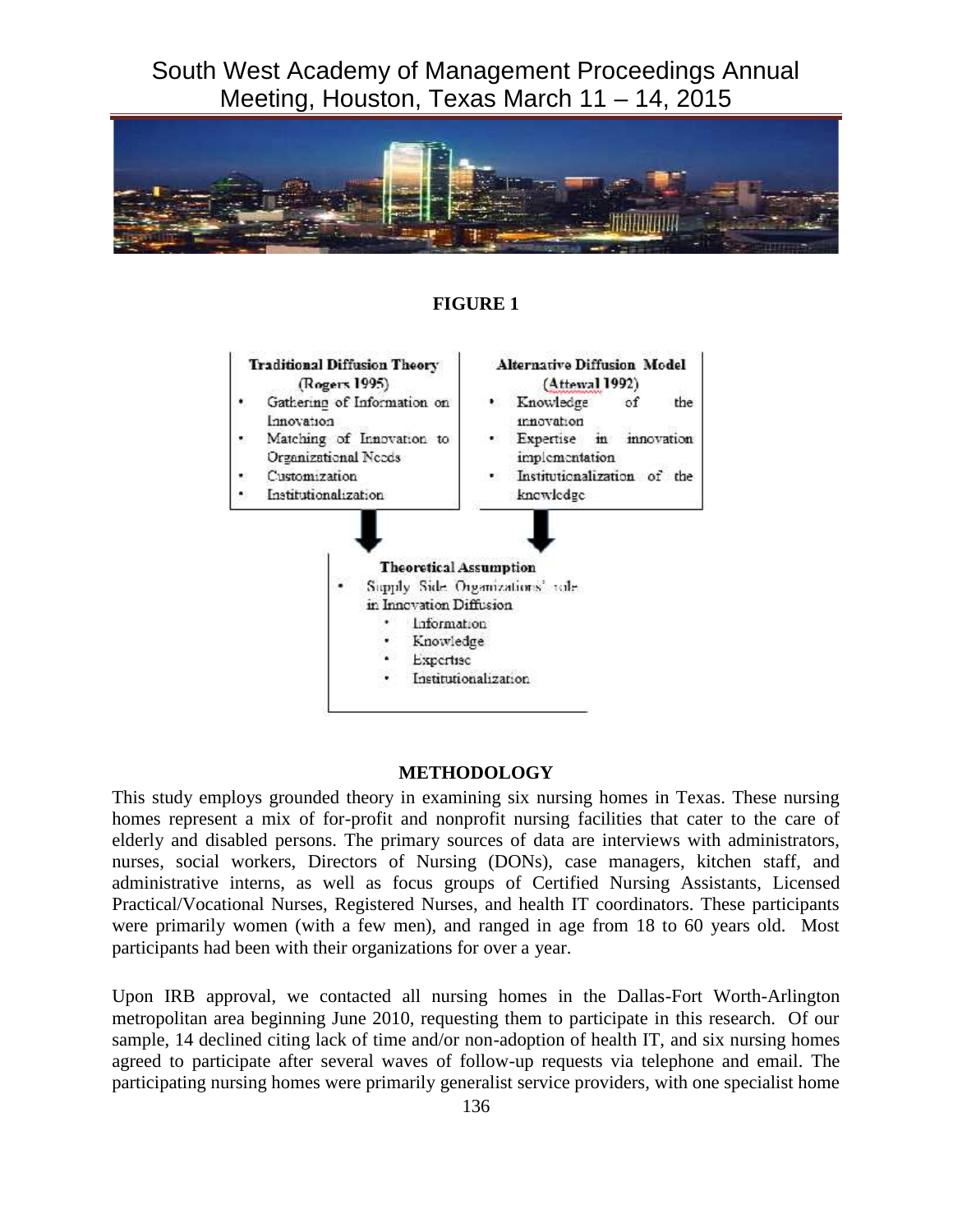**FIGURE 1**

**Traditional Diffusion Theory (Rogers 1995)**

- Gathering of Information on Innovation
- Matching of Innovation to Organizational Needs
- Customization
- Institutionalization

**Alternative Diffusion Model (Attewal 1992)**

- Knowledge of the innovation
- Expertise in innovation implementation
- Institutionalization of the knowledge

**Theoretical Assumption**

- Supply Side Organizations' role in Innovation Diffusion
  - Information
  - Knowledge
  - Expertise
  - Institutionalization

## METHODOLOGY

This study employs grounded theory in examining six nursing homes in Texas. These nursing homes represent a mix of for-profit and nonprofit nursing facilities that cater to the care of elderly and disabled persons. The primary sources of data are interviews with administrators, nurses, social workers, Directors of Nursing (DONs), case managers, kitchen staff, and administrative interns, as well as focus groups of Certified Nursing Assistants, Licensed Practical/Vocational Nurses, Registered Nurses, and health IT coordinators. These participants were primarily women (with a few men), and ranged in age from 18 to 60 years old. Most participants had been with their organizations for over a year.

Upon IRB approval, we contacted all nursing homes in the Dallas-Fort Worth-Arlington metropolitan area beginning June 2010, requesting them to participate in this research. Of our sample, 14 declined citing lack of time and/or non-adoption of health IT, and six nursing homes agreed to participate after several waves of follow-up requests via telephone and email. The participating nursing homes were primarily generalist service providers, with one specialist home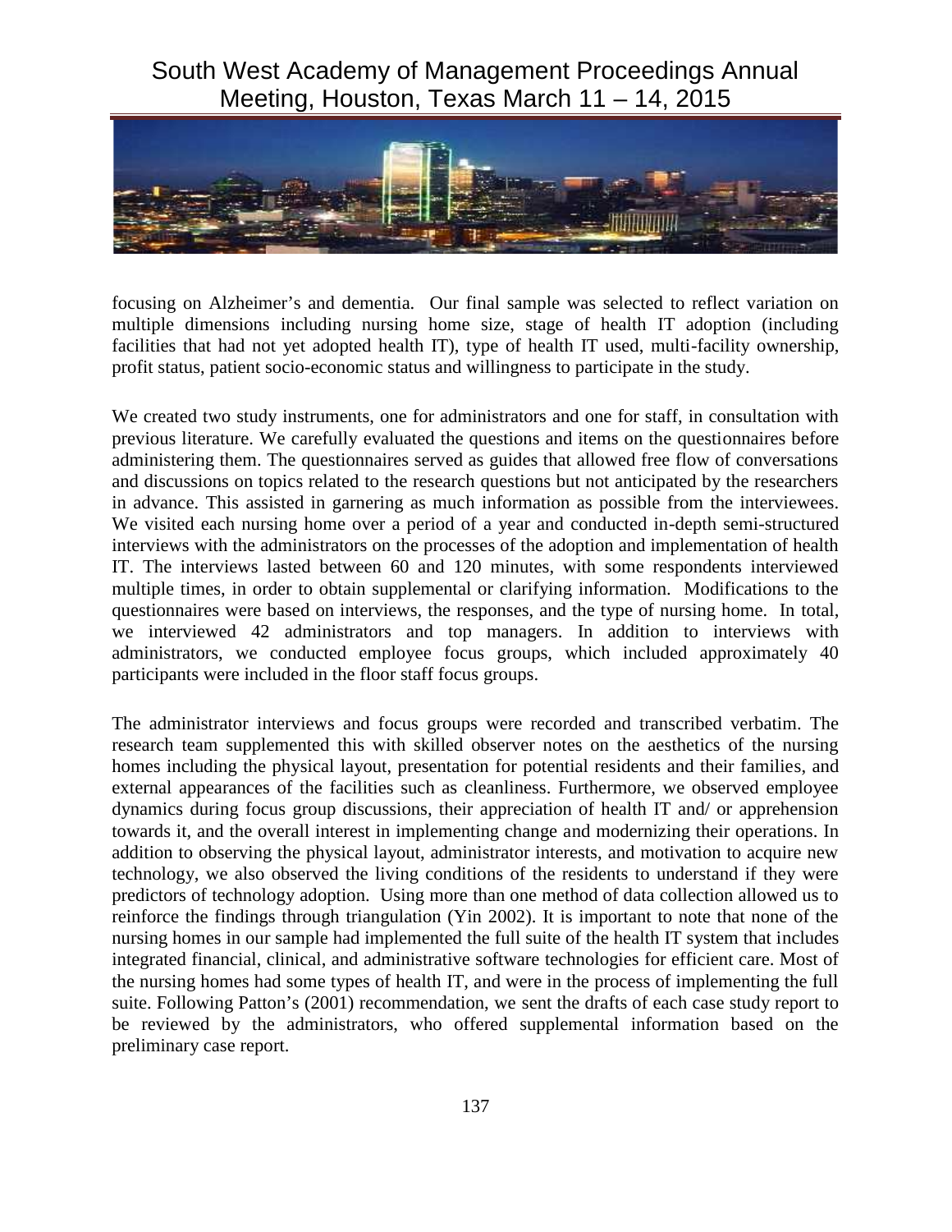focusing on Alzheimer's and dementia. Our final sample was selected to reflect variation on multiple dimensions including nursing home size, stage of health IT adoption (including facilities that had not yet adopted health IT), type of health IT used, multi-facility ownership, profit status, patient socio-economic status and willingness to participate in the study.

We created two study instruments, one for administrators and one for staff, in consultation with previous literature. We carefully evaluated the questions and items on the questionnaires before administering them. The questionnaires served as guides that allowed free flow of conversations and discussions on topics related to the research questions but not anticipated by the researchers in advance. This assisted in garnering as much information as possible from the interviewees. We visited each nursing home over a period of a year and conducted in-depth semi-structured interviews with the administrators on the processes of the adoption and implementation of health IT. The interviews lasted between 60 and 120 minutes, with some respondents interviewed multiple times, in order to obtain supplemental or clarifying information. Modifications to the questionnaires were based on interviews, the responses, and the type of nursing home. In total, we interviewed 42 administrators and top managers. In addition to interviews with administrators, we conducted employee focus groups, which included approximately 40 participants were included in the floor staff focus groups.

The administrator interviews and focus groups were recorded and transcribed verbatim. The research team supplemented this with skilled observer notes on the aesthetics of the nursing homes including the physical layout, presentation for potential residents and their families, and external appearances of the facilities such as cleanliness. Furthermore, we observed employee dynamics during focus group discussions, their appreciation of health IT and/ or apprehension towards it, and the overall interest in implementing change and modernizing their operations. In addition to observing the physical layout, administrator interests, and motivation to acquire new technology, we also observed the living conditions of the residents to understand if they were predictors of technology adoption. Using more than one method of data collection allowed us to reinforce the findings through triangulation (Yin 2002). It is important to note that none of the nursing homes in our sample had implemented the full suite of the health IT system that includes integrated financial, clinical, and administrative software technologies for efficient care. Most of the nursing homes had some types of health IT, and were in the process of implementing the full suite. Following Patton's (2001) recommendation, we sent the drafts of each case study report to be reviewed by the administrators, who offered supplemental information based on the preliminary case report.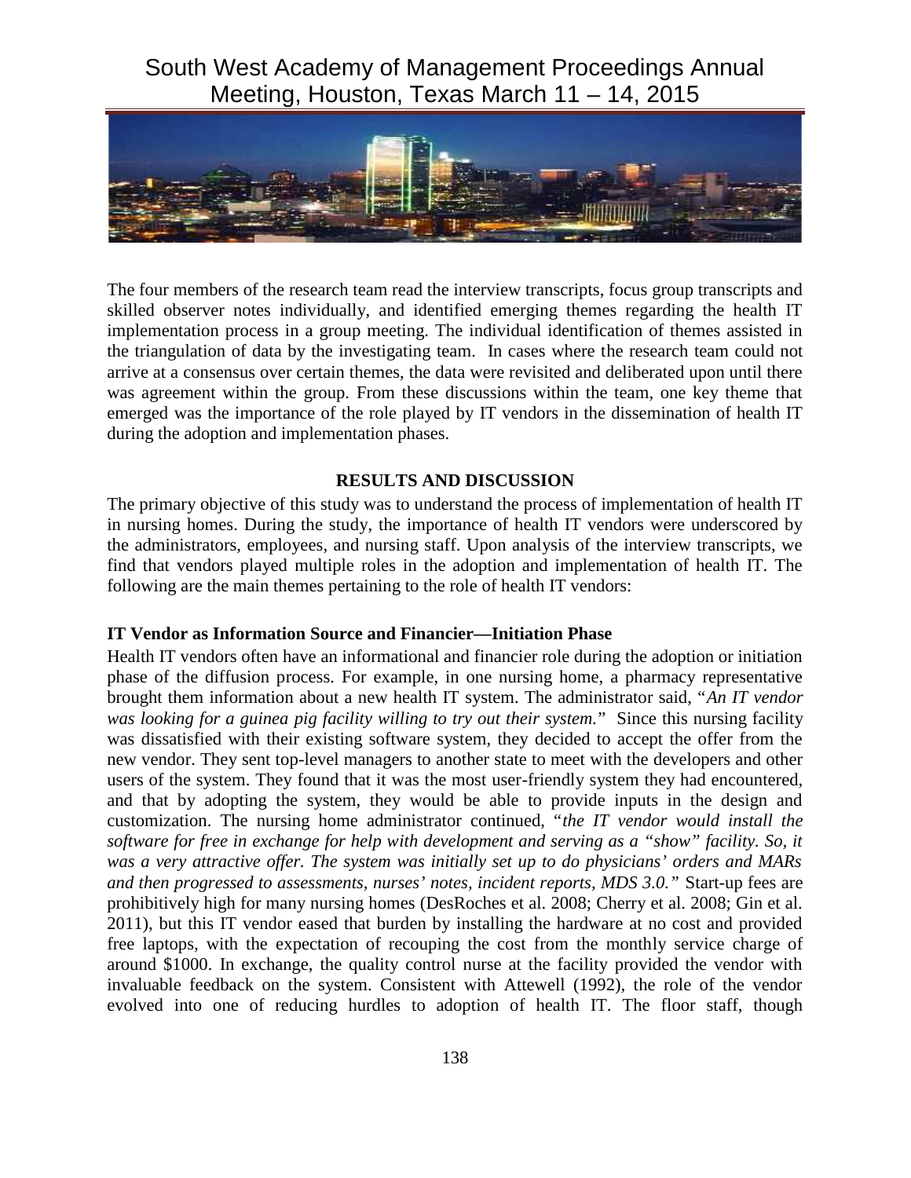The four members of the research team read the interview transcripts, focus group transcripts and skilled observer notes individually, and identified emerging themes regarding the health IT implementation process in a group meeting. The individual identification of themes assisted in the triangulation of data by the investigating team. In cases where the research team could not arrive at a consensus over certain themes, the data were revisited and deliberated upon until there was agreement within the group. From these discussions within the team, one key theme that emerged was the importance of the role played by IT vendors in the dissemination of health IT during the adoption and implementation phases.

## RESULTS AND DISCUSSION

The primary objective of this study was to understand the process of implementation of health IT in nursing homes. During the study, the importance of health IT vendors were underscored by the administrators, employees, and nursing staff. Upon analysis of the interview transcripts, we find that vendors played multiple roles in the adoption and implementation of health IT. The following are the main themes pertaining to the role of health IT vendors:

### IT Vendor as Information Source and Financier—Initiation Phase

Health IT vendors often have an informational and financier role during the adoption or initiation phase of the diffusion process. For example, in one nursing home, a pharmacy representative brought them information about a new health IT system. The administrator said, "*An IT vendor was looking for a guinea pig facility willing to try out their system.*" Since this nursing facility was dissatisfied with their existing software system, they decided to accept the offer from the new vendor. They sent top-level managers to another state to meet with the developers and other users of the system. They found that it was the most user-friendly system they had encountered, and that by adopting the system, they would be able to provide inputs in the design and customization. The nursing home administrator continued, "*the IT vendor would install the software for free in exchange for help with development and serving as a "show" facility. So, it was a very attractive offer. The system was initially set up to do physicians' orders and MARs and then progressed to assessments, nurses' notes, incident reports, MDS 3.0.*" Start-up fees are prohibitively high for many nursing homes (DesRoches et al. 2008; Cherry et al. 2008; Gin et al. 2011), but this IT vendor eased that burden by installing the hardware at no cost and provided free laptops, with the expectation of recouping the cost from the monthly service charge of around $1000. In exchange, the quality control nurse at the facility provided the vendor with invaluable feedback on the system. Consistent with Attewell (1992), the role of the vendor evolved into one of reducing hurdles to adoption of health IT. The floor staff, though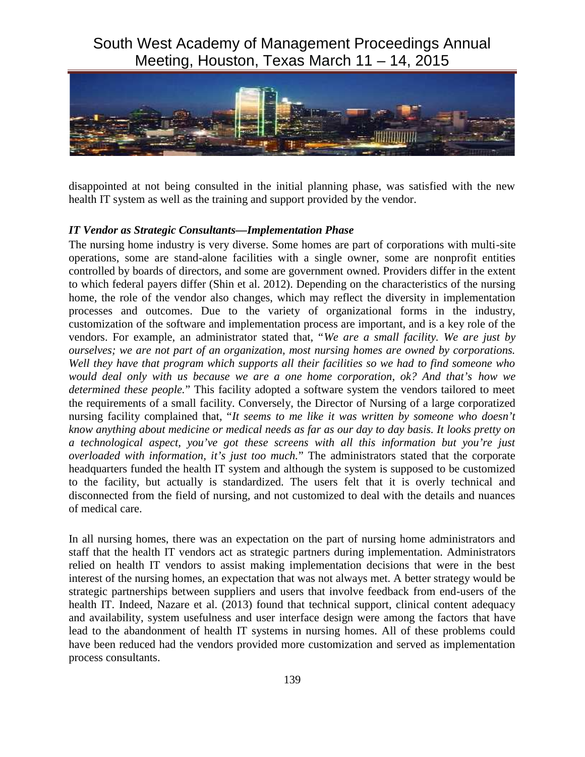disappointed at not being consulted in the initial planning phase, was satisfied with the new health IT system as well as the training and support provided by the vendor.

### *IT Vendor as Strategic Consultants—Implementation Phase*

The nursing home industry is very diverse. Some homes are part of corporations with multi-site operations, some are stand-alone facilities with a single owner, some are nonprofit entities controlled by boards of directors, and some are government owned. Providers differ in the extent to which federal payers differ (Shin et al. 2012). Depending on the characteristics of the nursing home, the role of the vendor also changes, which may reflect the diversity in implementation processes and outcomes. Due to the variety of organizational forms in the industry, customization of the software and implementation process are important, and is a key role of the vendors. For example, an administrator stated that, "*We are a small facility. We are just by ourselves; we are not part of an organization, most nursing homes are owned by corporations. Well they have that program which supports all their facilities so we had to find someone who would deal only with us because we are a one home corporation, ok? And that's how we determined these people.*" This facility adopted a software system the vendors tailored to meet the requirements of a small facility. Conversely, the Director of Nursing of a large corporatized nursing facility complained that, "*It seems to me like it was written by someone who doesn't know anything about medicine or medical needs as far as our day to day basis. It looks pretty on a technological aspect, you've got these screens with all this information but you're just overloaded with information, it's just too much.*" The administrators stated that the corporate headquarters funded the health IT system and although the system is supposed to be customized to the facility, but actually is standardized. The users felt that it is overly technical and disconnected from the field of nursing, and not customized to deal with the details and nuances of medical care.

In all nursing homes, there was an expectation on the part of nursing home administrators and staff that the health IT vendors act as strategic partners during implementation. Administrators relied on health IT vendors to assist making implementation decisions that were in the best interest of the nursing homes, an expectation that was not always met. A better strategy would be strategic partnerships between suppliers and users that involve feedback from end-users of the health IT. Indeed, Nazare et al. (2013) found that technical support, clinical content adequacy and availability, system usefulness and user interface design were among the factors that have lead to the abandonment of health IT systems in nursing homes. All of these problems could have been reduced had the vendors provided more customization and served as implementation process consultants.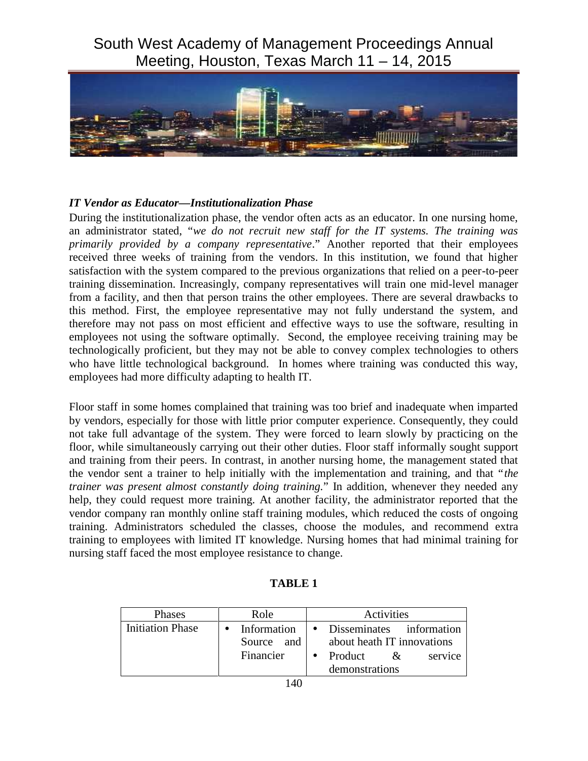### *IT Vendor as Educator—Institutionalization Phase*

During the institutionalization phase, the vendor often acts as an educator. In one nursing home, an administrator stated, "*we do not recruit new staff for the IT systems. The training was primarily provided by a company representative*." Another reported that their employees received three weeks of training from the vendors. In this institution, we found that higher satisfaction with the system compared to the previous organizations that relied on a peer-to-peer training dissemination. Increasingly, company representatives will train one mid-level manager from a facility, and then that person trains the other employees. There are several drawbacks to this method. First, the employee representative may not fully understand the system, and therefore may not pass on most efficient and effective ways to use the software, resulting in employees not using the software optimally. Second, the employee receiving training may be technologically proficient, but they may not be able to convey complex technologies to others who have little technological background. In homes where training was conducted this way, employees had more difficulty adapting to health IT.

Floor staff in some homes complained that training was too brief and inadequate when imparted by vendors, especially for those with little prior computer experience. Consequently, they could not take full advantage of the system. They were forced to learn slowly by practicing on the floor, while simultaneously carrying out their other duties. Floor staff informally sought support and training from their peers. In contrast, in another nursing home, the management stated that the vendor sent a trainer to help initially with the implementation and training, and that "*the trainer was present almost constantly doing training.*" In addition, whenever they needed any help, they could request more training. At another facility, the administrator reported that the vendor company ran monthly online staff training modules, which reduced the costs of ongoing training. Administrators scheduled the classes, choose the modules, and recommend extra training to employees with limited IT knowledge. Nursing homes that had minimal training for nursing staff faced the most employee resistance to change.

**TABLE 1**

| Phases | Role | Activities |
|---|---|---|
| Initiation Phase | • Information Source and Financier | • Disseminates information about heath IT innovations<br>• Product & service demonstrations |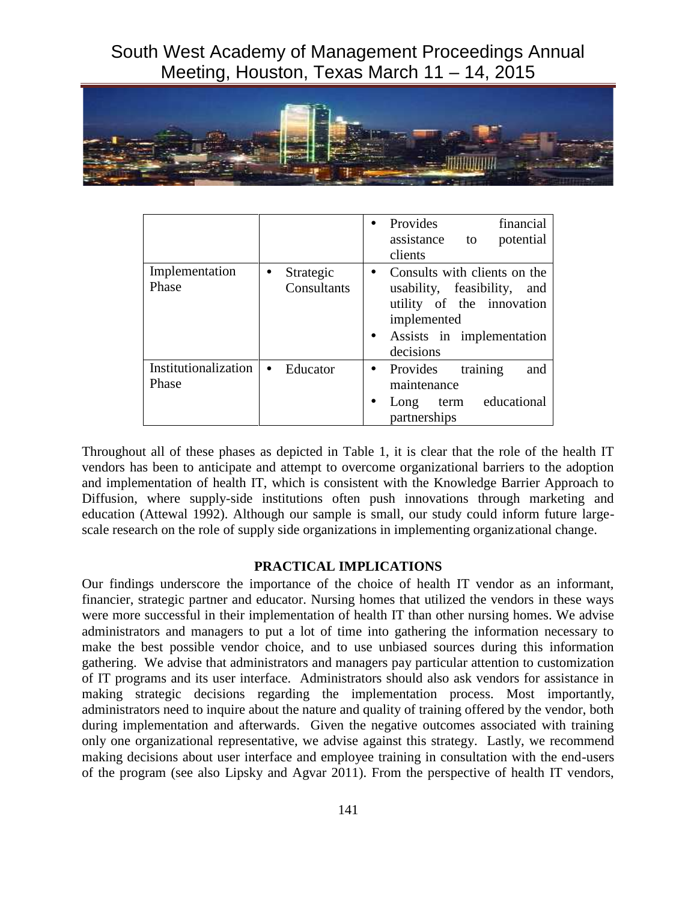| | | |
|---|---|---|
| | | • Provides financial assistance to potential clients |
| Implementation Phase | • Strategic Consultants | • Consults with clients on the usability, feasibility, and utility of the innovation implemented<br>• Assists in implementation decisions |
| Institutionalization Phase | • Educator | • Provides training and maintenance<br>• Long term educational partnerships |

Throughout all of these phases as depicted in Table 1, it is clear that the role of the health IT vendors has been to anticipate and attempt to overcome organizational barriers to the adoption and implementation of health IT, which is consistent with the Knowledge Barrier Approach to Diffusion, where supply-side institutions often push innovations through marketing and education (Attewal 1992). Although our sample is small, our study could inform future large-scale research on the role of supply side organizations in implementing organizational change.

## PRACTICAL IMPLICATIONS

Our findings underscore the importance of the choice of health IT vendor as an informant, financier, strategic partner and educator. Nursing homes that utilized the vendors in these ways were more successful in their implementation of health IT than other nursing homes. We advise administrators and managers to put a lot of time into gathering the information necessary to make the best possible vendor choice, and to use unbiased sources during this information gathering. We advise that administrators and managers pay particular attention to customization of IT programs and its user interface. Administrators should also ask vendors for assistance in making strategic decisions regarding the implementation process. Most importantly, administrators need to inquire about the nature and quality of training offered by the vendor, both during implementation and afterwards. Given the negative outcomes associated with training only one organizational representative, we advise against this strategy. Lastly, we recommend making decisions about user interface and employee training in consultation with the end-users of the program (see also Lipsky and Agvar 2011). From the perspective of health IT vendors,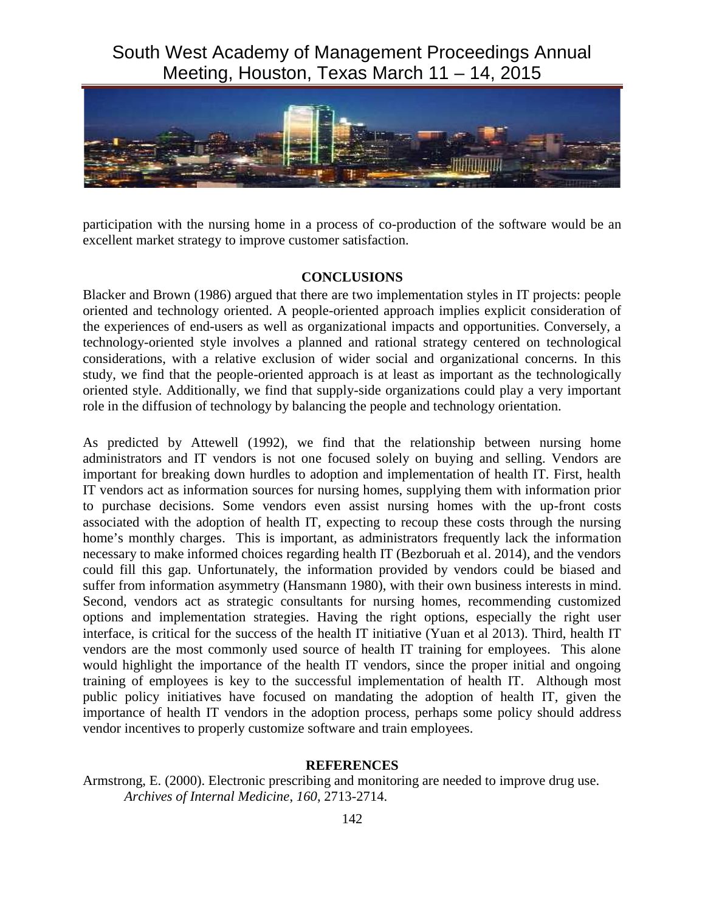participation with the nursing home in a process of co-production of the software would be an excellent market strategy to improve customer satisfaction.

## CONCLUSIONS

Blacker and Brown (1986) argued that there are two implementation styles in IT projects: people oriented and technology oriented. A people-oriented approach implies explicit consideration of the experiences of end-users as well as organizational impacts and opportunities. Conversely, a technology-oriented style involves a planned and rational strategy centered on technological considerations, with a relative exclusion of wider social and organizational concerns. In this study, we find that the people-oriented approach is at least as important as the technologically oriented style. Additionally, we find that supply-side organizations could play a very important role in the diffusion of technology by balancing the people and technology orientation.

As predicted by Attewell (1992), we find that the relationship between nursing home administrators and IT vendors is not one focused solely on buying and selling. Vendors are important for breaking down hurdles to adoption and implementation of health IT. First, health IT vendors act as information sources for nursing homes, supplying them with information prior to purchase decisions. Some vendors even assist nursing homes with the up-front costs associated with the adoption of health IT, expecting to recoup these costs through the nursing home's monthly charges. This is important, as administrators frequently lack the information necessary to make informed choices regarding health IT (Bezboruah et al. 2014), and the vendors could fill this gap. Unfortunately, the information provided by vendors could be biased and suffer from information asymmetry (Hansmann 1980), with their own business interests in mind. Second, vendors act as strategic consultants for nursing homes, recommending customized options and implementation strategies. Having the right options, especially the right user interface, is critical for the success of the health IT initiative (Yuan et al 2013). Third, health IT vendors are the most commonly used source of health IT training for employees. This alone would highlight the importance of the health IT vendors, since the proper initial and ongoing training of employees is key to the successful implementation of health IT. Although most public policy initiatives have focused on mandating the adoption of health IT, given the importance of health IT vendors in the adoption process, perhaps some policy should address vendor incentives to properly customize software and train employees.

## REFERENCES

Armstrong, E. (2000). Electronic prescribing and monitoring are needed to improve drug use. *Archives of Internal Medicine*, *160*, 2713-2714.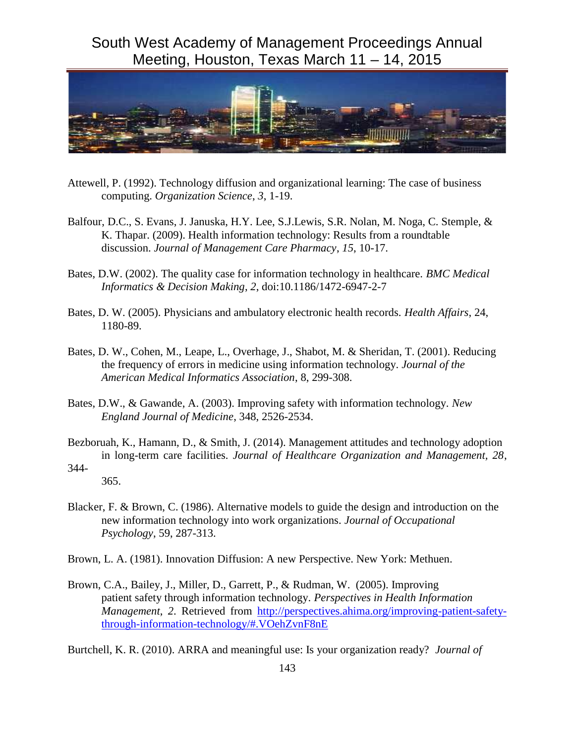Attewell, P. (1992). Technology diffusion and organizational learning: The case of business computing. *Organization Science*, *3*, 1-19.

Balfour, D.C., S. Evans, J. Januska, H.Y. Lee, S.J.Lewis, S.R. Nolan, M. Noga, C. Stemple, & K. Thapar. (2009). Health information technology: Results from a roundtable discussion. *Journal of Management Care Pharmacy*, *15*, 10-17.

Bates, D.W. (2002). The quality case for information technology in healthcare. *BMC Medical Informatics & Decision Making*, *2*, doi:10.1186/1472-6947-2-7

Bates, D. W. (2005). Physicians and ambulatory electronic health records. *Health Affairs*, 24, 1180-89.

Bates, D. W., Cohen, M., Leape, L., Overhage, J., Shabot, M. & Sheridan, T. (2001). Reducing the frequency of errors in medicine using information technology. *Journal of the American Medical Informatics Association*, 8, 299-308.

Bates, D.W., & Gawande, A. (2003). Improving safety with information technology. *New England Journal of Medicine*, 348, 2526-2534.

Bezboruah, K., Hamann, D., & Smith, J. (2014). Management attitudes and technology adoption in long-term care facilities. *Journal of Healthcare Organization and Management*, *28*, 344-365.

Blacker, F. & Brown, C. (1986). Alternative models to guide the design and introduction on the new information technology into work organizations. *Journal of Occupational Psychology*, 59, 287-313.

Brown, L. A. (1981). Innovation Diffusion: A new Perspective. New York: Methuen.

Brown, C.A., Bailey, J., Miller, D., Garrett, P., & Rudman, W. (2005). Improving patient safety through information technology. *Perspectives in Health Information Management*, *2*. Retrieved from [http://perspectives.ahima.org/improving-patient-safety-through-information-technology/#.VOehZvnF8nE](http://perspectives.ahima.org/improving-patient-safety-through-information-technology/#.VOehZvnF8nE)

Burtchell, K. R. (2010). ARRA and meaningful use: Is your organization ready? *Journal of*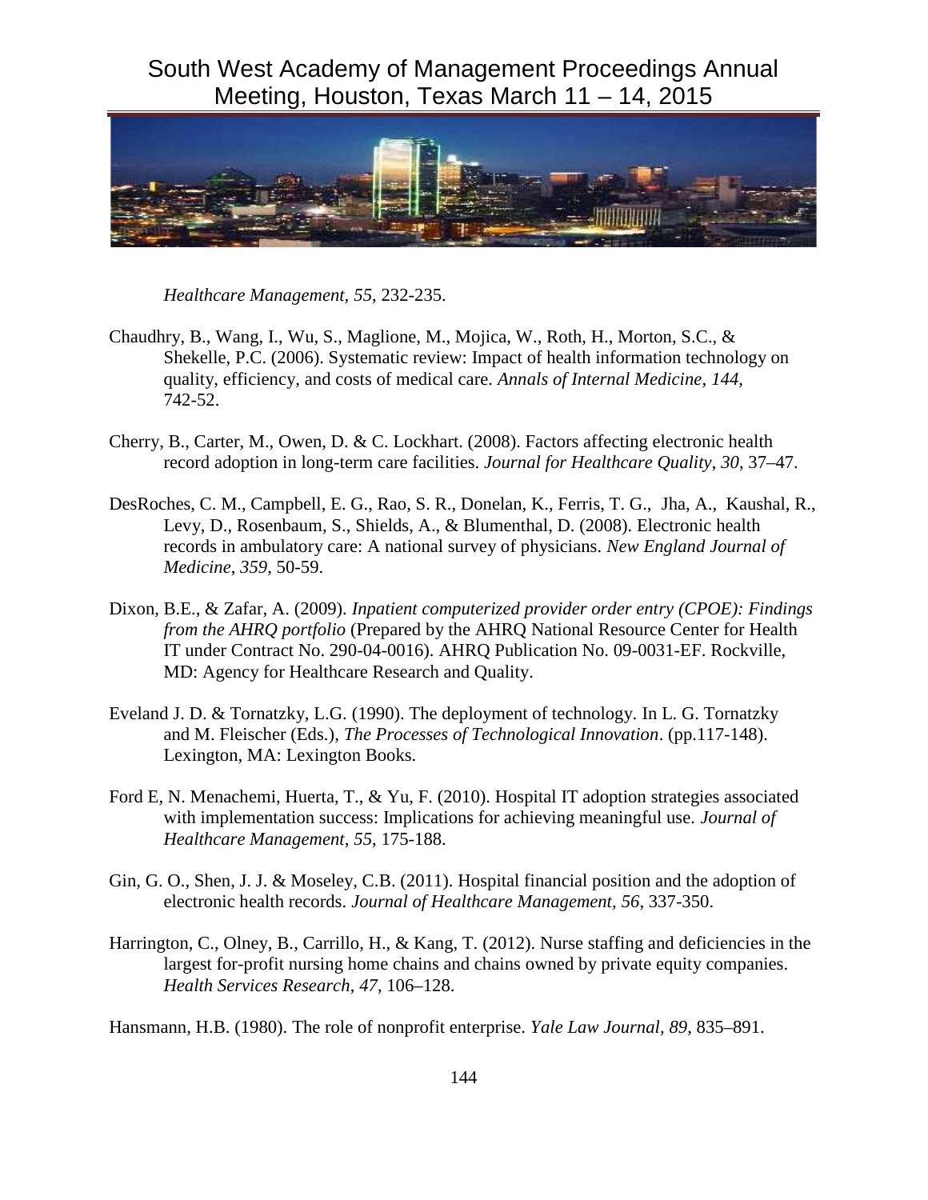*Healthcare Management*, *55*, 232-235.

Chaudhry, B., Wang, I., Wu, S., Maglione, M., Mojica, W., Roth, H., Morton, S.C., & Shekelle, P.C. (2006). Systematic review: Impact of health information technology on quality, efficiency, and costs of medical care. *Annals of Internal Medicine*, *144*, 742-52.

Cherry, B., Carter, M., Owen, D. & C. Lockhart. (2008). Factors affecting electronic health record adoption in long-term care facilities. *Journal for Healthcare Quality*, *30*, 37–47.

DesRoches, C. M., Campbell, E. G., Rao, S. R., Donelan, K., Ferris, T. G., Jha, A., Kaushal, R., Levy, D., Rosenbaum, S., Shields, A., & Blumenthal, D. (2008). Electronic health records in ambulatory care: A national survey of physicians. *New England Journal of Medicine*, *359*, 50-59.

Dixon, B.E., & Zafar, A. (2009). *Inpatient computerized provider order entry (CPOE): Findings from the AHRQ portfolio* (Prepared by the AHRQ National Resource Center for Health IT under Contract No. 290-04-0016). AHRQ Publication No. 09-0031-EF. Rockville, MD: Agency for Healthcare Research and Quality.

Eveland J. D. & Tornatzky, L.G. (1990). The deployment of technology. In L. G. Tornatzky and M. Fleischer (Eds.), *The Processes of Technological Innovation*. (pp.117-148). Lexington, MA: Lexington Books.

Ford E, N. Menachemi, Huerta, T., & Yu, F. (2010). Hospital IT adoption strategies associated with implementation success: Implications for achieving meaningful use. *Journal of Healthcare Management*, *55*, 175-188.

Gin, G. O., Shen, J. J. & Moseley, C.B. (2011). Hospital financial position and the adoption of electronic health records. *Journal of Healthcare Management*, *56*, 337-350.

Harrington, C., Olney, B., Carrillo, H., & Kang, T. (2012). Nurse staffing and deficiencies in the largest for-profit nursing home chains and chains owned by private equity companies. *Health Services Research*, *47*, 106–128.

Hansmann, H.B. (1980). The role of nonprofit enterprise. *Yale Law Journal, 89*, 835–891.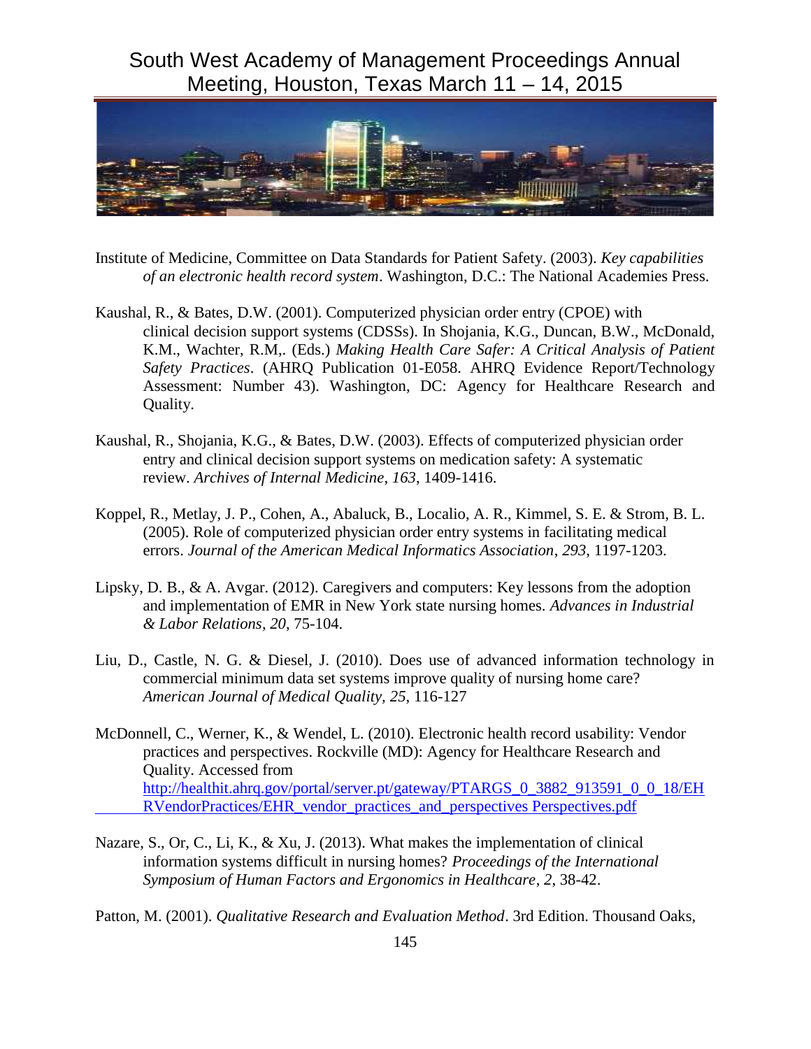Institute of Medicine, Committee on Data Standards for Patient Safety. (2003). *Key capabilities of an electronic health record system*. Washington, D.C.: The National Academies Press.

Kaushal, R., & Bates, D.W. (2001). Computerized physician order entry (CPOE) with clinical decision support systems (CDSSs). In Shojania, K.G., Duncan, B.W., McDonald, K.M., Wachter, R.M,. (Eds.) *Making Health Care Safer: A Critical Analysis of Patient Safety Practices*. (AHRQ Publication 01-E058. AHRQ Evidence Report/Technology Assessment: Number 43). Washington, DC: Agency for Healthcare Research and Quality.

Kaushal, R., Shojania, K.G., & Bates, D.W. (2003). Effects of computerized physician order entry and clinical decision support systems on medication safety: A systematic review. *Archives of Internal Medicine*, *163*, 1409-1416.

Koppel, R., Metlay, J. P., Cohen, A., Abaluck, B., Localio, A. R., Kimmel, S. E. & Strom, B. L. (2005). Role of computerized physician order entry systems in facilitating medical errors. *Journal of the American Medical Informatics Association*, *293*, 1197-1203.

Lipsky, D. B., & A. Avgar. (2012). Caregivers and computers: Key lessons from the adoption and implementation of EMR in New York state nursing homes. *Advances in Industrial & Labor Relations*, *20*, 75-104.

Liu, D., Castle, N. G. & Diesel, J. (2010). Does use of advanced information technology in commercial minimum data set systems improve quality of nursing home care? *American Journal of Medical Quality, 25*, 116-127

McDonnell, C., Werner, K., & Wendel, L. (2010). Electronic health record usability: Vendor practices and perspectives. Rockville (MD): Agency for Healthcare Research and Quality. Accessed from http://healthit.ahrq.gov/portal/server.pt/gateway/PTARGS_0_3882_913591_0_0_18/EHRVendorPractices/EHR_vendor_practices_and_perspectives Perspectives.pdf

Nazare, S., Or, C., Li, K., & Xu, J. (2013). What makes the implementation of clinical information systems difficult in nursing homes? *Proceedings of the International Symposium of Human Factors and Ergonomics in Healthcare*, *2*, 38-42.

Patton, M. (2001). *Qualitative Research and Evaluation Method*. 3rd Edition. Thousand Oaks,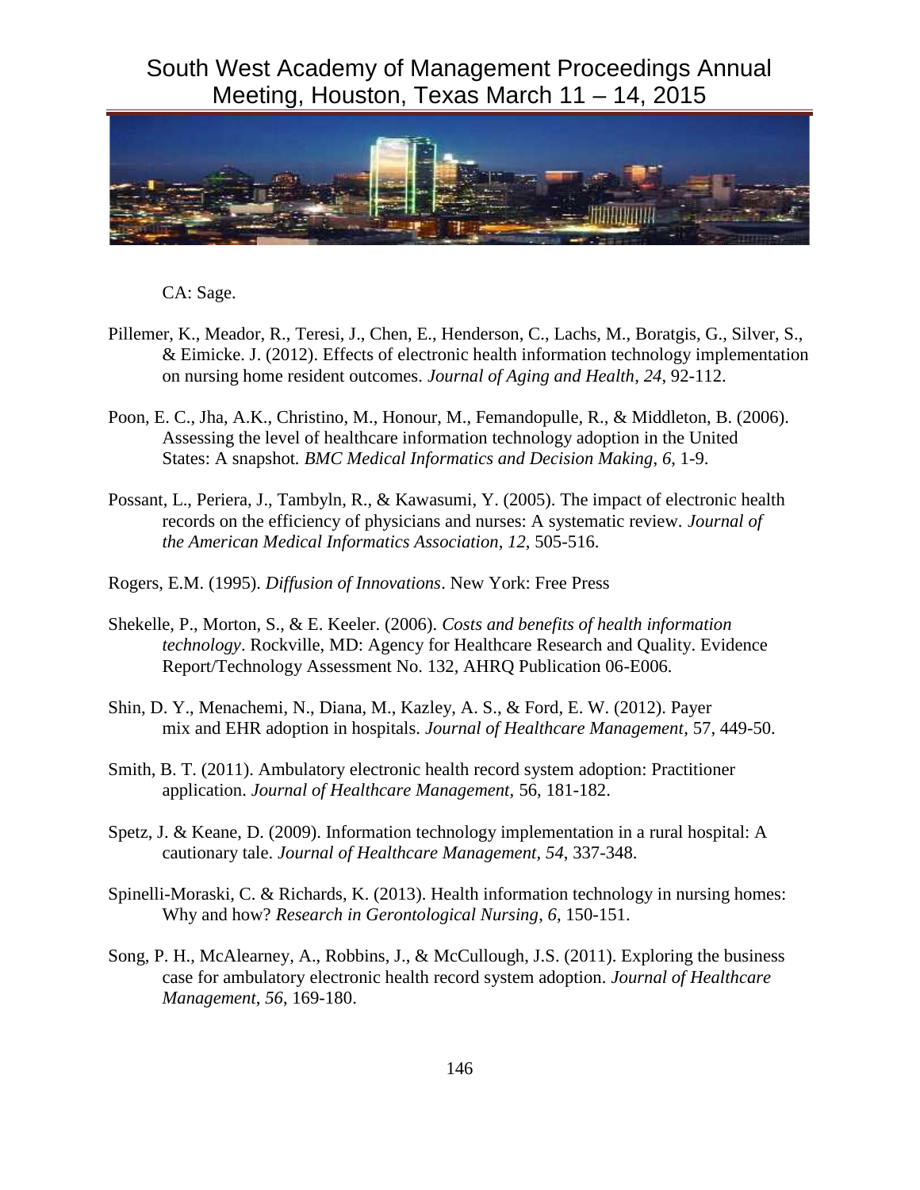CA: Sage.

Pillemer, K., Meador, R., Teresi, J., Chen, E., Henderson, C., Lachs, M., Boratgis, G., Silver, S., & Eimicke. J. (2012). Effects of electronic health information technology implementation on nursing home resident outcomes. *Journal of Aging and Health*, *24*, 92-112.

Poon, E. C., Jha, A.K., Christino, M., Honour, M., Femandopulle, R., & Middleton, B. (2006). Assessing the level of healthcare information technology adoption in the United States: A snapshot. *BMC Medical Informatics and Decision Making, 6*, 1-9.

Possant, L., Periera, J., Tambyln, R., & Kawasumi, Y. (2005). The impact of electronic health records on the efficiency of physicians and nurses: A systematic review. *Journal of the American Medical Informatics Association*, *12*, 505-516.

Rogers, E.M. (1995). *Diffusion of Innovations*. New York: Free Press

Shekelle, P., Morton, S., & E. Keeler. (2006). *Costs and benefits of health information technology*. Rockville, MD: Agency for Healthcare Research and Quality. Evidence Report/Technology Assessment No. 132, AHRQ Publication 06-E006.

Shin, D. Y., Menachemi, N., Diana, M., Kazley, A. S., & Ford, E. W. (2012). Payer mix and EHR adoption in hospitals. *Journal of Healthcare Management*, 57, 449-50.

Smith, B. T. (2011). Ambulatory electronic health record system adoption: Practitioner application. *Journal of Healthcare Management,* 56, 181-182.

Spetz, J. & Keane, D. (2009). Information technology implementation in a rural hospital: A cautionary tale. *Journal of Healthcare Management, 54*, 337-348.

Spinelli-Moraski, C. & Richards, K. (2013). Health information technology in nursing homes: Why and how? *Research in Gerontological Nursing*, *6*, 150-151.

Song, P. H., McAlearney, A., Robbins, J., & McCullough, J.S. (2011). Exploring the business case for ambulatory electronic health record system adoption. *Journal of Healthcare Management*, *56*, 169-180.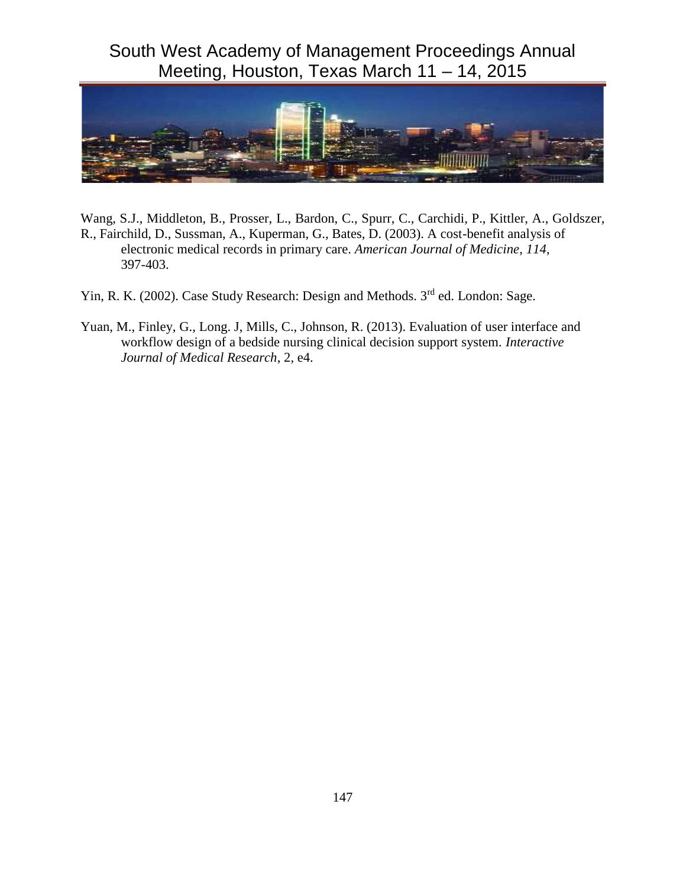Wang, S.J., Middleton, B., Prosser, L., Bardon, C., Spurr, C., Carchidi, P., Kittler, A., Goldszer, R., Fairchild, D., Sussman, A., Kuperman, G., Bates, D. (2003). A cost-benefit analysis of electronic medical records in primary care. *American Journal of Medicine*, *114*, 397-403.

Yin, R. K. (2002). Case Study Research: Design and Methods. 3rd ed. London: Sage.

Yuan, M., Finley, G., Long. J, Mills, C., Johnson, R. (2013). Evaluation of user interface and workflow design of a bedside nursing clinical decision support system. *Interactive Journal of Medical Research*, 2, e4.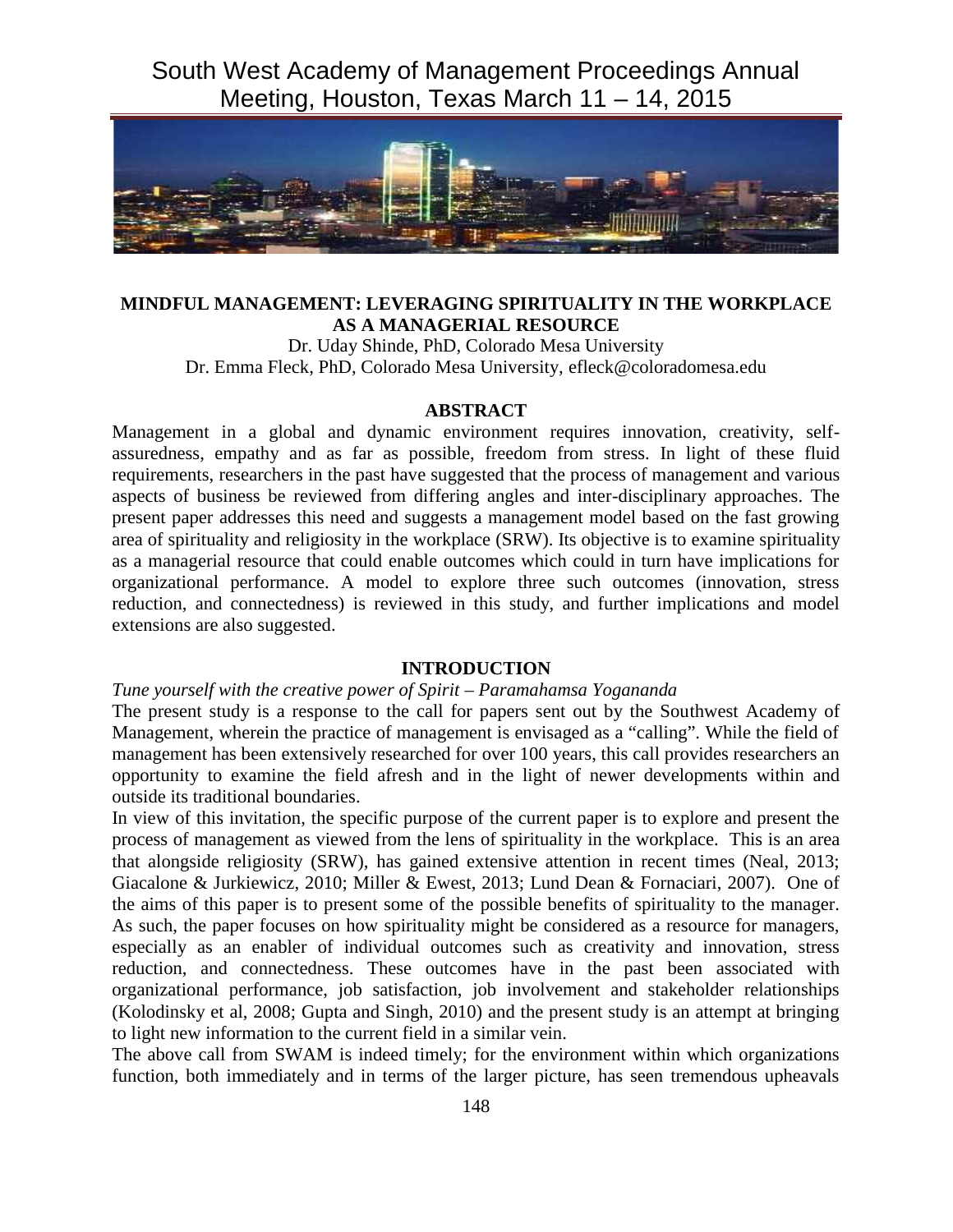# MINDFUL MANAGEMENT: LEVERAGING SPIRITUALITY IN THE WORKPLACE AS A MANAGERIAL RESOURCE

Dr. Uday Shinde, PhD, Colorado Mesa University
Dr. Emma Fleck, PhD, Colorado Mesa University, efleck@coloradomesa.edu

## ABSTRACT

Management in a global and dynamic environment requires innovation, creativity, self-assuredness, empathy and as far as possible, freedom from stress. In light of these fluid requirements, researchers in the past have suggested that the process of management and various aspects of business be reviewed from differing angles and inter-disciplinary approaches. The present paper addresses this need and suggests a management model based on the fast growing area of spirituality and religiosity in the workplace (SRW). Its objective is to examine spirituality as a managerial resource that could enable outcomes which could in turn have implications for organizational performance. A model to explore three such outcomes (innovation, stress reduction, and connectedness) is reviewed in this study, and further implications and model extensions are also suggested.

## INTRODUCTION

*Tune yourself with the creative power of Spirit – Paramahamsa Yogananda*

The present study is a response to the call for papers sent out by the Southwest Academy of Management, wherein the practice of management is envisaged as a "calling". While the field of management has been extensively researched for over 100 years, this call provides researchers an opportunity to examine the field afresh and in the light of newer developments within and outside its traditional boundaries.

In view of this invitation, the specific purpose of the current paper is to explore and present the process of management as viewed from the lens of spirituality in the workplace. This is an area that alongside religiosity (SRW), has gained extensive attention in recent times (Neal, 2013; Giacalone & Jurkiewicz, 2010; Miller & Ewest, 2013; Lund Dean & Fornaciari, 2007). One of the aims of this paper is to present some of the possible benefits of spirituality to the manager. As such, the paper focuses on how spirituality might be considered as a resource for managers, especially as an enabler of individual outcomes such as creativity and innovation, stress reduction, and connectedness. These outcomes have in the past been associated with organizational performance, job satisfaction, job involvement and stakeholder relationships (Kolodinsky et al, 2008; Gupta and Singh, 2010) and the present study is an attempt at bringing to light new information to the current field in a similar vein.

The above call from SWAM is indeed timely; for the environment within which organizations function, both immediately and in terms of the larger picture, has seen tremendous upheavals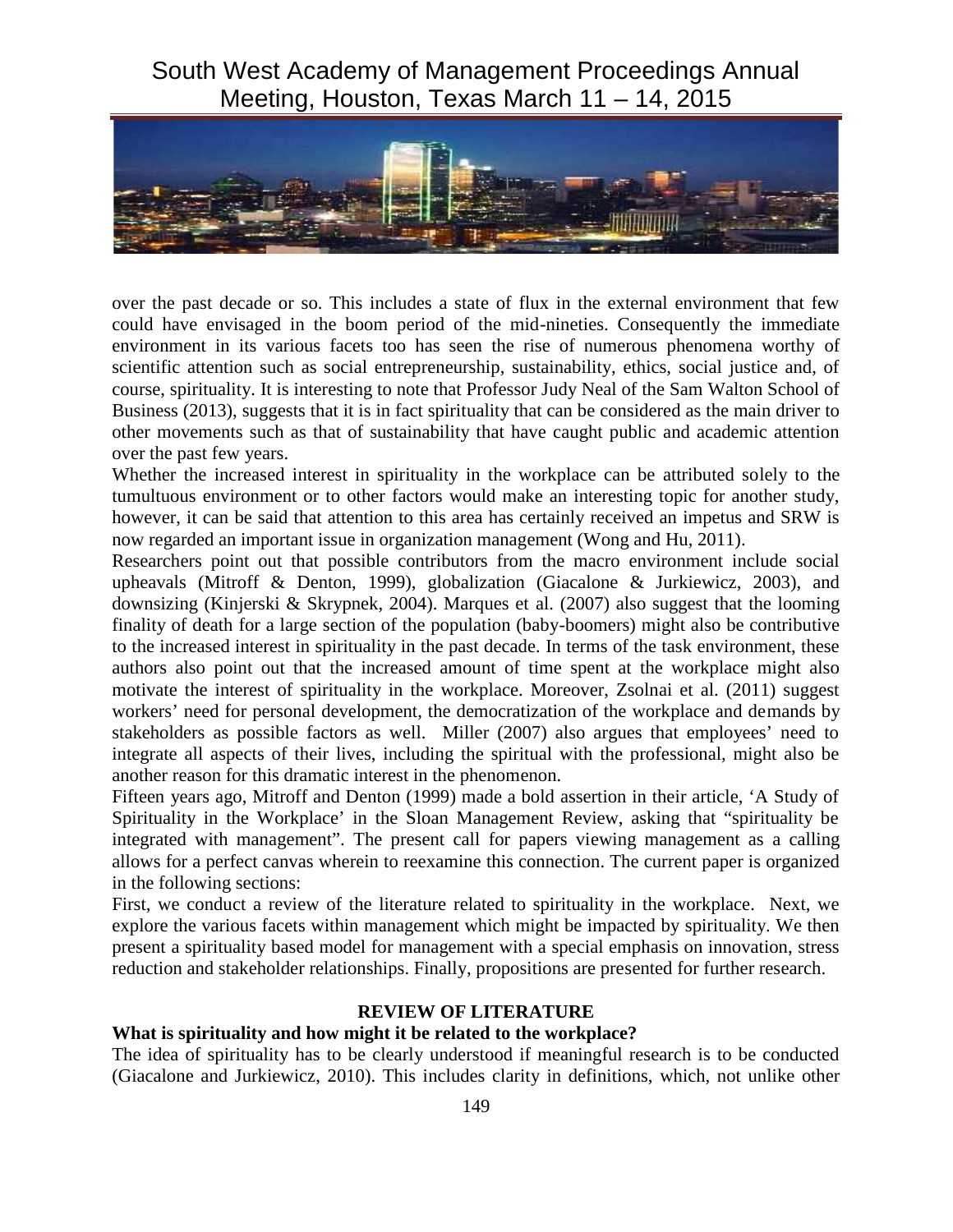over the past decade or so. This includes a state of flux in the external environment that few could have envisaged in the boom period of the mid-nineties. Consequently the immediate environment in its various facets too has seen the rise of numerous phenomena worthy of scientific attention such as social entrepreneurship, sustainability, ethics, social justice and, of course, spirituality. It is interesting to note that Professor Judy Neal of the Sam Walton School of Business (2013), suggests that it is in fact spirituality that can be considered as the main driver to other movements such as that of sustainability that have caught public and academic attention over the past few years.

Whether the increased interest in spirituality in the workplace can be attributed solely to the tumultuous environment or to other factors would make an interesting topic for another study, however, it can be said that attention to this area has certainly received an impetus and SRW is now regarded an important issue in organization management (Wong and Hu, 2011).

Researchers point out that possible contributors from the macro environment include social upheavals (Mitroff & Denton, 1999), globalization (Giacalone & Jurkiewicz, 2003), and downsizing (Kinjerski & Skrypnek, 2004). Marques et al. (2007) also suggest that the looming finality of death for a large section of the population (baby-boomers) might also be contributive to the increased interest in spirituality in the past decade. In terms of the task environment, these authors also point out that the increased amount of time spent at the workplace might also motivate the interest of spirituality in the workplace. Moreover, Zsolnai et al. (2011) suggest workers' need for personal development, the democratization of the workplace and demands by stakeholders as possible factors as well. Miller (2007) also argues that employees' need to integrate all aspects of their lives, including the spiritual with the professional, might also be another reason for this dramatic interest in the phenomenon.

Fifteen years ago, Mitroff and Denton (1999) made a bold assertion in their article, 'A Study of Spirituality in the Workplace' in the Sloan Management Review, asking that "spirituality be integrated with management". The present call for papers viewing management as a calling allows for a perfect canvas wherein to reexamine this connection. The current paper is organized in the following sections:

First, we conduct a review of the literature related to spirituality in the workplace. Next, we explore the various facets within management which might be impacted by spirituality. We then present a spirituality based model for management with a special emphasis on innovation, stress reduction and stakeholder relationships. Finally, propositions are presented for further research.

## REVIEW OF LITERATURE

### What is spirituality and how might it be related to the workplace?

The idea of spirituality has to be clearly understood if meaningful research is to be conducted (Giacalone and Jurkiewicz, 2010). This includes clarity in definitions, which, not unlike other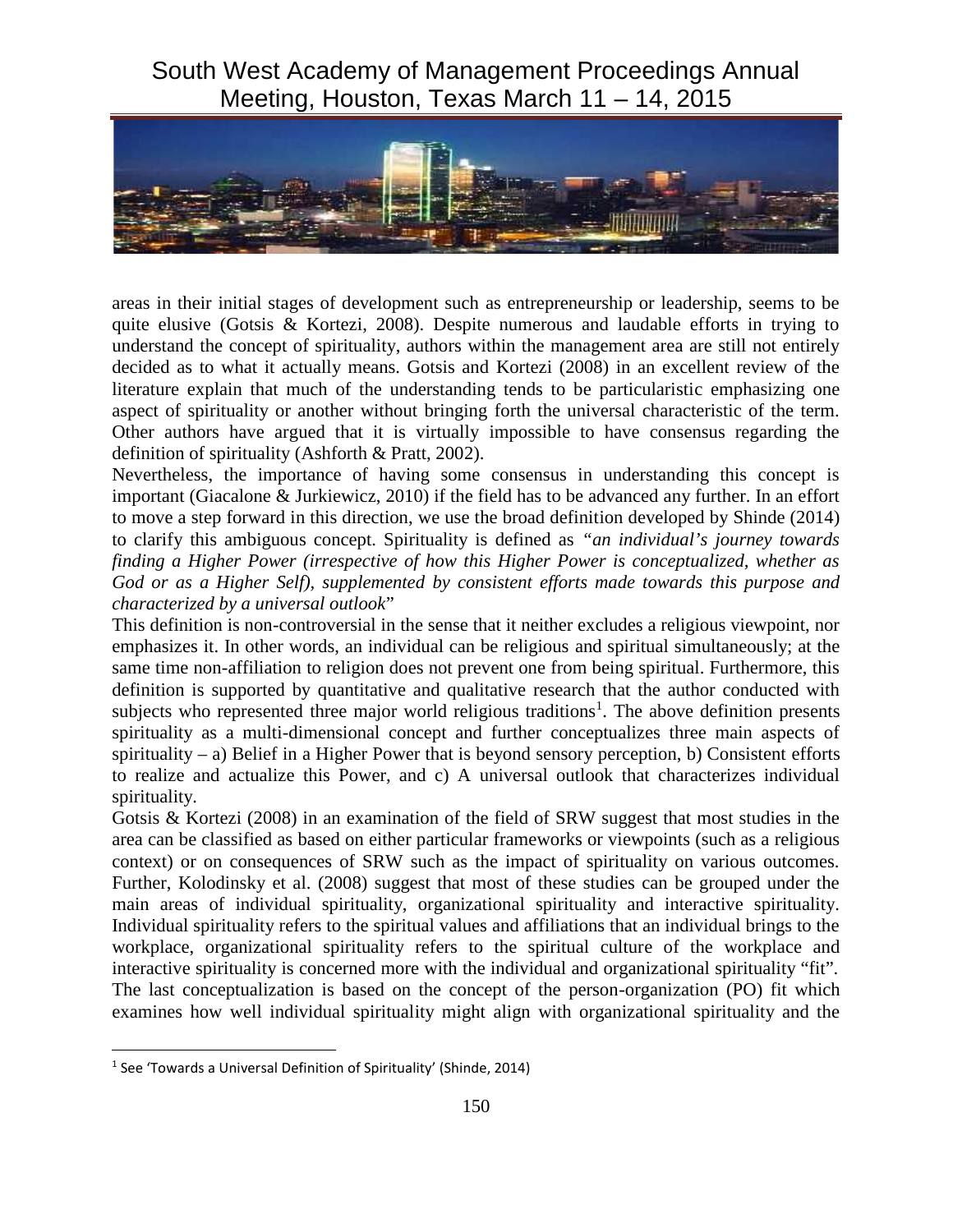areas in their initial stages of development such as entrepreneurship or leadership, seems to be quite elusive (Gotsis & Kortezi, 2008). Despite numerous and laudable efforts in trying to understand the concept of spirituality, authors within the management area are still not entirely decided as to what it actually means. Gotsis and Kortezi (2008) in an excellent review of the literature explain that much of the understanding tends to be particularistic emphasizing one aspect of spirituality or another without bringing forth the universal characteristic of the term. Other authors have argued that it is virtually impossible to have consensus regarding the definition of spirituality (Ashforth & Pratt, 2002).

Nevertheless, the importance of having some consensus in understanding this concept is important (Giacalone & Jurkiewicz, 2010) if the field has to be advanced any further. In an effort to move a step forward in this direction, we use the broad definition developed by Shinde (2014) to clarify this ambiguous concept. Spirituality is defined as *"an individual's journey towards finding a Higher Power (irrespective of how this Higher Power is conceptualized, whether as God or as a Higher Self), supplemented by consistent efforts made towards this purpose and characterized by a universal outlook*"

This definition is non-controversial in the sense that it neither excludes a religious viewpoint, nor emphasizes it. In other words, an individual can be religious and spiritual simultaneously; at the same time non-affiliation to religion does not prevent one from being spiritual. Furthermore, this definition is supported by quantitative and qualitative research that the author conducted with subjects who represented three major world religious traditions[1]. The above definition presents spirituality as a multi-dimensional concept and further conceptualizes three main aspects of spirituality – a) Belief in a Higher Power that is beyond sensory perception, b) Consistent efforts to realize and actualize this Power, and c) A universal outlook that characterizes individual spirituality.

Gotsis & Kortezi (2008) in an examination of the field of SRW suggest that most studies in the area can be classified as based on either particular frameworks or viewpoints (such as a religious context) or on consequences of SRW such as the impact of spirituality on various outcomes. Further, Kolodinsky et al. (2008) suggest that most of these studies can be grouped under the main areas of individual spirituality, organizational spirituality and interactive spirituality. Individual spirituality refers to the spiritual values and affiliations that an individual brings to the workplace, organizational spirituality refers to the spiritual culture of the workplace and interactive spirituality is concerned more with the individual and organizational spirituality "fit". The last conceptualization is based on the concept of the person-organization (PO) fit which examines how well individual spirituality might align with organizational spirituality and the

[1] See 'Towards a Universal Definition of Spirituality' (Shinde, 2014)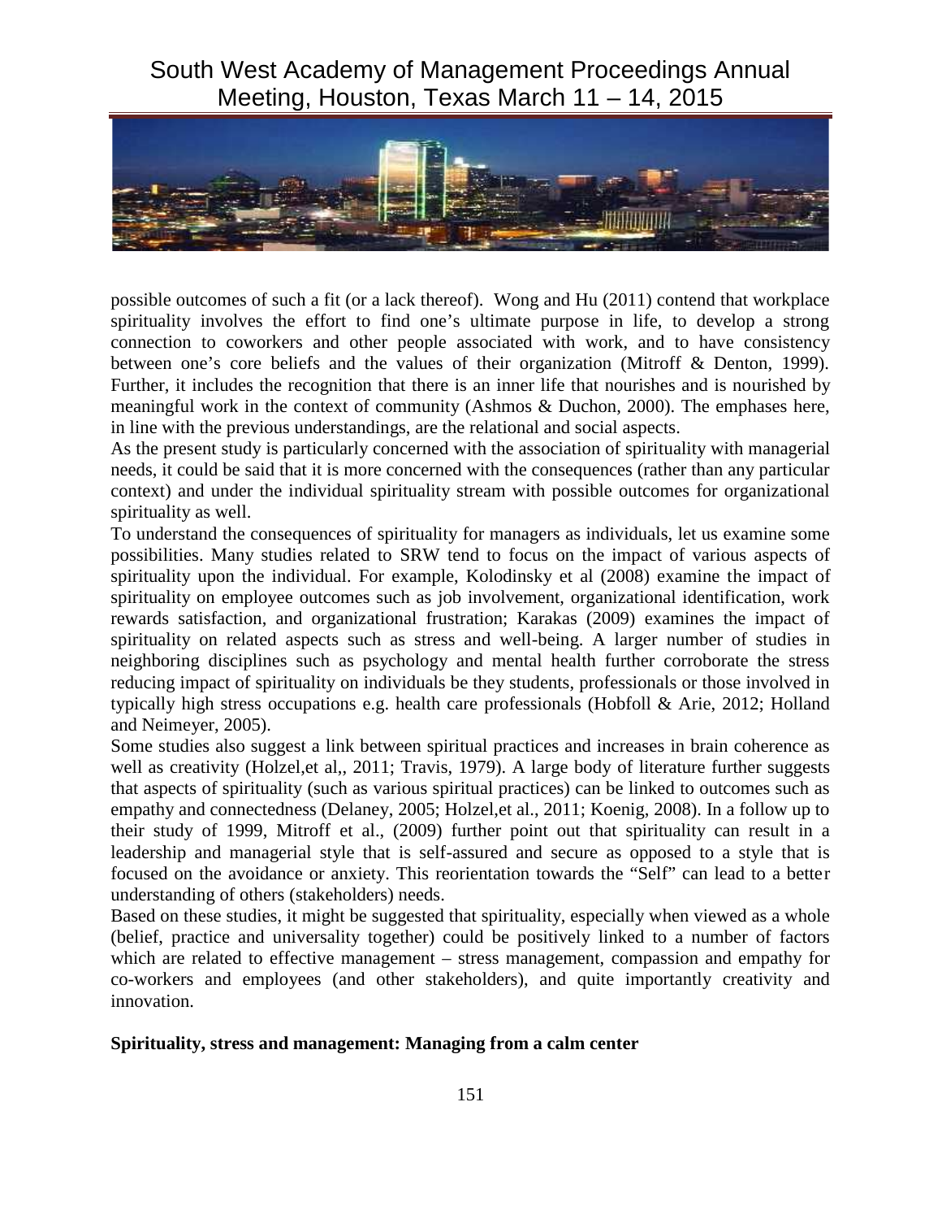possible outcomes of such a fit (or a lack thereof). Wong and Hu (2011) contend that workplace spirituality involves the effort to find one's ultimate purpose in life, to develop a strong connection to coworkers and other people associated with work, and to have consistency between one's core beliefs and the values of their organization (Mitroff & Denton, 1999). Further, it includes the recognition that there is an inner life that nourishes and is nourished by meaningful work in the context of community (Ashmos & Duchon, 2000). The emphases here, in line with the previous understandings, are the relational and social aspects.

As the present study is particularly concerned with the association of spirituality with managerial needs, it could be said that it is more concerned with the consequences (rather than any particular context) and under the individual spirituality stream with possible outcomes for organizational spirituality as well.

To understand the consequences of spirituality for managers as individuals, let us examine some possibilities. Many studies related to SRW tend to focus on the impact of various aspects of spirituality upon the individual. For example, Kolodinsky et al (2008) examine the impact of spirituality on employee outcomes such as job involvement, organizational identification, work rewards satisfaction, and organizational frustration; Karakas (2009) examines the impact of spirituality on related aspects such as stress and well-being. A larger number of studies in neighboring disciplines such as psychology and mental health further corroborate the stress reducing impact of spirituality on individuals be they students, professionals or those involved in typically high stress occupations e.g. health care professionals (Hobfoll & Arie, 2012; Holland and Neimeyer, 2005).

Some studies also suggest a link between spiritual practices and increases in brain coherence as well as creativity (Holzel,et al,, 2011; Travis, 1979). A large body of literature further suggests that aspects of spirituality (such as various spiritual practices) can be linked to outcomes such as empathy and connectedness (Delaney, 2005; Holzel,et al., 2011; Koenig, 2008). In a follow up to their study of 1999, Mitroff et al., (2009) further point out that spirituality can result in a leadership and managerial style that is self-assured and secure as opposed to a style that is focused on the avoidance or anxiety. This reorientation towards the "Self" can lead to a better understanding of others (stakeholders) needs.

Based on these studies, it might be suggested that spirituality, especially when viewed as a whole (belief, practice and universality together) could be positively linked to a number of factors which are related to effective management – stress management, compassion and empathy for co-workers and employees (and other stakeholders), and quite importantly creativity and innovation.

**Spirituality, stress and management: Managing from a calm center**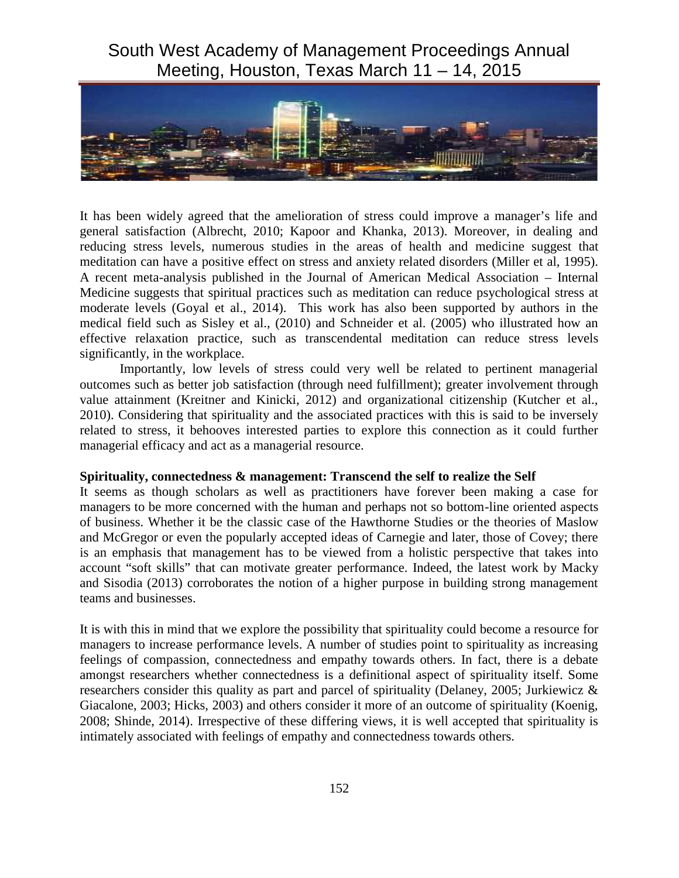It has been widely agreed that the amelioration of stress could improve a manager's life and general satisfaction (Albrecht, 2010; Kapoor and Khanka, 2013). Moreover, in dealing and reducing stress levels, numerous studies in the areas of health and medicine suggest that meditation can have a positive effect on stress and anxiety related disorders (Miller et al, 1995). A recent meta-analysis published in the Journal of American Medical Association – Internal Medicine suggests that spiritual practices such as meditation can reduce psychological stress at moderate levels (Goyal et al., 2014). This work has also been supported by authors in the medical field such as Sisley et al., (2010) and Schneider et al. (2005) who illustrated how an effective relaxation practice, such as transcendental meditation can reduce stress levels significantly, in the workplace.

Importantly, low levels of stress could very well be related to pertinent managerial outcomes such as better job satisfaction (through need fulfillment); greater involvement through value attainment (Kreitner and Kinicki, 2012) and organizational citizenship (Kutcher et al., 2010). Considering that spirituality and the associated practices with this is said to be inversely related to stress, it behooves interested parties to explore this connection as it could further managerial efficacy and act as a managerial resource.

**Spirituality, connectedness & management: Transcend the self to realize the Self**

It seems as though scholars as well as practitioners have forever been making a case for managers to be more concerned with the human and perhaps not so bottom-line oriented aspects of business. Whether it be the classic case of the Hawthorne Studies or the theories of Maslow and McGregor or even the popularly accepted ideas of Carnegie and later, those of Covey; there is an emphasis that management has to be viewed from a holistic perspective that takes into account "soft skills" that can motivate greater performance. Indeed, the latest work by Macky and Sisodia (2013) corroborates the notion of a higher purpose in building strong management teams and businesses.

It is with this in mind that we explore the possibility that spirituality could become a resource for managers to increase performance levels. A number of studies point to spirituality as increasing feelings of compassion, connectedness and empathy towards others. In fact, there is a debate amongst researchers whether connectedness is a definitional aspect of spirituality itself. Some researchers consider this quality as part and parcel of spirituality (Delaney, 2005; Jurkiewicz & Giacalone, 2003; Hicks, 2003) and others consider it more of an outcome of spirituality (Koenig, 2008; Shinde, 2014). Irrespective of these differing views, it is well accepted that spirituality is intimately associated with feelings of empathy and connectedness towards others.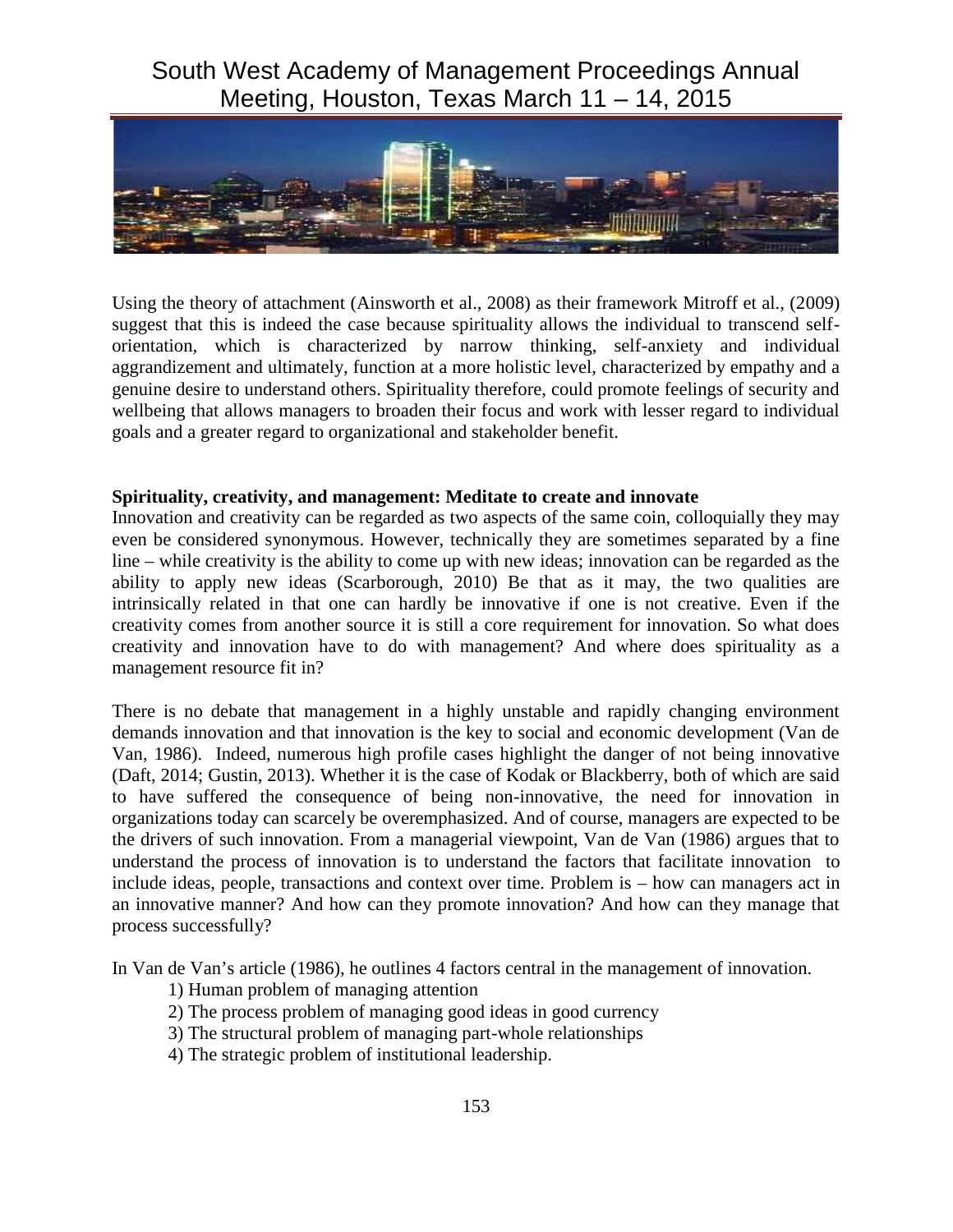Using the theory of attachment (Ainsworth et al., 2008) as their framework Mitroff et al., (2009) suggest that this is indeed the case because spirituality allows the individual to transcend self-orientation, which is characterized by narrow thinking, self-anxiety and individual aggrandizement and ultimately, function at a more holistic level, characterized by empathy and a genuine desire to understand others. Spirituality therefore, could promote feelings of security and wellbeing that allows managers to broaden their focus and work with lesser regard to individual goals and a greater regard to organizational and stakeholder benefit.

**Spirituality, creativity, and management: Meditate to create and innovate**

Innovation and creativity can be regarded as two aspects of the same coin, colloquially they may even be considered synonymous. However, technically they are sometimes separated by a fine line – while creativity is the ability to come up with new ideas; innovation can be regarded as the ability to apply new ideas (Scarborough, 2010) Be that as it may, the two qualities are intrinsically related in that one can hardly be innovative if one is not creative. Even if the creativity comes from another source it is still a core requirement for innovation. So what does creativity and innovation have to do with management? And where does spirituality as a management resource fit in?

There is no debate that management in a highly unstable and rapidly changing environment demands innovation and that innovation is the key to social and economic development (Van de Van, 1986). Indeed, numerous high profile cases highlight the danger of not being innovative (Daft, 2014; Gustin, 2013). Whether it is the case of Kodak or Blackberry, both of which are said to have suffered the consequence of being non-innovative, the need for innovation in organizations today can scarcely be overemphasized. And of course, managers are expected to be the drivers of such innovation. From a managerial viewpoint, Van de Van (1986) argues that to understand the process of innovation is to understand the factors that facilitate innovation to include ideas, people, transactions and context over time. Problem is – how can managers act in an innovative manner? And how can they promote innovation? And how can they manage that process successfully?

In Van de Van's article (1986), he outlines 4 factors central in the management of innovation.

1) Human problem of managing attention
2) The process problem of managing good ideas in good currency
3) The structural problem of managing part-whole relationships
4) The strategic problem of institutional leadership.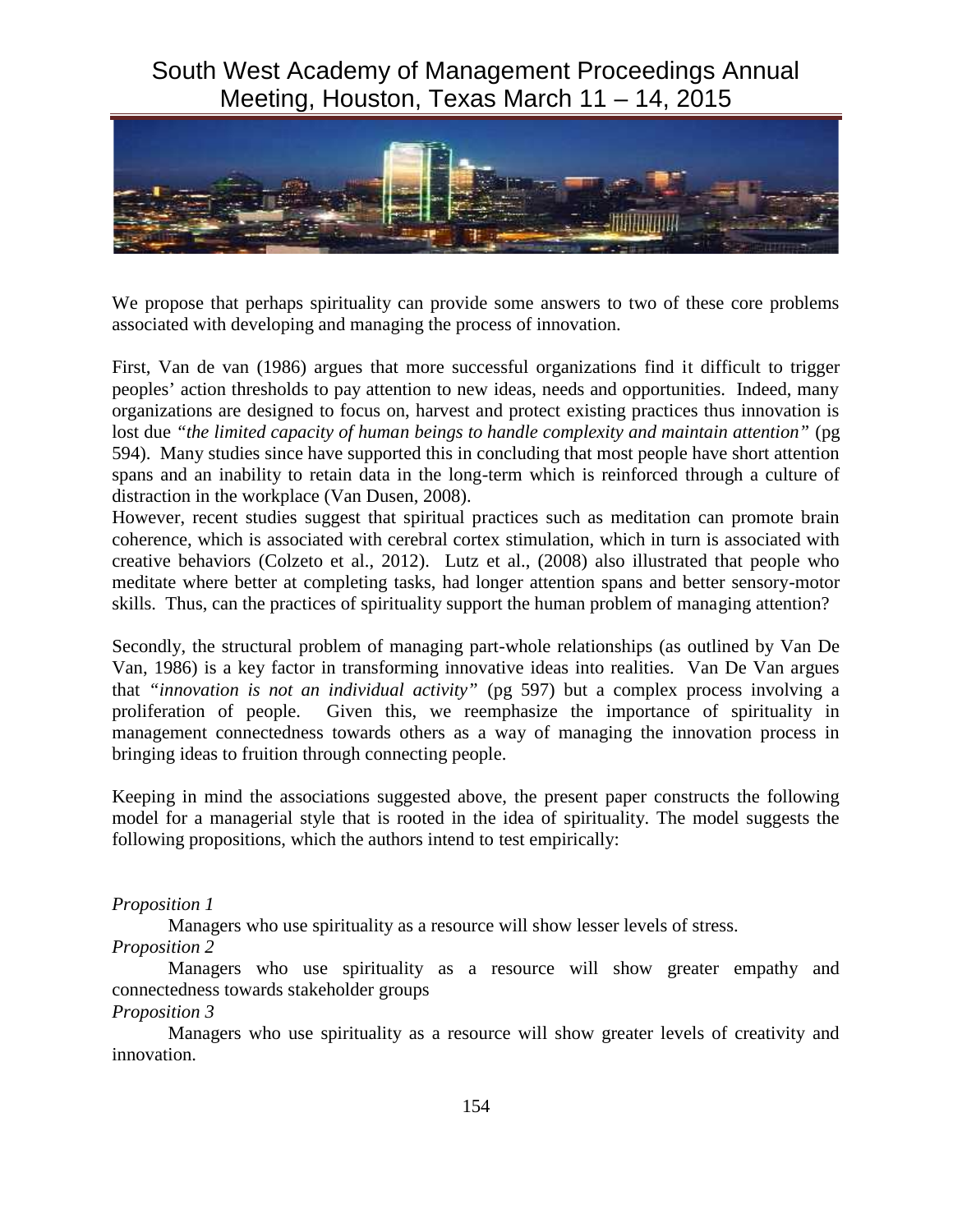We propose that perhaps spirituality can provide some answers to two of these core problems associated with developing and managing the process of innovation.

First, Van de van (1986) argues that more successful organizations find it difficult to trigger peoples' action thresholds to pay attention to new ideas, needs and opportunities. Indeed, many organizations are designed to focus on, harvest and protect existing practices thus innovation is lost due *"the limited capacity of human beings to handle complexity and maintain attention"* (pg 594). Many studies since have supported this in concluding that most people have short attention spans and an inability to retain data in the long-term which is reinforced through a culture of distraction in the workplace (Van Dusen, 2008).

However, recent studies suggest that spiritual practices such as meditation can promote brain coherence, which is associated with cerebral cortex stimulation, which in turn is associated with creative behaviors (Colzeto et al., 2012). Lutz et al., (2008) also illustrated that people who meditate where better at completing tasks, had longer attention spans and better sensory-motor skills. Thus, can the practices of spirituality support the human problem of managing attention?

Secondly, the structural problem of managing part-whole relationships (as outlined by Van De Van, 1986) is a key factor in transforming innovative ideas into realities. Van De Van argues that *"innovation is not an individual activity"* (pg 597) but a complex process involving a proliferation of people. Given this, we reemphasize the importance of spirituality in management connectedness towards others as a way of managing the innovation process in bringing ideas to fruition through connecting people.

Keeping in mind the associations suggested above, the present paper constructs the following model for a managerial style that is rooted in the idea of spirituality. The model suggests the following propositions, which the authors intend to test empirically:

*Proposition 1*

Managers who use spirituality as a resource will show lesser levels of stress.

*Proposition 2*

Managers who use spirituality as a resource will show greater empathy and connectedness towards stakeholder groups

*Proposition 3*

Managers who use spirituality as a resource will show greater levels of creativity and innovation.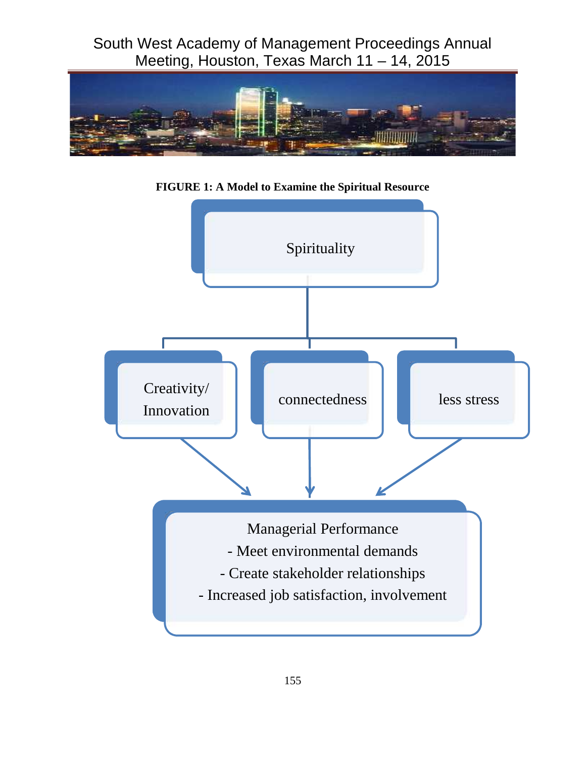**FIGURE 1: A Model to Examine the Spiritual Resource**

Spirituality

Creativity/ Innovation

connectedness

less stress

Managerial Performance
- Meet environmental demands
- Create stakeholder relationships
- Increased job satisfaction, involvement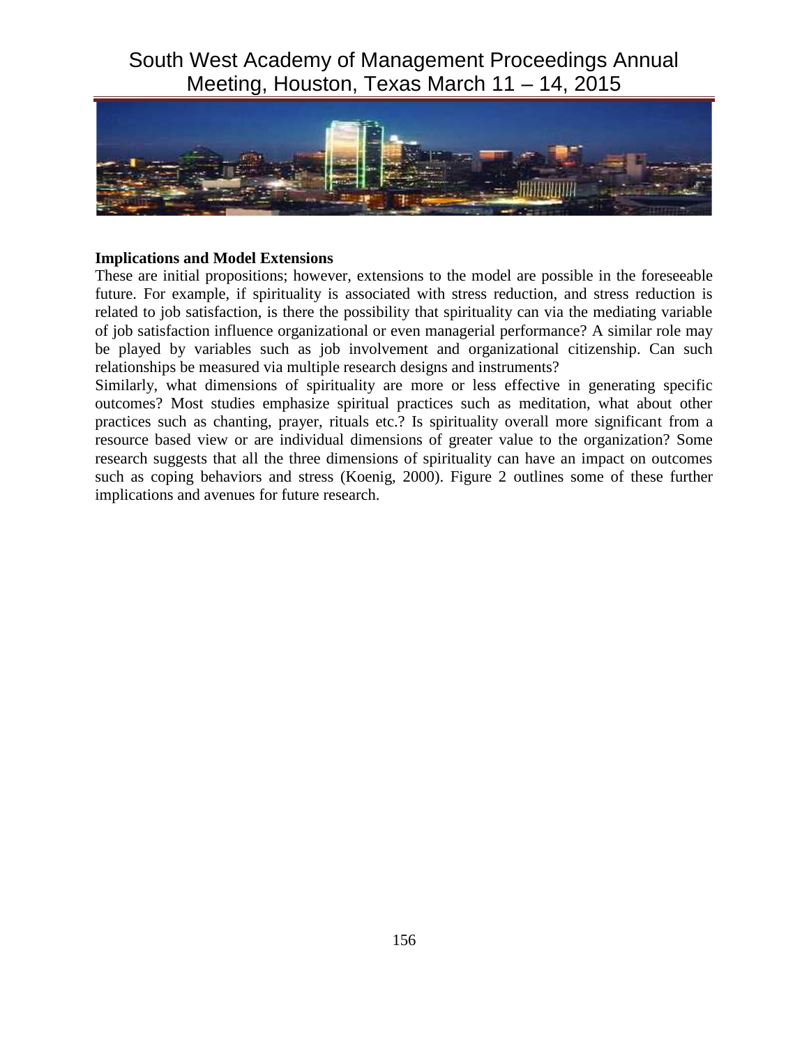**Implications and Model Extensions**

These are initial propositions; however, extensions to the model are possible in the foreseeable future. For example, if spirituality is associated with stress reduction, and stress reduction is related to job satisfaction, is there the possibility that spirituality can via the mediating variable of job satisfaction influence organizational or even managerial performance? A similar role may be played by variables such as job involvement and organizational citizenship. Can such relationships be measured via multiple research designs and instruments?

Similarly, what dimensions of spirituality are more or less effective in generating specific outcomes? Most studies emphasize spiritual practices such as meditation, what about other practices such as chanting, prayer, rituals etc.? Is spirituality overall more significant from a resource based view or are individual dimensions of greater value to the organization? Some research suggests that all the three dimensions of spirituality can have an impact on outcomes such as coping behaviors and stress (Koenig, 2000). Figure 2 outlines some of these further implications and avenues for future research.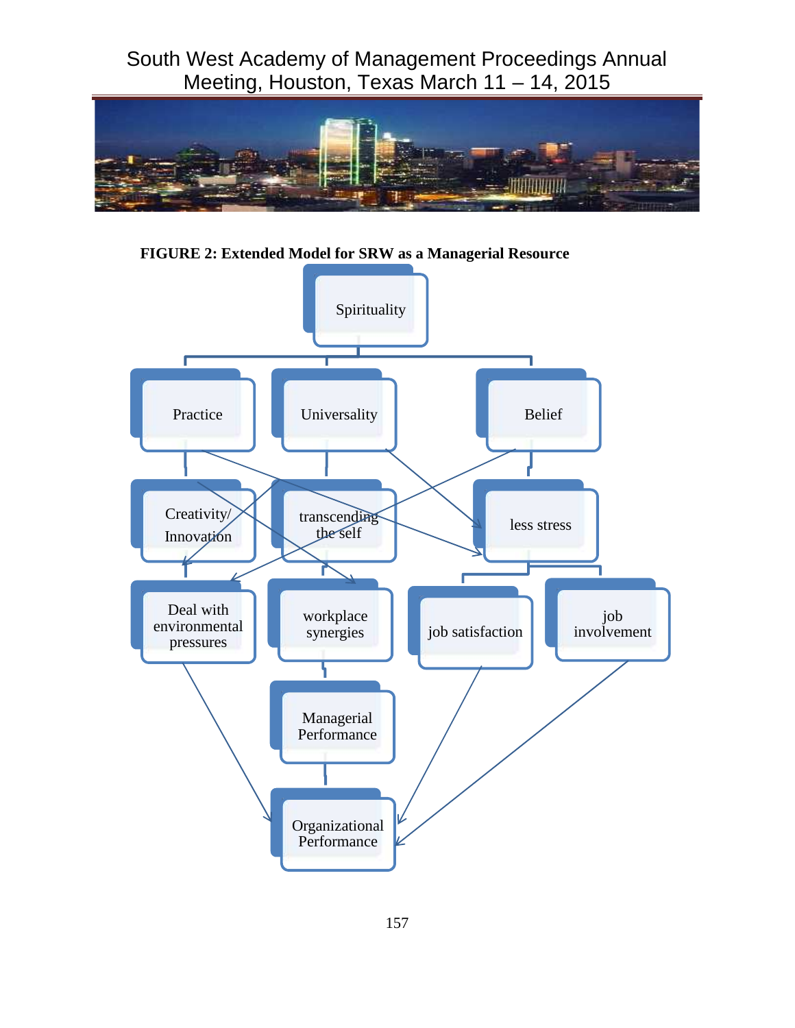**FIGURE 2: Extended Model for SRW as a Managerial Resource**

Spirituality

Practice

Universality

Belief

Creativity/ Innovation

transcending the self

less stress

Deal with environmental pressures

workplace synergies

job satisfaction

job involvement

Managerial Performance

Organizational Performance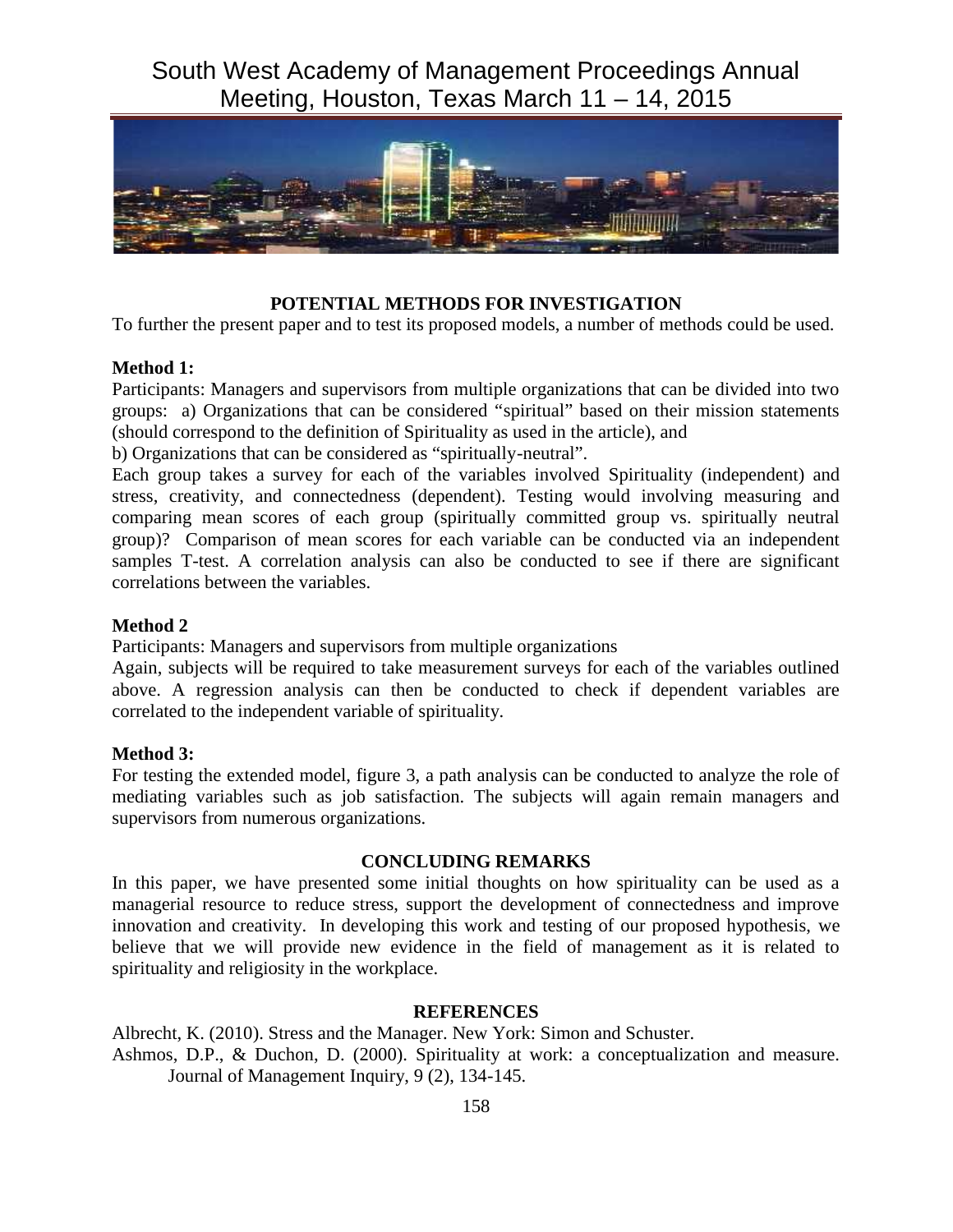## POTENTIAL METHODS FOR INVESTIGATION

To further the present paper and to test its proposed models, a number of methods could be used.

**Method 1:**

Participants: Managers and supervisors from multiple organizations that can be divided into two groups: a) Organizations that can be considered "spiritual" based on their mission statements (should correspond to the definition of Spirituality as used in the article), and

b) Organizations that can be considered as "spiritually-neutral".

Each group takes a survey for each of the variables involved Spirituality (independent) and stress, creativity, and connectedness (dependent). Testing would involving measuring and comparing mean scores of each group (spiritually committed group vs. spiritually neutral group)? Comparison of mean scores for each variable can be conducted via an independent samples T-test. A correlation analysis can also be conducted to see if there are significant correlations between the variables.

**Method 2**

Participants: Managers and supervisors from multiple organizations

Again, subjects will be required to take measurement surveys for each of the variables outlined above. A regression analysis can then be conducted to check if dependent variables are correlated to the independent variable of spirituality.

**Method 3:**

For testing the extended model, figure 3, a path analysis can be conducted to analyze the role of mediating variables such as job satisfaction. The subjects will again remain managers and supervisors from numerous organizations.

## CONCLUDING REMARKS

In this paper, we have presented some initial thoughts on how spirituality can be used as a managerial resource to reduce stress, support the development of connectedness and improve innovation and creativity. In developing this work and testing of our proposed hypothesis, we believe that we will provide new evidence in the field of management as it is related to spirituality and religiosity in the workplace.

## REFERENCES

Albrecht, K. (2010). Stress and the Manager. New York: Simon and Schuster.

Ashmos, D.P., & Duchon, D. (2000). Spirituality at work: a conceptualization and measure. Journal of Management Inquiry, 9 (2), 134-145.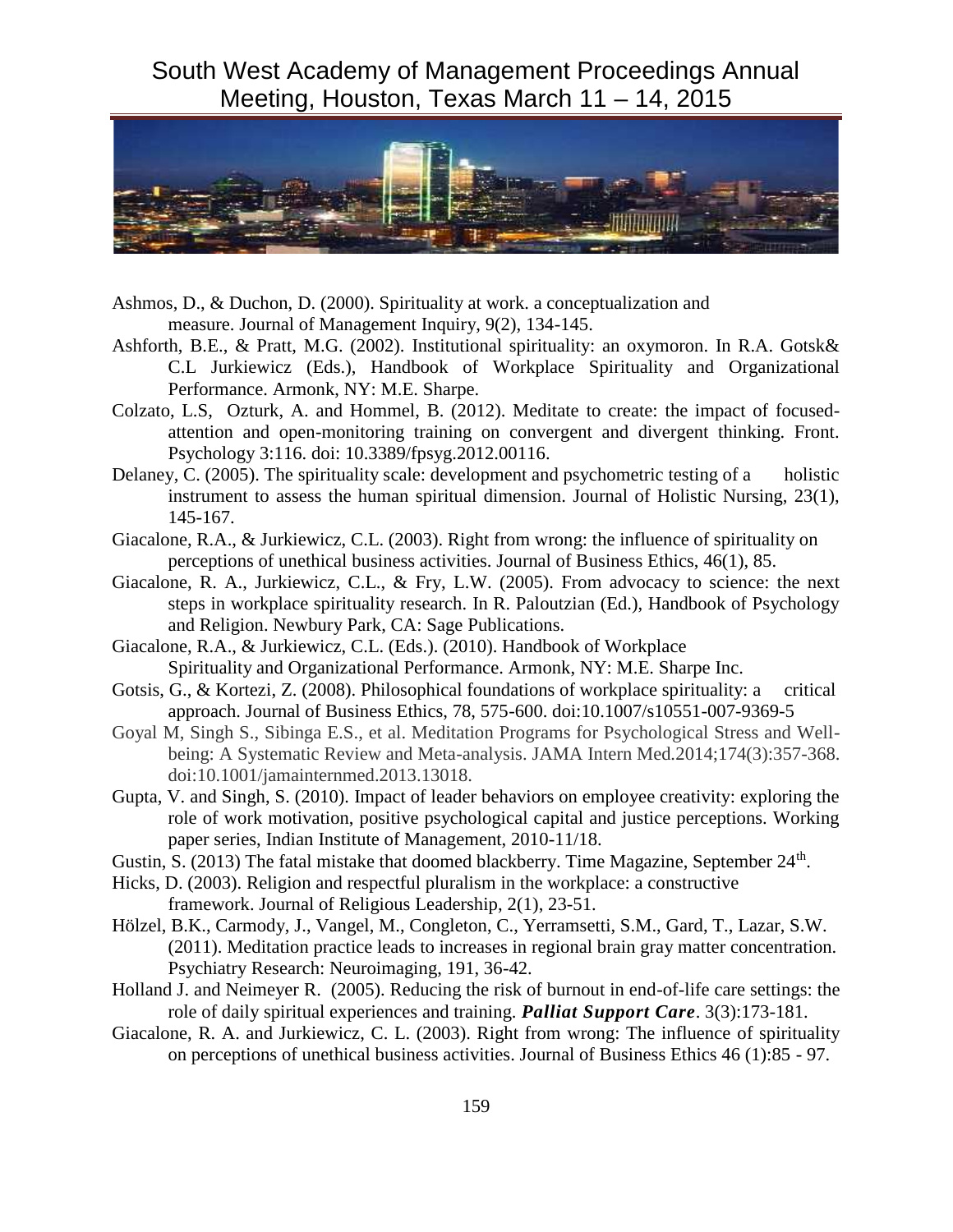Ashmos, D., & Duchon, D. (2000). Spirituality at work. a conceptualization and measure. Journal of Management Inquiry, 9(2), 134-145.

Ashforth, B.E., & Pratt, M.G. (2002). Institutional spirituality: an oxymoron. In R.A. Gotsk& C.L Jurkiewicz (Eds.), Handbook of Workplace Spirituality and Organizational Performance. Armonk, NY: M.E. Sharpe.

Colzato, L.S, Ozturk, A. and Hommel, B. (2012). Meditate to create: the impact of focused-attention and open-monitoring training on convergent and divergent thinking. Front. Psychology 3:116. doi: 10.3389/fpsyg.2012.00116.

Delaney, C. (2005). The spirituality scale: development and psychometric testing of a holistic instrument to assess the human spiritual dimension. Journal of Holistic Nursing, 23(1), 145-167.

Giacalone, R.A., & Jurkiewicz, C.L. (2003). Right from wrong: the influence of spirituality on perceptions of unethical business activities. Journal of Business Ethics, 46(1), 85.

Giacalone, R. A., Jurkiewicz, C.L., & Fry, L.W. (2005). From advocacy to science: the next steps in workplace spirituality research. In R. Paloutzian (Ed.), Handbook of Psychology and Religion. Newbury Park, CA: Sage Publications.

Giacalone, R.A., & Jurkiewicz, C.L. (Eds.). (2010). Handbook of Workplace Spirituality and Organizational Performance. Armonk, NY: M.E. Sharpe Inc.

Gotsis, G., & Kortezi, Z. (2008). Philosophical foundations of workplace spirituality: a critical approach. Journal of Business Ethics, 78, 575-600. doi:10.1007/s10551-007-9369-5

Goyal M, Singh S., Sibinga E.S., et al. Meditation Programs for Psychological Stress and Well-being: A Systematic Review and Meta-analysis. JAMA Intern Med.2014;174(3):357-368. doi:10.1001/jamainternmed.2013.13018.

Gupta, V. and Singh, S. (2010). Impact of leader behaviors on employee creativity: exploring the role of work motivation, positive psychological capital and justice perceptions. Working paper series, Indian Institute of Management, 2010-11/18.

Gustin, S. (2013) The fatal mistake that doomed blackberry. Time Magazine, September 24th.

Hicks, D. (2003). Religion and respectful pluralism in the workplace: a constructive framework. Journal of Religious Leadership, 2(1), 23-51.

Hölzel, B.K., Carmody, J., Vangel, M., Congleton, C., Yerramsetti, S.M., Gard, T., Lazar, S.W. (2011). Meditation practice leads to increases in regional brain gray matter concentration. Psychiatry Research: Neuroimaging, 191, 36-42.

Holland J. and Neimeyer R. (2005). Reducing the risk of burnout in end-of-life care settings: the role of daily spiritual experiences and training. ***Palliat Support Care***. 3(3):173-181.

Giacalone, R. A. and Jurkiewicz, C. L. (2003). Right from wrong: The influence of spirituality on perceptions of unethical business activities. Journal of Business Ethics 46 (1):85 - 97.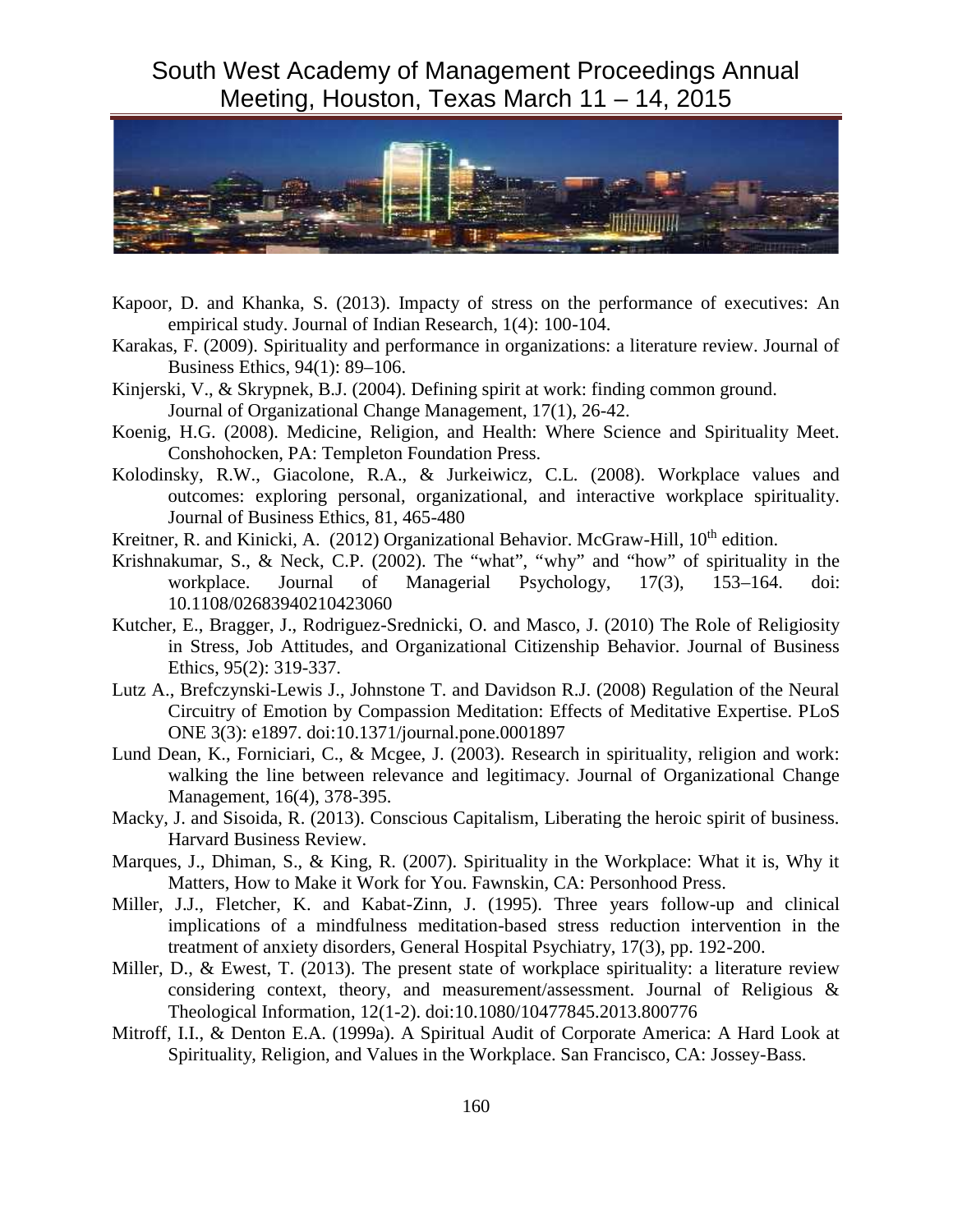Kapoor, D. and Khanka, S. (2013). Impacty of stress on the performance of executives: An empirical study. Journal of Indian Research, 1(4): 100-104.

Karakas, F. (2009). Spirituality and performance in organizations: a literature review. Journal of Business Ethics, 94(1): 89–106.

Kinjerski, V., & Skrypnek, B.J. (2004). Defining spirit at work: finding common ground. Journal of Organizational Change Management, 17(1), 26-42.

Koenig, H.G. (2008). Medicine, Religion, and Health: Where Science and Spirituality Meet. Conshohocken, PA: Templeton Foundation Press.

Kolodinsky, R.W., Giacolone, R.A., & Jurkeiwicz, C.L. (2008). Workplace values and outcomes: exploring personal, organizational, and interactive workplace spirituality. Journal of Business Ethics, 81, 465-480

Kreitner, R. and Kinicki, A. (2012) Organizational Behavior. McGraw-Hill, 10th edition.

Krishnakumar, S., & Neck, C.P. (2002). The "what", "why" and "how" of spirituality in the workplace. Journal of Managerial Psychology, 17(3), 153–164. doi: 10.1108/02683940210423060

Kutcher, E., Bragger, J., Rodriguez-Srednicki, O. and Masco, J. (2010) The Role of Religiosity in Stress, Job Attitudes, and Organizational Citizenship Behavior. Journal of Business Ethics, 95(2): 319-337.

Lutz A., Brefczynski-Lewis J., Johnstone T. and Davidson R.J. (2008) Regulation of the Neural Circuitry of Emotion by Compassion Meditation: Effects of Meditative Expertise. PLoS ONE 3(3): e1897. doi:10.1371/journal.pone.0001897

Lund Dean, K., Forniciari, C., & Mcgee, J. (2003). Research in spirituality, religion and work: walking the line between relevance and legitimacy. Journal of Organizational Change Management, 16(4), 378-395.

Macky, J. and Sisoida, R. (2013). Conscious Capitalism, Liberating the heroic spirit of business. Harvard Business Review.

Marques, J., Dhiman, S., & King, R. (2007). Spirituality in the Workplace: What it is, Why it Matters, How to Make it Work for You. Fawnskin, CA: Personhood Press.

Miller, J.J., Fletcher, K. and Kabat-Zinn, J. (1995). Three years follow-up and clinical implications of a mindfulness meditation-based stress reduction intervention in the treatment of anxiety disorders, General Hospital Psychiatry, 17(3), pp. 192-200.

Miller, D., & Ewest, T. (2013). The present state of workplace spirituality: a literature review considering context, theory, and measurement/assessment. Journal of Religious & Theological Information, 12(1-2). doi:10.1080/10477845.2013.800776

Mitroff, I.I., & Denton E.A. (1999a). A Spiritual Audit of Corporate America: A Hard Look at Spirituality, Religion, and Values in the Workplace. San Francisco, CA: Jossey-Bass.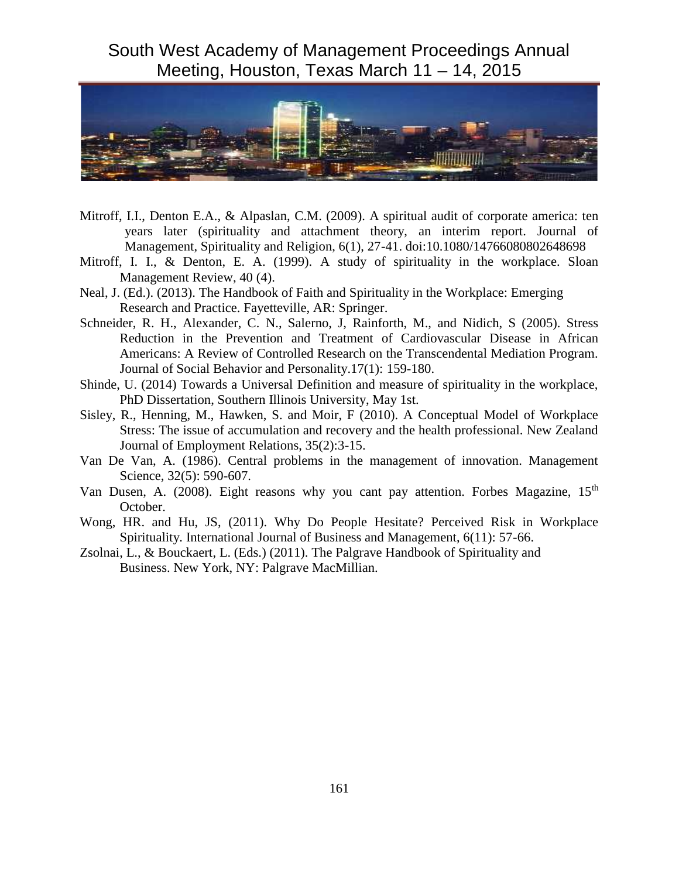Mitroff, I.I., Denton E.A., & Alpaslan, C.M. (2009). A spiritual audit of corporate america: ten years later (spirituality and attachment theory, an interim report. Journal of Management, Spirituality and Religion, 6(1), 27-41. doi:10.1080/14766080802648698

Mitroff, I. I., & Denton, E. A. (1999). A study of spirituality in the workplace. Sloan Management Review, 40 (4).

Neal, J. (Ed.). (2013). The Handbook of Faith and Spirituality in the Workplace: Emerging Research and Practice. Fayetteville, AR: Springer.

Schneider, R. H., Alexander, C. N., Salerno, J, Rainforth, M., and Nidich, S (2005). Stress Reduction in the Prevention and Treatment of Cardiovascular Disease in African Americans: A Review of Controlled Research on the Transcendental Mediation Program. Journal of Social Behavior and Personality.17(1): 159-180.

Shinde, U. (2014) Towards a Universal Definition and measure of spirituality in the workplace, PhD Dissertation, Southern Illinois University, May 1st.

Sisley, R., Henning, M., Hawken, S. and Moir, F (2010). A Conceptual Model of Workplace Stress: The issue of accumulation and recovery and the health professional. New Zealand Journal of Employment Relations, 35(2):3-15.

Van De Van, A. (1986). Central problems in the management of innovation. Management Science, 32(5): 590-607.

Van Dusen, A. (2008). Eight reasons why you cant pay attention. Forbes Magazine, 15th October.

Wong, HR. and Hu, JS, (2011). Why Do People Hesitate? Perceived Risk in Workplace Spirituality. International Journal of Business and Management, 6(11): 57-66.

Zsolnai, L., & Bouckaert, L. (Eds.) (2011). The Palgrave Handbook of Spirituality and Business. New York, NY: Palgrave MacMillian.